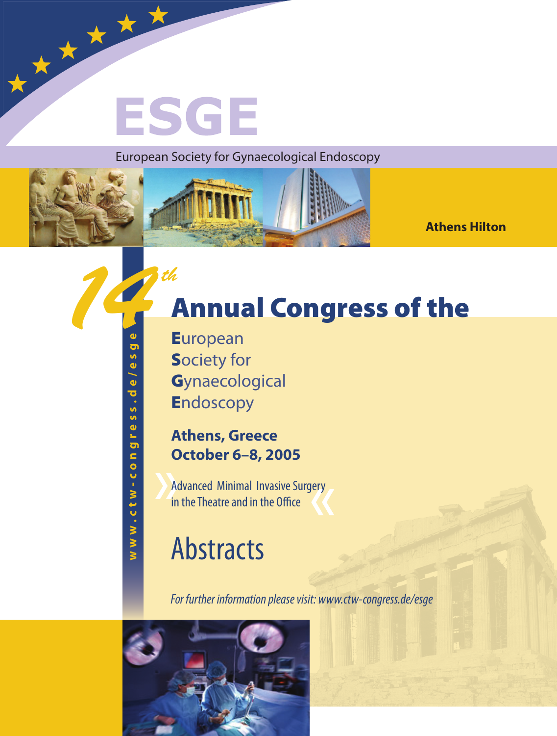# ESGE

European Society for Gynaecological Endoscopy

**Athens Hilton**

# 14th Annual Congress of the

**E**uropean
**S**ociety for
**G**ynaecological
**E**ndoscopy

**Athens, Greece**
**October 6–8, 2005**

» Advanced Minimal Invasive Surgery in the Theatre and in the Office «

# Abstracts

*For further information please visit: www.ctw-congress.de/esge*

www.ctw-congress.de/esge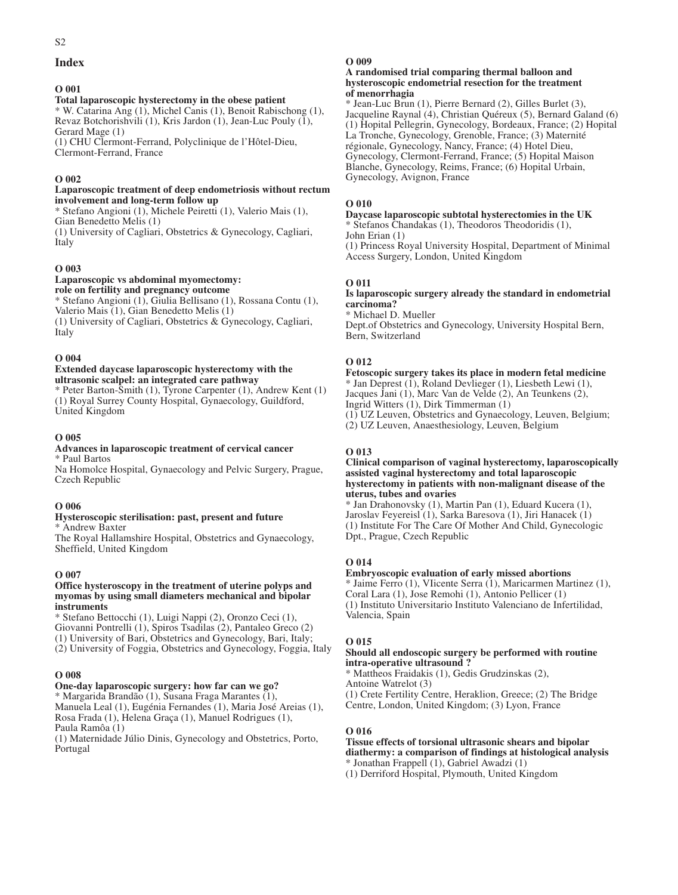## Index

### O 001

**Total laparoscopic hysterectomy in the obese patient**

* W. Catarina Ang (1), Michel Canis (1), Benoit Rabischong (1), Revaz Botchorishvili (1), Kris Jardon (1), Jean-Luc Pouly (1), Gerard Mage (1)
(1) CHU Clermont-Ferrand, Polyclinique de l'Hôtel-Dieu, Clermont-Ferrand, France

### O 002

**Laparoscopic treatment of deep endometriosis without rectum involvement and long-term follow up**

* Stefano Angioni (1), Michele Peiretti (1), Valerio Mais (1), Gian Benedetto Melis (1)
(1) University of Cagliari, Obstetrics & Gynecology, Cagliari, Italy

### O 003

**Laparoscopic vs abdominal myomectomy: role on fertility and pregnancy outcome**

* Stefano Angioni (1), Giulia Bellisano (1), Rossana Contu (1), Valerio Mais (1), Gian Benedetto Melis (1)
(1) University of Cagliari, Obstetrics & Gynecology, Cagliari, Italy

### O 004

**Extended daycase laparoscopic hysterectomy with the ultrasonic scalpel: an integrated care pathway**

* Peter Barton-Smith (1), Tyrone Carpenter (1), Andrew Kent (1)
(1) Royal Surrey County Hospital, Gynaecology, Guildford, United Kingdom

### O 005

**Advances in laparoscopic treatment of cervical cancer**

* Paul Bartos
Na Homolce Hospital, Gynaecology and Pelvic Surgery, Prague, Czech Republic

### O 006

**Hysteroscopic sterilisation: past, present and future**

* Andrew Baxter
The Royal Hallamshire Hospital, Obstetrics and Gynaecology, Sheffield, United Kingdom

### O 007

**Office hysteroscopy in the treatment of uterine polyps and myomas by using small diameters mechanical and bipolar instruments**

* Stefano Bettocchi (1), Luigi Nappi (2), Oronzo Ceci (1), Giovanni Pontrelli (1), Spiros Tsadilas (2), Pantaleo Greco (2)
(1) University of Bari, Obstetrics and Gynecology, Bari, Italy;
(2) University of Foggia, Obstetrics and Gynecology, Foggia, Italy

### O 008

**One-day laparoscopic surgery: how far can we go?**

* Margarida Brandão (1), Susana Fraga Marantes (1), Manuela Leal (1), Eugénia Fernandes (1), Maria José Areias (1), Rosa Frada (1), Helena Graça (1), Manuel Rodrigues (1), Paula Ramôa (1)
(1) Maternidade Júlio Dinis, Gynecology and Obstetrics, Porto, Portugal

### O 009

**A randomised trial comparing thermal balloon and hysteroscopic endometrial resection for the treatment of menorrhagia**

* Jean-Luc Brun (1), Pierre Bernard (2), Gilles Burlet (3), Jacqueline Raynal (4), Christian Quéreux (5), Bernard Galand (6)
(1) Hopital Pellegrin, Gynecology, Bordeaux, France; (2) Hopital La Tronche, Gynecology, Grenoble, France; (3) Maternité régionale, Gynecology, Nancy, France; (4) Hotel Dieu, Gynecology, Clermont-Ferrand, France; (5) Hopital Maison Blanche, Gynecology, Reims, France; (6) Hopital Urbain, Gynecology, Avignon, France

### O 010

**Daycase laparoscopic subtotal hysterectomies in the UK**

* Stefanos Chandakas (1), Theodoros Theodoridis (1), John Erian (1)
(1) Princess Royal University Hospital, Department of Minimal Access Surgery, London, United Kingdom

### O 011

**Is laparoscopic surgery already the standard in endometrial carcinoma?**

* Michael D. Mueller
Dept.of Obstetrics and Gynecology, University Hospital Bern, Bern, Switzerland

### O 012

**Fetoscopic surgery takes its place in modern fetal medicine**

* Jan Deprest (1), Roland Devlieger (1), Liesbeth Lewi (1), Jacques Jani (1), Marc Van de Velde (2), An Teunkens (2), Ingrid Witters (1), Dirk Timmerman (1)
(1) UZ Leuven, Obstetrics and Gynaecology, Leuven, Belgium;
(2) UZ Leuven, Anaesthesiology, Leuven, Belgium

### O 013

**Clinical comparison of vaginal hysterectomy, laparoscopically assisted vaginal hysterectomy and total laparoscopic hysterectomy in patients with non-malignant disease of the uterus, tubes and ovaries**

* Jan Drahonovsky (1), Martin Pan (1), Eduard Kucera (1), Jaroslav Feyereisl (1), Sarka Baresova (1), Jiri Hanacek (1)
(1) Institute For The Care Of Mother And Child, Gynecologic Dpt., Prague, Czech Republic

### O 014

**Embryoscopic evaluation of early missed abortions**

* Jaime Ferro (1), VIicente Serra (1), Maricarmen Martinez (1), Coral Lara (1), Jose Remohi (1), Antonio Pellicer (1)
(1) Instituto Universitario Instituto Valenciano de Infertilidad, Valencia, Spain

### O 015

**Should all endoscopic surgery be performed with routine intra-operative ultrasound ?**

* Mattheos Fraidakis (1), Gedis Grudzinskas (2), Antoine Watrelot (3)
(1) Crete Fertility Centre, Heraklion, Greece; (2) The Bridge Centre, London, United Kingdom; (3) Lyon, France

### O 016

**Tissue effects of torsional ultrasonic shears and bipolar diathermy: a comparison of findings at histological analysis**

* Jonathan Frappell (1), Gabriel Awadzi (1)
(1) Derriford Hospital, Plymouth, United Kingdom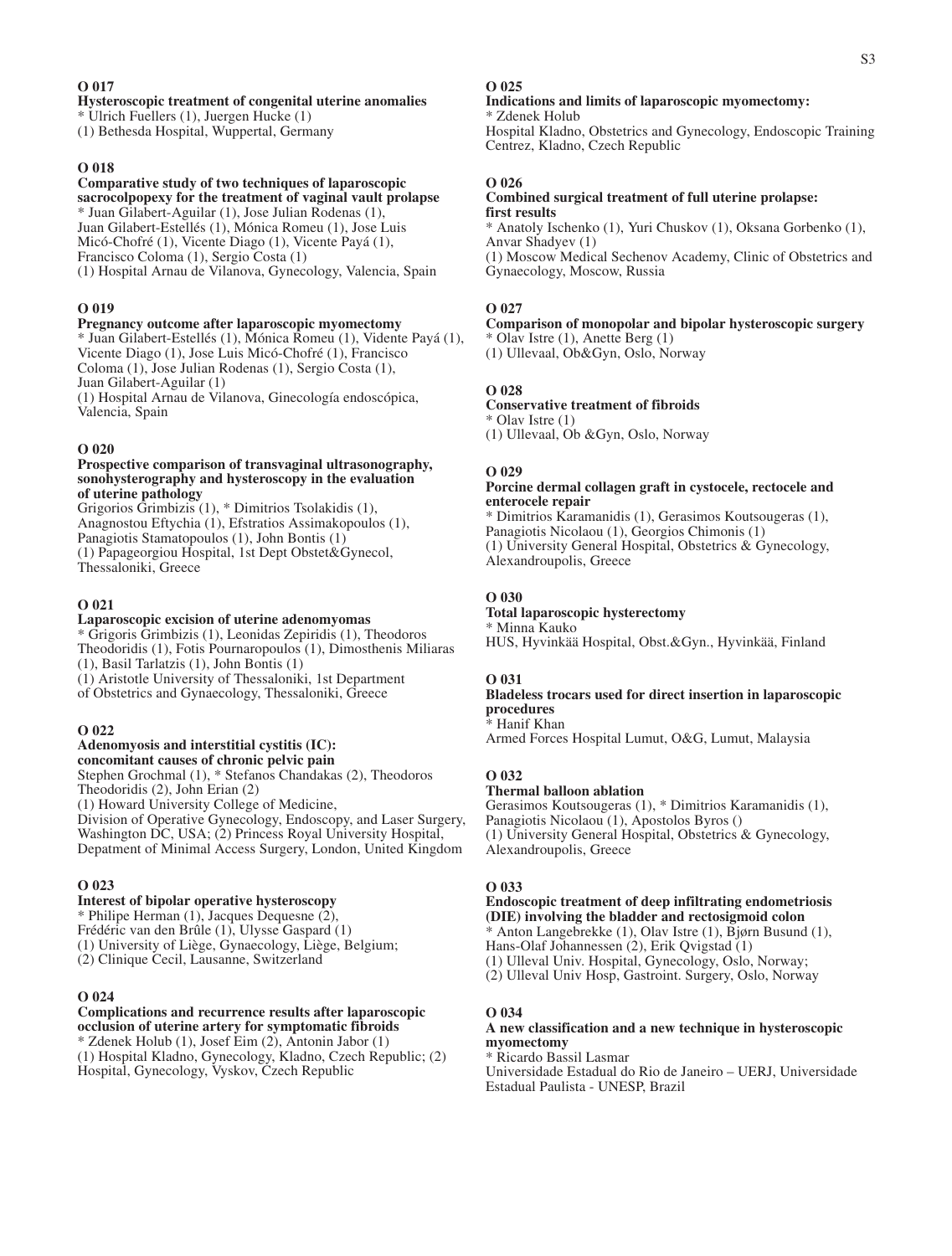**O 017**

**Hysteroscopic treatment of congenital uterine anomalies**

* Ulrich Fuellers (1), Juergen Hucke (1)
(1) Bethesda Hospital, Wuppertal, Germany

**O 018**

**Comparative study of two techniques of laparoscopic sacrocolpopexy for the treatment of vaginal vault prolapse**

* Juan Gilabert-Aguilar (1), Jose Julian Rodenas (1), Juan Gilabert-Estellés (1), Mónica Romeu (1), Jose Luis Micó-Chofré (1), Vicente Diago (1), Vicente Payá (1), Francisco Coloma (1), Sergio Costa (1)
(1) Hospital Arnau de Vilanova, Gynecology, Valencia, Spain

**O 019**

**Pregnancy outcome after laparoscopic myomectomy**

* Juan Gilabert-Estellés (1), Mónica Romeu (1), Vidente Payá (1), Vicente Diago (1), Jose Luis Micó-Chofré (1), Francisco Coloma (1), Jose Julian Rodenas (1), Sergio Costa (1), Juan Gilabert-Aguilar (1)
(1) Hospital Arnau de Vilanova, Ginecología endoscópica, Valencia, Spain

**O 020**

**Prospective comparison of transvaginal ultrasonography, sonohysterography and hysteroscopy in the evaluation of uterine pathology**

Grigorios Grimbizis (1), * Dimitrios Tsolakidis (1), Anagnostou Eftychia (1), Efstratios Assimakopoulos (1), Panagiotis Stamatopoulos (1), John Bontis (1)
(1) Papageorgiou Hospital, 1st Dept Obstet&Gynecol, Thessaloniki, Greece

**O 021**

**Laparoscopic excision of uterine adenomyomas**

* Grigoris Grimbizis (1), Leonidas Zepiridis (1), Theodoros Theodoridis (1), Fotis Pournaropoulos (1), Dimosthenis Miliaras (1), Basil Tarlatzis (1), John Bontis (1)
(1) Aristotle University of Thessaloniki, 1st Department of Obstetrics and Gynaecology, Thessaloniki, Greece

**O 022**

**Adenomyosis and interstitial cystitis (IC): concomitant causes of chronic pelvic pain**

Stephen Grochmal (1), * Stefanos Chandakas (2), Theodoros Theodoridis (2), John Erian (2)
(1) Howard University College of Medicine, Division of Operative Gynecology, Endoscopy, and Laser Surgery, Washington DC, USA; (2) Princess Royal University Hospital, Depatment of Minimal Access Surgery, London, United Kingdom

**O 023**

**Interest of bipolar operative hysteroscopy**

* Philipe Herman (1), Jacques Dequesne (2), Frédéric van den Brûle (1), Ulysse Gaspard (1)
(1) University of Liège, Gynaecology, Liège, Belgium; (2) Clinique Cecil, Lausanne, Switzerland

**O 024**

**Complications and recurrence results after laparoscopic occlusion of uterine artery for symptomatic fibroids**

* Zdenek Holub (1), Josef Eim (2), Antonin Jabor (1)
(1) Hospital Kladno, Gynecology, Kladno, Czech Republic; (2) Hospital, Gynecology, Vyskov, Czech Republic

**O 025**

**Indications and limits of laparoscopic myomectomy:**

* Zdenek Holub
Hospital Kladno, Obstetrics and Gynecology, Endoscopic Training Centrez, Kladno, Czech Republic

**O 026**

**Combined surgical treatment of full uterine prolapse: first results**

* Anatoly Ischenko (1), Yuri Chuskov (1), Oksana Gorbenko (1), Anvar Shadyev (1)
(1) Moscow Medical Sechenov Academy, Clinic of Obstetrics and Gynaecology, Moscow, Russia

**O 027**

**Comparison of monopolar and bipolar hysteroscopic surgery**

* Olav Istre (1), Anette Berg (1)
(1) Ullevaal, Ob&Gyn, Oslo, Norway

**O 028**

**Conservative treatment of fibroids**

* Olav Istre (1)
(1) Ullevaal, Ob &Gyn, Oslo, Norway

**O 029**

**Porcine dermal collagen graft in cystocele, rectocele and enterocele repair**

* Dimitrios Karamanidis (1), Gerasimos Koutsougeras (1), Panagiotis Nicolaou (1), Georgios Chimonis (1)
(1) University General Hospital, Obstetrics & Gynecology, Alexandroupolis, Greece

**O 030**

**Total laparoscopic hysterectomy**

* Minna Kauko
HUS, Hyvinkää Hospital, Obst.&Gyn., Hyvinkää, Finland

**O 031**

**Bladeless trocars used for direct insertion in laparoscopic procedures**

* Hanif Khan
Armed Forces Hospital Lumut, O&G, Lumut, Malaysia

**O 032**

**Thermal balloon ablation**

Gerasimos Koutsougeras (1), * Dimitrios Karamanidis (1), Panagiotis Nicolaou (1), Apostolos Byros ()
(1) University General Hospital, Obstetrics & Gynecology, Alexandroupolis, Greece

**O 033**

**Endoscopic treatment of deep infiltrating endometriosis (DIE) involving the bladder and rectosigmoid colon**

* Anton Langebrekke (1), Olav Istre (1), Bjørn Busund (1), Hans-Olaf Johannessen (2), Erik Qvigstad (1)
(1) Ulleval Univ. Hospital, Gynecology, Oslo, Norway; (2) Ulleval Univ Hosp, Gastroint. Surgery, Oslo, Norway

**O 034**

**A new classification and a new technique in hysteroscopic myomectomy**

* Ricardo Bassil Lasmar
Universidade Estadual do Rio de Janeiro – UERJ, Universidade Estadual Paulista - UNESP, Brazil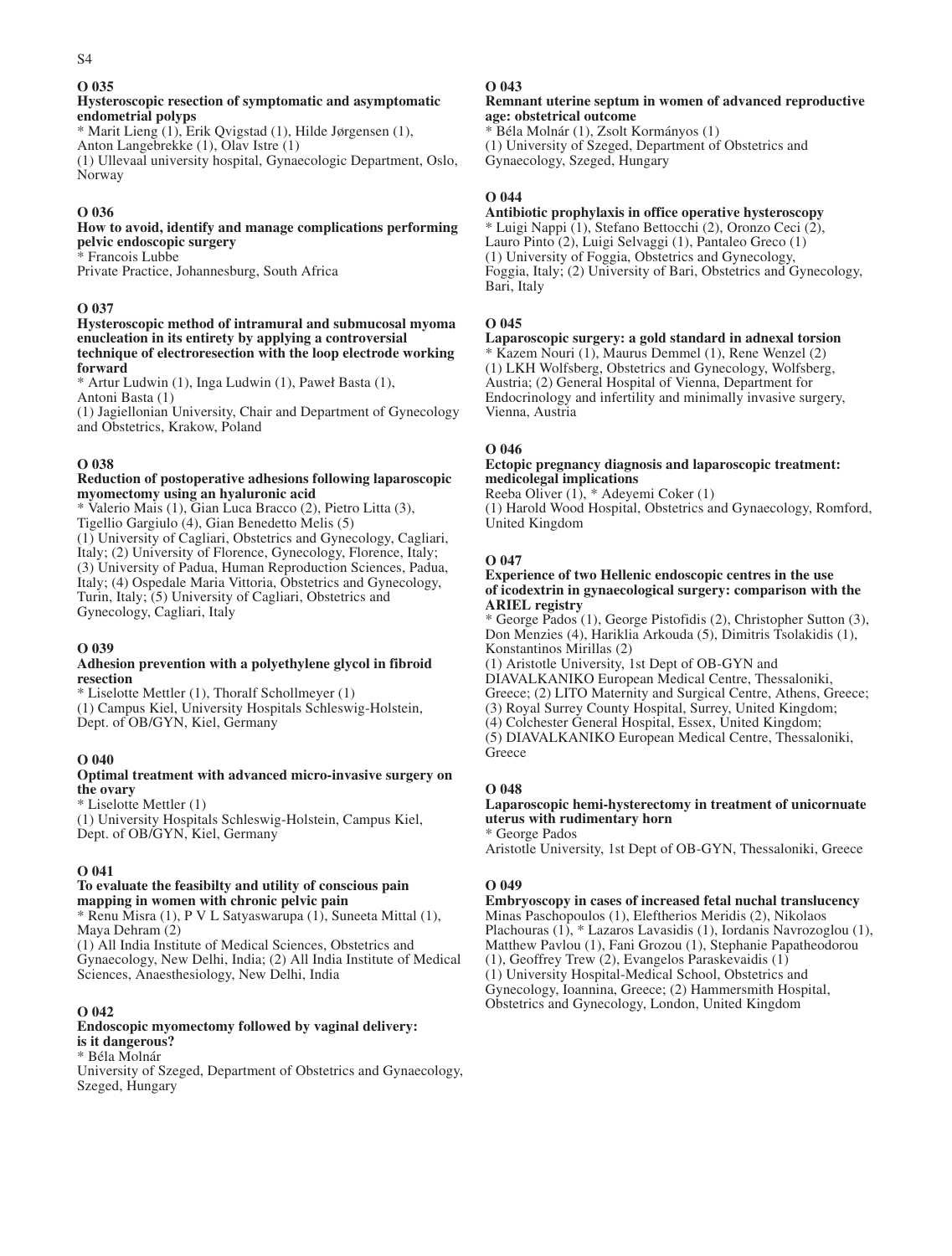**O 035**

**Hysteroscopic resection of symptomatic and asymptomatic endometrial polyps**

* Marit Lieng (1), Erik Qvigstad (1), Hilde Jørgensen (1), Anton Langebrekke (1), Olav Istre (1)
(1) Ullevaal university hospital, Gynaecologic Department, Oslo, Norway

**O 036**

**How to avoid, identify and manage complications performing pelvic endoscopic surgery**

* Francois Lubbe
Private Practice, Johannesburg, South Africa

**O 037**

**Hysteroscopic method of intramural and submucosal myoma enucleation in its entirety by applying a controversial technique of electroresection with the loop electrode working forward**

* Artur Ludwin (1), Inga Ludwin (1), Paweł Basta (1), Antoni Basta (1)
(1) Jagiellonian University, Chair and Department of Gynecology and Obstetrics, Krakow, Poland

**O 038**

**Reduction of postoperative adhesions following laparoscopic myomectomy using an hyaluronic acid**

* Valerio Mais (1), Gian Luca Bracco (2), Pietro Litta (3), Tigellio Gargiulo (4), Gian Benedetto Melis (5)
(1) University of Cagliari, Obstetrics and Gynecology, Cagliari, Italy; (2) University of Florence, Gynecology, Florence, Italy; (3) University of Padua, Human Reproduction Sciences, Padua, Italy; (4) Ospedale Maria Vittoria, Obstetrics and Gynecology, Turin, Italy; (5) University of Cagliari, Obstetrics and Gynecology, Cagliari, Italy

**O 039**

**Adhesion prevention with a polyethylene glycol in fibroid resection**

* Liselotte Mettler (1), Thoralf Schollmeyer (1)
(1) Campus Kiel, University Hospitals Schleswig-Holstein, Dept. of OB/GYN, Kiel, Germany

**O 040**

**Optimal treatment with advanced micro-invasive surgery on the ovary**

* Liselotte Mettler (1)
(1) University Hospitals Schleswig-Holstein, Campus Kiel, Dept. of OB/GYN, Kiel, Germany

**O 041**

**To evaluate the feasibilty and utility of conscious pain mapping in women with chronic pelvic pain**

* Renu Misra (1), P V L Satyaswarupa (1), Suneeta Mittal (1), Maya Dehram (2)
(1) All India Institute of Medical Sciences, Obstetrics and Gynaecology, New Delhi, India; (2) All India Institute of Medical Sciences, Anaesthesiology, New Delhi, India

**O 042**

**Endoscopic myomectomy followed by vaginal delivery: is it dangerous?**

* Béla Molnár
University of Szeged, Department of Obstetrics and Gynaecology, Szeged, Hungary

**O 043**

**Remnant uterine septum in women of advanced reproductive age: obstetrical outcome**

* Béla Molnár (1), Zsolt Kormányos (1)
(1) University of Szeged, Department of Obstetrics and Gynaecology, Szeged, Hungary

**O 044**

**Antibiotic prophylaxis in office operative hysteroscopy**

* Luigi Nappi (1), Stefano Bettocchi (2), Oronzo Ceci (2), Lauro Pinto (2), Luigi Selvaggi (1), Pantaleo Greco (1)
(1) University of Foggia, Obstetrics and Gynecology, Foggia, Italy; (2) University of Bari, Obstetrics and Gynecology, Bari, Italy

**O 045**

**Laparoscopic surgery: a gold standard in adnexal torsion**

* Kazem Nouri (1), Maurus Demmel (1), Rene Wenzel (2)
(1) LKH Wolfsberg, Obstetrics and Gynecology, Wolfsberg, Austria; (2) General Hospital of Vienna, Department for Endocrinology and infertility and minimally invasive surgery, Vienna, Austria

**O 046**

**Ectopic pregnancy diagnosis and laparoscopic treatment: medicolegal implications**

Reeba Oliver (1), * Adeyemi Coker (1)
(1) Harold Wood Hospital, Obstetrics and Gynaecology, Romford, United Kingdom

**O 047**

**Experience of two Hellenic endoscopic centres in the use of icodextrin in gynaecological surgery: comparison with the ARIEL registry**

* George Pados (1), George Pistofidis (2), Christopher Sutton (3), Don Menzies (4), Hariklia Arkouda (5), Dimitris Tsolakidis (1), Konstantinos Mirillas (2)
(1) Aristotle University, 1st Dept of OB-GYN and DIAVALKANIKO European Medical Centre, Thessaloniki, Greece; (2) LITO Maternity and Surgical Centre, Athens, Greece; (3) Royal Surrey County Hospital, Surrey, United Kingdom; (4) Colchester General Hospital, Essex, United Kingdom; (5) DIAVALKANIKO European Medical Centre, Thessaloniki, Greece

**O 048**

**Laparoscopic hemi-hysterectomy in treatment of unicornuate uterus with rudimentary horn**

* George Pados
Aristotle University, 1st Dept of OB-GYN, Thessaloniki, Greece

**O 049**

**Embryoscopy in cases of increased fetal nuchal translucency**

Minas Paschopoulos (1), Eleftherios Meridis (2), Nikolaos Plachouras (1), * Lazaros Lavasidis (1), Iordanis Navrozoglou (1), Matthew Pavlou (1), Fani Grozou (1), Stephanie Papatheodorou (1), Geoffrey Trew (2), Evangelos Paraskevaidis (1)
(1) University Hospital-Medical School, Obstetrics and Gynecology, Ioannina, Greece; (2) Hammersmith Hospital, Obstetrics and Gynecology, London, United Kingdom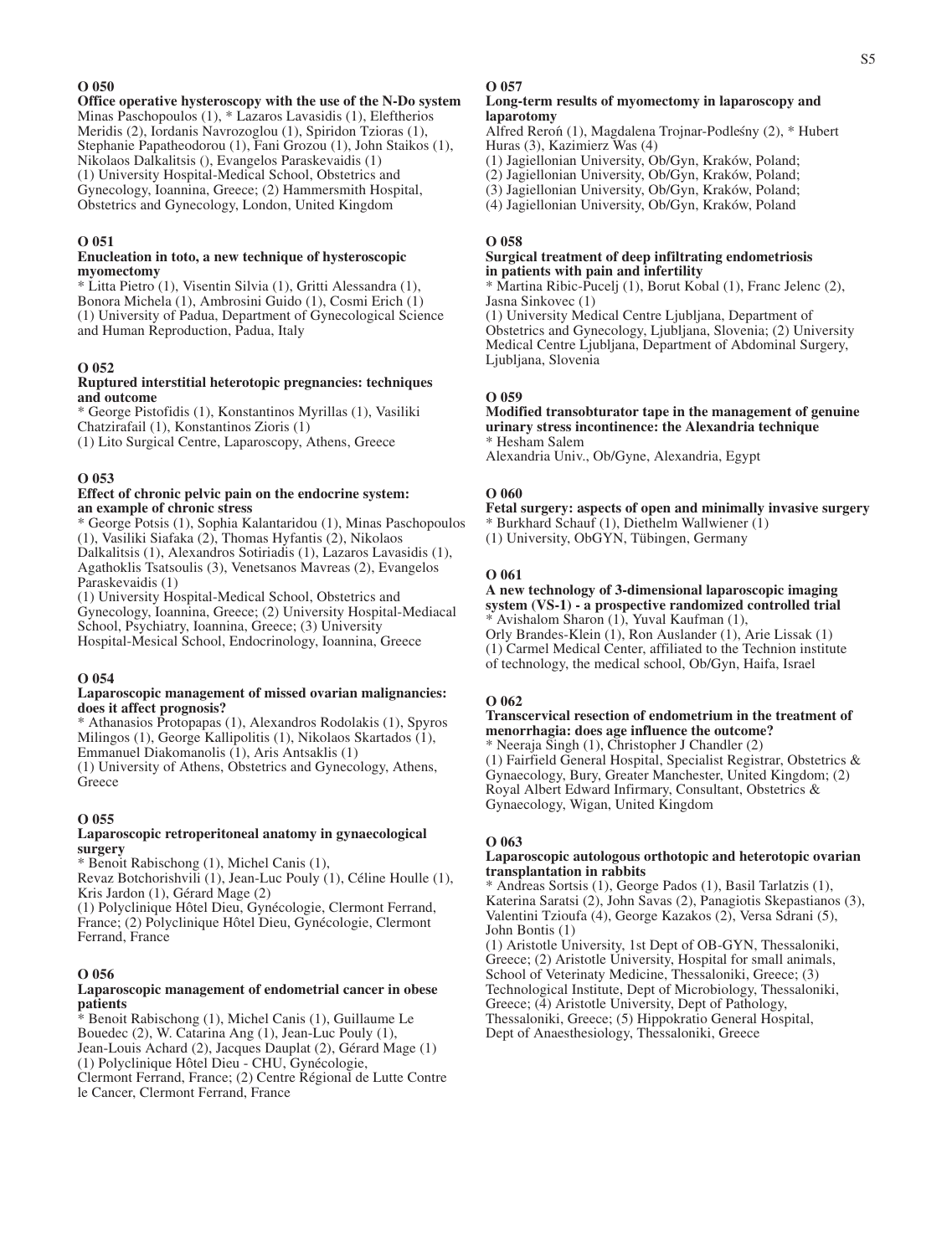## O 050

**Office operative hysteroscopy with the use of the N-Do system**

Minas Paschopoulos (1), * Lazaros Lavasidis (1), Eleftherios Meridis (2), Iordanis Navrozoglou (1), Spiridon Tzioras (1), Stephanie Papatheodorou (1), Fani Grozou (1), John Staikos (1), Nikolaos Dalkalitsis (), Evangelos Paraskevaidis (1)

(1) University Hospital-Medical School, Obstetrics and Gynecology, Ioannina, Greece; (2) Hammersmith Hospital, Obstetrics and Gynecology, London, United Kingdom

## O 051

**Enucleation in toto, a new technique of hysteroscopic myomectomy**

* Litta Pietro (1), Visentin Silvia (1), Gritti Alessandra (1), Bonora Michela (1), Ambrosini Guido (1), Cosmi Erich (1)

(1) University of Padua, Department of Gynecological Science and Human Reproduction, Padua, Italy

## O 052

**Ruptured interstitial heterotopic pregnancies: techniques and outcome**

* George Pistofidis (1), Konstantinos Myrillas (1), Vasiliki Chatzirafail (1), Konstantinos Zioris (1)

(1) Lito Surgical Centre, Laparoscopy, Athens, Greece

## O 053

**Effect of chronic pelvic pain on the endocrine system: an example of chronic stress**

* George Potsis (1), Sophia Kalantaridou (1), Minas Paschopoulos (1), Vasiliki Siafaka (2), Thomas Hyfantis (2), Nikolaos Dalkalitsis (1), Alexandros Sotiriadis (1), Lazaros Lavasidis (1), Agathoklis Tsatsoulis (3), Venetsanos Mavreas (2), Evangelos Paraskevaidis (1)

(1) University Hospital-Medical School, Obstetrics and Gynecology, Ioannina, Greece; (2) University Hospital-Mediacal School, Psychiatry, Ioannina, Greece; (3) University Hospital-Mesical School, Endocrinology, Ioannina, Greece

## O 054

**Laparoscopic management of missed ovarian malignancies: does it affect prognosis?**

* Athanasios Protopapas (1), Alexandros Rodolakis (1), Spyros Milingos (1), George Kallipolitis (1), Nikolaos Skartados (1), Emmanuel Diakomanolis (1), Aris Antsaklis (1)

(1) University of Athens, Obstetrics and Gynecology, Athens, Greece

## O 055

**Laparoscopic retroperitoneal anatomy in gynaecological surgery**

* Benoit Rabischong (1), Michel Canis (1), Revaz Botchorishvili (1), Jean-Luc Pouly (1), Céline Houlle (1), Kris Jardon (1), Gérard Mage (2)

(1) Polyclinique Hôtel Dieu, Gynécologie, Clermont Ferrand, France; (2) Polyclinique Hôtel Dieu, Gynécologie, Clermont Ferrand, France

## O 056

**Laparoscopic management of endometrial cancer in obese patients**

* Benoit Rabischong (1), Michel Canis (1), Guillaume Le Bouedec (2), W. Catarina Ang (1), Jean-Luc Pouly (1), Jean-Louis Achard (2), Jacques Dauplat (2), Gérard Mage (1)

(1) Polyclinique Hôtel Dieu - CHU, Gynécologie, Clermont Ferrand, France; (2) Centre Régional de Lutte Contre le Cancer, Clermont Ferrand, France

## O 057

**Long-term results of myomectomy in laparoscopy and laparotomy**

Alfred Reroń (1), Magdalena Trojnar-Podleśny (2), * Hubert Huras (3), Kazimierz Was (4)

(1) Jagiellonian University, Ob/Gyn, Kraków, Poland;
(2) Jagiellonian University, Ob/Gyn, Kraków, Poland;
(3) Jagiellonian University, Ob/Gyn, Kraków, Poland;
(4) Jagiellonian University, Ob/Gyn, Kraków, Poland

## O 058

**Surgical treatment of deep infiltrating endometriosis in patients with pain and infertility**

* Martina Ribic-Pucelj (1), Borut Kobal (1), Franc Jelenc (2), Jasna Sinkovec (1)

(1) University Medical Centre Ljubljana, Department of Obstetrics and Gynecology, Ljubljana, Slovenia; (2) University Medical Centre Ljubljana, Department of Abdominal Surgery, Ljubljana, Slovenia

## O 059

**Modified transobturator tape in the management of genuine urinary stress incontinence: the Alexandria technique**

* Hesham Salem

Alexandria Univ., Ob/Gyne, Alexandria, Egypt

## O 060

**Fetal surgery: aspects of open and minimally invasive surgery**

* Burkhard Schauf (1), Diethelm Wallwiener (1)

(1) University, ObGYN, Tübingen, Germany

## O 061

**A new technology of 3-dimensional laparoscopic imaging system (VS-1) - a prospective randomized controlled trial**

* Avishalom Sharon (1), Yuval Kaufman (1), Orly Brandes-Klein (1), Ron Auslander (1), Arie Lissak (1)

(1) Carmel Medical Center, affiliated to the Technion institute of technology, the medical school, Ob/Gyn, Haifa, Israel

## O 062

**Transcervical resection of endometrium in the treatment of menorrhagia: does age influence the outcome?**

* Neeraja Singh (1), Christopher J Chandler (2)

(1) Fairfield General Hospital, Specialist Registrar, Obstetrics & Gynaecology, Bury, Greater Manchester, United Kingdom; (2) Royal Albert Edward Infirmary, Consultant, Obstetrics & Gynaecology, Wigan, United Kingdom

## O 063

**Laparoscopic autologous orthotopic and heterotopic ovarian transplantation in rabbits**

* Andreas Sortsis (1), George Pados (1), Basil Tarlatzis (1), Katerina Saratsi (2), John Savas (2), Panagiotis Skepastianos (3), Valentini Tzioufa (4), George Kazakos (2), Versa Sdrani (5), John Bontis (1)

(1) Aristotle University, 1st Dept of OB-GYN, Thessaloniki, Greece; (2) Aristotle University, Hospital for small animals, School of Veterinaty Medicine, Thessaloniki, Greece; (3) Technological Institute, Dept of Microbiology, Thessaloniki, Greece; (4) Aristotle University, Dept of Pathology, Thessaloniki, Greece; (5) Hippokratio General Hospital, Dept of Anaesthesiology, Thessaloniki, Greece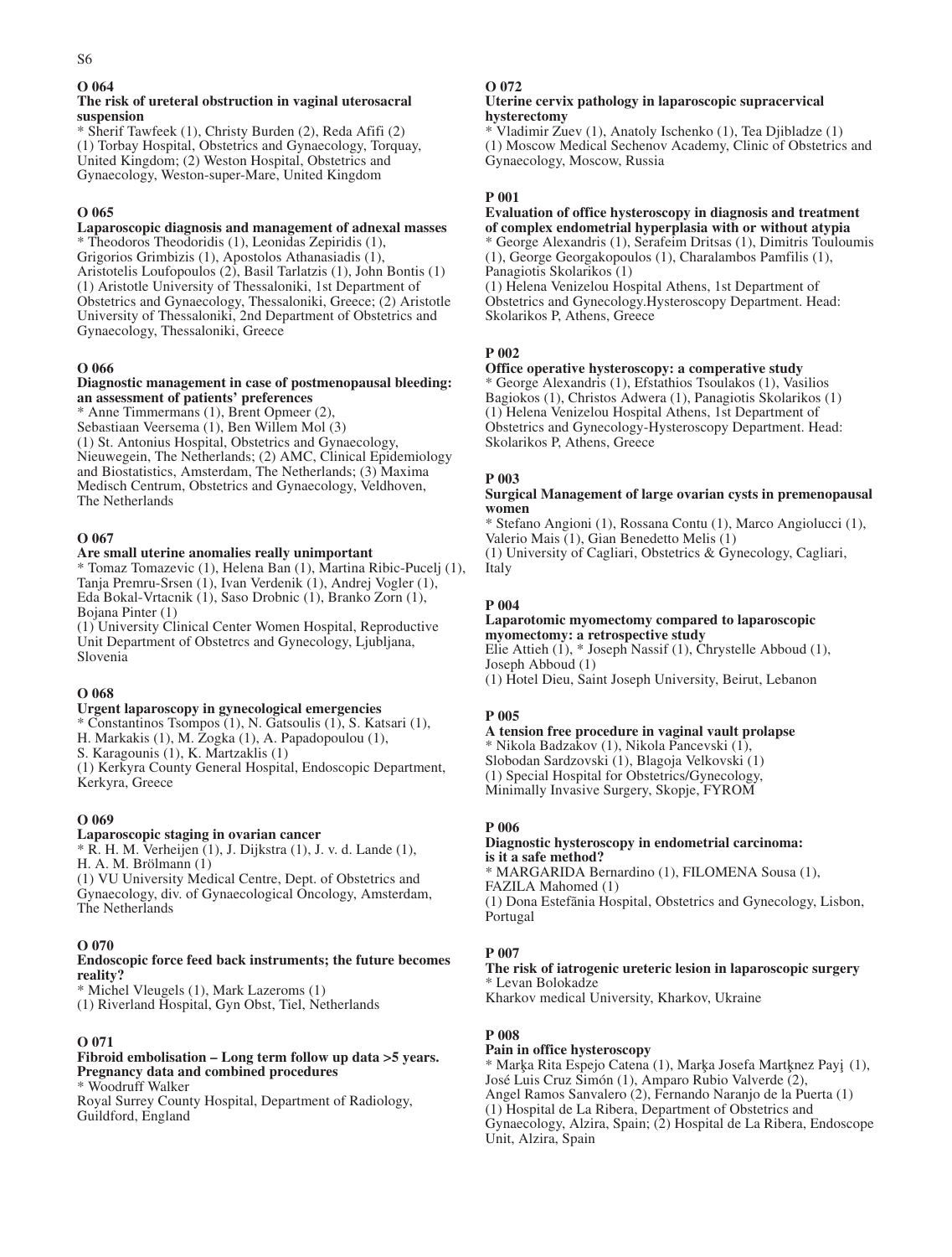**O 064**

**The risk of ureteral obstruction in vaginal uterosacral suspension**

* Sherif Tawfeek (1), Christy Burden (2), Reda Afifi (2)
(1) Torbay Hospital, Obstetrics and Gynaecology, Torquay, United Kingdom; (2) Weston Hospital, Obstetrics and Gynaecology, Weston-super-Mare, United Kingdom

**O 065**

**Laparoscopic diagnosis and management of adnexal masses**

* Theodoros Theodoridis (1), Leonidas Zepiridis (1), Grigorios Grimbizis (1), Apostolos Athanasiadis (1), Aristotelis Loufopoulos (2), Basil Tarlatzis (1), John Bontis (1)
(1) Aristotle University of Thessaloniki, 1st Department of Obstetrics and Gynaecology, Thessaloniki, Greece; (2) Aristotle University of Thessaloniki, 2nd Department of Obstetrics and Gynaecology, Thessaloniki, Greece

**O 066**

**Diagnostic management in case of postmenopausal bleeding: an assessment of patients' preferences**

* Anne Timmermans (1), Brent Opmeer (2), Sebastiaan Veersema (1), Ben Willem Mol (3)
(1) St. Antonius Hospital, Obstetrics and Gynaecology, Nieuwegein, The Netherlands; (2) AMC, Clinical Epidemiology and Biostatistics, Amsterdam, The Netherlands; (3) Maxima Medisch Centrum, Obstetrics and Gynaecology, Veldhoven, The Netherlands

**O 067**

**Are small uterine anomalies really unimportant**

* Tomaz Tomazevic (1), Helena Ban (1), Martina Ribic-Pucelj (1), Tanja Premru-Srsen (1), Ivan Verdenik (1), Andrej Vogler (1), Eda Bokal-Vrtacnik (1), Saso Drobnic (1), Branko Zorn (1), Bojana Pinter (1)
(1) University Clinical Center Women Hospital, Reproductive Unit Department of Obstetrcs and Gynecology, Ljubljana, Slovenia

**O 068**

**Urgent laparoscopy in gynecological emergencies**

* Constantinos Tsompos (1), N. Gatsoulis (1), S. Katsari (1), H. Markakis (1), M. Zogka (1), A. Papadopoulou (1), S. Karagounis (1), K. Martzaklis (1)
(1) Kerkyra County General Hospital, Endoscopic Department, Kerkyra, Greece

**O 069**

**Laparoscopic staging in ovarian cancer**

* R. H. M. Verheijen (1), J. Dijkstra (1), J. v. d. Lande (1), H. A. M. Brölmann (1)
(1) VU University Medical Centre, Dept. of Obstetrics and Gynaecology, div. of Gynaecological Oncology, Amsterdam, The Netherlands

**O 070**

**Endoscopic force feed back instruments; the future becomes reality?**

* Michel Vleugels (1), Mark Lazeroms (1)
(1) Riverland Hospital, Gyn Obst, Tiel, Netherlands

**O 071**

**Fibroid embolisation – Long term follow up data >5 years. Pregnancy data and combined procedures**

* Woodruff Walker
Royal Surrey County Hospital, Department of Radiology, Guildford, England

**O 072**

**Uterine cervix pathology in laparoscopic supracervical hysterectomy**

* Vladimir Zuev (1), Anatoly Ischenko (1), Tea Djibladze (1)
(1) Moscow Medical Sechenov Academy, Clinic of Obstetrics and Gynaecology, Moscow, Russia

**P 001**

**Evaluation of office hysteroscopy in diagnosis and treatment of complex endometrial hyperplasia with or without atypia**

* George Alexandris (1), Serafeim Dritsas (1), Dimitris Touloumis (1), George Georgakopoulos (1), Charalambos Pamfilis (1), Panagiotis Skolarikos (1)
(1) Helena Venizelou Hospital Athens, 1st Department of Obstetrics and Gynecology.Hysteroscopy Department. Head: Skolarikos P, Athens, Greece

**P 002**

**Office operative hysteroscopy: a comperative study**

* George Alexandris (1), Efstathios Tsoulakos (1), Vasilios Bagiokos (1), Christos Adwera (1), Panagiotis Skolarikos (1)
(1) Helena Venizelou Hospital Athens, 1st Department of Obstetrics and Gynecology-Hysteroscopy Department. Head: Skolarikos P, Athens, Greece

**P 003**

**Surgical Management of large ovarian cysts in premenopausal women**

* Stefano Angioni (1), Rossana Contu (1), Marco Angiolucci (1), Valerio Mais (1), Gian Benedetto Melis (1)
(1) University of Cagliari, Obstetrics & Gynecology, Cagliari, Italy

**P 004**

**Laparotomic myomectomy compared to laparoscopic myomectomy: a retrospective study**

Elie Attieh (1), * Joseph Nassif (1), Chrystelle Abboud (1), Joseph Abboud (1)
(1) Hotel Dieu, Saint Joseph University, Beirut, Lebanon

**P 005**

**A tension free procedure in vaginal vault prolapse**

* Nikola Badzakov (1), Nikola Pancevski (1), Slobodan Sardzovski (1), Blagoja Velkovski (1)
(1) Special Hospital for Obstetrics/Gynecology, Minimally Invasive Surgery, Skopje, FYROM

**P 006**

**Diagnostic hysteroscopy in endometrial carcinoma: is it a safe method?**

* MARGARIDA Bernardino (1), FILOMENA Sousa (1), FAZILA Mahomed (1)
(1) Dona Estefânia Hospital, Obstetrics and Gynecology, Lisbon, Portugal

**P 007**

**The risk of iatrogenic ureteric lesion in laparoscopic surgery**

* Levan Bolokadze
Kharkov medical University, Kharkov, Ukraine

**P 008**

**Pain in office hysteroscopy**

* Marķa Rita Espejo Catena (1), Marķa Josefa Martķnez Payį (1), José Luis Cruz Simón (1), Amparo Rubio Valverde (2), Angel Ramos Sanvalero (2), Fernando Naranjo de la Puerta (1)
(1) Hospital de La Ribera, Department of Obstetrics and Gynaecology, Alzira, Spain; (2) Hospital de La Ribera, Endoscope Unit, Alzira, Spain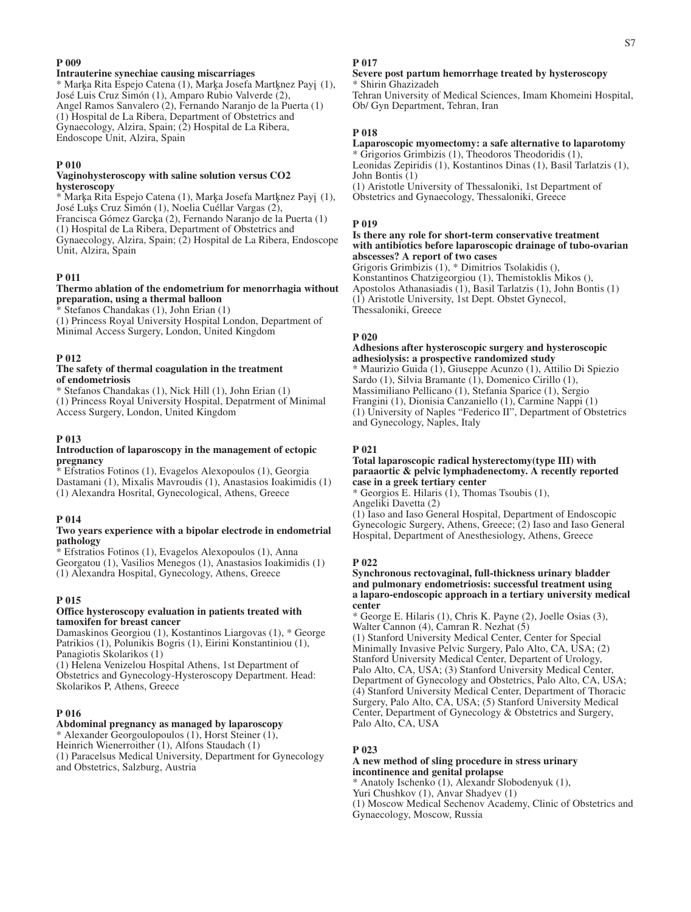## P 009

### Intrauterine synechiae causing miscarriages

* Marķa Rita Espejo Catena (1), Marķa Josefa Martķnez Payį (1), José Luis Cruz Simón (1), Amparo Rubio Valverde (2), Angel Ramos Sanvalero (2), Fernando Naranjo de la Puerta (1)
(1) Hospital de La Ribera, Department of Obstetrics and Gynaecology, Alzira, Spain; (2) Hospital de La Ribera, Endoscope Unit, Alzira, Spain

## P 010

### Vaginohysteroscopy with saline solution versus CO2 hysteroscopy

* Marķa Rita Espejo Catena (1), Marķa Josefa Martķnez Payį (1), José Luķs Cruz Simón (1), Noelia Cuéllar Vargas (2), Francisca Gómez Garcķa (2), Fernando Naranjo de la Puerta (1)
(1) Hospital de La Ribera, Department of Obstetrics and Gynaecology, Alzira, Spain; (2) Hospital de La Ribera, Endoscope Unit, Alzira, Spain

## P 011

### Thermo ablation of the endometrium for menorrhagia without preparation, using a thermal balloon

* Stefanos Chandakas (1), John Erian (1)
(1) Princess Royal University Hospital London, Department of Minimal Access Surgery, London, United Kingdom

## P 012

### The safety of thermal coagulation in the treatment of endometriosis

* Stefanos Chandakas (1), Nick Hill (1), John Erian (1)
(1) Princess Royal University Hospital, Depatrment of Minimal Access Surgery, London, United Kingdom

## P 013

### Introduction of laparoscopy in the management of ectopic pregnancy

* Efstratios Fotinos (1), Evagelos Alexopoulos (1), Georgia Dastamani (1), Mixalis Mavroudis (1), Anastasios Ioakimidis (1)
(1) Alexandra Hosrital, Gynecological, Athens, Greece

## P 014

### Two years experience with a bipolar electrode in endometrial pathology

* Efstratios Fotinos (1), Evagelos Alexopoulos (1), Anna Georgatou (1), Vasilios Menegos (1), Anastasios Ioakimidis (1)
(1) Alexandra Hospital, Gynecology, Athens, Greece

## P 015

### Office hysteroscopy evaluation in patients treated with tamoxifen for breast cancer

Damaskinos Georgiou (1), Kostantinos Liargovas (1), * George Patrikios (1), Polunikis Bogris (1), Eirini Konstantiniou (1), Panagiotis Skolarikos (1)
(1) Helena Venizelou Hospital Athens, 1st Department of Obstetrics and Gynecology-Hysteroscopy Department. Head: Skolarikos P, Athens, Greece

## P 016

### Abdominal pregnancy as managed by laparoscopy

* Alexander Georgoulopoulos (1), Horst Steiner (1), Heinrich Wienerroither (1), Alfons Staudach (1)
(1) Paracelsus Medical University, Department for Gynecology and Obstetrics, Salzburg, Austria

## P 017

### Severe post partum hemorrhage treated by hysteroscopy

* Shirin Ghazizadeh
Tehran University of Medical Sciences, Imam Khomeini Hospital, Ob/ Gyn Department, Tehran, Iran

## P 018

### Laparoscopic myomectomy: a safe alternative to laparotomy

* Grigorios Grimbizis (1), Theodoros Theodoridis (1), Leonidas Zepiridis (1), Kostantinos Dinas (1), Basil Tarlatzis (1), John Bontis (1)
(1) Aristotle University of Thessaloniki, 1st Department of Obstetrics and Gynaecology, Thessaloniki, Greece

## P 019

### Is there any role for short-term conservative treatment with antibiotics before laparoscopic drainage of tubo-ovarian abscesses? A report of two cases

Grigoris Grimbizis (1), * Dimitrios Tsolakidis (), Konstantinos Chatzigeorgiou (1), Themistoklis Mikos (), Apostolos Athanasiadis (1), Basil Tarlatzis (1), John Bontis (1)
(1) Aristotle University, 1st Dept. Obstet Gynecol, Thessaloniki, Greece

## P 020

### Adhesions after hysteroscopic surgery and hysteroscopic adhesiolysis: a prospective randomized study

* Maurizio Guida (1), Giuseppe Acunzo (1), Attilio Di Spiezio Sardo (1), Silvia Bramante (1), Domenico Cirillo (1), Massimiliano Pellicano (1), Stefania Sparice (1), Sergio Frangini (1), Dionisia Canzaniello (1), Carmine Nappi (1)
(1) University of Naples "Federico II", Department of Obstetrics and Gynecology, Naples, Italy

## P 021

### Total laparoscopic radical hysterectomy(type III) with paraaortic & pelvic lymphadenectomy. A recently reported case in a greek tertiary center

* Georgios E. Hilaris (1), Thomas Tsoubis (1), Angeliki Davetta (2)
(1) Iaso and Iaso General Hospital, Department of Endoscopic Gynecologic Surgery, Athens, Greece; (2) Iaso and Iaso General Hospital, Department of Anesthesiology, Athens, Greece

## P 022

### Synchronous rectovaginal, full-thickness urinary bladder and pulmonary endometriosis: successful treatment using a laparo-endoscopic approach in a tertiary university medical center

* George E. Hilaris (1), Chris K. Payne (2), Joelle Osias (3), Walter Cannon (4), Camran R. Nezhat (5)
(1) Stanford University Medical Center, Center for Special Minimally Invasive Pelvic Surgery, Palo Alto, CA, USA; (2) Stanford University Medical Center, Departent of Urology, Palo Alto, CA, USA; (3) Stanford University Medical Center, Department of Gynecology and Obstetrics, Palo Alto, CA, USA; (4) Stanford University Medical Center, Department of Thoracic Surgery, Palo Alto, CA, USA; (5) Stanford University Medical Center, Department of Gynecology & Obstetrics and Surgery, Palo Alto, CA, USA

## P 023

### A new method of sling procedure in stress urinary incontinence and genital prolapse

* Anatoly Ischenko (1), Alexandr Slobodenyuk (1), Yuri Chushkov (1), Anvar Shadyev (1)
(1) Moscow Medical Sechenov Academy, Clinic of Obstetrics and Gynaecology, Moscow, Russia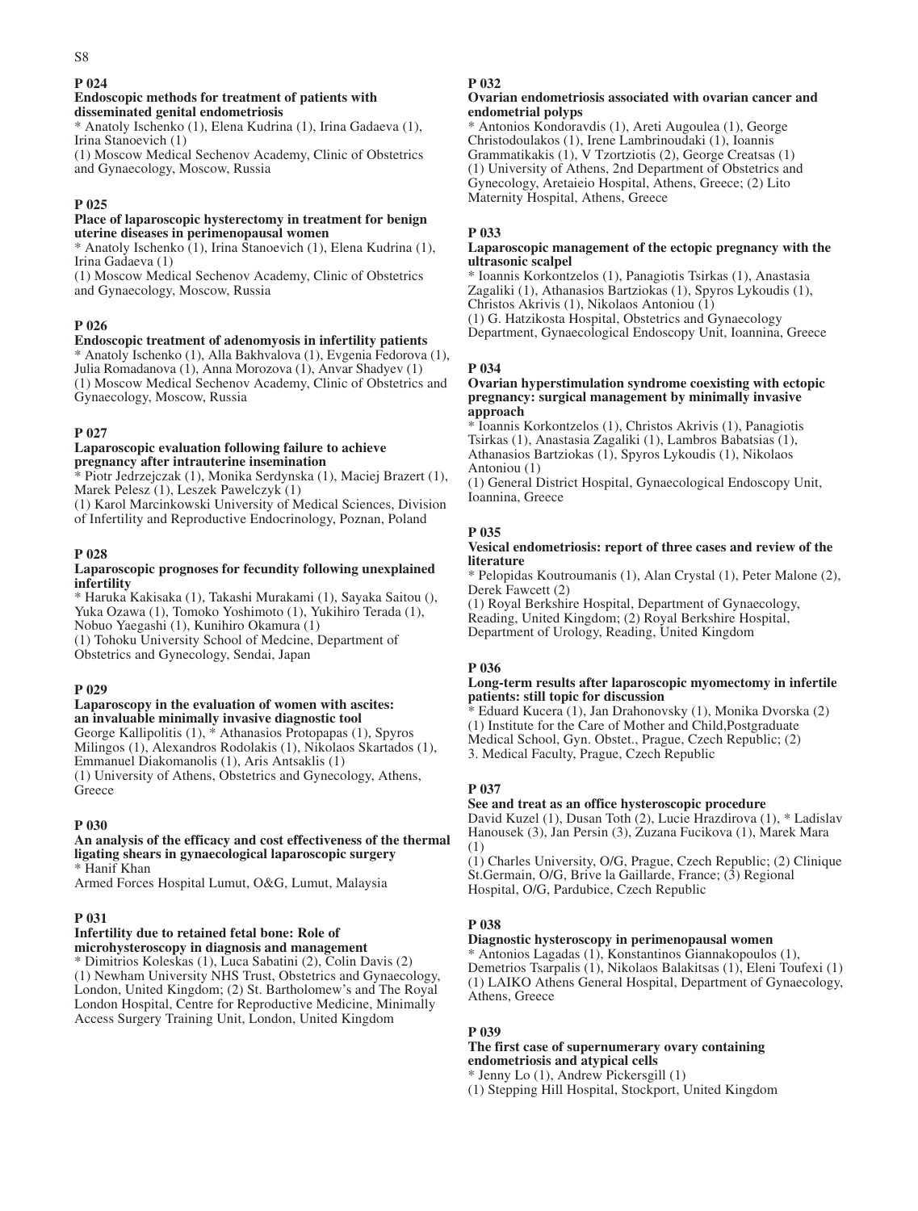### P 024

**Endoscopic methods for treatment of patients with disseminated genital endometriosis**

* Anatoly Ischenko (1), Elena Kudrina (1), Irina Gadaeva (1), Irina Stanoevich (1)

(1) Moscow Medical Sechenov Academy, Clinic of Obstetrics and Gynaecology, Moscow, Russia

### P 025

**Place of laparoscopic hysterectomy in treatment for benign uterine diseases in perimenopausal women**

* Anatoly Ischenko (1), Irina Stanoevich (1), Elena Kudrina (1), Irina Gadaeva (1)

(1) Moscow Medical Sechenov Academy, Clinic of Obstetrics and Gynaecology, Moscow, Russia

### P 026

**Endoscopic treatment of adenomyosis in infertility patients**

* Anatoly Ischenko (1), Alla Bakhvalova (1), Evgenia Fedorova (1), Julia Romadanova (1), Anna Morozova (1), Anvar Shadyev (1)

(1) Moscow Medical Sechenov Academy, Clinic of Obstetrics and Gynaecology, Moscow, Russia

### P 027

**Laparoscopic evaluation following failure to achieve pregnancy after intrauterine insemination**

* Piotr Jedrzejczak (1), Monika Serdynska (1), Maciej Brazert (1), Marek Pelesz (1), Leszek Pawelczyk (1)

(1) Karol Marcinkowski University of Medical Sciences, Division of Infertility and Reproductive Endocrinology, Poznan, Poland

### P 028

**Laparoscopic prognoses for fecundity following unexplained infertility**

* Haruka Kakisaka (1), Takashi Murakami (1), Sayaka Saitou (), Yuka Ozawa (1), Tomoko Yoshimoto (1), Yukihiro Terada (1), Nobuo Yaegashi (1), Kunihiro Okamura (1)

(1) Tohoku University School of Medcine, Department of Obstetrics and Gynecology, Sendai, Japan

### P 029

**Laparoscopy in the evaluation of women with ascites: an invaluable minimally invasive diagnostic tool**

George Kallipolitis (1), * Athanasios Protopapas (1), Spyros Milingos (1), Alexandros Rodolakis (1), Nikolaos Skartados (1), Emmanuel Diakomanolis (1), Aris Antsaklis (1)

(1) University of Athens, Obstetrics and Gynecology, Athens, Greece

### P 030

**An analysis of the efficacy and cost effectiveness of the thermal ligating shears in gynaecological laparoscopic surgery**

* Hanif Khan

Armed Forces Hospital Lumut, O&G, Lumut, Malaysia

### P 031

**Infertility due to retained fetal bone: Role of microhysteroscopy in diagnosis and management**

* Dimitrios Koleskas (1), Luca Sabatini (2), Colin Davis (2)

(1) Newham University NHS Trust, Obstetrics and Gynaecology, London, United Kingdom; (2) St. Bartholomew's and The Royal London Hospital, Centre for Reproductive Medicine, Minimally Access Surgery Training Unit, London, United Kingdom

### P 032

**Ovarian endometriosis associated with ovarian cancer and endometrial polyps**

* Antonios Kondoravdis (1), Areti Augoulea (1), George Christodoulakos (1), Irene Lambrinoudaki (1), Ioannis Grammatikakis (1), V Tzortziotis (2), George Creatsas (1)

(1) University of Athens, 2nd Department of Obstetrics and Gynecology, Aretaieio Hospital, Athens, Greece; (2) Lito Maternity Hospital, Athens, Greece

### P 033

**Laparoscopic management of the ectopic pregnancy with the ultrasonic scalpel**

* Ioannis Korkontzelos (1), Panagiotis Tsirkas (1), Anastasia Zagaliki (1), Athanasios Bartziokas (1), Spyros Lykoudis (1), Christos Akrivis (1), Nikolaos Antoniou (1)

(1) G. Hatzikosta Hospital, Obstetrics and Gynaecology Department, Gynaecological Endoscopy Unit, Ioannina, Greece

### P 034

**Ovarian hyperstimulation syndrome coexisting with ectopic pregnancy: surgical management by minimally invasive approach**

* Ioannis Korkontzelos (1), Christos Akrivis (1), Panagiotis Tsirkas (1), Anastasia Zagaliki (1), Lambros Babatsias (1), Athanasios Bartziokas (1), Spyros Lykoudis (1), Nikolaos Antoniou (1)

(1) General District Hospital, Gynaecological Endoscopy Unit, Ioannina, Greece

### P 035

**Vesical endometriosis: report of three cases and review of the literature**

* Pelopidas Koutroumanis (1), Alan Crystal (1), Peter Malone (2), Derek Fawcett (2)

(1) Royal Berkshire Hospital, Department of Gynaecology, Reading, United Kingdom; (2) Royal Berkshire Hospital, Department of Urology, Reading, United Kingdom

### P 036

**Long-term results after laparoscopic myomectomy in infertile patients: still topic for discussion**

* Eduard Kucera (1), Jan Drahonovsky (1), Monika Dvorska (2)

(1) Institute for the Care of Mother and Child,Postgraduate Medical School, Gyn. Obstet., Prague, Czech Republic; (2) 3. Medical Faculty, Prague, Czech Republic

### P 037

**See and treat as an office hysteroscopic procedure**

David Kuzel (1), Dusan Toth (2), Lucie Hrazdirova (1), * Ladislav Hanousek (3), Jan Persin (3), Zuzana Fucikova (1), Marek Mara (1)

(1) Charles University, O/G, Prague, Czech Republic; (2) Clinique St.Germain, O/G, Brive la Gaillarde, France; (3) Regional Hospital, O/G, Pardubice, Czech Republic

### P 038

**Diagnostic hysteroscopy in perimenopausal women**

* Antonios Lagadas (1), Konstantinos Giannakopoulos (1), Demetrios Tsarpalis (1), Nikolaos Balakitsas (1), Eleni Toufexi (1)

(1) LAIKO Athens General Hospital, Department of Gynaecology, Athens, Greece

### P 039

**The first case of supernumerary ovary containing endometriosis and atypical cells**

* Jenny Lo (1), Andrew Pickersgill (1)

(1) Stepping Hill Hospital, Stockport, United Kingdom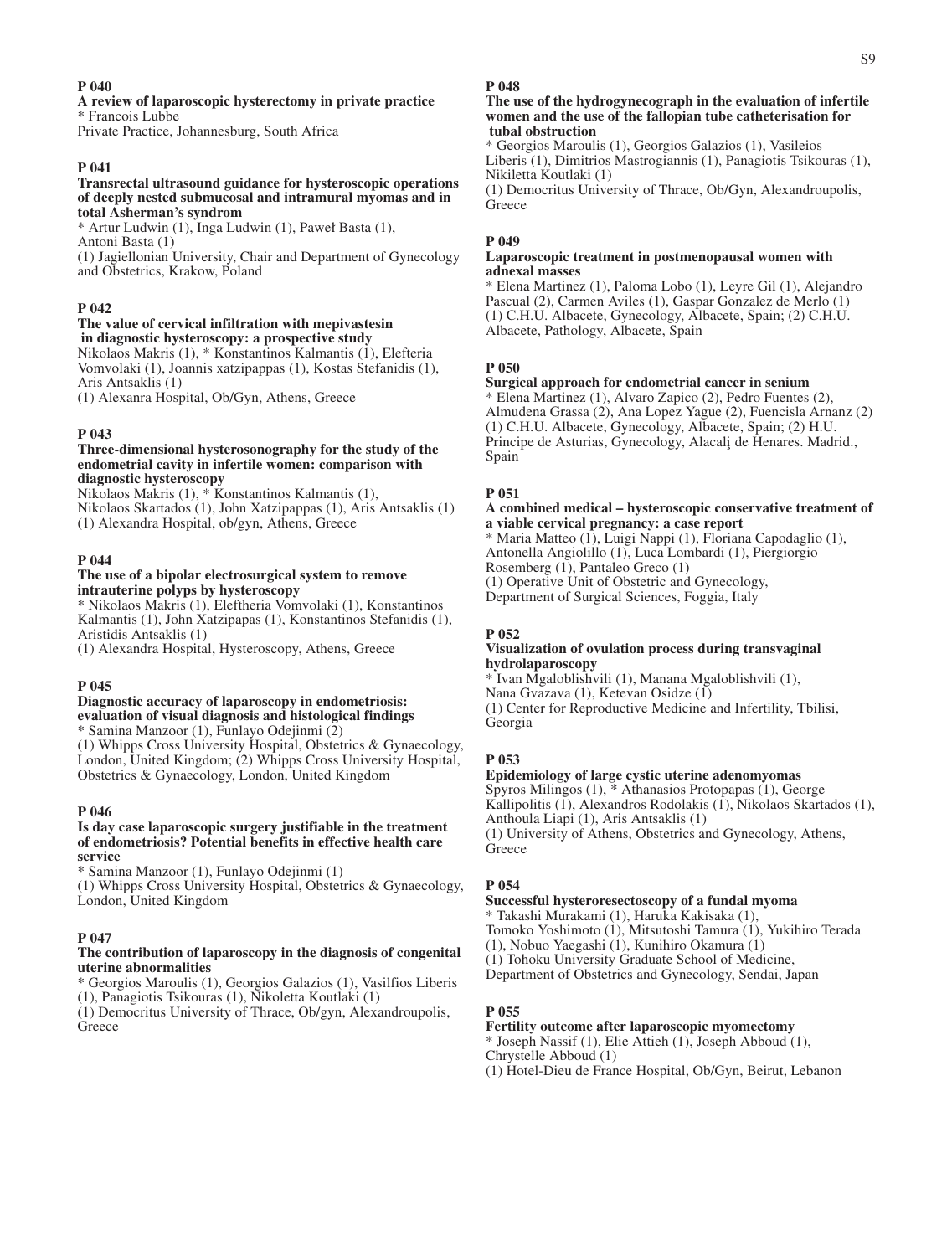**P 040**

**A review of laparoscopic hysterectomy in private practice**

* Francois Lubbe

Private Practice, Johannesburg, South Africa

**P 041**

**Transrectal ultrasound guidance for hysteroscopic operations of deeply nested submucosal and intramural myomas and in total Asherman's syndrom**

* Artur Ludwin (1), Inga Ludwin (1), Paweł Basta (1), Antoni Basta (1)

(1) Jagiellonian University, Chair and Department of Gynecology and Obstetrics, Krakow, Poland

**P 042**

**The value of cervical infiltration with mepivastesin in diagnostic hysteroscopy: a prospective study**

Nikolaos Makris (1), * Konstantinos Kalmantis (1), Elefteria Vomvolaki (1), Joannis xatzipappas (1), Kostas Stefanidis (1), Aris Antsaklis (1)

(1) Alexanra Hospital, Ob/Gyn, Athens, Greece

**P 043**

**Three-dimensional hysterosonography for the study of the endometrial cavity in infertile women: comparison with diagnostic hysteroscopy**

Nikolaos Makris (1), * Konstantinos Kalmantis (1), Nikolaos Skartados (1), John Xatzipappas (1), Aris Antsaklis (1)

(1) Alexandra Hospital, ob/gyn, Athens, Greece

**P 044**

**The use of a bipolar electrosurgical system to remove intrauterine polyps by hysteroscopy**

* Nikolaos Makris (1), Eleftheria Vomvolaki (1), Konstantinos Kalmantis (1), John Xatzipapas (1), Konstantinos Stefanidis (1), Aristidis Antsaklis (1)

(1) Alexandra Hospital, Hysteroscopy, Athens, Greece

**P 045**

**Diagnostic accuracy of laparoscopy in endometriosis: evaluation of visual diagnosis and histological findings**

* Samina Manzoor (1), Funlayo Odejinmi (2)

(1) Whipps Cross University Hospital, Obstetrics & Gynaecology, London, United Kingdom; (2) Whipps Cross University Hospital, Obstetrics & Gynaecology, London, United Kingdom

**P 046**

**Is day case laparoscopic surgery justifiable in the treatment of endometriosis? Potential benefits in effective health care service**

* Samina Manzoor (1), Funlayo Odejinmi (1)

(1) Whipps Cross University Hospital, Obstetrics & Gynaecology, London, United Kingdom

**P 047**

**The contribution of laparoscopy in the diagnosis of congenital uterine abnormalities**

* Georgios Maroulis (1), Georgios Galazios (1), Vasilfios Liberis (1), Panagiotis Tsikouras (1), Nikoletta Koutlaki (1)

(1) Democritus University of Thrace, Ob/gyn, Alexandroupolis, Greece

**P 048**

**The use of the hydrogynecograph in the evaluation of infertile women and the use of the fallopian tube catheterisation for tubal obstruction**

* Georgios Maroulis (1), Georgios Galazios (1), Vasileios Liberis (1), Dimitrios Mastrogiannis (1), Panagiotis Tsikouras (1), Nikiletta Koutlaki (1)

(1) Democritus University of Thrace, Ob/Gyn, Alexandroupolis, Greece

**P 049**

**Laparoscopic treatment in postmenopausal women with adnexal masses**

* Elena Martinez (1), Paloma Lobo (1), Leyre Gil (1), Alejandro Pascual (2), Carmen Aviles (1), Gaspar Gonzalez de Merlo (1)

(1) C.H.U. Albacete, Gynecology, Albacete, Spain; (2) C.H.U. Albacete, Pathology, Albacete, Spain

**P 050**

**Surgical approach for endometrial cancer in senium**

* Elena Martinez (1), Alvaro Zapico (2), Pedro Fuentes (2), Almudena Grassa (2), Ana Lopez Yague (2), Fuencisla Arnanz (2)

(1) C.H.U. Albacete, Gynecology, Albacete, Spain; (2) H.U. Principe de Asturias, Gynecology, Alacalį de Henares. Madrid., Spain

**P 051**

**A combined medical – hysteroscopic conservative treatment of a viable cervical pregnancy: a case report**

* Maria Matteo (1), Luigi Nappi (1), Floriana Capodaglio (1), Antonella Angiolillo (1), Luca Lombardi (1), Piergiorgio Rosemberg (1), Pantaleo Greco (1)

(1) Operative Unit of Obstetric and Gynecology, Department of Surgical Sciences, Foggia, Italy

**P 052**

**Visualization of ovulation process during transvaginal hydrolaparoscopy**

* Ivan Mgaloblishvili (1), Manana Mgaloblishvili (1), Nana Gvazava (1), Ketevan Osidze (1)

(1) Center for Reproductive Medicine and Infertility, Tbilisi, Georgia

**P 053**

**Epidemiology of large cystic uterine adenomyomas**

Spyros Milingos (1), * Athanasios Protopapas (1), George Kallipolitis (1), Alexandros Rodolakis (1), Nikolaos Skartados (1), Anthoula Liapi (1), Aris Antsaklis (1)

(1) University of Athens, Obstetrics and Gynecology, Athens, Greece

**P 054**

**Successful hysteroresectoscopy of a fundal myoma**

* Takashi Murakami (1), Haruka Kakisaka (1), Tomoko Yoshimoto (1), Mitsutoshi Tamura (1), Yukihiro Terada (1), Nobuo Yaegashi (1), Kunihiro Okamura (1)

(1) Tohoku University Graduate School of Medicine, Department of Obstetrics and Gynecology, Sendai, Japan

**P 055**

**Fertility outcome after laparoscopic myomectomy**

* Joseph Nassif (1), Elie Attieh (1), Joseph Abboud (1), Chrystelle Abboud (1)

(1) Hotel-Dieu de France Hospital, Ob/Gyn, Beirut, Lebanon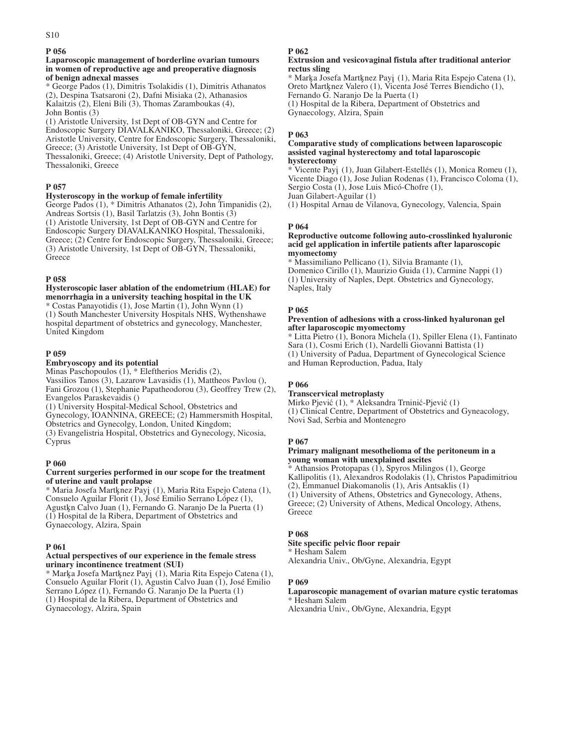## P 056

**Laparoscopic management of borderline ovarian tumours in women of reproductive age and preoperative diagnosis of benign adnexal masses**

* George Pados (1), Dimitris Tsolakidis (1), Dimitris Athanatos (2), Despina Tsatsaroni (2), Dafni Misiaka (2), Athanasios Kalaitzis (2), Eleni Bili (3), Thomas Zaramboukas (4), John Bontis (3)

(1) Aristotle University, 1st Dept of OB-GYN and Centre for Endoscopic Surgery DIAVALKANIKO, Thessaloniki, Greece; (2) Aristotle University, Centre for Endoscopic Surgery, Thessaloniki, Greece; (3) Aristotle University, 1st Dept of OB-GYN, Thessaloniki, Greece; (4) Aristotle University, Dept of Pathology, Thessaloniki, Greece

## P 057

**Hysteroscopy in the workup of female infertility**

George Pados (1), * Dimitris Athanatos (2), John Timpanidis (2), Andreas Sortsis (1), Basil Tarlatzis (3), John Bontis (3)

(1) Aristotle University, 1st Dept of OB-GYN and Centre for Endoscopic Surgery DIAVALKANIKO Hospital, Thessaloniki, Greece; (2) Centre for Endoscopic Surgery, Thessaloniki, Greece; (3) Aristotle University, 1st Dept of OB-GYN, Thessaloniki, Greece

## P 058

**Hysteroscopic laser ablation of the endometrium (HLAE) for menorrhagia in a university teaching hospital in the UK**

* Costas Panayotidis (1), Jose Martin (1), John Wynn (1)

(1) South Manchester University Hospitals NHS, Wythenshawe hospital department of obstetrics and gynecology, Manchester, United Kingdom

## P 059

**Embryoscopy and its potential**

Minas Paschopoulos (1), * Eleftherios Meridis (2), Vassilios Tanos (3), Lazarow Lavasidis (1), Mattheos Pavlou (), Fani Grozou (1), Stephanie Papatheodorou (3), Geoffrey Trew (2), Evangelos Paraskevaidis ()

(1) University Hospital-Medical School, Obstetrics and Gynecology, IOANNINA, GREECE; (2) Hammersmith Hospital, Obstetrics and Gynecolgy, London, United Kingdom; (3) Evangelistria Hospital, Obstetrics and Gynecology, Nicosia, Cyprus

## P 060

**Current surgeries performed in our scope for the treatment of uterine and vault prolapse**

* Maria Josefa Martķnez Payį (1), Maria Rita Espejo Catena (1), Consuelo Aguilar Florit (1), José Emilio Serrano López (1), Agustķn Calvo Juan (1), Fernando G. Naranjo De la Puerta (1)

(1) Hospital de la Ribera, Department of Obstetrics and Gynaecology, Alzira, Spain

## P 061

**Actual perspectives of our experience in the female stress urinary incontinence treatment (SUI)**

* Marķa Josefa Martķnez Payį (1), Maria Rita Espejo Catena (1), Consuelo Aguilar Florit (1), Agustin Calvo Juan (1), José Emilio Serrano López (1), Fernando G. Naranjo De la Puerta (1)

(1) Hospital de la Ribera, Department of Obstetrics and Gynaecology, Alzira, Spain

## P 062

**Extrusion and vesicovaginal fistula after traditional anterior rectus sling**

* Marķa Josefa Martķnez Payį (1), Maria Rita Espejo Catena (1), Oreto Martķnez Valero (1), Vicenta José Terres Biendicho (1), Fernando G. Naranjo De la Puerta (1)

(1) Hospital de la Ribera, Department of Obstetrics and Gynaecology, Alzira, Spain

## P 063

**Comparative study of complications between laparoscopic assisted vaginal hysterectomy and total laparoscopic hysterectomy**

* Vicente Payį (1), Juan Gilabert-Estellés (1), Monica Romeu (1), Vicente Diago (1), Jose Julian Rodenas (1), Francisco Coloma (1), Sergio Costa (1), Jose Luis Micó-Chofre (1), Juan Gilabert-Aguilar (1)

(1) Hospital Arnau de Vilanova, Gynecology, Valencia, Spain

## P 064

**Reproductive outcome following auto-crosslinked hyaluronic acid gel application in infertile patients after laparoscopic myomectomy**

* Massimiliano Pellicano (1), Silvia Bramante (1), Domenico Cirillo (1), Maurizio Guida (1), Carmine Nappi (1)

(1) University of Naples, Dept. Obstetrics and Gynecology, Naples, Italy

## P 065

**Prevention of adhesions with a cross-linked hyaluronan gel after laparoscopic myomectomy**

* Litta Pietro (1), Bonora Michela (1), Spiller Elena (1), Fantinato Sara (1), Cosmi Erich (1), Nardelli Giovanni Battista (1)

(1) University of Padua, Department of Gynecological Science and Human Reproduction, Padua, Italy

## P 066

**Transcervical metroplasty**

Mirko Pjević (1), * Aleksandra Trninić-Pjević (1)

(1) Clinical Centre, Department of Obstetrics and Gyneacology, Novi Sad, Serbia and Montenegro

## P 067

**Primary malignant mesothelioma of the peritoneum in a young woman with unexplained ascites**

* Athansios Protopapas (1), Spyros Milingos (1), George Kallipolitis (1), Alexandros Rodolakis (1), Christos Papadimitriou (2), Emmanuel Diakomanolis (1), Aris Antsaklis (1)

(1) University of Athens, Obstetrics and Gynecology, Athens, Greece; (2) University of Athens, Medical Oncology, Athens, Greece

## P 068

**Site specific pelvic floor repair**

* Hesham Salem

Alexandria Univ., Ob/Gyne, Alexandria, Egypt

## P 069

**Laparoscopic management of ovarian mature cystic teratomas**

* Hesham Salem

Alexandria Univ., Ob/Gyne, Alexandria, Egypt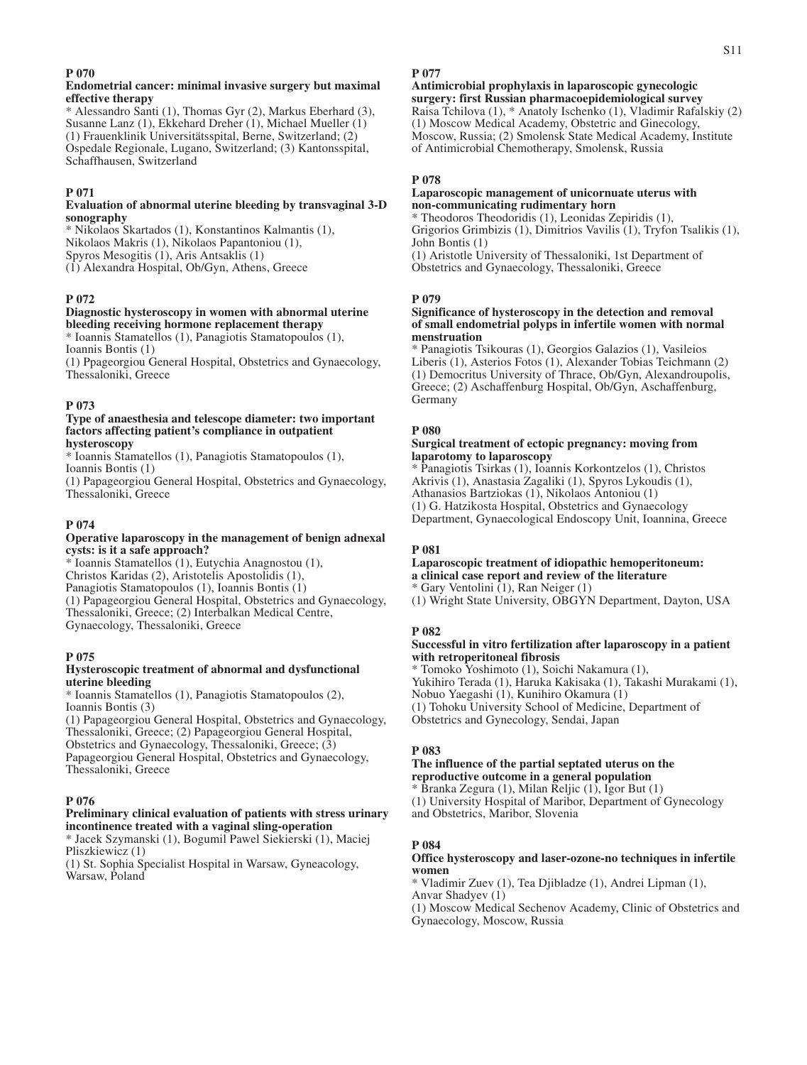**P 070**

**Endometrial cancer: minimal invasive surgery but maximal effective therapy**

* Alessandro Santi (1), Thomas Gyr (2), Markus Eberhard (3), Susanne Lanz (1), Ekkehard Dreher (1), Michael Mueller (1)
(1) Frauenklinik Universitätsspital, Berne, Switzerland; (2) Ospedale Regionale, Lugano, Switzerland; (3) Kantonsspital, Schaffhausen, Switzerland

**P 071**

**Evaluation of abnormal uterine bleeding by transvaginal 3-D sonography**

* Nikolaos Skartados (1), Konstantinos Kalmantis (1), Nikolaos Makris (1), Nikolaos Papantoniou (1), Spyros Mesogitis (1), Aris Antsaklis (1)
(1) Alexandra Hospital, Ob/Gyn, Athens, Greece

**P 072**

**Diagnostic hysteroscopy in women with abnormal uterine bleeding receiving hormone replacement therapy**

* Ioannis Stamatellos (1), Panagiotis Stamatopoulos (1), Ioannis Bontis (1)
(1) Ppageorgiou General Hospital, Obstetrics and Gynaecology, Thessaloniki, Greece

**P 073**

**Type of anaesthesia and telescope diameter: two important factors affecting patient's compliance in outpatient hysteroscopy**

* Ioannis Stamatellos (1), Panagiotis Stamatopoulos (1), Ioannis Bontis (1)
(1) Papageorgiou General Hospital, Obstetrics and Gynaecology, Thessaloniki, Greece

**P 074**

**Operative laparoscopy in the management of benign adnexal cysts: is it a safe approach?**

* Ioannis Stamatellos (1), Eutychia Anagnostou (1), Christos Karidas (2), Aristotelis Apostolidis (1), Panagiotis Stamatopoulos (1), Ioannis Bontis (1)
(1) Papageorgiou General Hospital, Obstetrics and Gynaecology, Thessaloniki, Greece; (2) Interbalkan Medical Centre, Gynaecology, Thessaloniki, Greece

**P 075**

**Hysteroscopic treatment of abnormal and dysfunctional uterine bleeding**

* Ioannis Stamatellos (1), Panagiotis Stamatopoulos (2), Ioannis Bontis (3)
(1) Papageorgiou General Hospital, Obstetrics and Gynaecology, Thessaloniki, Greece; (2) Papageorgiou General Hospital, Obstetrics and Gynaecology, Thessaloniki, Greece; (3) Papageorgiou General Hospital, Obstetrics and Gynaecology, Thessaloniki, Greece

**P 076**

**Preliminary clinical evaluation of patients with stress urinary incontinence treated with a vaginal sling-operation**

* Jacek Szymanski (1), Bogumil Pawel Siekierski (1), Maciej Pliszkiewicz (1)
(1) St. Sophia Specialist Hospital in Warsaw, Gyneacology, Warsaw, Poland

**P 077**

**Antimicrobial prophylaxis in laparoscopic gynecologic surgery: first Russian pharmacoepidemiological survey**

Raisa Tchilova (1), * Anatoly Ischenko (1), Vladimir Rafalskiy (2)
(1) Moscow Medical Academy, Obstetric and Ginecology, Moscow, Russia; (2) Smolensk State Medical Academy, Institute of Antimicrobial Chemotherapy, Smolensk, Russia

**P 078**

**Laparoscopic management of unicornuate uterus with non-communicating rudimentary horn**

* Theodoros Theodoridis (1), Leonidas Zepiridis (1), Grigorios Grimbizis (1), Dimitrios Vavilis (1), Tryfon Tsalikis (1), John Bontis (1)
(1) Aristotle University of Thessaloniki, 1st Department of Obstetrics and Gynaecology, Thessaloniki, Greece

**P 079**

**Significance of hysteroscopy in the detection and removal of small endometrial polyps in infertile women with normal menstruation**

* Panagiotis Tsikouras (1), Georgios Galazios (1), Vasileios Liberis (1), Asterios Fotos (1), Alexander Tobias Teichmann (2)
(1) Democritus University of Thrace, Ob/Gyn, Alexandroupolis, Greece; (2) Aschaffenburg Hospital, Ob/Gyn, Aschaffenburg, Germany

**P 080**

**Surgical treatment of ectopic pregnancy: moving from laparotomy to laparoscopy**

* Panagiotis Tsirkas (1), Ioannis Korkontzelos (1), Christos Akrivis (1), Anastasia Zagaliki (1), Spyros Lykoudis (1), Athanasios Bartziokas (1), Nikolaos Antoniou (1)
(1) G. Hatzikosta Hospital, Obstetrics and Gynaecology Department, Gynaecological Endoscopy Unit, Ioannina, Greece

**P 081**

**Laparoscopic treatment of idiopathic hemoperitoneum: a clinical case report and review of the literature**

* Gary Ventolini (1), Ran Neiger (1)
(1) Wright State University, OBGYN Department, Dayton, USA

**P 082**

**Successful in vitro fertilization after laparoscopy in a patient with retroperitoneal fibrosis**

* Tomoko Yoshimoto (1), Soichi Nakamura (1), Yukihiro Terada (1), Haruka Kakisaka (1), Takashi Murakami (1), Nobuo Yaegashi (1), Kunihiro Okamura (1)
(1) Tohoku University School of Medicine, Department of Obstetrics and Gynecology, Sendai, Japan

**P 083**

**The influence of the partial septated uterus on the reproductive outcome in a general population**

* Branka Zegura (1), Milan Reljic (1), Igor But (1)
(1) University Hospital of Maribor, Department of Gynecology and Obstetrics, Maribor, Slovenia

**P 084**

**Office hysteroscopy and laser-ozone-no techniques in infertile women**

* Vladimir Zuev (1), Tea Djibladze (1), Andrei Lipman (1), Anvar Shadyev (1)
(1) Moscow Medical Sechenov Academy, Clinic of Obstetrics and Gynaecology, Moscow, Russia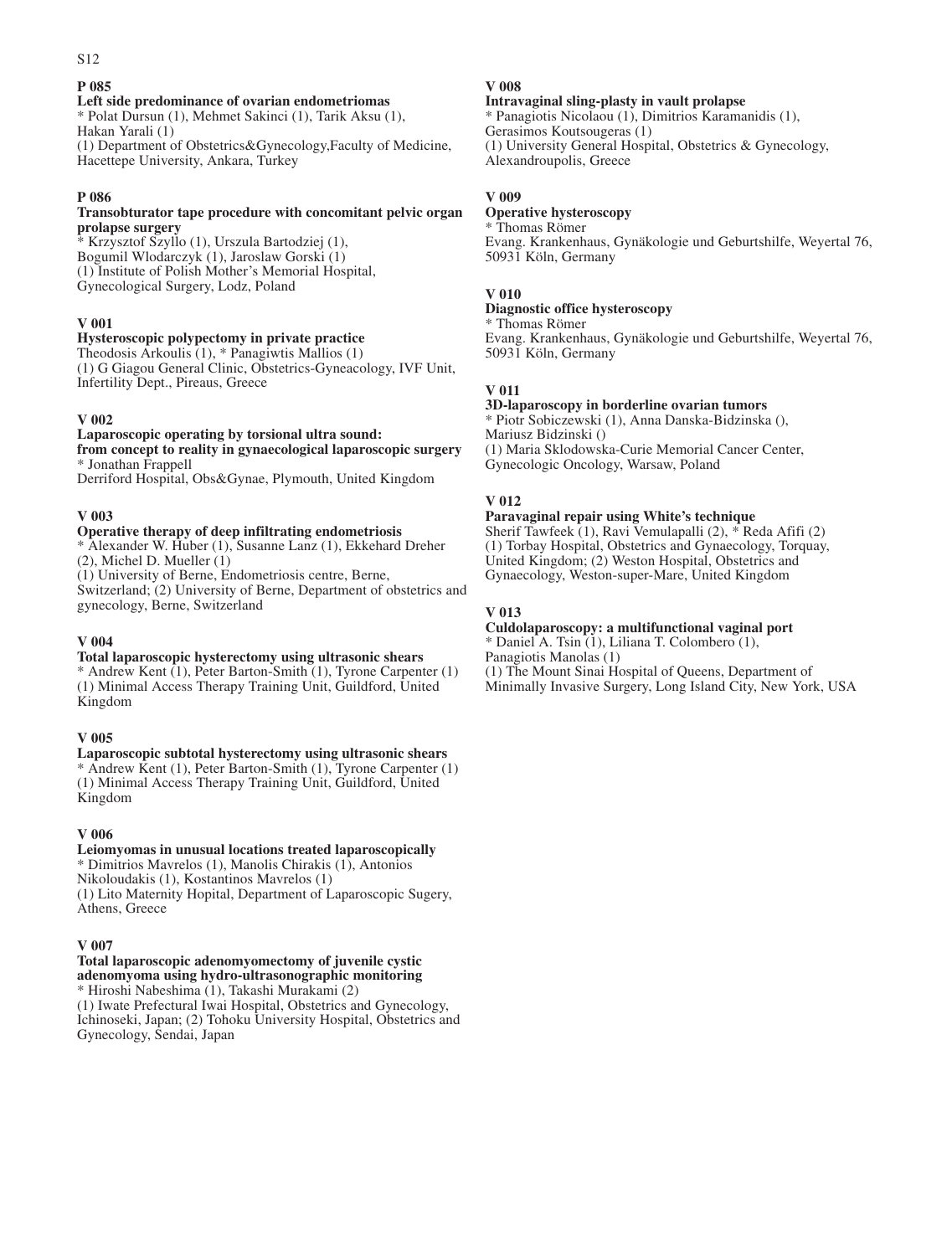### P 085

**Left side predominance of ovarian endometriomas**

* Polat Dursun (1), Mehmet Sakinci (1), Tarik Aksu (1), Hakan Yarali (1)
(1) Department of Obstetrics&Gynecology,Faculty of Medicine, Hacettepe University, Ankara, Turkey

### P 086

**Transobturator tape procedure with concomitant pelvic organ prolapse surgery**

* Krzysztof Szyllo (1), Urszula Bartodziej (1), Bogumil Wlodarczyk (1), Jaroslaw Gorski (1)
(1) Institute of Polish Mother's Memorial Hospital, Gynecological Surgery, Lodz, Poland

### V 001

**Hysteroscopic polypectomy in private practice**

Theodosis Arkoulis (1), * Panagiwtis Mallios (1)
(1) G Giagou General Clinic, Obstetrics-Gyneacology, IVF Unit, Infertility Dept., Pireaus, Greece

### V 002

**Laparoscopic operating by torsional ultra sound: from concept to reality in gynaecological laparoscopic surgery**

* Jonathan Frappell
Derriford Hospital, Obs&Gynae, Plymouth, United Kingdom

### V 003

**Operative therapy of deep infiltrating endometriosis**

* Alexander W. Huber (1), Susanne Lanz (1), Ekkehard Dreher (2), Michel D. Mueller (1)
(1) University of Berne, Endometriosis centre, Berne, Switzerland; (2) University of Berne, Department of obstetrics and gynecology, Berne, Switzerland

### V 004

**Total laparoscopic hysterectomy using ultrasonic shears**

* Andrew Kent (1), Peter Barton-Smith (1), Tyrone Carpenter (1)
(1) Minimal Access Therapy Training Unit, Guildford, United Kingdom

### V 005

**Laparoscopic subtotal hysterectomy using ultrasonic shears**

* Andrew Kent (1), Peter Barton-Smith (1), Tyrone Carpenter (1)
(1) Minimal Access Therapy Training Unit, Guildford, United Kingdom

### V 006

**Leiomyomas in unusual locations treated laparoscopically**

* Dimitrios Mavrelos (1), Manolis Chirakis (1), Antonios Nikoloudakis (1), Kostantinos Mavrelos (1)
(1) Lito Maternity Hopital, Department of Laparoscopic Sugery, Athens, Greece

### V 007

**Total laparoscopic adenomyomectomy of juvenile cystic adenomyoma using hydro-ultrasonographic monitoring**

* Hiroshi Nabeshima (1), Takashi Murakami (2)
(1) Iwate Prefectural Iwai Hospital, Obstetrics and Gynecology, Ichinoseki, Japan; (2) Tohoku University Hospital, Obstetrics and Gynecology, Sendai, Japan

### V 008

**Intravaginal sling-plasty in vault prolapse**

* Panagiotis Nicolaou (1), Dimitrios Karamanidis (1), Gerasimos Koutsougeras (1)
(1) University General Hospital, Obstetrics & Gynecology, Alexandroupolis, Greece

### V 009

**Operative hysteroscopy**

* Thomas Römer
Evang. Krankenhaus, Gynäkologie und Geburtshilfe, Weyertal 76, 50931 Köln, Germany

### V 010

**Diagnostic office hysteroscopy**

* Thomas Römer
Evang. Krankenhaus, Gynäkologie und Geburtshilfe, Weyertal 76, 50931 Köln, Germany

### V 011

**3D-laparoscopy in borderline ovarian tumors**

* Piotr Sobiczewski (1), Anna Danska-Bidzinska (), Mariusz Bidzinski ()
(1) Maria Sklodowska-Curie Memorial Cancer Center, Gynecologic Oncology, Warsaw, Poland

### V 012

**Paravaginal repair using White's technique**

Sherif Tawfeek (1), Ravi Vemulapalli (2), * Reda Afifi (2)
(1) Torbay Hospital, Obstetrics and Gynaecology, Torquay, United Kingdom; (2) Weston Hospital, Obstetrics and Gynaecology, Weston-super-Mare, United Kingdom

### V 013

**Culdolaparoscopy: a multifunctional vaginal port**

* Daniel A. Tsin (1), Liliana T. Colombero (1), Panagiotis Manolas (1)
(1) The Mount Sinai Hospital of Queens, Department of Minimally Invasive Surgery, Long Island City, New York, USA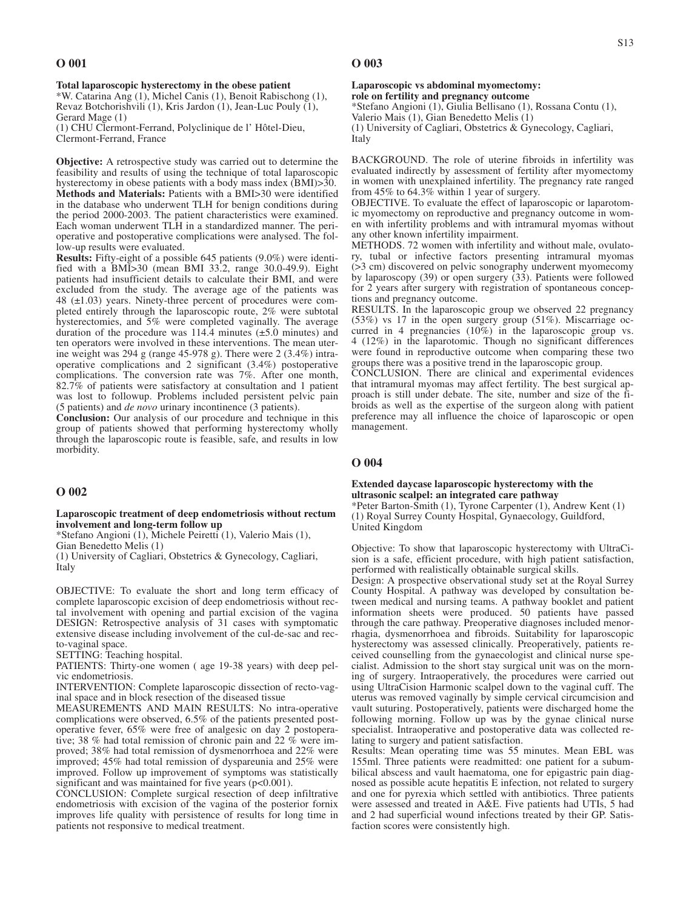## O 001

**Total laparoscopic hysterectomy in the obese patient**

*W. Catarina Ang (1), Michel Canis (1), Benoit Rabischong (1), Revaz Botchorishvili (1), Kris Jardon (1), Jean-Luc Pouly (1), Gerard Mage (1)
(1) CHU Clermont-Ferrand, Polyclinique de l' Hôtel-Dieu, Clermont-Ferrand, France

**Objective:** A retrospective study was carried out to determine the feasibility and results of using the technique of total laparoscopic hysterectomy in obese patients with a body mass index (BMI)>30.
**Methods and Materials:** Patients with a BMI>30 were identified in the database who underwent TLH for benign conditions during the period 2000-2003. The patient characteristics were examined. Each woman underwent TLH in a standardized manner. The perioperative and postoperative complications were analysed. The follow-up results were evaluated.
**Results:** Fifty-eight of a possible 645 patients (9.0%) were identified with a BMI>30 (mean BMI 33.2, range 30.0-49.9). Eight patients had insufficient details to calculate their BMI, and were excluded from the study. The average age of the patients was 48 (±1.03) years. Ninety-three percent of procedures were completed entirely through the laparoscopic route, 2% were subtotal hysterectomies, and 5% were completed vaginally. The average duration of the procedure was 114.4 minutes (±5.0 minutes) and ten operators were involved in these interventions. The mean uterine weight was 294 g (range 45-978 g). There were 2 (3.4%) intraoperative complications and 2 significant (3.4%) postoperative complications. The conversion rate was 7%. After one month, 82.7% of patients were satisfactory at consultation and 1 patient was lost to followup. Problems included persistent pelvic pain (5 patients) and *de novo* urinary incontinence (3 patients).
**Conclusion:** Our analysis of our procedure and technique in this group of patients showed that performing hysterectomy wholly through the laparoscopic route is feasible, safe, and results in low morbidity.

## O 002

**Laparoscopic treatment of deep endometriosis without rectum involvement and long-term follow up**

*Stefano Angioni (1), Michele Peiretti (1), Valerio Mais (1), Gian Benedetto Melis (1)
(1) University of Cagliari, Obstetrics & Gynecology, Cagliari, Italy

OBJECTIVE: To evaluate the short and long term efficacy of complete laparoscopic excision of deep endometriosis without rectal involvement with opening and partial excision of the vagina
DESIGN: Retrospective analysis of 31 cases with symptomatic extensive disease including involvement of the cul-de-sac and recto-vaginal space.
SETTING: Teaching hospital.
PATIENTS: Thirty-one women ( age 19-38 years) with deep pelvic endometriosis.
INTERVENTION: Complete laparoscopic dissection of recto-vaginal space and in block resection of the diseased tissue
MEASUREMENTS AND MAIN RESULTS: No intra-operative complications were observed, 6.5% of the patients presented post-operative fever, 65% were free of analgesic on day 2 postoperative; 38 % had total remission of chronic pain and 22 % were improved; 38% had total remission of dysmenorrhoea and 22% were improved; 45% had total remission of dyspareunia and 25% were improved. Follow up improvement of symptoms was statistically significant and was maintained for five years ($p<0.001$).
CONCLUSION: Complete surgical resection of deep infiltrative endometriosis with excision of the vagina of the posterior fornix improves life quality with persistence of results for long time in patients not responsive to medical treatment.

## O 003

**Laparoscopic vs abdominal myomectomy: role on fertility and pregnancy outcome**

*Stefano Angioni (1), Giulia Bellisano (1), Rossana Contu (1), Valerio Mais (1), Gian Benedetto Melis (1)
(1) University of Cagliari, Obstetrics & Gynecology, Cagliari, Italy

BACKGROUND. The role of uterine fibroids in infertility was evaluated indirectly by assessment of fertility after myomectomy in women with unexplained infertility. The pregnancy rate ranged from 45% to 64.3% within 1 year of surgery.
OBJECTIVE. To evaluate the effect of laparoscopic or laparotomic myomectomy on reproductive and pregnancy outcome in women with infertility problems and with intramural myomas without any other known infertility impairment.
METHODS. 72 women with infertility and without male, ovulatory, tubal or infective factors presenting intramural myomas (>3 cm) discovered on pelvic sonography underwent myomecomy by laparoscopy (39) or open surgery (33). Patients were followed for 2 years after surgery with registration of spontaneous conceptions and pregnancy outcome.
RESULTS. In the laparoscopic group we observed 22 pregnancy (53%) vs 17 in the open surgery group (51%). Miscarriage occurred in 4 pregnancies (10%) in the laparoscopic group vs. 4 (12%) in the laparotomic. Though no significant differences were found in reproductive outcome when comparing these two groups there was a positive trend in the laparoscopic group.
CONCLUSION. There are clinical and experimental evidences that intramural myomas may affect fertility. The best surgical approach is still under debate. The site, number and size of the fibroids as well as the expertise of the surgeon along with patient preference may all influence the choice of laparoscopic or open management.

## O 004

**Extended daycase laparoscopic hysterectomy with the ultrasonic scalpel: an integrated care pathway**

*Peter Barton-Smith (1), Tyrone Carpenter (1), Andrew Kent (1)
(1) Royal Surrey County Hospital, Gynaecology, Guildford, United Kingdom

Objective: To show that laparoscopic hysterectomy with UltraCision is a safe, efficient procedure, with high patient satisfaction, performed with realistically obtainable surgical skills.
Design: A prospective observational study set at the Royal Surrey County Hospital. A pathway was developed by consultation between medical and nursing teams. A pathway booklet and patient information sheets were produced. 50 patients have passed through the care pathway. Preoperative diagnoses included menorrhagia, dysmenorrhoea and fibroids. Suitability for laparoscopic hysterectomy was assessed clinically. Preoperatively, patients received counselling from the gynaecologist and clinical nurse specialist. Admission to the short stay surgical unit was on the morning of surgery. Intraoperatively, the procedures were carried out using UltraCision Harmonic scalpel down to the vaginal cuff. The uterus was removed vaginally by simple cervical circumcision and vault suturing. Postoperatively, patients were discharged home the following morning. Follow up was by the gynae clinical nurse specialist. Intraoperative and postoperative data was collected relating to surgery and patient satisfaction.
Results: Mean operating time was 55 minutes. Mean EBL was 155ml. Three patients were readmitted: one patient for a subumbilical abscess and vault haematoma, one for epigastric pain diagnosed as possible acute hepatitis E infection, not related to surgery and one for pyrexia which settled with antibiotics. Three patients were assessed and treated in A&E. Five patients had UTIs, 5 had and 2 had superficial wound infections treated by their GP. Satisfaction scores were consistently high.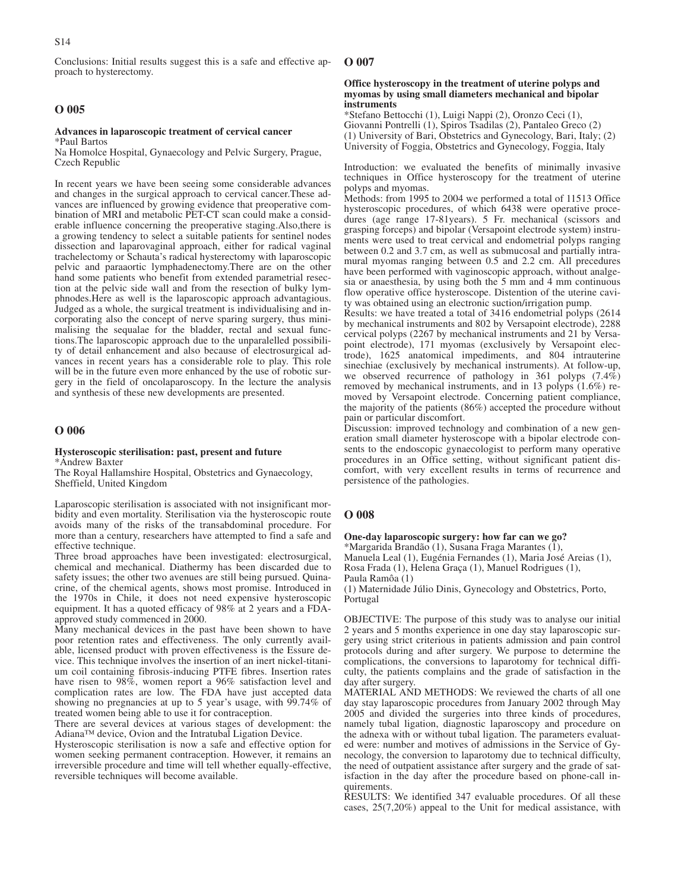Conclusions: Initial results suggest this is a safe and effective approach to hysterectomy.

## O 005

**Advances in laparoscopic treatment of cervical cancer**
*Paul Bartos
Na Homolce Hospital, Gynaecology and Pelvic Surgery, Prague, Czech Republic

In recent years we have been seeing some considerable advances and changes in the surgical approach to cervical cancer.These advances are influenced by growing evidence that preoperative combination of MRI and metabolic PET-CT scan could make a considerable influence concerning the preoperative staging.Also,there is a growing tendency to select a suitable patients for sentinel nodes dissection and laparovaginal approach, either for radical vaginal trachelectomy or Schauta's radical hysterectomy with laparoscopic pelvic and paraaortic lymphadenectomy.There are on the other hand some patients who benefit from extended parametrial resection at the pelvic side wall and from the resection of bulky lymphnodes.Here as well is the laparoscopic approach advantagious. Judged as a whole, the surgical treatment is individualising and incorporating also the concept of nerve sparing surgery, thus minimalising the sequalae for the bladder, rectal and sexual functions.The laparoscopic approach due to the unparalelled possibility of detail enhancement and also because of electrosurgical advances in recent years has a considerable role to play. This role will be in the future even more enhanced by the use of robotic surgery in the field of oncolaparoscopy. In the lecture the analysis and synthesis of these new developments are presented.

## O 006

**Hysteroscopic sterilisation: past, present and future**
*Andrew Baxter
The Royal Hallamshire Hospital, Obstetrics and Gynaecology, Sheffield, United Kingdom

Laparoscopic sterilisation is associated with not insignificant morbidity and even mortality. Sterilisation via the hysteroscopic route avoids many of the risks of the transabdominal procedure. For more than a century, researchers have attempted to find a safe and effective technique.

Three broad approaches have been investigated: electrosurgical, chemical and mechanical. Diathermy has been discarded due to safety issues; the other two avenues are still being pursued. Quinacrine, of the chemical agents, shows most promise. Introduced in the 1970s in Chile, it does not need expensive hysteroscopic equipment. It has a quoted efficacy of 98% at 2 years and a FDA-approved study commenced in 2000.

Many mechanical devices in the past have been shown to have poor retention rates and effectiveness. The only currently available, licensed product with proven effectiveness is the Essure device. This technique involves the insertion of an inert nickel-titanium coil containing fibrosis-inducing PTFE fibres. Insertion rates have risen to 98%, women report a 96% satisfaction level and complication rates are low. The FDA have just accepted data showing no pregnancies at up to 5 year's usage, with 99.74% of treated women being able to use it for contraception.

There are several devices at various stages of development: the Adiana™ device, Ovion and the Intratubal Ligation Device.

Hysteroscopic sterilisation is now a safe and effective option for women seeking permanent contraception. However, it remains an irreversible procedure and time will tell whether equally-effective, reversible techniques will become available.

## O 007

**Office hysteroscopy in the treatment of uterine polyps and myomas by using small diameters mechanical and bipolar instruments**
*Stefano Bettocchi (1), Luigi Nappi (2), Oronzo Ceci (1), Giovanni Pontrelli (1), Spiros Tsadilas (2), Pantaleo Greco (2)
(1) University of Bari, Obstetrics and Gynecology, Bari, Italy; (2) University of Foggia, Obstetrics and Gynecology, Foggia, Italy

Introduction: we evaluated the benefits of minimally invasive techniques in Office hysteroscopy for the treatment of uterine polyps and myomas.

Methods: from 1995 to 2004 we performed a total of 11513 Office hysteroscopic procedures, of which 6438 were operative procedures (age range 17-81years). 5 Fr. mechanical (scissors and grasping forceps) and bipolar (Versapoint electrode system) instruments were used to treat cervical and endometrial polyps ranging between 0.2 and 3.7 cm, as well as submucosal and partially intramural myomas ranging between 0.5 and 2.2 cm. All precedures have been performed with vaginoscopic approach, without analgesia or anaesthesia, by using both the 5 mm and 4 mm continuous flow operative office hysteroscope. Distention of the uterine cavity was obtained using an electronic suction/irrigation pump.

Results: we have treated a total of 3416 endometrial polyps (2614 by mechanical instruments and 802 by Versapoint electrode), 2288 cervical polyps (2267 by mechanical instruments and 21 by Versapoint electrode), 171 myomas (exclusively by Versapoint electrode), 1625 anatomical impediments, and 804 intrauterine sinechiae (exclusively by mechanical instruments). At follow-up, we observed recurrence of pathology in 361 polyps (7.4%) removed by mechanical instruments, and in 13 polyps (1.6%) removed by Versapoint electrode. Concerning patient compliance, the majority of the patients (86%) accepted the procedure without pain or particular discomfort.

Discussion: improved technology and combination of a new generation small diameter hysteroscope with a bipolar electrode consents to the endoscopic gynaecologist to perform many operative procedures in an Office setting, without significant patient discomfort, with very excellent results in terms of recurrence and persistence of the pathologies.

## O 008

**One-day laparoscopic surgery: how far can we go?**
*Margarida Brandão (1), Susana Fraga Marantes (1), Manuela Leal (1), Eugénia Fernandes (1), Maria José Areias (1), Rosa Frada (1), Helena Graça (1), Manuel Rodrigues (1), Paula Ramôa (1)
(1) Maternidade Júlio Dinis, Gynecology and Obstetrics, Porto, Portugal

OBJECTIVE: The purpose of this study was to analyse our initial 2 years and 5 months experience in one day stay laparoscopic surgery using strict criterious in patients admission and pain control protocols during and after surgery. We purpose to determine the complications, the conversions to laparotomy for technical difficulty, the patients complains and the grade of satisfaction in the day after surgery.

MATERIAL AND METHODS: We reviewed the charts of all one day stay laparoscopic procedures from January 2002 through May 2005 and divided the surgeries into three kinds of procedures, namely tubal ligation, diagnostic laparoscopy and procedure on the adnexa with or without tubal ligation. The parameters evaluated were: number and motives of admissions in the Service of Gynecology, the conversion to laparotomy due to technical difficulty, the need of outpatient assistance after surgery and the grade of satisfaction in the day after the procedure based on phone-call inquirements.

RESULTS: We identified 347 evaluable procedures. Of all these cases, 25(7,20%) appeal to the Unit for medical assistance, with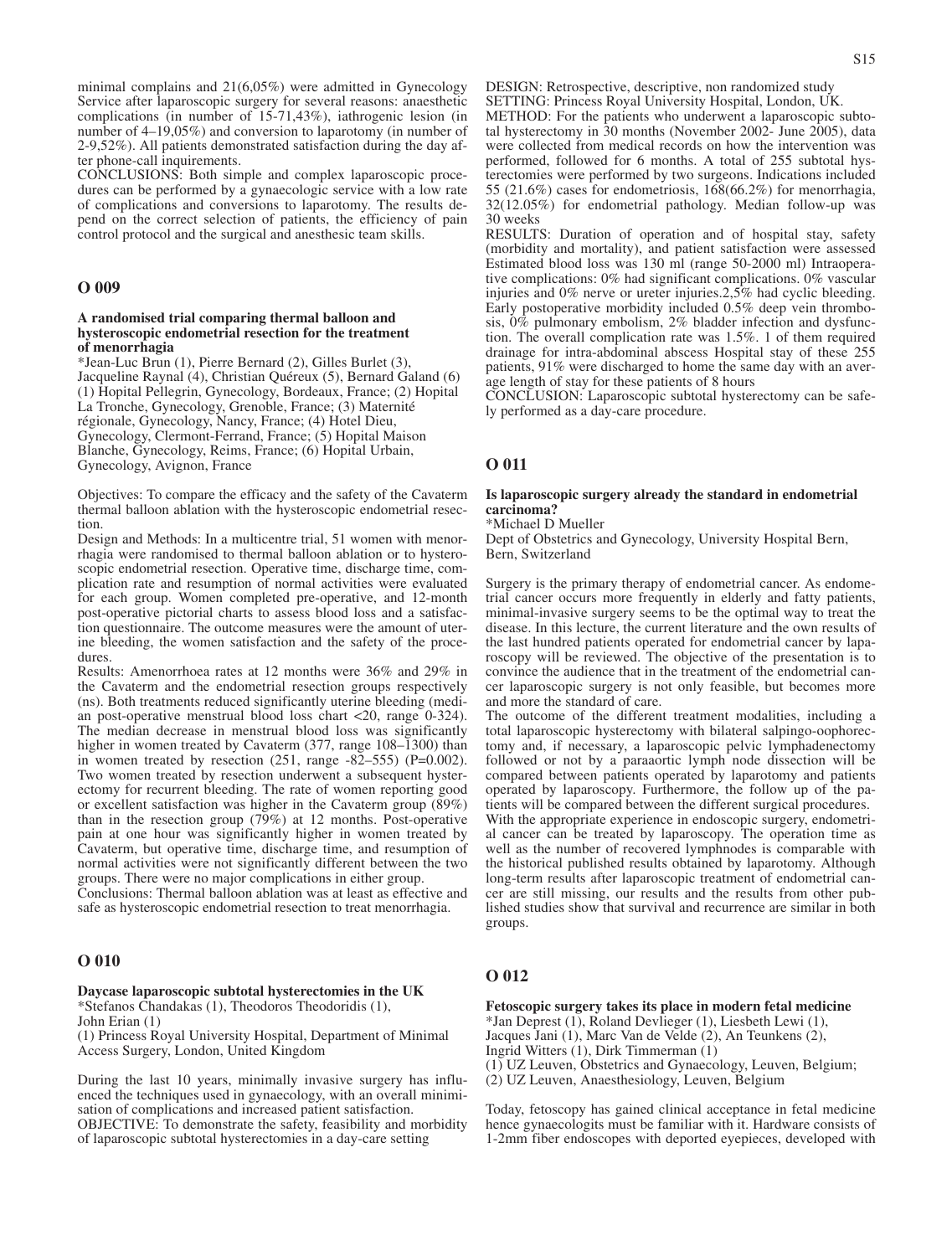minimal complains and 21(6,05%) were admitted in Gynecology Service after laparoscopic surgery for several reasons: anaesthetic complications (in number of 15-71,43%), iathrogenic lesion (in number of 4–19,05%) and conversion to laparotomy (in number of 2-9,52%). All patients demonstrated satisfaction during the day after phone-call inquirements.

CONCLUSIONS: Both simple and complex laparoscopic procedures can be performed by a gynaecologic service with a low rate of complications and conversions to laparotomy. The results depend on the correct selection of patients, the efficiency of pain control protocol and the surgical and anesthesic team skills.

## O 009

### A randomised trial comparing thermal balloon and hysteroscopic endometrial resection for the treatment of menorrhagia

*Jean-Luc Brun (1), Pierre Bernard (2), Gilles Burlet (3), Jacqueline Raynal (4), Christian Quéreux (5), Bernard Galand (6)
(1) Hopital Pellegrin, Gynecology, Bordeaux, France; (2) Hopital La Tronche, Gynecology, Grenoble, France; (3) Maternité régionale, Gynecology, Nancy, France; (4) Hotel Dieu, Gynecology, Clermont-Ferrand, France; (5) Hopital Maison Blanche, Gynecology, Reims, France; (6) Hopital Urbain, Gynecology, Avignon, France

Objectives: To compare the efficacy and the safety of the Cavaterm thermal balloon ablation with the hysteroscopic endometrial resection.

Design and Methods: In a multicentre trial, 51 women with menorrhagia were randomised to thermal balloon ablation or to hysteroscopic endometrial resection. Operative time, discharge time, complication rate and resumption of normal activities were evaluated for each group. Women completed pre-operative, and 12-month post-operative pictorial charts to assess blood loss and a satisfaction questionnaire. The outcome measures were the amount of uterine bleeding, the women satisfaction and the safety of the procedures.

Results: Amenorrhoea rates at 12 months were 36% and 29% in the Cavaterm and the endometrial resection groups respectively (ns). Both treatments reduced significantly uterine bleeding (median post-operative menstrual blood loss chart <20, range 0-324). The median decrease in menstrual blood loss was significantly higher in women treated by Cavaterm (377, range 108–1300) than in women treated by resection (251, range -82–555) (P=0.002). Two women treated by resection underwent a subsequent hysterectomy for recurrent bleeding. The rate of women reporting good or excellent satisfaction was higher in the Cavaterm group (89%) than in the resection group (79%) at 12 months. Post-operative pain at one hour was significantly higher in women treated by Cavaterm, but operative time, discharge time, and resumption of normal activities were not significantly different between the two groups. There were no major complications in either group.

Conclusions: Thermal balloon ablation was at least as effective and safe as hysteroscopic endometrial resection to treat menorrhagia.

## O 010

### Daycase laparoscopic subtotal hysterectomies in the UK

*Stefanos Chandakas (1), Theodoros Theodoridis (1), John Erian (1)
(1) Princess Royal University Hospital, Department of Minimal Access Surgery, London, United Kingdom

During the last 10 years, minimally invasive surgery has influenced the techniques used in gynaecology, with an overall minimisation of complications and increased patient satisfaction.

OBJECTIVE: To demonstrate the safety, feasibility and morbidity of laparoscopic subtotal hysterectomies in a day-care setting

DESIGN: Retrospective, descriptive, non randomized study

SETTING: Princess Royal University Hospital, London, UK.

METHOD: For the patients who underwent a laparoscopic subtotal hysterectomy in 30 months (November 2002- June 2005), data were collected from medical records on how the intervention was performed, followed for 6 months. A total of 255 subtotal hysterectomies were performed by two surgeons. Indications included 55 (21.6%) cases for endometriosis, 168(66.2%) for menorrhagia, 32(12.05%) for endometrial pathology. Median follow-up was 30 weeks

RESULTS: Duration of operation and of hospital stay, safety (morbidity and mortality), and patient satisfaction were assessed Estimated blood loss was 130 ml (range 50-2000 ml) Intraoperative complications: 0% had significant complications. 0% vascular injuries and 0% nerve or ureter injuries.2,5% had cyclic bleeding. Early postoperative morbidity included 0.5% deep vein thrombosis, 0% pulmonary embolism, 2% bladder infection and dysfunction. The overall complication rate was 1.5%. 1 of them required drainage for intra-abdominal abscess Hospital stay of these 255 patients, 91% were discharged to home the same day with an average length of stay for these patients of 8 hours

CONCLUSION: Laparoscopic subtotal hysterectomy can be safely performed as a day-care procedure.

## O 011

### Is laparoscopic surgery already the standard in endometrial carcinoma?

*Michael D Mueller
Dept of Obstetrics and Gynecology, University Hospital Bern, Bern, Switzerland

Surgery is the primary therapy of endometrial cancer. As endometrial cancer occurs more frequently in elderly and fatty patients, minimal-invasive surgery seems to be the optimal way to treat the disease. In this lecture, the current literature and the own results of the last hundred patients operated for endometrial cancer by laparoscopy will be reviewed. The objective of the presentation is to convince the audience that in the treatment of the endometrial cancer laparoscopic surgery is not only feasible, but becomes more and more the standard of care.

The outcome of the different treatment modalities, including a total laparoscopic hysterectomy with bilateral salpingo-oophorectomy and, if necessary, a laparoscopic pelvic lymphadenectomy followed or not by a paraaortic lymph node dissection will be compared between patients operated by laparotomy and patients operated by laparoscopy. Furthermore, the follow up of the patients will be compared between the different surgical procedures.

With the appropriate experience in endoscopic surgery, endometrial cancer can be treated by laparoscopy. The operation time as well as the number of recovered lymphnodes is comparable with the historical published results obtained by laparotomy. Although long-term results after laparoscopic treatment of endometrial cancer are still missing, our results and the results from other published studies show that survival and recurrence are similar in both groups.

## O 012

### Fetoscopic surgery takes its place in modern fetal medicine

*Jan Deprest (1), Roland Devlieger (1), Liesbeth Lewi (1), Jacques Jani (1), Marc Van de Velde (2), An Teunkens (2), Ingrid Witters (1), Dirk Timmerman (1)
(1) UZ Leuven, Obstetrics and Gynaecology, Leuven, Belgium; (2) UZ Leuven, Anaesthesiology, Leuven, Belgium

Today, fetoscopy has gained clinical acceptance in fetal medicine hence gynaecologits must be familiar with it. Hardware consists of 1-2mm fiber endoscopes with deported eyepieces, developed with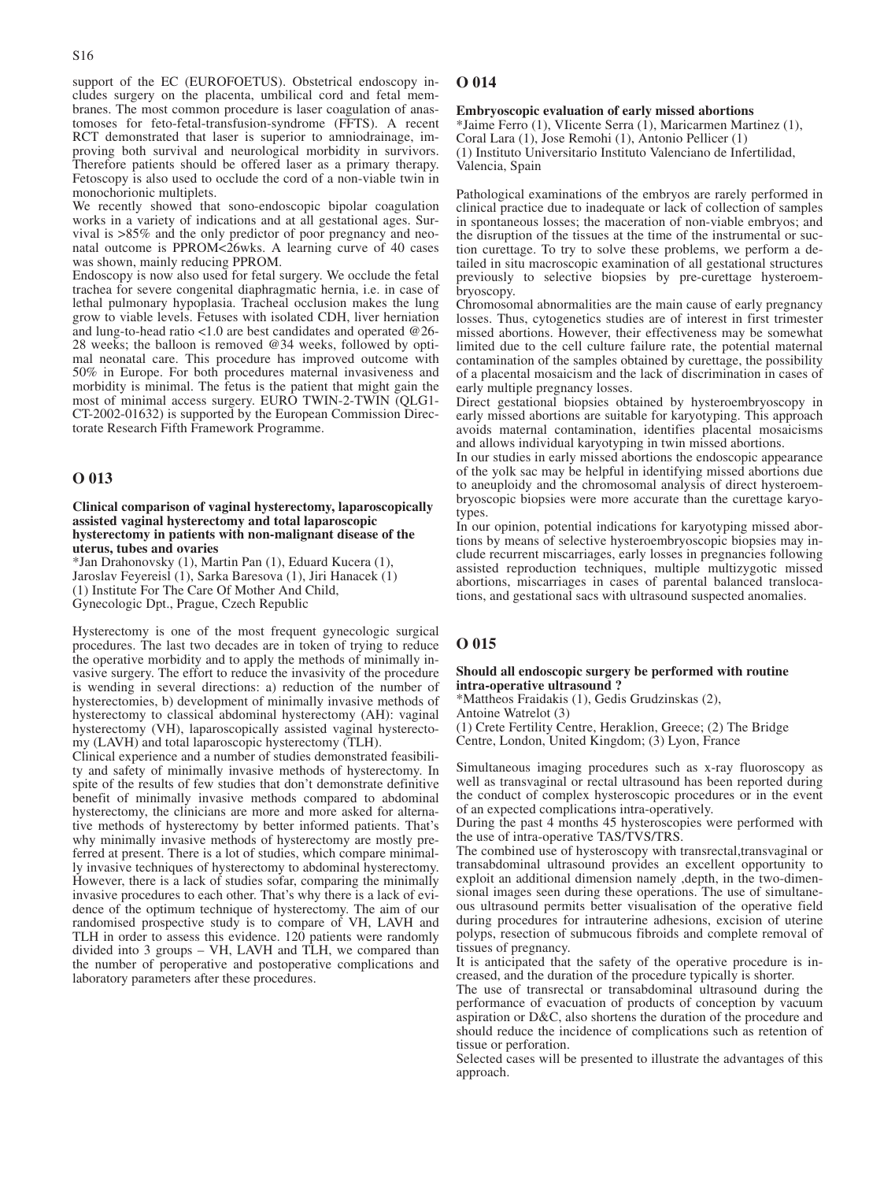support of the EC (EUROFOETUS). Obstetrical endoscopy includes surgery on the placenta, umbilical cord and fetal membranes. The most common procedure is laser coagulation of anastomoses for feto-fetal-transfusion-syndrome (FFTS). A recent RCT demonstrated that laser is superior to amniodrainage, improving both survival and neurological morbidity in survivors. Therefore patients should be offered laser as a primary therapy. Fetoscopy is also used to occlude the cord of a non-viable twin in monochorionic multiplets.

We recently showed that sono-endoscopic bipolar coagulation works in a variety of indications and at all gestational ages. Survival is >85% and the only predictor of poor pregnancy and neonatal outcome is PPROM<26wks. A learning curve of 40 cases was shown, mainly reducing PPROM.

Endoscopy is now also used for fetal surgery. We occlude the fetal trachea for severe congenital diaphragmatic hernia, i.e. in case of lethal pulmonary hypoplasia. Tracheal occlusion makes the lung grow to viable levels. Fetuses with isolated CDH, liver herniation and lung-to-head ratio <1.0 are best candidates and operated @26-28 weeks; the balloon is removed @34 weeks, followed by optimal neonatal care. This procedure has improved outcome with 50% in Europe. For both procedures maternal invasiveness and morbidity is minimal. The fetus is the patient that might gain the most of minimal access surgery. EURO TWIN-2-TWIN (QLG1-CT-2002-01632) is supported by the European Commission Directorate Research Fifth Framework Programme.

## O 013

**Clinical comparison of vaginal hysterectomy, laparoscopically assisted vaginal hysterectomy and total laparoscopic hysterectomy in patients with non-malignant disease of the uterus, tubes and ovaries**

*Jan Drahonovsky (1), Martin Pan (1), Eduard Kucera (1), Jaroslav Feyereisl (1), Sarka Baresova (1), Jiri Hanacek (1)
(1) Institute For The Care Of Mother And Child, Gynecologic Dpt., Prague, Czech Republic

Hysterectomy is one of the most frequent gynecologic surgical procedures. The last two decades are in token of trying to reduce the operative morbidity and to apply the methods of minimally invasive surgery. The effort to reduce the invasivity of the procedure is wending in several directions: a) reduction of the number of hysterectomies, b) development of minimally invasive methods of hysterectomy to classical abdominal hysterectomy (AH): vaginal hysterectomy (VH), laparoscopically assisted vaginal hysterectomy (LAVH) and total laparoscopic hysterectomy (TLH).

Clinical experience and a number of studies demonstrated feasibility and safety of minimally invasive methods of hysterectomy. In spite of the results of few studies that don't demonstrate definitive benefit of minimally invasive methods compared to abdominal hysterectomy, the clinicians are more and more asked for alternative methods of hysterectomy by better informed patients. That's why minimally invasive methods of hysterectomy are mostly preferred at present. There is a lot of studies, which compare minimally invasive techniques of hysterectomy to abdominal hysterectomy. However, there is a lack of studies sofar, comparing the minimally invasive procedures to each other. That's why there is a lack of evidence of the optimum technique of hysterectomy. The aim of our randomised prospective study is to compare of VH, LAVH and TLH in order to assess this evidence. 120 patients were randomly divided into 3 groups – VH, LAVH and TLH, we compared than the number of peroperative and postoperative complications and laboratory parameters after these procedures.

## O 014

**Embryoscopic evaluation of early missed abortions**

*Jaime Ferro (1), VIicente Serra (1), Maricarmen Martinez (1), Coral Lara (1), Jose Remohi (1), Antonio Pellicer (1)
(1) Instituto Universitario Instituto Valenciano de Infertilidad, Valencia, Spain

Pathological examinations of the embryos are rarely performed in clinical practice due to inadequate or lack of collection of samples in spontaneous losses; the maceration of non-viable embryos; and the disruption of the tissues at the time of the instrumental or suction curettage. To try to solve these problems, we perform a detailed in situ macroscopic examination of all gestational structures previously to selective biopsies by pre-curettage hysteroembryoscopy.

Chromosomal abnormalities are the main cause of early pregnancy losses. Thus, cytogenetics studies are of interest in first trimester missed abortions. However, their effectiveness may be somewhat limited due to the cell culture failure rate, the potential maternal contamination of the samples obtained by curettage, the possibility of a placental mosaicism and the lack of discrimination in cases of early multiple pregnancy losses.

Direct gestational biopsies obtained by hysteroembryoscopy in early missed abortions are suitable for karyotyping. This approach avoids maternal contamination, identifies placental mosaicisms and allows individual karyotyping in twin missed abortions.

In our studies in early missed abortions the endoscopic appearance of the yolk sac may be helpful in identifying missed abortions due to aneuploidy and the chromosomal analysis of direct hysteroembryoscopic biopsies were more accurate than the curettage karyotypes.

In our opinion, potential indications for karyotyping missed abortions by means of selective hysteroembryoscopic biopsies may include recurrent miscarriages, early losses in pregnancies following assisted reproduction techniques, multiple multizygotic missed abortions, miscarriages in cases of parental balanced translocations, and gestational sacs with ultrasound suspected anomalies.

## O 015

**Should all endoscopic surgery be performed with routine intra-operative ultrasound ?**

*Mattheos Fraidakis (1), Gedis Grudzinskas (2), Antoine Watrelot (3)
(1) Crete Fertility Centre, Heraklion, Greece; (2) The Bridge Centre, London, United Kingdom; (3) Lyon, France

Simultaneous imaging procedures such as x-ray fluoroscopy as well as transvaginal or rectal ultrasound has been reported during the conduct of complex hysteroscopic procedures or in the event of an expected complications intra-operatively.

During the past 4 months 45 hysteroscopies were performed with the use of intra-operative TAS/TVS/TRS.

The combined use of hysteroscopy with transrectal,transvaginal or transabdominal ultrasound provides an excellent opportunity to exploit an additional dimension namely ,depth, in the two-dimensional images seen during these operations. The use of simultaneous ultrasound permits better visualisation of the operative field during procedures for intrauterine adhesions, excision of uterine polyps, resection of submucous fibroids and complete removal of tissues of pregnancy.

It is anticipated that the safety of the operative procedure is increased, and the duration of the procedure typically is shorter.

The use of transrectal or transabdominal ultrasound during the performance of evacuation of products of conception by vacuum aspiration or D&C, also shortens the duration of the procedure and should reduce the incidence of complications such as retention of tissue or perforation.

Selected cases will be presented to illustrate the advantages of this approach.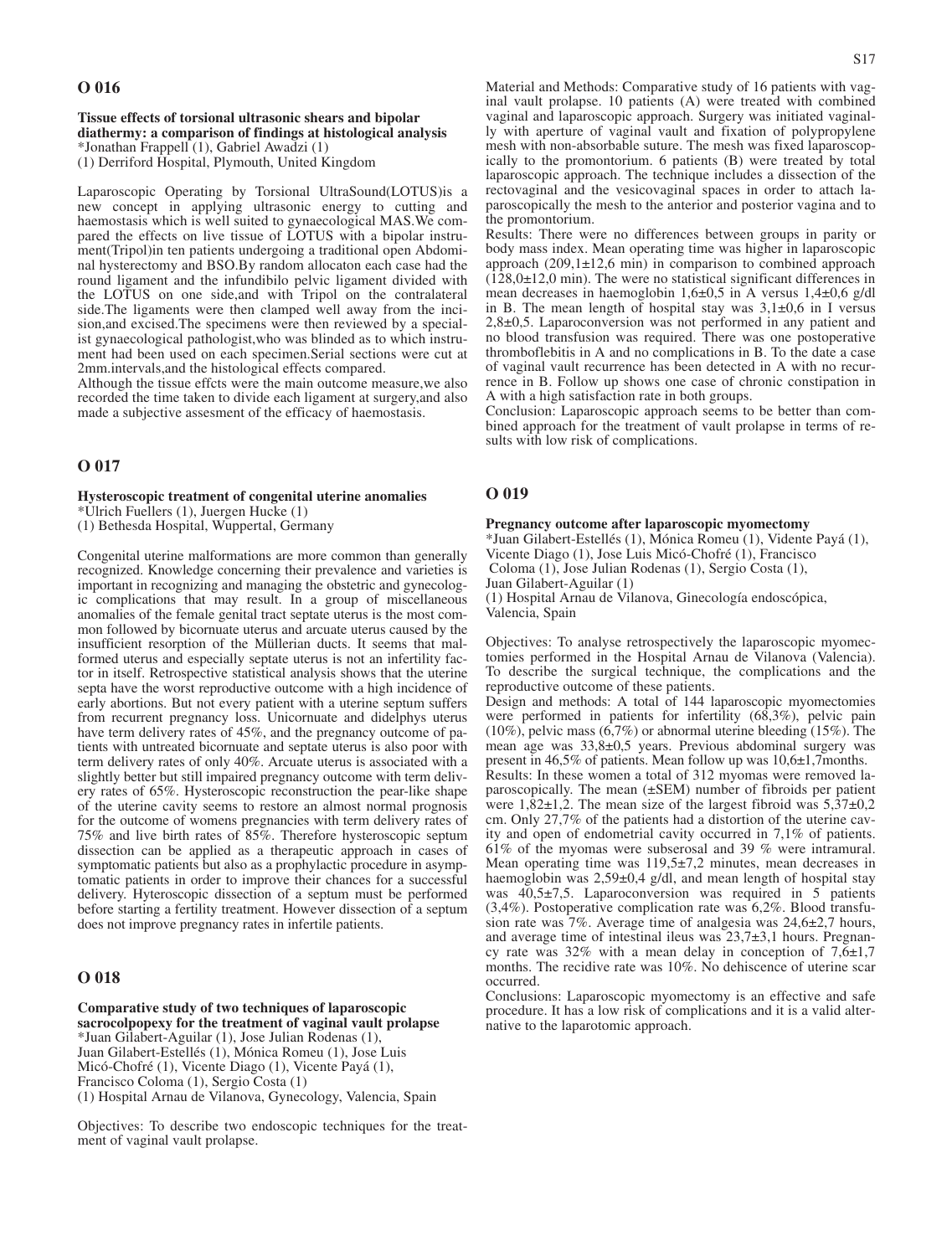## O 016

**Tissue effects of torsional ultrasonic shears and bipolar diathermy: a comparison of findings at histological analysis**
*Jonathan Frappell (1), Gabriel Awadzi (1)
(1) Derriford Hospital, Plymouth, United Kingdom

Laparoscopic Operating by Torsional UltraSound(LOTUS)is a new concept in applying ultrasonic energy to cutting and haemostasis which is well suited to gynaecological MAS.We compared the effects on live tissue of LOTUS with a bipolar instrument(Tripol)in ten patients undergoing a traditional open Abdominal hysterectomy and BSO.By random allocaton each case had the round ligament and the infundibilo pelvic ligament divided with the LOTUS on one side,and with Tripol on the contralateral side.The ligaments were then clamped well away from the incision,and excised.The specimens were then reviewed by a specialist gynaecological pathologist,who was blinded as to which instrument had been used on each specimen.Serial sections were cut at 2mm.intervals,and the histological effects compared.

Although the tissue effcts were the main outcome measure,we also recorded the time taken to divide each ligament at surgery,and also made a subjective assesment of the efficacy of haemostasis.

## O 017

**Hysteroscopic treatment of congenital uterine anomalies**
*Ulrich Fuellers (1), Juergen Hucke (1)
(1) Bethesda Hospital, Wuppertal, Germany

Congenital uterine malformations are more common than generally recognized. Knowledge concerning their prevalence and varieties is important in recognizing and managing the obstetric and gynecologic complications that may result. In a group of miscellaneous anomalies of the female genital tract septate uterus is the most common followed by bicornuate uterus and arcuate uterus caused by the insufficient resorption of the Müllerian ducts. It seems that malformed uterus and especially septate uterus is not an infertility factor in itself. Retrospective statistical analysis shows that the uterine septa have the worst reproductive outcome with a high incidence of early abortions. But not every patient with a uterine septum suffers from recurrent pregnancy loss. Unicornuate and didelphys uterus have term delivery rates of 45%, and the pregnancy outcome of patients with untreated bicornuate and septate uterus is also poor with term delivery rates of only 40%. Arcuate uterus is associated with a slightly better but still impaired pregnancy outcome with term delivery rates of 65%. Hysteroscopic reconstruction the pear-like shape of the uterine cavity seems to restore an almost normal prognosis for the outcome of womens pregnancies with term delivery rates of 75% and live birth rates of 85%. Therefore hysteroscopic septum dissection can be applied as a therapeutic approach in cases of symptomatic patients but also as a prophylactic procedure in asymptomatic patients in order to improve their chances for a successful delivery. Hyteroscopic dissection of a septum must be performed before starting a fertility treatment. However dissection of a septum does not improve pregnancy rates in infertile patients.

## O 018

**Comparative study of two techniques of laparoscopic sacrocolpopexy for the treatment of vaginal vault prolapse**
*Juan Gilabert-Aguilar (1), Jose Julian Rodenas (1), Juan Gilabert-Estellés (1), Mónica Romeu (1), Jose Luis Micó-Chofré (1), Vicente Diago (1), Vicente Payá (1), Francisco Coloma (1), Sergio Costa (1)
(1) Hospital Arnau de Vilanova, Gynecology, Valencia, Spain

Objectives: To describe two endoscopic techniques for the treatment of vaginal vault prolapse.

Material and Methods: Comparative study of 16 patients with vaginal vault prolapse. 10 patients (A) were treated with combined vaginal and laparoscopic approach. Surgery was initiated vaginally with aperture of vaginal vault and fixation of polypropylene mesh with non-absorbable suture. The mesh was fixed laparoscopically to the promontorium. 6 patients (B) were treated by total laparoscopic approach. The technique includes a dissection of the rectovaginal and the vesicovaginal spaces in order to attach laparoscopically the mesh to the anterior and posterior vagina and to the promontorium.

Results: There were no differences between groups in parity or body mass index. Mean operating time was higher in laparoscopic approach (209,1±12,6 min) in comparison to combined approach (128,0±12,0 min). The were no statistical significant differences in mean decreases in haemoglobin 1,6±0,5 in A versus 1,4±0,6 g/dl in B. The mean length of hospital stay was 3,1±0,6 in I versus 2,8±0,5. Laparoconversion was not performed in any patient and no blood transfusion was required. There was one postoperative thromboflebitis in A and no complications in B. To the date a case of vaginal vault recurrence has been detected in A with no recurrence in B. Follow up shows one case of chronic constipation in A with a high satisfaction rate in both groups.

Conclusion: Laparoscopic approach seems to be better than combined approach for the treatment of vault prolapse in terms of results with low risk of complications.

## O 019

**Pregnancy outcome after laparoscopic myomectomy**
*Juan Gilabert-Estellés (1), Mónica Romeu (1), Vidente Payá (1), Vicente Diago (1), Jose Luis Micó-Chofré (1), Francisco Coloma (1), Jose Julian Rodenas (1), Sergio Costa (1), Juan Gilabert-Aguilar (1)
(1) Hospital Arnau de Vilanova, Ginecología endoscópica, Valencia, Spain

Objectives: To analyse retrospectively the laparoscopic myomectomies performed in the Hospital Arnau de Vilanova (Valencia). To describe the surgical technique, the complications and the reproductive outcome of these patients.

Design and methods: A total of 144 laparoscopic myomectomies were performed in patients for infertility (68,3%), pelvic pain (10%), pelvic mass (6,7%) or abnormal uterine bleeding (15%). The mean age was 33,8±0,5 years. Previous abdominal surgery was present in 46,5% of patients. Mean follow up was 10,6±1,7months.

Results: In these women a total of 312 myomas were removed laparoscopically. The mean (±SEM) number of fibroids per patient were 1,82±1,2. The mean size of the largest fibroid was 5,37±0,2 cm. Only 27,7% of the patients had a distortion of the uterine cavity and open of endometrial cavity occurred in 7,1% of patients. 61% of the myomas were subserosal and 39 % were intramural. Mean operating time was 119,5±7,2 minutes, mean decreases in haemoglobin was 2,59±0,4 g/dl, and mean length of hospital stay was 40,5±7,5. Laparoconversion was required in 5 patients (3,4%). Postoperative complication rate was 6,2%. Blood transfusion rate was 7%. Average time of analgesia was 24,6±2,7 hours, and average time of intestinal ileus was 23,7±3,1 hours. Pregnancy rate was 32% with a mean delay in conception of 7,6±1,7 months. The recidive rate was 10%. No dehiscence of uterine scar occurred.

Conclusions: Laparoscopic myomectomy is an effective and safe procedure. It has a low risk of complications and it is a valid alternative to the laparotomic approach.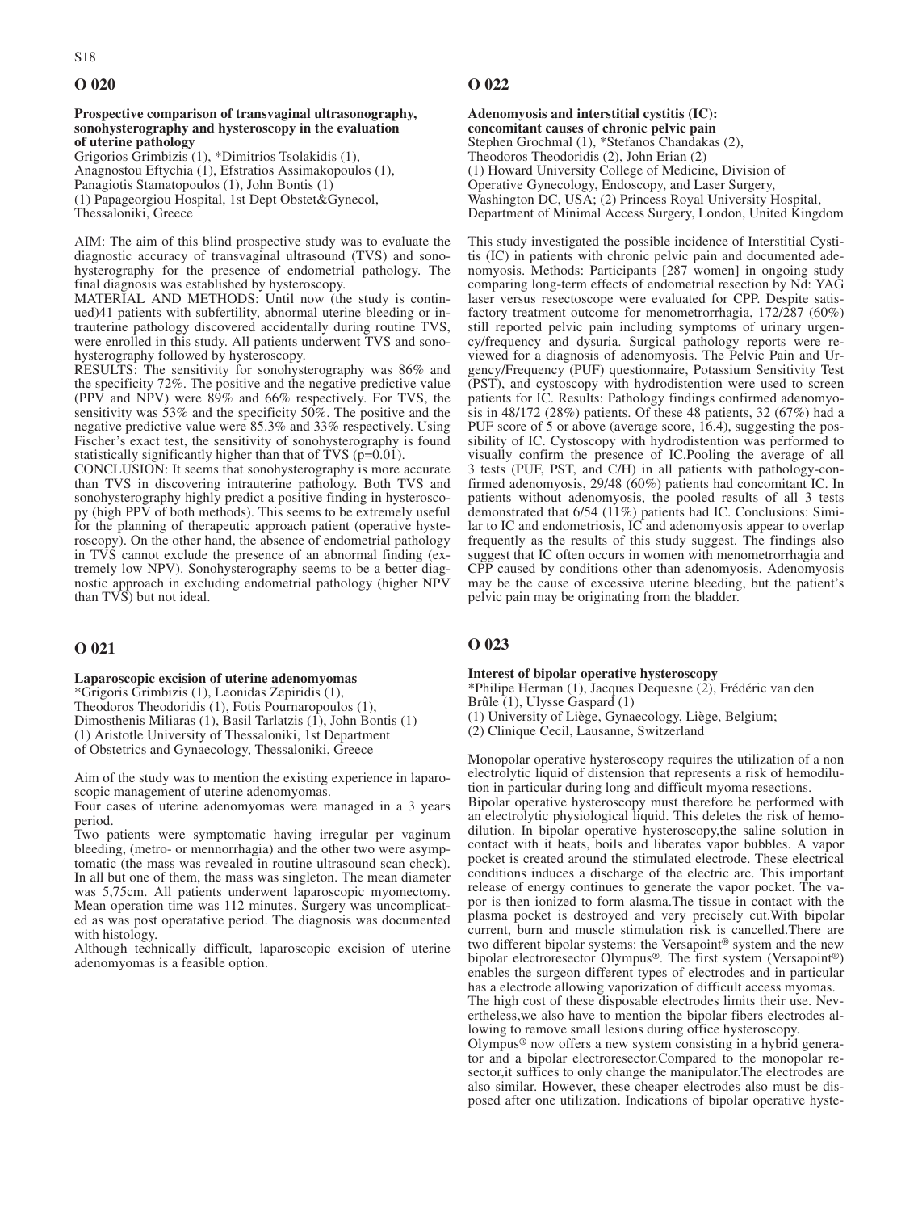## O 020

**Prospective comparison of transvaginal ultrasonography, sonohysterography and hysteroscopy in the evaluation of uterine pathology**

Grigorios Grimbizis (1), *Dimitrios Tsolakidis (1), Anagnostou Eftychia (1), Efstratios Assimakopoulos (1), Panagiotis Stamatopoulos (1), John Bontis (1)
(1) Papageorgiou Hospital, 1st Dept Obstet&Gynecol, Thessaloniki, Greece

AIM: The aim of this blind prospective study was to evaluate the diagnostic accuracy of transvaginal ultrasound (TVS) and sonohysterography for the presence of endometrial pathology. The final diagnosis was established by hysteroscopy.

MATERIAL AND METHODS: Until now (the study is continued)41 patients with subfertility, abnormal uterine bleeding or intrauterine pathology discovered accidentally during routine TVS, were enrolled in this study. All patients underwent TVS and sonohysterography followed by hysteroscopy.

RESULTS: The sensitivity for sonohysterography was 86% and the specificity 72%. The positive and the negative predictive value (PPV and NPV) were 89% and 66% respectively. For TVS, the sensitivity was 53% and the specificity 50%. The positive and the negative predictive value were 85.3% and 33% respectively. Using Fischer's exact test, the sensitivity of sonohysterography is found statistically significantly higher than that of TVS ($p=0.01$).

CONCLUSION: It seems that sonohysterography is more accurate than TVS in discovering intrauterine pathology. Both TVS and sonohysterography highly predict a positive finding in hysteroscopy (high PPV of both methods). This seems to be extremely useful for the planning of therapeutic approach patient (operative hysteroscopy). On the other hand, the absence of endometrial pathology in TVS cannot exclude the presence of an abnormal finding (extremely low NPV). Sonohysterography seems to be a better diagnostic approach in excluding endometrial pathology (higher NPV than TVS) but not ideal.

## O 021

**Laparoscopic excision of uterine adenomyomas**

*Grigoris Grimbizis (1), Leonidas Zepiridis (1), Theodoros Theodoridis (1), Fotis Pournaropoulos (1), Dimosthenis Miliaras (1), Basil Tarlatzis (1), John Bontis (1)
(1) Aristotle University of Thessaloniki, 1st Department of Obstetrics and Gynaecology, Thessaloniki, Greece

Aim of the study was to mention the existing experience in laparoscopic management of uterine adenomyomas.

Four cases of uterine adenomyomas were managed in a 3 years period.

Two patients were symptomatic having irregular per vaginum bleeding, (metro- or mennorrhagia) and the other two were asymptomatic (the mass was revealed in routine ultrasound scan check). In all but one of them, the mass was singleton. The mean diameter was 5,75cm. All patients underwent laparoscopic myomectomy. Mean operation time was 112 minutes. Surgery was uncomplicated as was post operatative period. The diagnosis was documented with histology.

Although technically difficult, laparoscopic excision of uterine adenomyomas is a feasible option.

## O 022

**Adenomyosis and interstitial cystitis (IC): concomitant causes of chronic pelvic pain**

Stephen Grochmal (1), *Stefanos Chandakas (2), Theodoros Theodoridis (2), John Erian (2)
(1) Howard University College of Medicine, Division of Operative Gynecology, Endoscopy, and Laser Surgery, Washington DC, USA; (2) Princess Royal University Hospital, Department of Minimal Access Surgery, London, United Kingdom

This study investigated the possible incidence of Interstitial Cystitis (IC) in patients with chronic pelvic pain and documented adenomyosis. Methods: Participants [287 women] in ongoing study comparing long-term effects of endometrial resection by Nd: YAG laser versus resectoscope were evaluated for CPP. Despite satisfactory treatment outcome for menometrorrhagia, 172/287 (60%) still reported pelvic pain including symptoms of urinary urgency/frequency and dysuria. Surgical pathology reports were reviewed for a diagnosis of adenomyosis. The Pelvic Pain and Urgency/Frequency (PUF) questionnaire, Potassium Sensitivity Test (PST), and cystoscopy with hydrodistention were used to screen patients for IC. Results: Pathology findings confirmed adenomyosis in 48/172 (28%) patients. Of these 48 patients, 32 (67%) had a PUF score of 5 or above (average score, 16.4), suggesting the possibility of IC. Cystoscopy with hydrodistention was performed to visually confirm the presence of IC.Pooling the average of all 3 tests (PUF, PST, and C/H) in all patients with pathology-confirmed adenomyosis, 29/48 (60%) patients had concomitant IC. In patients without adenomyosis, the pooled results of all 3 tests demonstrated that 6/54 (11%) patients had IC. Conclusions: Similar to IC and endometriosis, IC and adenomyosis appear to overlap frequently as the results of this study suggest. The findings also suggest that IC often occurs in women with menometrorrhagia and CPP caused by conditions other than adenomyosis. Adenomyosis may be the cause of excessive uterine bleeding, but the patient's pelvic pain may be originating from the bladder.

## O 023

**Interest of bipolar operative hysteroscopy**

*Philipe Herman (1), Jacques Dequesne (2), Frédéric van den Brûle (1), Ulysse Gaspard (1)
(1) University of Liège, Gynaecology, Liège, Belgium;
(2) Clinique Cecil, Lausanne, Switzerland

Monopolar operative hysteroscopy requires the utilization of a non electrolytic liquid of distension that represents a risk of hemodilution in particular during long and difficult myoma resections.

Bipolar operative hysteroscopy must therefore be performed with an electrolytic physiological liquid. This deletes the risk of hemodilution. In bipolar operative hysteroscopy,the saline solution in contact with it heats, boils and liberates vapor bubbles. A vapor pocket is created around the stimulated electrode. These electrical conditions induces a discharge of the electric arc. This important release of energy continues to generate the vapor pocket. The vapor is then ionized to form alasma.The tissue in contact with the plasma pocket is destroyed and very precisely cut.With bipolar current, burn and muscle stimulation risk is cancelled.There are two different bipolar systems: the Versapoint® system and the new bipolar electroresector Olympus®. The first system (Versapoint®) enables the surgeon different types of electrodes and in particular has a electrode allowing vaporization of difficult access myomas.

The high cost of these disposable electrodes limits their use. Nevertheless,we also have to mention the bipolar fibers electrodes allowing to remove small lesions during office hysteroscopy.

Olympus® now offers a new system consisting in a hybrid generator and a bipolar electroresector.Compared to the monopolar resector,it suffices to only change the manipulator.The electrodes are also similar. However, these cheaper electrodes also must be disposed after one utilization. Indications of bipolar operative hyste-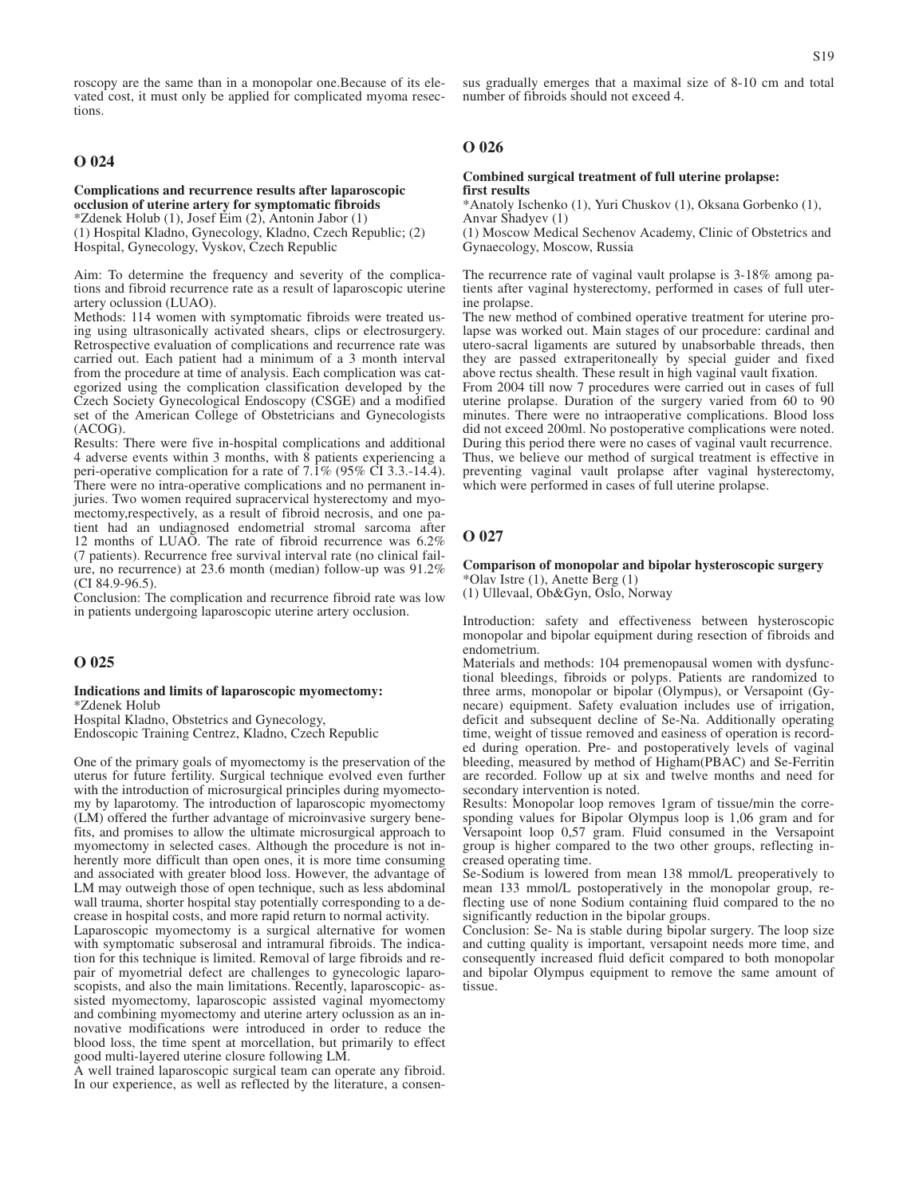roscopy are the same than in a monopolar one.Because of its elevated cost, it must only be applied for complicated myoma resections.

## O 024

**Complications and recurrence results after laparoscopic occlusion of uterine artery for symptomatic fibroids**
*Zdenek Holub (1), Josef Eim (2), Antonin Jabor (1)
(1) Hospital Kladno, Gynecology, Kladno, Czech Republic; (2) Hospital, Gynecology, Vyskov, Czech Republic

Aim: To determine the frequency and severity of the complications and fibroid recurrence rate as a result of laparoscopic uterine artery oclussion (LUAO).
Methods: 114 women with symptomatic fibroids were treated using using ultrasonically activated shears, clips or electrosurgery. Retrospective evaluation of complications and recurrence rate was carried out. Each patient had a minimum of a 3 month interval from the procedure at time of analysis. Each complication was categorized using the complication classification developed by the Czech Society Gynecological Endoscopy (CSGE) and a modified set of the American College of Obstetricians and Gynecologists (ACOG).
Results: There were five in-hospital complications and additional 4 adverse events within 3 months, with 8 patients experiencing a peri-operative complication for a rate of 7.1% (95% CI 3.3.-14.4). There were no intra-operative complications and no permanent injuries. Two women required supracervical hysterectomy and myomectomy,respectively, as a result of fibroid necrosis, and one patient had an undiagnosed endometrial stromal sarcoma after 12 months of LUAO. The rate of fibroid recurrence was 6.2% (7 patients). Recurrence free survival interval rate (no clinical failure, no recurrence) at 23.6 month (median) follow-up was 91.2% (CI 84.9-96.5).
Conclusion: The complication and recurrence fibroid rate was low in patients undergoing laparoscopic uterine artery occlusion.

## O 025

**Indications and limits of laparoscopic myomectomy:**
*Zdenek Holub
Hospital Kladno, Obstetrics and Gynecology, Endoscopic Training Centrez, Kladno, Czech Republic

One of the primary goals of myomectomy is the preservation of the uterus for future fertility. Surgical technique evolved even further with the introduction of microsurgical principles during myomectomy by laparotomy. The introduction of laparoscopic myomectomy (LM) offered the further advantage of microinvasive surgery benefits, and promises to allow the ultimate microsurgical approach to myomectomy in selected cases. Although the procedure is not inherently more difficult than open ones, it is more time consuming and associated with greater blood loss. However, the advantage of LM may outweigh those of open technique, such as less abdominal wall trauma, shorter hospital stay potentially corresponding to a decrease in hospital costs, and more rapid return to normal activity.
Laparoscopic myomectomy is a surgical alternative for women with symptomatic subserosal and intramural fibroids. The indication for this technique is limited. Removal of large fibroids and repair of myometrial defect are challenges to gynecologic laparoscopists, and also the main limitations. Recently, laparoscopic- assisted myomectomy, laparoscopic assisted vaginal myomectomy and combining myomectomy and uterine artery oclussion as an innovative modifications were introduced in order to reduce the blood loss, the time spent at morcellation, but primarily to effect good multi-layered uterine closure following LM.
A well trained laparoscopic surgical team can operate any fibroid. In our experience, as well as reflected by the literature, a consensus gradually emerges that a maximal size of 8-10 cm and total number of fibroids should not exceed 4.

## O 026

**Combined surgical treatment of full uterine prolapse: first results**
*Anatoly Ischenko (1), Yuri Chuskov (1), Oksana Gorbenko (1), Anvar Shadyev (1)
(1) Moscow Medical Sechenov Academy, Clinic of Obstetrics and Gynaecology, Moscow, Russia

The recurrence rate of vaginal vault prolapse is 3-18% among patients after vaginal hysterectomy, performed in cases of full uterine prolapse.
The new method of combined operative treatment for uterine prolapse was worked out. Main stages of our procedure: cardinal and utero-sacral ligaments are sutured by unabsorbable threads, then they are passed extraperitoneally by special guider and fixed above rectus shealth. These result in high vaginal vault fixation.
From 2004 till now 7 procedures were carried out in cases of full uterine prolapse. Duration of the surgery varied from 60 to 90 minutes. There were no intraoperative complications. Blood loss did not exceed 200ml. No postoperative complications were noted. During this period there were no cases of vaginal vault recurrence. Thus, we believe our method of surgical treatment is effective in preventing vaginal vault prolapse after vaginal hysterectomy, which were performed in cases of full uterine prolapse.

## O 027

**Comparison of monopolar and bipolar hysteroscopic surgery**
*Olav Istre (1), Anette Berg (1)
(1) Ullevaal, Ob&Gyn, Oslo, Norway

Introduction: safety and effectiveness between hysteroscopic monopolar and bipolar equipment during resection of fibroids and endometrium.
Materials and methods: 104 premenopausal women with dysfunctional bleedings, fibroids or polyps. Patients are randomized to three arms, monopolar or bipolar (Olympus), or Versapoint (Gynecare) equipment. Safety evaluation includes use of irrigation, deficit and subsequent decline of Se-Na. Additionally operating time, weight of tissue removed and easiness of operation is recorded during operation. Pre- and postoperatively levels of vaginal bleeding, measured by method of Higham(PBAC) and Se-Ferritin are recorded. Follow up at six and twelve months and need for secondary intervention is noted.
Results: Monopolar loop removes 1gram of tissue/min the corresponding values for Bipolar Olympus loop is 1,06 gram and for Versapoint loop 0,57 gram. Fluid consumed in the Versapoint group is higher compared to the two other groups, reflecting increased operating time.
Se-Sodium is lowered from mean 138 mmol/L preoperatively to mean 133 mmol/L postoperatively in the monopolar group, reflecting use of none Sodium containing fluid compared to the no significantly reduction in the bipolar groups.
Conclusion: Se- Na is stable during bipolar surgery. The loop size and cutting quality is important, versapoint needs more time, and consequently increased fluid deficit compared to both monopolar and bipolar Olympus equipment to remove the same amount of tissue.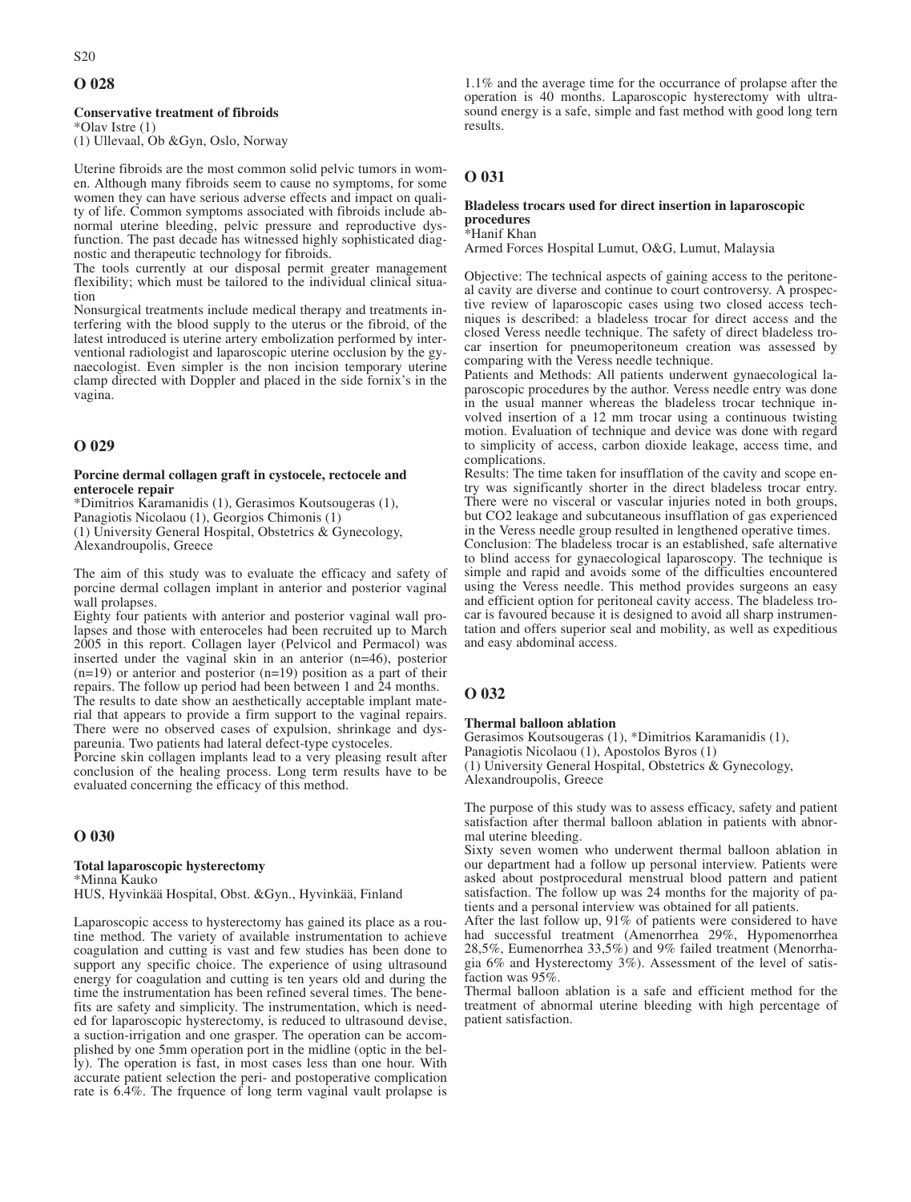## O 028

**Conservative treatment of fibroids**
*Olav Istre (1)
(1) Ullevaal, Ob &Gyn, Oslo, Norway

Uterine fibroids are the most common solid pelvic tumors in women. Although many fibroids seem to cause no symptoms, for some women they can have serious adverse effects and impact on quality of life. Common symptoms associated with fibroids include abnormal uterine bleeding, pelvic pressure and reproductive dysfunction. The past decade has witnessed highly sophisticated diagnostic and therapeutic technology for fibroids.
The tools currently at our disposal permit greater management flexibility; which must be tailored to the individual clinical situation
Nonsurgical treatments include medical therapy and treatments interfering with the blood supply to the uterus or the fibroid, of the latest introduced is uterine artery embolization performed by interventional radiologist and laparoscopic uterine occlusion by the gynaecologist. Even simpler is the non incision temporary uterine clamp directed with Doppler and placed in the side fornix's in the vagina.

## O 029

**Porcine dermal collagen graft in cystocele, rectocele and enterocele repair**
*Dimitrios Karamanidis (1), Gerasimos Koutsougeras (1), Panagiotis Nicolaou (1), Georgios Chimonis (1)
(1) University General Hospital, Obstetrics & Gynecology, Alexandroupolis, Greece

The aim of this study was to evaluate the efficacy and safety of porcine dermal collagen implant in anterior and posterior vaginal wall prolapses.
Eighty four patients with anterior and posterior vaginal wall prolapses and those with enteroceles had been recruited up to March 2005 in this report. Collagen layer (Pelvicol and Permacol) was inserted under the vaginal skin in an anterior (n=46), posterior (n=19) or anterior and posterior (n=19) position as a part of their repairs. The follow up period had been between 1 and 24 months.
The results to date show an aesthetically acceptable implant material that appears to provide a firm support to the vaginal repairs. There were no observed cases of expulsion, shrinkage and dyspareunia. Two patients had lateral defect-type cystoceles.
Porcine skin collagen implants lead to a very pleasing result after conclusion of the healing process. Long term results have to be evaluated concerning the efficacy of this method.

## O 030

**Total laparoscopic hysterectomy**
*Minna Kauko
HUS, Hyvinkää Hospital, Obst. &Gyn., Hyvinkää, Finland

Laparoscopic access to hysterectomy has gained its place as a routine method. The variety of available instrumentation to achieve coagulation and cutting is vast and few studies has been done to support any specific choice. The experience of using ultrasound energy for coagulation and cutting is ten years old and during the time the instrumentation has been refined several times. The benefits are safety and simplicity. The instrumentation, which is needed for laparoscopic hysterectomy, is reduced to ultrasound devise, a suction-irrigation and one grasper. The operation can be accomplished by one 5mm operation port in the midline (optic in the belly). The operation is fast, in most cases less than one hour. With accurate patient selection the peri- and postoperative complication rate is 6.4%. The frquence of long term vaginal vault prolapse is 1.1% and the average time for the occurrance of prolapse after the operation is 40 months. Laparoscopic hysterectomy with ultrasound energy is a safe, simple and fast method with good long tern results.

## O 031

**Bladeless trocars used for direct insertion in laparoscopic procedures**
*Hanif Khan
Armed Forces Hospital Lumut, O&G, Lumut, Malaysia

Objective: The technical aspects of gaining access to the peritoneal cavity are diverse and continue to court controversy. A prospective review of laparoscopic cases using two closed access techniques is described: a bladeless trocar for direct access and the closed Veress needle technique. The safety of direct bladeless trocar insertion for pneumoperitoneum creation was assessed by comparing with the Veress needle technique.
Patients and Methods: All patients underwent gynaecological laparoscopic procedures by the author. Veress needle entry was done in the usual manner whereas the bladeless trocar technique involved insertion of a 12 mm trocar using a continuous twisting motion. Evaluation of technique and device was done with regard to simplicity of access, carbon dioxide leakage, access time, and complications.
Results: The time taken for insufflation of the cavity and scope entry was significantly shorter in the direct bladeless trocar entry. There were no visceral or vascular injuries noted in both groups, but CO2 leakage and subcutaneous insufflation of gas experienced in the Veress needle group resulted in lengthened operative times.
Conclusion: The bladeless trocar is an established, safe alternative to blind access for gynaecological laparoscopy. The technique is simple and rapid and avoids some of the difficulties encountered using the Veress needle. This method provides surgeons an easy and efficient option for peritoneal cavity access. The bladeless trocar is favoured because it is designed to avoid all sharp instrumentation and offers superior seal and mobility, as well as expeditious and easy abdominal access.

## O 032

**Thermal balloon ablation**
Gerasimos Koutsougeras (1), *Dimitrios Karamanidis (1), Panagiotis Nicolaou (1), Apostolos Byros (1)
(1) University General Hospital, Obstetrics & Gynecology, Alexandroupolis, Greece

The purpose of this study was to assess efficacy, safety and patient satisfaction after thermal balloon ablation in patients with abnormal uterine bleeding.
Sixty seven women who underwent thermal balloon ablation in our department had a follow up personal interview. Patients were asked about postprocedural menstrual blood pattern and patient satisfaction. The follow up was 24 months for the majority of patients and a personal interview was obtained for all patients.
After the last follow up, 91% of patients were considered to have had successful treatment (Amenorrhea 29%, Hypomenorrhea 28,5%, Eumenorrhea 33,5%) and 9% failed treatment (Menorrhagia 6% and Hysterectomy 3%). Assessment of the level of satisfaction was 95%.
Thermal balloon ablation is a safe and efficient method for the treatment of abnormal uterine bleeding with high percentage of patient satisfaction.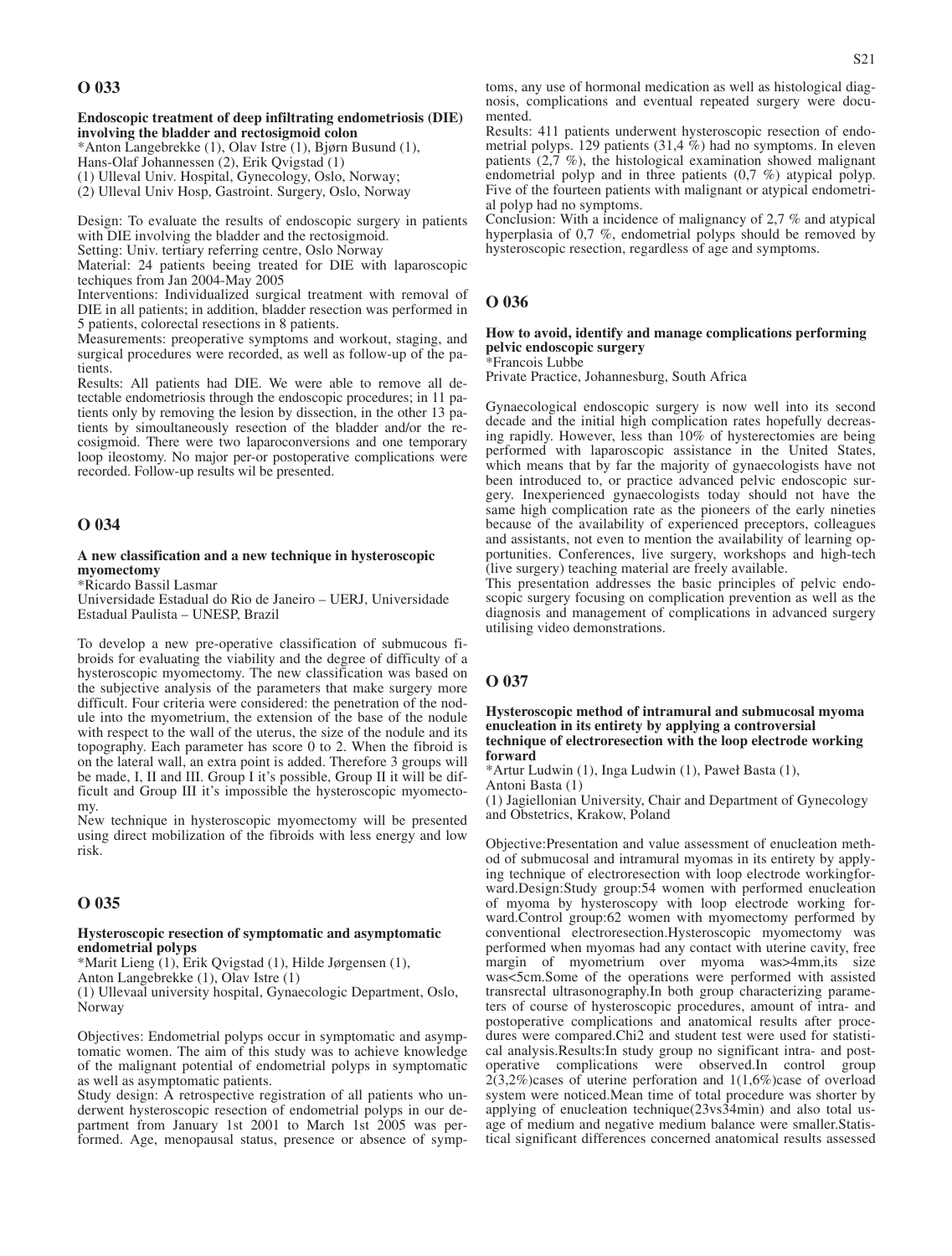## O 033

**Endoscopic treatment of deep infiltrating endometriosis (DIE) involving the bladder and rectosigmoid colon**

*Anton Langebrekke (1), Olav Istre (1), Bjørn Busund (1), Hans-Olaf Johannessen (2), Erik Qvigstad (1)
(1) Ulleval Univ. Hospital, Gynecology, Oslo, Norway;
(2) Ulleval Univ Hosp, Gastroint. Surgery, Oslo, Norway

Design: To evaluate the results of endoscopic surgery in patients with DIE involving the bladder and the rectosigmoid.
Setting: Univ. tertiary referring centre, Oslo Norway
Material: 24 patients beeing treated for DIE with laparoscopic techiques from Jan 2004-May 2005
Interventions: Individualized surgical treatment with removal of DIE in all patients; in addition, bladder resection was performed in 5 patients, colorectal resections in 8 patients.
Measurements: preoperative symptoms and workout, staging, and surgical procedures were recorded, as well as follow-up of the patients.
Results: All patients had DIE. We were able to remove all detectable endometriosis through the endoscopic procedures; in 11 patients only by removing the lesion by dissection, in the other 13 patients by simoultaneously resection of the bladder and/or the recosigmoid. There were two laparoconversions and one temporary loop ileostomy. No major per-or postoperative complications were recorded. Follow-up results wil be presented.

## O 034

**A new classification and a new technique in hysteroscopic myomectomy**

*Ricardo Bassil Lasmar
Universidade Estadual do Rio de Janeiro – UERJ, Universidade Estadual Paulista – UNESP, Brazil

To develop a new pre-operative classification of submucous fibroids for evaluating the viability and the degree of difficulty of a hysteroscopic myomectomy. The new classification was based on the subjective analysis of the parameters that make surgery more difficult. Four criteria were considered: the penetration of the nodule into the myometrium, the extension of the base of the nodule with respect to the wall of the uterus, the size of the nodule and its topography. Each parameter has score 0 to 2. When the fibroid is on the lateral wall, an extra point is added. Therefore 3 groups will be made, I, II and III. Group I it's possible, Group II it will be difficult and Group III it's impossible the hysteroscopic myomectomy.
New technique in hysteroscopic myomectomy will be presented using direct mobilization of the fibroids with less energy and low risk.

## O 035

**Hysteroscopic resection of symptomatic and asymptomatic endometrial polyps**

*Marit Lieng (1), Erik Qvigstad (1), Hilde Jørgensen (1), Anton Langebrekke (1), Olav Istre (1)
(1) Ullevaal university hospital, Gynaecologic Department, Oslo, Norway

Objectives: Endometrial polyps occur in symptomatic and asymptomatic women. The aim of this study was to achieve knowledge of the malignant potential of endometrial polyps in symptomatic as well as asymptomatic patients.
Study design: A retrospective registration of all patients who underwent hysteroscopic resection of endometrial polyps in our department from January 1st 2001 to March 1st 2005 was performed. Age, menopausal status, presence or absence of symptoms, any use of hormonal medication as well as histological diagnosis, complications and eventual repeated surgery were documented.
Results: 411 patients underwent hysteroscopic resection of endometrial polyps. 129 patients (31,4 %) had no symptoms. In eleven patients (2,7 %), the histological examination showed malignant endometrial polyp and in three patients (0,7 %) atypical polyp. Five of the fourteen patients with malignant or atypical endometrial polyp had no symptoms.
Conclusion: With a incidence of malignancy of 2,7 % and atypical hyperplasia of 0,7 %, endometrial polyps should be removed by hysteroscopic resection, regardless of age and symptoms.

## O 036

**How to avoid, identify and manage complications performing pelvic endoscopic surgery**

*Francois Lubbe
Private Practice, Johannesburg, South Africa

Gynaecological endoscopic surgery is now well into its second decade and the initial high complication rates hopefully decreasing rapidly. However, less than 10% of hysterectomies are being performed with laparoscopic assistance in the United States, which means that by far the majority of gynaecologists have not been introduced to, or practice advanced pelvic endoscopic surgery. Inexperienced gynaecologists today should not have the same high complication rate as the pioneers of the early nineties because of the availability of experienced preceptors, colleagues and assistants, not even to mention the availability of learning opportunities. Conferences, live surgery, workshops and high-tech (live surgery) teaching material are freely available.
This presentation addresses the basic principles of pelvic endoscopic surgery focusing on complication prevention as well as the diagnosis and management of complications in advanced surgery utilising video demonstrations.

## O 037

**Hysteroscopic method of intramural and submucosal myoma enucleation in its entirety by applying a controversial technique of electroresection with the loop electrode working forward**

*Artur Ludwin (1), Inga Ludwin (1), Paweł Basta (1), Antoni Basta (1)
(1) Jagiellonian University, Chair and Department of Gynecology and Obstetrics, Krakow, Poland

Objective:Presentation and value assessment of enucleation method of submucosal and intramural myomas in its entirety by applying technique of electroresection with loop electrode workingforward.Design:Study group:54 women with performed enucleation of myoma by hysteroscopy with loop electrode working forward.Control group:62 women with myomectomy performed by conventional electroresection.Hysteroscopic myomectomy was performed when myomas had any contact with uterine cavity, free margin of myometrium over myoma was>4mm,its size was<5cm.Some of the operations were performed with assisted transrectal ultrasonography.In both group characterizing parameters of course of hysteroscopic procedures, amount of intra- and postoperative complications and anatomical results after procedures were compared.Chi2 and student test were used for statistical analysis.Results:In study group no significant intra- and postoperative complications were observed.In control group 2(3,2%)cases of uterine perforation and 1(1,6%)case of overload system were noticed.Mean time of total procedure was shorter by applying of enucleation technique(23vs34min) and also total usage of medium and negative medium balance were smaller.Statistical significant differences concerned anatomical results assessed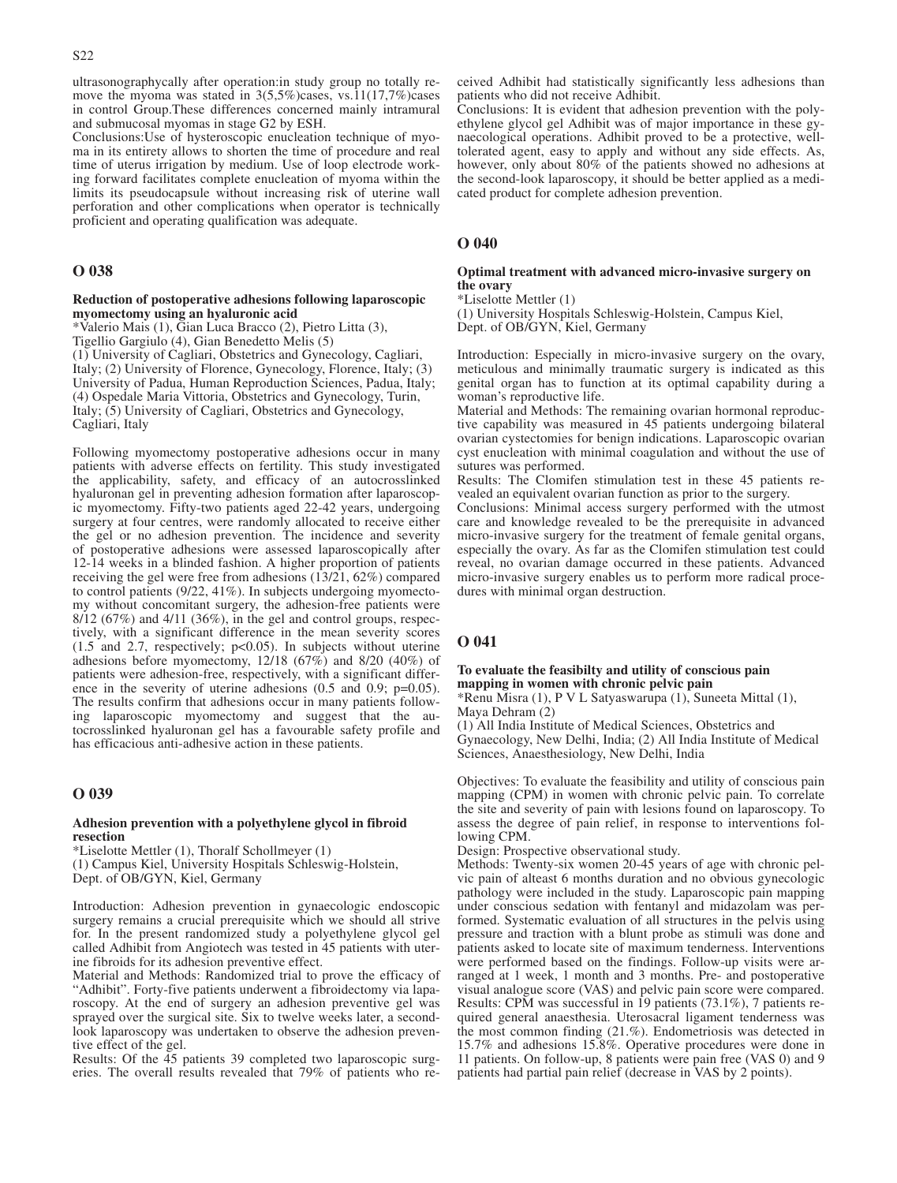ultrasonographycally after operation:in study group no totally remove the myoma was stated in 3(5,5%)cases, vs.11(17,7%)cases in control Group.These differences concerned mainly intramural and submucosal myomas in stage G2 by ESH.

Conclusions:Use of hysteroscopic enucleation technique of myoma in its entirety allows to shorten the time of procedure and real time of uterus irrigation by medium. Use of loop electrode working forward facilitates complete enucleation of myoma within the limits its pseudocapsule without increasing risk of uterine wall perforation and other complications when operator is technically proficient and operating qualification was adequate.

## O 038

**Reduction of postoperative adhesions following laparoscopic myomectomy using an hyaluronic acid**

*Valerio Mais (1), Gian Luca Bracco (2), Pietro Litta (3), Tigellio Gargiulo (4), Gian Benedetto Melis (5)

(1) University of Cagliari, Obstetrics and Gynecology, Cagliari, Italy; (2) University of Florence, Gynecology, Florence, Italy; (3) University of Padua, Human Reproduction Sciences, Padua, Italy; (4) Ospedale Maria Vittoria, Obstetrics and Gynecology, Turin, Italy; (5) University of Cagliari, Obstetrics and Gynecology, Cagliari, Italy

Following myomectomy postoperative adhesions occur in many patients with adverse effects on fertility. This study investigated the applicability, safety, and efficacy of an autocrosslinked hyaluronan gel in preventing adhesion formation after laparoscopic myomectomy. Fifty-two patients aged 22-42 years, undergoing surgery at four centres, were randomly allocated to receive either the gel or no adhesion prevention. The incidence and severity of postoperative adhesions were assessed laparoscopically after 12-14 weeks in a blinded fashion. A higher proportion of patients receiving the gel were free from adhesions (13/21, 62%) compared to control patients (9/22, 41%). In subjects undergoing myomectomy without concomitant surgery, the adhesion-free patients were 8/12 (67%) and 4/11 (36%), in the gel and control groups, respectively, with a significant difference in the mean severity scores (1.5 and 2.7, respectively; $p<0.05$). In subjects without uterine adhesions before myomectomy, 12/18 (67%) and 8/20 (40%) of patients were adhesion-free, respectively, with a significant difference in the severity of uterine adhesions (0.5 and 0.9; $p=0.05$). The results confirm that adhesions occur in many patients following laparoscopic myomectomy and suggest that the autocrosslinked hyaluronan gel has a favourable safety profile and has efficacious anti-adhesive action in these patients.

## O 039

**Adhesion prevention with a polyethylene glycol in fibroid resection**

*Liselotte Mettler (1), Thoralf Schollmeyer (1)

(1) Campus Kiel, University Hospitals Schleswig-Holstein, Dept. of OB/GYN, Kiel, Germany

Introduction: Adhesion prevention in gynaecologic endoscopic surgery remains a crucial prerequisite which we should all strive for. In the present randomized study a polyethylene glycol gel called Adhibit from Angiotech was tested in 45 patients with uterine fibroids for its adhesion preventive effect.

Material and Methods: Randomized trial to prove the efficacy of "Adhibit". Forty-five patients underwent a fibroidectomy via laparoscopy. At the end of surgery an adhesion preventive gel was sprayed over the surgical site. Six to twelve weeks later, a second-look laparoscopy was undertaken to observe the adhesion preventive effect of the gel.

Results: Of the 45 patients 39 completed two laparoscopic surgeries. The overall results revealed that 79% of patients who received Adhibit had statistically significantly less adhesions than patients who did not receive Adhibit.

Conclusions: It is evident that adhesion prevention with the polyethylene glycol gel Adhibit was of major importance in these gynaecological operations. Adhibit proved to be a protective, well-tolerated agent, easy to apply and without any side effects. As, however, only about 80% of the patients showed no adhesions at the second-look laparoscopy, it should be better applied as a medicated product for complete adhesion prevention.

## O 040

**Optimal treatment with advanced micro-invasive surgery on the ovary**

*Liselotte Mettler (1)

(1) University Hospitals Schleswig-Holstein, Campus Kiel, Dept. of OB/GYN, Kiel, Germany

Introduction: Especially in micro-invasive surgery on the ovary, meticulous and minimally traumatic surgery is indicated as this genital organ has to function at its optimal capability during a woman's reproductive life.

Material and Methods: The remaining ovarian hormonal reproductive capability was measured in 45 patients undergoing bilateral ovarian cystectomies for benign indications. Laparoscopic ovarian cyst enucleation with minimal coagulation and without the use of sutures was performed.

Results: The Clomifen stimulation test in these 45 patients revealed an equivalent ovarian function as prior to the surgery.

Conclusions: Minimal access surgery performed with the utmost care and knowledge revealed to be the prerequisite in advanced micro-invasive surgery for the treatment of female genital organs, especially the ovary. As far as the Clomifen stimulation test could reveal, no ovarian damage occurred in these patients. Advanced micro-invasive surgery enables us to perform more radical procedures with minimal organ destruction.

## O 041

**To evaluate the feasibilty and utility of conscious pain mapping in women with chronic pelvic pain**

*Renu Misra (1), P V L Satyaswarupa (1), Suneeta Mittal (1), Maya Dehram (2)

(1) All India Institute of Medical Sciences, Obstetrics and Gynaecology, New Delhi, India; (2) All India Institute of Medical Sciences, Anaesthesiology, New Delhi, India

Objectives: To evaluate the feasibility and utility of conscious pain mapping (CPM) in women with chronic pelvic pain. To correlate the site and severity of pain with lesions found on laparoscopy. To assess the degree of pain relief, in response to interventions following CPM.

Design: Prospective observational study.

Methods: Twenty-six women 20-45 years of age with chronic pelvic pain of alteast 6 months duration and no obvious gynecologic pathology were included in the study. Laparoscopic pain mapping under conscious sedation with fentanyl and midazolam was performed. Systematic evaluation of all structures in the pelvis using pressure and traction with a blunt probe as stimuli was done and patients asked to locate site of maximum tenderness. Interventions were performed based on the findings. Follow-up visits were arranged at 1 week, 1 month and 3 months. Pre- and postoperative visual analogue score (VAS) and pelvic pain score were compared.

Results: CPM was successful in 19 patients (73.1%), 7 patients required general anaesthesia. Uterosacral ligament tenderness was the most common finding (21.%). Endometriosis was detected in 15.7% and adhesions 15.8%. Operative procedures were done in 11 patients. On follow-up, 8 patients were pain free (VAS 0) and 9 patients had partial pain relief (decrease in VAS by 2 points).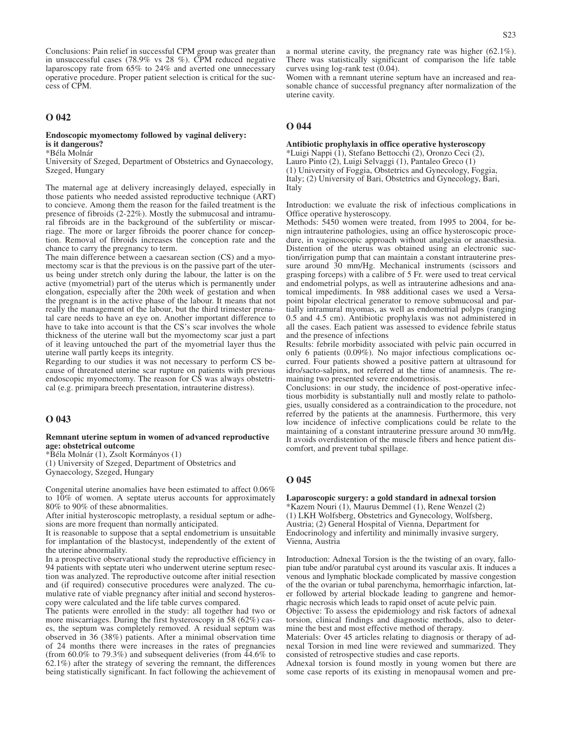Conclusions: Pain relief in successful CPM group was greater than in unsuccessful cases (78.9% vs 28 %). CPM reduced negative laparoscopy rate from 65% to 24% and averted one unnecessary operative procedure. Proper patient selection is critical for the success of CPM.

## O 042

### Endoscopic myomectomy followed by vaginal delivery: is it dangerous?

*Béla Molnár

University of Szeged, Department of Obstetrics and Gynaecology, Szeged, Hungary

The maternal age at delivery increasingly delayed, especially in those patients who needed assisted reproductive technique (ART) to concieve. Among them the reason for the failed treatment is the presence of fibroids (2-22%). Mostly the submucosal and intramural fibroids are in the background of the subfertility or miscarriage. The more or larger fibroids the poorer chance for conception. Removal of fibroids increases the conception rate and the chance to carry the pregnancy to term.

The main difference between a caesarean section (CS) and a myomectomy scar is that the previous is on the passive part of the uterus being under stretch only during the labour, the latter is on the active (myometrial) part of the uterus which is permanently under elongation, especially after the 20th week of gestation and when the pregnant is in the active phase of the labour. It means that not really the management of the labour, but the third trimester prenatal care needs to have an eye on. Another important difference to have to take into account is that the CS's scar involves the whole thickness of the uterine wall but the myomectomy scar just a part of it leaving untouched the part of the myometrial layer thus the uterine wall partly keeps its integrity.

Regarding to our studies it was not necessary to perform CS because of threatened uterine scar rupture on patients with previous endoscopic myomectomy. The reason for CS was always obstetrical (e.g. primipara breech presentation, intrauterine distress).

## O 043

### Remnant uterine septum in women of advanced reproductive age: obstetrical outcome

*Béla Molnár (1), Zsolt Kormányos (1)

(1) University of Szeged, Department of Obstetrics and Gynaecology, Szeged, Hungary

Congenital uterine anomalies have been estimated to affect 0.06% to 10% of women. A septate uterus accounts for approximately 80% to 90% of these abnormalities.

After initial hysteroscopic metroplasty, a residual septum or adhesions are more frequent than normally anticipated.

It is reasonable to suppose that a septal endometrium is unsuitable for implantation of the blastocyst, independently of the extent of the uterine abnormality.

In a prospective observational study the reproductive efficiency in 94 patients with septate uteri who underwent uterine septum resection was analyzed. The reproductive outcome after initial resection and (if required) consecutive procedures were analyzed. The cumulative rate of viable pregnancy after initial and second hysteroscopy were calculated and the life table curves compared.

The patients were enrolled in the study: all together had two or more miscarriages. During the first hysteroscopy in 58 (62%) cases, the septum was completely removed. A residual septum was observed in 36 (38%) patients. After a minimal observation time of 24 months there were increases in the rates of pregnancies (from 60.0% to 79.3%) and subsequent deliveries (from 44.6% to 62.1%) after the strategy of severing the remnant, the differences being statistically significant. In fact following the achievement of a normal uterine cavity, the pregnancy rate was higher (62.1%). There was statistically significant of comparison the life table curves using log-rank test (0.04).

Women with a remnant uterine septum have an increased and reasonable chance of successful pregnancy after normalization of the uterine cavity.

## O 044

### Antibiotic prophylaxis in office operative hysteroscopy

*Luigi Nappi (1), Stefano Bettocchi (2), Oronzo Ceci (2), Lauro Pinto (2), Luigi Selvaggi (1), Pantaleo Greco (1)

(1) University of Foggia, Obstetrics and Gynecology, Foggia, Italy; (2) University of Bari, Obstetrics and Gynecology, Bari, Italy

Introduction: we evaluate the risk of infectious complications in Office operative hysteroscopy.

Methods: 5450 women were treated, from 1995 to 2004, for benign intrauterine pathologies, using an office hysteroscopic procedure, in vaginoscopic approach without analgesia or anaesthesia. Distention of the uterus was obtained using an electronic suction/irrigation pump that can maintain a constant intrauterine pressure around 30 mm/Hg. Mechanical instruments (scissors and grasping forceps) with a calibre of 5 Fr. were used to treat cervical and endometrial polyps, as well as intrauterine adhesions and anatomical impediments. In 988 additional cases we used a Versapoint bipolar electrical generator to remove submucosal and partially intramural myomas, as well as endometrial polyps (ranging 0.5 and 4.5 cm). Antibiotic prophylaxis was not administered in all the cases. Each patient was assessed to evidence febrile status and the presence of infections

Results: febrile morbidity associated with pelvic pain occurred in only 6 patients (0.09%). No major infectious complications occurred. Four patients showed a positive pattern at ultrasound for idro/sacto-salpinx, not referred at the time of anamnesis. The remaining two presented severe endometriosis.

Conclusions: in our study, the incidence of post-operative infectious morbidity is substantially null and mostly relate to pathologies, usually considered as a contraindication to the procedure, not referred by the patients at the anamnesis. Furthermore, this very low incidence of infective complications could be relate to the maintaining of a constant intrauterine pressure around 30 mm/Hg. It avoids overdistention of the muscle fibers and hence patient discomfort, and prevent tubal spillage.

## O 045

### Laparoscopic surgery: a gold standard in adnexal torsion

*Kazem Nouri (1), Maurus Demmel (1), Rene Wenzel (2)

(1) LKH Wolfsberg, Obstetrics and Gynecology, Wolfsberg, Austria; (2) General Hospital of Vienna, Department for Endocrinology and infertility and minimally invasive surgery, Vienna, Austria

Introduction: Adnexal Torsion is the the twisting of an ovary, fallopian tube and/or paratubal cyst around its vascular axis. It induces a venous and lymphatic blockade complicated by massive congestion of the the ovarian or tubal parenchyma, hemorrhagic infarction, later followed by arterial blockade leading to gangrene and hemorrhagic necrosis which leads to rapid onset of acute pelvic pain.

Objective: To assess the epidemiology and risk factors of adnexal torsion, clinical findings and diagnostic methods, also to determine the best and most effective method of therapy.

Materials: Over 45 articles relating to diagnosis or therapy of adnexal Torsion in med line were reviewed and summarized. They consisted of retrospective studies and case reports.

Adnexal torsion is found mostly in young women but there are some case reports of its existing in menopausal women and pre-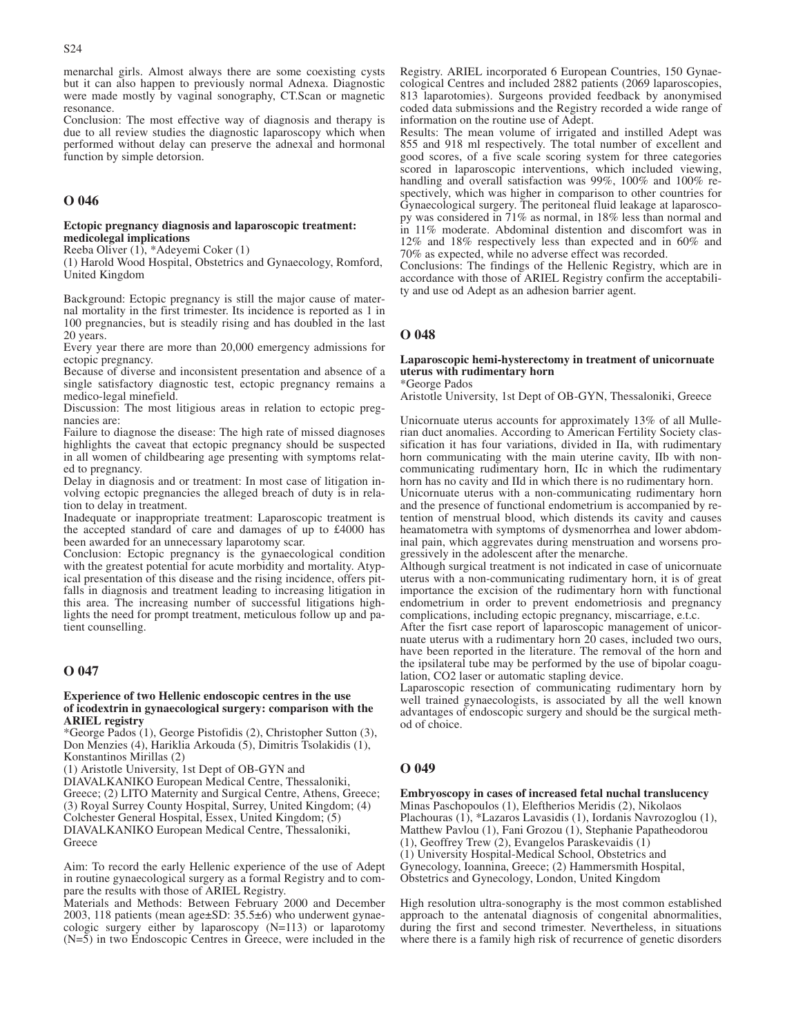menarchal girls. Almost always there are some coexisting cysts but it can also happen to previously normal Adnexa. Diagnostic were made mostly by vaginal sonography, CT.Scan or magnetic resonance.

Conclusion: The most effective way of diagnosis and therapy is due to all review studies the diagnostic laparoscopy which when performed without delay can preserve the adnexal and hormonal function by simple detorsion.

## O 046

**Ectopic pregnancy diagnosis and laparoscopic treatment: medicolegal implications**

Reeba Oliver (1), *Adeyemi Coker (1)

(1) Harold Wood Hospital, Obstetrics and Gynaecology, Romford, United Kingdom

Background: Ectopic pregnancy is still the major cause of maternal mortality in the first trimester. Its incidence is reported as 1 in 100 pregnancies, but is steadily rising and has doubled in the last 20 years.

Every year there are more than 20,000 emergency admissions for ectopic pregnancy.

Because of diverse and inconsistent presentation and absence of a single satisfactory diagnostic test, ectopic pregnancy remains a medico-legal minefield.

Discussion: The most litigious areas in relation to ectopic pregnancies are:

Failure to diagnose the disease: The high rate of missed diagnoses highlights the caveat that ectopic pregnancy should be suspected in all women of childbearing age presenting with symptoms related to pregnancy.

Delay in diagnosis and or treatment: In most case of litigation involving ectopic pregnancies the alleged breach of duty is in relation to delay in treatment.

Inadequate or inappropriate treatment: Laparoscopic treatment is the accepted standard of care and damages of up to £4000 has been awarded for an unnecessary laparotomy scar.

Conclusion: Ectopic pregnancy is the gynaecological condition with the greatest potential for acute morbidity and mortality. Atypical presentation of this disease and the rising incidence, offers pitfalls in diagnosis and treatment leading to increasing litigation in this area. The increasing number of successful litigations highlights the need for prompt treatment, meticulous follow up and patient counselling.

## O 047

**Experience of two Hellenic endoscopic centres in the use of icodextrin in gynaecological surgery: comparison with the ARIEL registry**

*George Pados (1), George Pistofidis (2), Christopher Sutton (3), Don Menzies (4), Hariklia Arkouda (5), Dimitris Tsolakidis (1), Konstantinos Mirillas (2)

(1) Aristotle University, 1st Dept of OB-GYN and DIAVALKANIKO European Medical Centre, Thessaloniki, Greece; (2) LITO Maternity and Surgical Centre, Athens, Greece; (3) Royal Surrey County Hospital, Surrey, United Kingdom; (4) Colchester General Hospital, Essex, United Kingdom; (5) DIAVALKANIKO European Medical Centre, Thessaloniki, Greece

Aim: To record the early Hellenic experience of the use of Adept in routine gynaecological surgery as a formal Registry and to compare the results with those of ARIEL Registry.

Materials and Methods: Between February 2000 and December 2003, 118 patients (mean age±SD: 35.5±6) who underwent gynaecologic surgery either by laparoscopy (N=113) or laparotomy (N=5) in two Endoscopic Centres in Greece, were included in the Registry. ARIEL incorporated 6 European Countries, 150 Gynaecological Centres and included 2882 patients (2069 laparoscopies, 813 laparotomies). Surgeons provided feedback by anonymised coded data submissions and the Registry recorded a wide range of information on the routine use of Adept.

Results: The mean volume of irrigated and instilled Adept was 855 and 918 ml respectively. The total number of excellent and good scores, of a five scale scoring system for three categories scored in laparoscopic interventions, which included viewing, handling and overall satisfaction was 99%, 100% and 100% respectively, which was higher in comparison to other countries for Gynaecological surgery. The peritoneal fluid leakage at laparoscopy was considered in 71% as normal, in 18% less than normal and in 11% moderate. Abdominal distention and discomfort was in 12% and 18% respectively less than expected and in 60% and 70% as expected, while no adverse effect was recorded.

Conclusions: The findings of the Hellenic Registry, which are in accordance with those of ARIEL Registry confirm the acceptability and use od Adept as an adhesion barrier agent.

## O 048

**Laparoscopic hemi-hysterectomy in treatment of unicornuate uterus with rudimentary horn**

*George Pados

Aristotle University, 1st Dept of OB-GYN, Thessaloniki, Greece

Unicornuate uterus accounts for approximately 13% of all Mullerian duct anomalies. According to American Fertility Society classification it has four variations, divided in IIa, with rudimentary horn communicating with the main uterine cavity, IIb with non-communicating rudimentary horn, IIc in which the rudimentary horn has no cavity and IId in which there is no rudimentary horn.

Unicornuate uterus with a non-communicating rudimentary horn and the presence of functional endometrium is accompanied by retention of menstrual blood, which distends its cavity and causes heamatometra with symptoms of dysmenorrhea and lower abdominal pain, which aggrevates during menstruation and worsens progressively in the adolescent after the menarche.

Although surgical treatment is not indicated in case of unicornuate uterus with a non-communicating rudimentary horn, it is of great importance the excision of the rudimentary horn with functional endometrium in order to prevent endometriosis and pregnancy complications, including ectopic pregnancy, miscarriage, e.t.c.

After the fisrt case report of laparoscopic management of unicornuate uterus with a rudimentary horn 20 cases, included two ours, have been reported in the literature. The removal of the horn and the ipsilateral tube may be performed by the use of bipolar coagulation, CO2 laser or automatic stapling device.

Laparoscopic resection of communicating rudimentary horn by well trained gynaecologists, is associated by all the well known advantages of endoscopic surgery and should be the surgical method of choice.

## O 049

**Embryoscopy in cases of increased fetal nuchal translucency**

Minas Paschopoulos (1), Eleftherios Meridis (2), Nikolaos Plachouras (1), *Lazaros Lavasidis (1), Iordanis Navrozoglou (1), Matthew Pavlou (1), Fani Grozou (1), Stephanie Papatheodorou (1), Geoffrey Trew (2), Evangelos Paraskevaidis (1)

(1) University Hospital-Medical School, Obstetrics and Gynecology, Ioannina, Greece; (2) Hammersmith Hospital, Obstetrics and Gynecology, London, United Kingdom

High resolution ultra-sonography is the most common established approach to the antenatal diagnosis of congenital abnormalities, during the first and second trimester. Nevertheless, in situations where there is a family high risk of recurrence of genetic disorders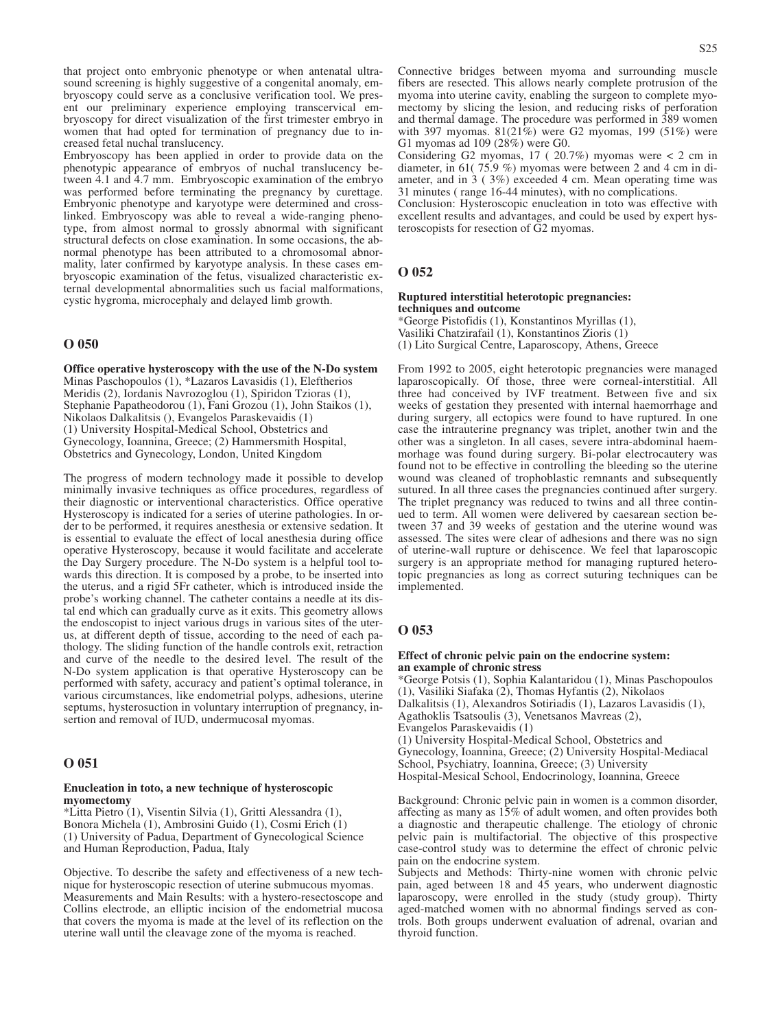that project onto embryonic phenotype or when antenatal ultrasound screening is highly suggestive of a congenital anomaly, embryoscopy could serve as a conclusive verification tool. We present our preliminary experience employing transcervical embryoscopy for direct visualization of the first trimester embryo in women that had opted for termination of pregnancy due to increased fetal nuchal translucency.

Embryoscopy has been applied in order to provide data on the phenotypic appearance of embryos of nuchal translucency between 4.1 and 4.7 mm. Embryoscopic examination of the embryo was performed before terminating the pregnancy by curettage. Embryonic phenotype and karyotype were determined and crosslinked. Embryoscopy was able to reveal a wide-ranging phenotype, from almost normal to grossly abnormal with significant structural defects on close examination. In some occasions, the abnormal phenotype has been attributed to a chromosomal abnormality, later confirmed by karyotype analysis. In these cases embryoscopic examination of the fetus, visualized characteristic external developmental abnormalities such us facial malformations, cystic hygroma, microcephaly and delayed limb growth.

## O 050

**Office operative hysteroscopy with the use of the N-Do system**

Minas Paschopoulos (1), *Lazaros Lavasidis (1), Eleftherios Meridis (2), Iordanis Navrozoglou (1), Spiridon Tzioras (1), Stephanie Papatheodorou (1), Fani Grozou (1), John Staikos (1), Nikolaos Dalkalitsis (), Evangelos Paraskevaidis (1)
(1) University Hospital-Medical School, Obstetrics and Gynecology, Ioannina, Greece; (2) Hammersmith Hospital, Obstetrics and Gynecology, London, United Kingdom

The progress of modern technology made it possible to develop minimally invasive techniques as office procedures, regardless of their diagnostic or interventional characteristics. Office operative Hysteroscopy is indicated for a series of uterine pathologies. In order to be performed, it requires anesthesia or extensive sedation. It is essential to evaluate the effect of local anesthesia during office operative Hysteroscopy, because it would facilitate and accelerate the Day Surgery procedure. The N-Do system is a helpful tool towards this direction. It is composed by a probe, to be inserted into the uterus, and a rigid 5Fr catheter, which is introduced inside the probe's working channel. The catheter contains a needle at its distal end which can gradually curve as it exits. This geometry allows the endoscopist to inject various drugs in various sites of the uterus, at different depth of tissue, according to the need of each pathology. The sliding function of the handle controls exit, retraction and curve of the needle to the desired level. The result of the N-Do system application is that operative Hysteroscopy can be performed with safety, accuracy and patient's optimal tolerance, in various circumstances, like endometrial polyps, adhesions, uterine septums, hysterosuction in voluntary interruption of pregnancy, insertion and removal of IUD, undermucosal myomas.

## O 051

**Enucleation in toto, a new technique of hysteroscopic myomectomy**

*Litta Pietro (1), Visentin Silvia (1), Gritti Alessandra (1), Bonora Michela (1), Ambrosini Guido (1), Cosmi Erich (1)
(1) University of Padua, Department of Gynecological Science and Human Reproduction, Padua, Italy

Objective. To describe the safety and effectiveness of a new technique for hysteroscopic resection of uterine submucous myomas.
Measurements and Main Results: with a hystero-resectoscope and Collins electrode, an elliptic incision of the endometrial mucosa that covers the myoma is made at the level of its reflection on the uterine wall until the cleavage zone of the myoma is reached. Connective bridges between myoma and surrounding muscle fibers are resected. This allows nearly complete protrusion of the myoma into uterine cavity, enabling the surgeon to complete myomectomy by slicing the lesion, and reducing risks of perforation and thermal damage. The procedure was performed in 389 women with 397 myomas. 81(21%) were G2 myomas, 199 (51%) were G1 myomas ad 109 (28%) were G0.

Considering G2 myomas, 17 ( 20.7%) myomas were < 2 cm in diameter, in 61( 75.9 %) myomas were between 2 and 4 cm in diameter, and in 3 ( 3%) exceeded 4 cm. Mean operating time was 31 minutes ( range 16-44 minutes), with no complications.

Conclusion: Hysteroscopic enucleation in toto was effective with excellent results and advantages, and could be used by expert hysteroscopists for resection of G2 myomas.

## O 052

**Ruptured interstitial heterotopic pregnancies: techniques and outcome**

*George Pistofidis (1), Konstantinos Myrillas (1), Vasiliki Chatzirafail (1), Konstantinos Zioris (1)
(1) Lito Surgical Centre, Laparoscopy, Athens, Greece

From 1992 to 2005, eight heterotopic pregnancies were managed laparoscopically. Of those, three were corneal-interstitial. All three had conceived by IVF treatment. Between five and six weeks of gestation they presented with internal haemorrhage and during surgery, all ectopics were found to have ruptured. In one case the intrauterine pregnancy was triplet, another twin and the other was a singleton. In all cases, severe intra-abdominal haemmorhage was found during surgery. Bi-polar electrocautery was found not to be effective in controlling the bleeding so the uterine wound was cleaned of trophoblastic remnants and subsequently sutured. In all three cases the pregnancies continued after surgery. The triplet pregnancy was reduced to twins and all three continued to term. All women were delivered by caesarean section between 37 and 39 weeks of gestation and the uterine wound was assessed. The sites were clear of adhesions and there was no sign of uterine-wall rupture or dehiscence. We feel that laparoscopic surgery is an appropriate method for managing ruptured heterotopic pregnancies as long as correct suturing techniques can be implemented.

## O 053

**Effect of chronic pelvic pain on the endocrine system: an example of chronic stress**

*George Potsis (1), Sophia Kalantaridou (1), Minas Paschopoulos (1), Vasiliki Siafaka (2), Thomas Hyfantis (2), Nikolaos Dalkalitsis (1), Alexandros Sotiriadis (1), Lazaros Lavasidis (1), Agathoklis Tsatsoulis (3), Venetsanos Mavreas (2), Evangelos Paraskevaidis (1)
(1) University Hospital-Medical School, Obstetrics and Gynecology, Ioannina, Greece; (2) University Hospital-Mediacal School, Psychiatry, Ioannina, Greece; (3) University Hospital-Mesical School, Endocrinology, Ioannina, Greece

Background: Chronic pelvic pain in women is a common disorder, affecting as many as 15% of adult women, and often provides both a diagnostic and therapeutic challenge. The etiology of chronic pelvic pain is multifactorial. The objective of this prospective case-control study was to determine the effect of chronic pelvic pain on the endocrine system.

Subjects and Methods: Thirty-nine women with chronic pelvic pain, aged between 18 and 45 years, who underwent diagnostic laparoscopy, were enrolled in the study (study group). Thirty aged-matched women with no abnormal findings served as controls. Both groups underwent evaluation of adrenal, ovarian and thyroid function.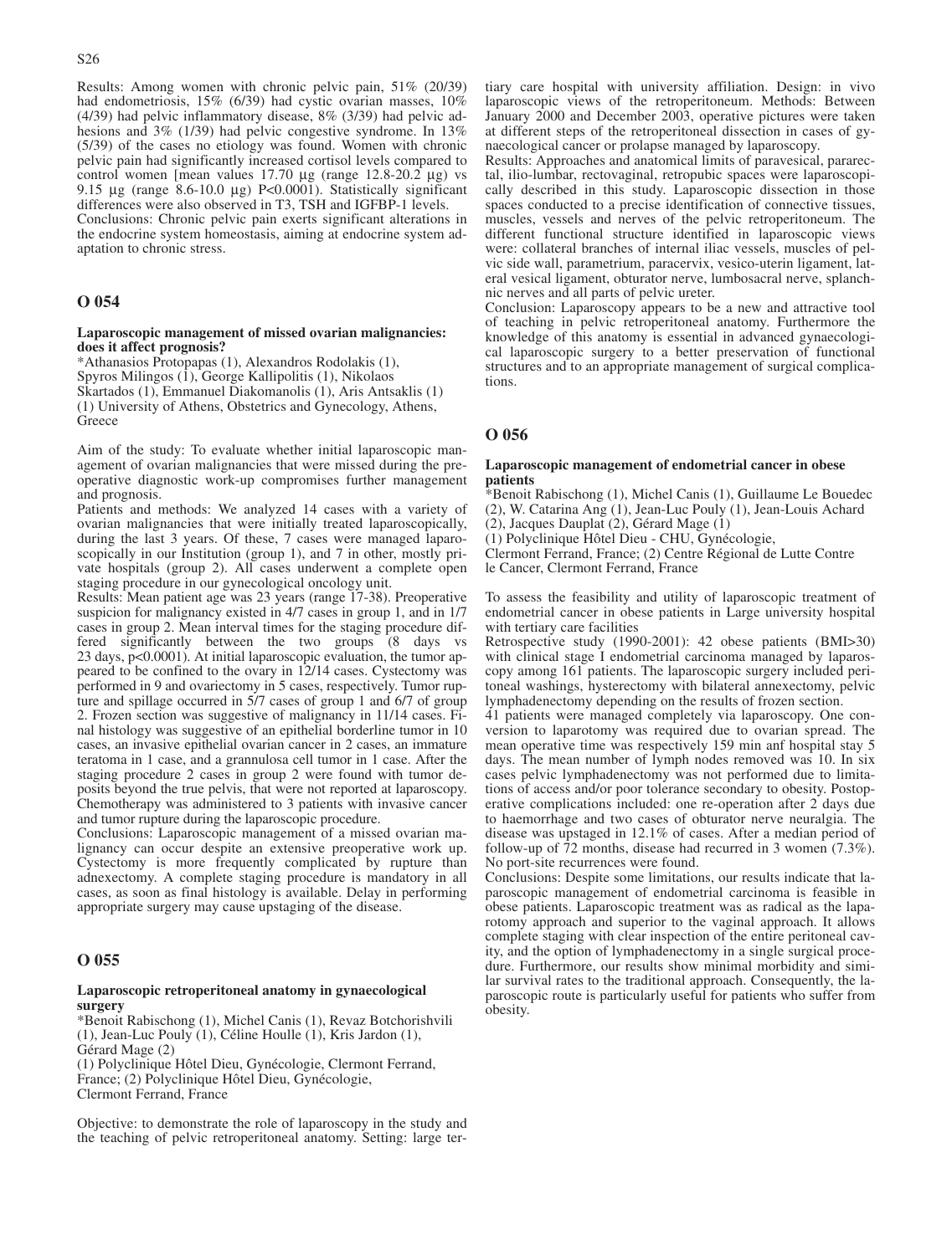Results: Among women with chronic pelvic pain, 51% (20/39) had endometriosis, 15% (6/39) had cystic ovarian masses, 10% (4/39) had pelvic inflammatory disease, 8% (3/39) had pelvic adhesions and 3% (1/39) had pelvic congestive syndrome. In 13% (5/39) of the cases no etiology was found. Women with chronic pelvic pain had significantly increased cortisol levels compared to control women [mean values 17.70 μg (range 12.8-20.2 μg) vs 9.15 μg (range 8.6-10.0 μg) P<0.0001). Statistically significant differences were also observed in T3, TSH and IGFBP-1 levels.
Conclusions: Chronic pelvic pain exerts significant alterations in the endocrine system homeostasis, aiming at endocrine system adaptation to chronic stress.

## O 054

**Laparoscopic management of missed ovarian malignancies: does it affect prognosis?**

*Athanasios Protopapas (1), Alexandros Rodolakis (1), Spyros Milingos (1), George Kallipolitis (1), Nikolaos Skartados (1), Emmanuel Diakomanolis (1), Aris Antsaklis (1)
(1) University of Athens, Obstetrics and Gynecology, Athens, Greece

Aim of the study: To evaluate whether initial laparoscopic management of ovarian malignancies that were missed during the preoperative diagnostic work-up compromises further management and prognosis.
Patients and methods: We analyzed 14 cases with a variety of ovarian malignancies that were initially treated laparoscopically, during the last 3 years. Of these, 7 cases were managed laparoscopically in our Institution (group 1), and 7 in other, mostly private hospitals (group 2). All cases underwent a complete open staging procedure in our gynecological oncology unit.
Results: Mean patient age was 23 years (range 17-38). Preoperative suspicion for malignancy existed in 4/7 cases in group 1, and in 1/7 cases in group 2. Mean interval times for the staging procedure differed significantly between the two groups (8 days vs 23 days, p<0.0001). At initial laparoscopic evaluation, the tumor appeared to be confined to the ovary in 12/14 cases. Cystectomy was performed in 9 and ovariectomy in 5 cases, respectively. Tumor rupture and spillage occurred in 5/7 cases of group 1 and 6/7 of group 2. Frozen section was suggestive of malignancy in 11/14 cases. Final histology was suggestive of an epithelial borderline tumor in 10 cases, an invasive epithelial ovarian cancer in 2 cases, an immature teratoma in 1 case, and a grannulosa cell tumor in 1 case. After the staging procedure 2 cases in group 2 were found with tumor deposits beyond the true pelvis, that were not reported at laparoscopy. Chemotherapy was administered to 3 patients with invasive cancer and tumor rupture during the laparoscopic procedure.
Conclusions: Laparoscopic management of a missed ovarian malignancy can occur despite an extensive preoperative work up. Cystectomy is more frequently complicated by rupture than adnexectomy. A complete staging procedure is mandatory in all cases, as soon as final histology is available. Delay in performing appropriate surgery may cause upstaging of the disease.

## O 055

**Laparoscopic retroperitoneal anatomy in gynaecological surgery**

*Benoit Rabischong (1), Michel Canis (1), Revaz Botchorishvili (1), Jean-Luc Pouly (1), Céline Houlle (1), Kris Jardon (1), Gérard Mage (2)
(1) Polyclinique Hôtel Dieu, Gynécologie, Clermont Ferrand, France; (2) Polyclinique Hôtel Dieu, Gynécologie, Clermont Ferrand, France

Objective: to demonstrate the role of laparoscopy in the study and the teaching of pelvic retroperitoneal anatomy. Setting: large tertiary care hospital with university affiliation. Design: in vivo laparoscopic views of the retroperitoneum. Methods: Between January 2000 and December 2003, operative pictures were taken at different steps of the retroperitoneal dissection in cases of gynaecological cancer or prolapse managed by laparoscopy.
Results: Approaches and anatomical limits of paravesical, pararectal, ilio-lumbar, rectovaginal, retropubic spaces were laparoscopically described in this study. Laparoscopic dissection in those spaces conducted to a precise identification of connective tissues, muscles, vessels and nerves of the pelvic retroperitoneum. The different functional structure identified in laparoscopic views were: collateral branches of internal iliac vessels, muscles of pelvic side wall, parametrium, paracervix, vesico-uterin ligament, lateral vesical ligament, obturator nerve, lumbosacral nerve, splanchnic nerves and all parts of pelvic ureter.
Conclusion: Laparoscopy appears to be a new and attractive tool of teaching in pelvic retroperitoneal anatomy. Furthermore the knowledge of this anatomy is essential in advanced gynaecological laparoscopic surgery to a better preservation of functional structures and to an appropriate management of surgical complications.

## O 056

**Laparoscopic management of endometrial cancer in obese patients**

*Benoit Rabischong (1), Michel Canis (1), Guillaume Le Bouedec (2), W. Catarina Ang (1), Jean-Luc Pouly (1), Jean-Louis Achard (2), Jacques Dauplat (2), Gérard Mage (1)
(1) Polyclinique Hôtel Dieu - CHU, Gynécologie, Clermont Ferrand, France; (2) Centre Régional de Lutte Contre le Cancer, Clermont Ferrand, France

To assess the feasibility and utility of laparoscopic treatment of endometrial cancer in obese patients in Large university hospital with tertiary care facilities
Retrospective study (1990-2001): 42 obese patients (BMI>30) with clinical stage I endometrial carcinoma managed by laparoscopy among 161 patients. The laparoscopic surgery included peritoneal washings, hysterectomy with bilateral annexectomy, pelvic lymphadenectomy depending on the results of frozen section.
41 patients were managed completely via laparoscopy. One conversion to laparotomy was required due to ovarian spread. The mean operative time was respectively 159 min anf hospital stay 5 days. The mean number of lymph nodes removed was 10. In six cases pelvic lymphadenectomy was not performed due to limitations of access and/or poor tolerance secondary to obesity. Postoperative complications included: one re-operation after 2 days due to haemorrhage and two cases of obturator nerve neuralgia. The disease was upstaged in 12.1% of cases. After a median period of follow-up of 72 months, disease had recurred in 3 women (7.3%). No port-site recurrences were found.
Conclusions: Despite some limitations, our results indicate that laparoscopic management of endometrial carcinoma is feasible in obese patients. Laparoscopic treatment was as radical as the laparotomy approach and superior to the vaginal approach. It allows complete staging with clear inspection of the entire peritoneal cavity, and the option of lymphadenectomy in a single surgical procedure. Furthermore, our results show minimal morbidity and similar survival rates to the traditional approach. Consequently, the laparoscopic route is particularly useful for patients who suffer from obesity.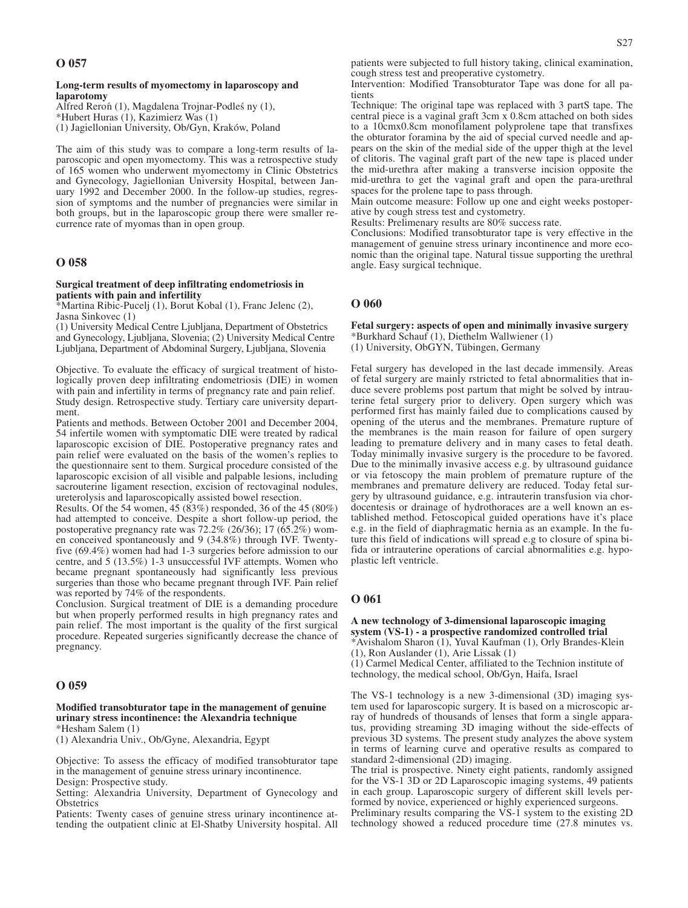## O 057

**Long-term results of myomectomy in laparoscopy and laparotomy**
Alfred Reroń (1), Magdalena Trojnar-Podleś ny (1), *Hubert Huras (1), Kazimierz Was (1)
(1) Jagiellonian University, Ob/Gyn, Kraków, Poland

The aim of this study was to compare a long-term results of laparoscopic and open myomectomy. This was a retrospective study of 165 women who underwent myomectomy in Clinic Obstetrics and Gynecology, Jagiellonian University Hospital, between January 1992 and December 2000. In the follow-up studies, regression of symptoms and the number of pregnancies were similar in both groups, but in the laparoscopic group there were smaller recurrence rate of myomas than in open group.

## O 058

**Surgical treatment of deep infiltrating endometriosis in patients with pain and infertility**
*Martina Ribic-Pucelj (1), Borut Kobal (1), Franc Jelenc (2), Jasna Sinkovec (1)
(1) University Medical Centre Ljubljana, Department of Obstetrics and Gynecology, Ljubljana, Slovenia; (2) University Medical Centre Ljubljana, Department of Abdominal Surgery, Ljubljana, Slovenia

Objective. To evaluate the efficacy of surgical treatment of histologically proven deep infiltrating endometriosis (DIE) in women with pain and infertility in terms of pregnancy rate and pain relief.
Study design. Retrospective study. Tertiary care university department.
Patients and methods. Between October 2001 and December 2004, 54 infertile women with symptomatic DIE were treated by radical laparoscopic excision of DIE. Postoperative pregnancy rates and pain relief were evaluated on the basis of the women's replies to the questionnaire sent to them. Surgical procedure consisted of the laparoscopic excision of all visible and palpable lesions, including sacrouterine ligament resection, excision of rectovaginal nodules, ureterolysis and laparoscopically assisted bowel resection.
Results. Of the 54 women, 45 (83%) responded, 36 of the 45 (80%) had attempted to conceive. Despite a short follow-up period, the postoperative pregnancy rate was 72.2% (26/36); 17 (65.2%) women conceived spontaneously and 9 (34.8%) through IVF. Twenty-five (69.4%) women had had 1-3 surgeries before admission to our centre, and 5 (13.5%) 1-3 unsuccessful IVF attempts. Women who became pregnant spontaneously had significantly less previous surgeries than those who became pregnant through IVF. Pain relief was reported by 74% of the respondents.
Conclusion. Surgical treatment of DIE is a demanding procedure but when properly performed results in high pregnancy rates and pain relief. The most important is the quality of the first surgical procedure. Repeated surgeries significantly decrease the chance of pregnancy.

## O 059

**Modified transobturator tape in the management of genuine urinary stress incontinence: the Alexandria technique**
*Hesham Salem (1)
(1) Alexandria Univ., Ob/Gyne, Alexandria, Egypt

Objective: To assess the efficacy of modified transobturator tape in the management of genuine stress urinary incontinence.
Design: Prospective study.
Setting: Alexandria University, Department of Gynecology and Obstetrics
Patients: Twenty cases of genuine stress urinary incontinence attending the outpatient clinic at El-Shatby University hospital. All patients were subjected to full history taking, clinical examination, cough stress test and preoperative cystometry.
Intervention: Modified Transobturator Tape was done for all patients
Technique: The original tape was replaced with 3 partS tape. The central piece is a vaginal graft 3cm x 0.8cm attached on both sides to a 10cmx0.8cm monofilament polyprolene tape that transfixes the obturator foramina by the aid of special curved needle and appears on the skin of the medial side of the upper thigh at the level of clitoris. The vaginal graft part of the new tape is placed under the mid-urethra after making a transverse incision opposite the mid-urethra to get the vaginal graft and open the para-urethral spaces for the prolene tape to pass through.
Main outcome measure: Follow up one and eight weeks postoperative by cough stress test and cystometry.
Results: Prelimenary results are 80% success rate.
Conclusions: Modified transobturator tape is very effective in the management of genuine stress urinary incontinence and more economic than the original tape. Natural tissue supporting the urethral angle. Easy surgical technique.

## O 060

**Fetal surgery: aspects of open and minimally invasive surgery**
*Burkhard Schauf (1), Diethelm Wallwiener (1)
(1) University, ObGYN, Tübingen, Germany

Fetal surgery has developed in the last decade immensily. Areas of fetal surgery are mainly rstricted to fetal abnormalities that induce severe problems post partum that might be solved by intrauterine fetal surgery prior to delivery. Open surgery which was performed first has mainly failed due to complications caused by opening of the uterus and the membranes. Premature rupture of the membranes is the main reason for failure of open surgery leading to premature delivery and in many cases to fetal death. Today minimally invasive surgery is the procedure to be favored. Due to the minimally invasive access e.g. by ultrasound guidance or via fetoscopy the main problem of premature rupture of the membranes and premature delivery are reduced. Today fetal surgery by ultrasound guidance, e.g. intrauterin transfusion via chordocentesis or drainage of hydrothoraces are a well known an established method. Fetoscopical guided operations have it's place e.g. in the field of diaphragmatic hernia as an example. In the future this field of indications will spread e.g to closure of spina bifida or intrauterine operations of carcial abnormalities e.g. hypoplastic left ventricle.

## O 061

**A new technology of 3-dimensional laparoscopic imaging system (VS-1) - a prospective randomized controlled trial**
*Avishalom Sharon (1), Yuval Kaufman (1), Orly Brandes-Klein (1), Ron Auslander (1), Arie Lissak (1)
(1) Carmel Medical Center, affiliated to the Technion institute of technology, the medical school, Ob/Gyn, Haifa, Israel

The VS-1 technology is a new 3-dimensional (3D) imaging system used for laparoscopic surgery. It is based on a microscopic array of hundreds of thousands of lenses that form a single apparatus, providing streaming 3D imaging without the side-effects of previous 3D systems. The present study analyzes the above system in terms of learning curve and operative results as compared to standard 2-dimensional (2D) imaging.
The trial is prospective. Ninety eight patients, randomly assigned for the VS-1 3D or 2D Laparoscopic imaging systems, 49 patients in each group. Laparoscopic surgery of different skill levels performed by novice, experienced or highly experienced surgeons.
Preliminary results comparing the VS-1 system to the existing 2D technology showed a reduced procedure time (27.8 minutes vs.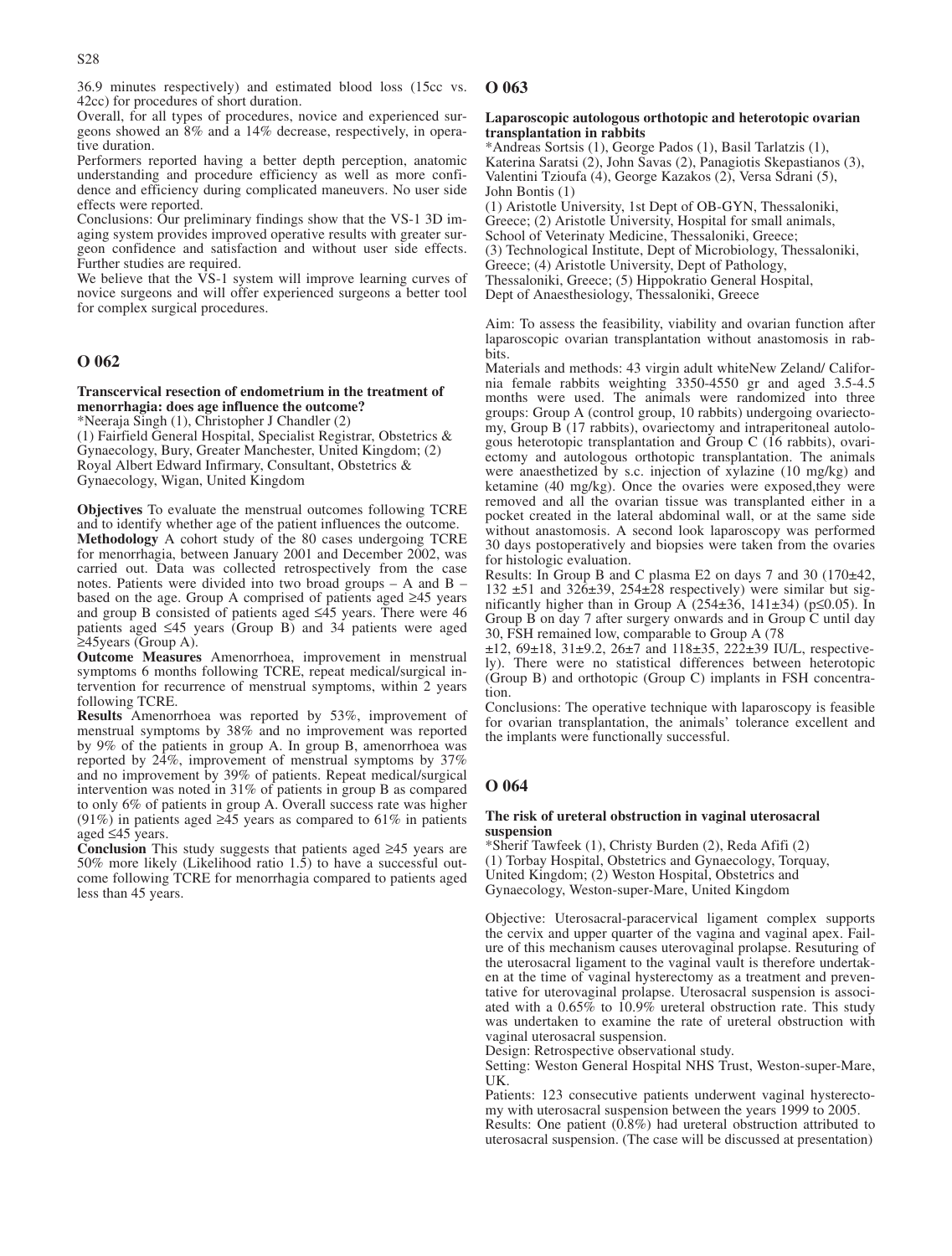36.9 minutes respectively) and estimated blood loss (15cc vs. 42cc) for procedures of short duration.

Overall, for all types of procedures, novice and experienced surgeons showed an 8% and a 14% decrease, respectively, in operative duration.

Performers reported having a better depth perception, anatomic understanding and procedure efficiency as well as more confidence and efficiency during complicated maneuvers. No user side effects were reported.

Conclusions: Our preliminary findings show that the VS-1 3D imaging system provides improved operative results with greater surgeon confidence and satisfaction and without user side effects. Further studies are required.

We believe that the VS-1 system will improve learning curves of novice surgeons and will offer experienced surgeons a better tool for complex surgical procedures.

## O 062

**Transcervical resection of endometrium in the treatment of menorrhagia: does age influence the outcome?**

*Neeraja Singh (1), Christopher J Chandler (2)
(1) Fairfield General Hospital, Specialist Registrar, Obstetrics & Gynaecology, Bury, Greater Manchester, United Kingdom; (2) Royal Albert Edward Infirmary, Consultant, Obstetrics & Gynaecology, Wigan, United Kingdom

**Objectives** To evaluate the menstrual outcomes following TCRE and to identify whether age of the patient influences the outcome.

**Methodology** A cohort study of the 80 cases undergoing TCRE for menorrhagia, between January 2001 and December 2002, was carried out. Data was collected retrospectively from the case notes. Patients were divided into two broad groups – A and B – based on the age. Group A comprised of patients aged ≥45 years and group B consisted of patients aged ≤45 years. There were 46 patients aged ≤45 years (Group B) and 34 patients were aged ≥45years (Group A).

**Outcome Measures** Amenorrhoea, improvement in menstrual symptoms 6 months following TCRE, repeat medical/surgical intervention for recurrence of menstrual symptoms, within 2 years following TCRE.

**Results** Amenorrhoea was reported by 53%, improvement of menstrual symptoms by 38% and no improvement was reported by 9% of the patients in group A. In group B, amenorrhoea was reported by 24%, improvement of menstrual symptoms by 37% and no improvement by 39% of patients. Repeat medical/surgical intervention was noted in 31% of patients in group B as compared to only 6% of patients in group A. Overall success rate was higher (91%) in patients aged ≥45 years as compared to 61% in patients aged ≤45 years.

**Conclusion** This study suggests that patients aged ≥45 years are 50% more likely (Likelihood ratio 1.5) to have a successful outcome following TCRE for menorrhagia compared to patients aged less than 45 years.

## O 063

**Laparoscopic autologous orthotopic and heterotopic ovarian transplantation in rabbits**

*Andreas Sortsis (1), George Pados (1), Basil Tarlatzis (1), Katerina Saratsi (2), John Savas (2), Panagiotis Skepastianos (3), Valentini Tzioufa (4), George Kazakos (2), Versa Sdrani (5), John Bontis (1)
(1) Aristotle University, 1st Dept of OB-GYN, Thessaloniki, Greece; (2) Aristotle University, Hospital for small animals, School of Veterinaty Medicine, Thessaloniki, Greece; (3) Technological Institute, Dept of Microbiology, Thessaloniki, Greece; (4) Aristotle University, Dept of Pathology, Thessaloniki, Greece; (5) Hippokratio General Hospital, Dept of Anaesthesiology, Thessaloniki, Greece

Aim: To assess the feasibility, viability and ovarian function after laparoscopic ovarian transplantation without anastomosis in rabbits.

Materials and methods: 43 virgin adult whiteNew Zeland/ California female rabbits weighting 3350-4550 gr and aged 3.5-4.5 months were used. The animals were randomized into three groups: Group A (control group, 10 rabbits) undergoing ovariectomy, Group B (17 rabbits), ovariectomy and intraperitoneal autologous heterotopic transplantation and Group C (16 rabbits), ovariectomy and autologous orthotopic transplantation. The animals were anaesthetized by s.c. injection of xylazine (10 mg/kg) and ketamine (40 mg/kg). Once the ovaries were exposed,they were removed and all the ovarian tissue was transplanted either in a pocket created in the lateral abdominal wall, or at the same side without anastomosis. A second look laparoscopy was performed 30 days postoperatively and biopsies were taken from the ovaries for histologic evaluation.

Results: In Group B and C plasma E2 on days 7 and 30 (170±42, 132 ±51 and 326±39, 254±28 respectively) were similar but significantly higher than in Group A (254±36, 141±34) (p≤0.05). In Group B on day 7 after surgery onwards and in Group C until day 30, FSH remained low, comparable to Group A (78 ±12, 69±18, 31±9.2, 26±7 and 118±35, 222±39 IU/L, respectively). There were no statistical differences between heterotopic (Group B) and orthotopic (Group C) implants in FSH concentration.

Conclusions: The operative technique with laparoscopy is feasible for ovarian transplantation, the animals' tolerance excellent and the implants were functionally successful.

## O 064

**The risk of ureteral obstruction in vaginal uterosacral suspension**

*Sherif Tawfeek (1), Christy Burden (2), Reda Afifi (2)
(1) Torbay Hospital, Obstetrics and Gynaecology, Torquay, United Kingdom; (2) Weston Hospital, Obstetrics and Gynaecology, Weston-super-Mare, United Kingdom

Objective: Uterosacral-paracervical ligament complex supports the cervix and upper quarter of the vagina and vaginal apex. Failure of this mechanism causes uterovaginal prolapse. Resuturing of the uterosacral ligament to the vaginal vault is therefore undertaken at the time of vaginal hysterectomy as a treatment and preventative for uterovaginal prolapse. Uterosacral suspension is associated with a 0.65% to 10.9% ureteral obstruction rate. This study was undertaken to examine the rate of ureteral obstruction with vaginal uterosacral suspension.

Design: Retrospective observational study.

Setting: Weston General Hospital NHS Trust, Weston-super-Mare, UK.

Patients: 123 consecutive patients underwent vaginal hysterectomy with uterosacral suspension between the years 1999 to 2005.

Results: One patient (0.8%) had ureteral obstruction attributed to uterosacral suspension. (The case will be discussed at presentation)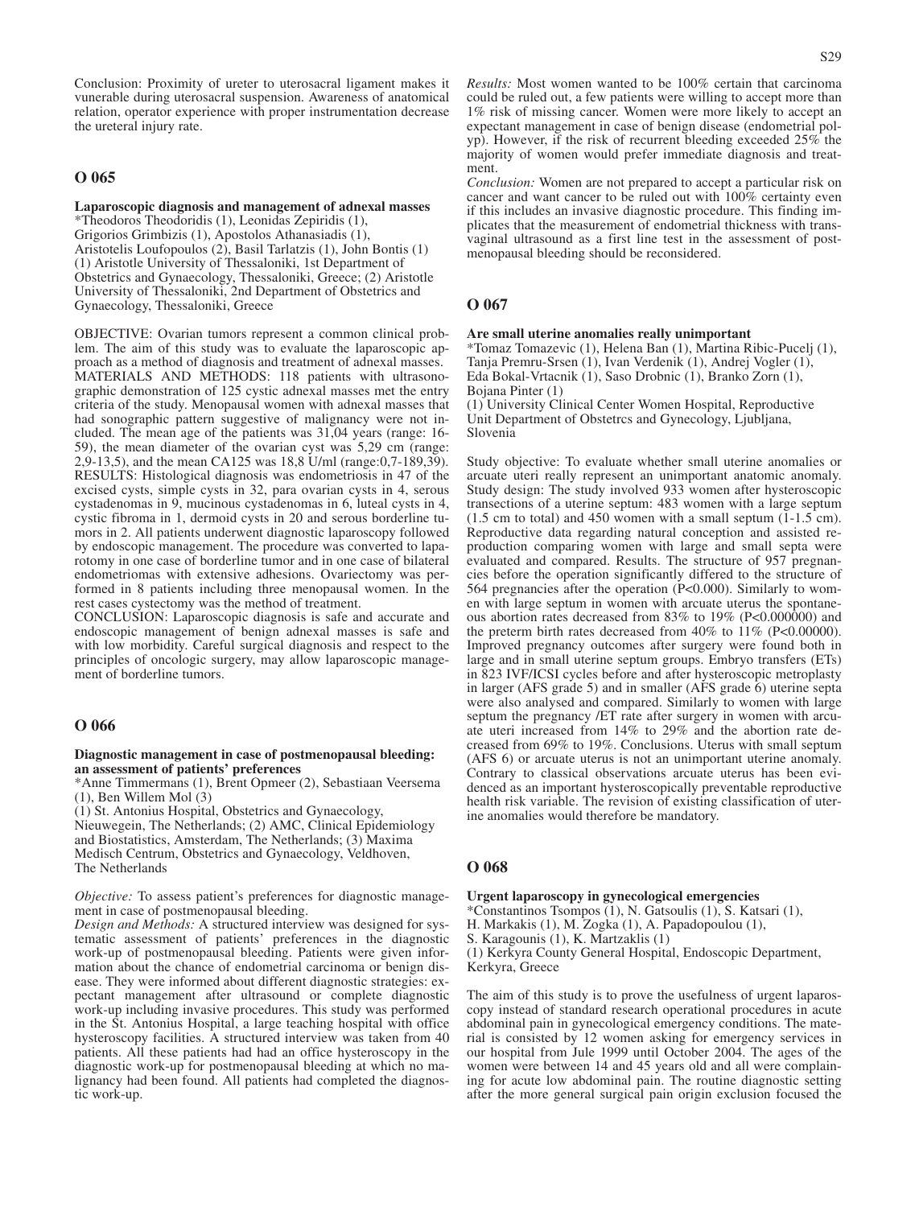Conclusion: Proximity of ureter to uterosacral ligament makes it vunerable during uterosacral suspension. Awareness of anatomical relation, operator experience with proper instrumentation decrease the ureteral injury rate.

## O 065

**Laparoscopic diagnosis and management of adnexal masses**

*Theodoros Theodoridis (1), Leonidas Zepiridis (1), Grigorios Grimbizis (1), Apostolos Athanasiadis (1), Aristotelis Loufopoulos (2), Basil Tarlatzis (1), John Bontis (1)

(1) Aristotle University of Thessaloniki, 1st Department of Obstetrics and Gynaecology, Thessaloniki, Greece; (2) Aristotle University of Thessaloniki, 2nd Department of Obstetrics and Gynaecology, Thessaloniki, Greece

OBJECTIVE: Ovarian tumors represent a common clinical problem. The aim of this study was to evaluate the laparoscopic approach as a method of diagnosis and treatment of adnexal masses. MATERIALS AND METHODS: 118 patients with ultrasonographic demonstration of 125 cystic adnexal masses met the entry criteria of the study. Menopausal women with adnexal masses that had sonographic pattern suggestive of malignancy were not included. The mean age of the patients was 31,04 years (range: 16-59), the mean diameter of the ovarian cyst was 5,29 cm (range: 2,9-13,5), and the mean CA125 was 18,8 U/ml (range:0,7-189,39). RESULTS: Histological diagnosis was endometriosis in 47 of the excised cysts, simple cysts in 32, para ovarian cysts in 4, serous cystadenomas in 9, mucinous cystadenomas in 6, luteal cysts in 4, cystic fibroma in 1, dermoid cysts in 20 and serous borderline tumors in 2. All patients underwent diagnostic laparoscopy followed by endoscopic management. The procedure was converted to laparotomy in one case of borderline tumor and in one case of bilateral endometriomas with extensive adhesions. Ovariectomy was performed in 8 patients including three menopausal women. In the rest cases cystectomy was the method of treatment.

CONCLUSION: Laparoscopic diagnosis is safe and accurate and endoscopic management of benign adnexal masses is safe and with low morbidity. Careful surgical diagnosis and respect to the principles of oncologic surgery, may allow laparoscopic management of borderline tumors.

## O 066

**Diagnostic management in case of postmenopausal bleeding: an assessment of patients' preferences**

*Anne Timmermans (1), Brent Opmeer (2), Sebastiaan Veersema (1), Ben Willem Mol (3)

(1) St. Antonius Hospital, Obstetrics and Gynaecology, Nieuwegein, The Netherlands; (2) AMC, Clinical Epidemiology and Biostatistics, Amsterdam, The Netherlands; (3) Maxima Medisch Centrum, Obstetrics and Gynaecology, Veldhoven, The Netherlands

*Objective:* To assess patient's preferences for diagnostic management in case of postmenopausal bleeding.

*Design and Methods:* A structured interview was designed for systematic assessment of patients' preferences in the diagnostic work-up of postmenopausal bleeding. Patients were given information about the chance of endometrial carcinoma or benign disease. They were informed about different diagnostic strategies: expectant management after ultrasound or complete diagnostic work-up including invasive procedures. This study was performed in the St. Antonius Hospital, a large teaching hospital with office hysteroscopy facilities. A structured interview was taken from 40 patients. All these patients had had an office hysteroscopy in the diagnostic work-up for postmenopausal bleeding at which no malignancy had been found. All patients had completed the diagnostic work-up.

*Results:* Most women wanted to be 100% certain that carcinoma could be ruled out, a few patients were willing to accept more than 1% risk of missing cancer. Women were more likely to accept an expectant management in case of benign disease (endometrial polyp). However, if the risk of recurrent bleeding exceeded 25% the majority of women would prefer immediate diagnosis and treatment.

*Conclusion:* Women are not prepared to accept a particular risk on cancer and want cancer to be ruled out with 100% certainty even if this includes an invasive diagnostic procedure. This finding implicates that the measurement of endometrial thickness with transvaginal ultrasound as a first line test in the assessment of postmenopausal bleeding should be reconsidered.

## O 067

**Are small uterine anomalies really unimportant**

*Tomaz Tomazevic (1), Helena Ban (1), Martina Ribic-Pucelj (1), Tanja Premru-Srsen (1), Ivan Verdenik (1), Andrej Vogler (1), Eda Bokal-Vrtacnik (1), Saso Drobnic (1), Branko Zorn (1), Bojana Pinter (1)

(1) University Clinical Center Women Hospital, Reproductive Unit Department of Obstetrcs and Gynecology, Ljubljana, Slovenia

Study objective: To evaluate whether small uterine anomalies or arcuate uteri really represent an unimportant anatomic anomaly. Study design: The study involved 933 women after hysteroscopic transections of a uterine septum: 483 women with a large septum (1.5 cm to total) and 450 women with a small septum (1-1.5 cm). Reproductive data regarding natural conception and assisted reproduction comparing women with large and small septa were evaluated and compared. Results. The structure of 957 pregnancies before the operation significantly differed to the structure of 564 pregnancies after the operation (P<0.000). Similarly to women with large septum in women with arcuate uterus the spontaneous abortion rates decreased from 83% to 19% (P<0.000000) and the preterm birth rates decreased from 40% to 11% (P<0.00000). Improved pregnancy outcomes after surgery were found both in large and in small uterine septum groups. Embryo transfers (ETs) in 823 IVF/ICSI cycles before and after hysteroscopic metroplasty in larger (AFS grade 5) and in smaller (AFS grade 6) uterine septa were also analysed and compared. Similarly to women with large septum the pregnancy /ET rate after surgery in women with arcuate uteri increased from 14% to 29% and the abortion rate decreased from 69% to 19%. Conclusions. Uterus with small septum (AFS 6) or arcuate uterus is not an unimportant uterine anomaly. Contrary to classical observations arcuate uterus has been evidenced as an important hysteroscopically preventable reproductive health risk variable. The revision of existing classification of uterine anomalies would therefore be mandatory.

## O 068

**Urgent laparoscopy in gynecological emergencies**

*Constantinos Tsompos (1), N. Gatsoulis (1), S. Katsari (1), H. Markakis (1), M. Zogka (1), A. Papadopoulou (1), S. Karagounis (1), K. Martzaklis (1)

(1) Kerkyra County General Hospital, Endoscopic Department, Kerkyra, Greece

The aim of this study is to prove the usefulness of urgent laparoscopy instead of standard research operational procedures in acute abdominal pain in gynecological emergency conditions. The material is consisted by 12 women asking for emergency services in our hospital from Jule 1999 until October 2004. The ages of the women were between 14 and 45 years old and all were complaining for acute low abdominal pain. The routine diagnostic setting after the more general surgical pain origin exclusion focused the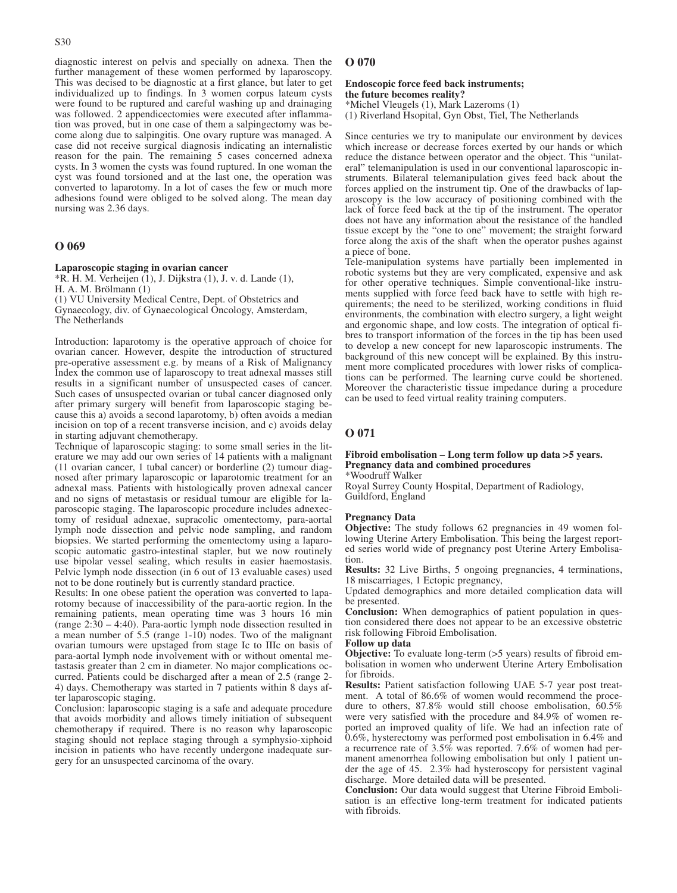diagnostic interest on pelvis and specially on adnexa. Then the further management of these women performed by laparoscopy. This was decised to be diagnostic at a first glance, but later to get individualized up to findings. In 3 women corpus lateum cysts were found to be ruptured and careful washing up and drainaging was followed. 2 appendicectomies were executed after inflammation was proved, but in one case of them a salpingectomy was become along due to salpingitis. One ovary rupture was managed. A case did not receive surgical diagnosis indicating an internalistic reason for the pain. The remaining 5 cases concerned adnexa cysts. In 3 women the cysts was found ruptured. In one woman the cyst was found torsioned and at the last one, the operation was converted to laparotomy. In a lot of cases the few or much more adhesions found were obliged to be solved along. The mean day nursing was 2.36 days.

## O 069

**Laparoscopic staging in ovarian cancer**

*R. H. M. Verheijen (1), J. Dijkstra (1), J. v. d. Lande (1), H. A. M. Brölmann (1)

(1) VU University Medical Centre, Dept. of Obstetrics and Gynaecology, div. of Gynaecological Oncology, Amsterdam, The Netherlands

Introduction: laparotomy is the operative approach of choice for ovarian cancer. However, despite the introduction of structured pre-operative assessment e.g. by means of a Risk of Malignancy Index the common use of laparoscopy to treat adnexal masses still results in a significant number of unsuspected cases of cancer. Such cases of unsuspected ovarian or tubal cancer diagnosed only after primary surgery will benefit from laparoscopic staging because this a) avoids a second laparotomy, b) often avoids a median incision on top of a recent transverse incision, and c) avoids delay in starting adjuvant chemotherapy.

Technique of laparoscopic staging: to some small series in the literature we may add our own series of 14 patients with a malignant (11 ovarian cancer, 1 tubal cancer) or borderline (2) tumour diagnosed after primary laparoscopic or laparotomic treatment for an adnexal mass. Patients with histologically proven adnexal cancer and no signs of metastasis or residual tumour are eligible for laparoscopic staging. The laparoscopic procedure includes adnexectomy of residual adnexae, supracolic omentectomy, para-aortal lymph node dissection and pelvic node sampling, and random biopsies. We started performing the omentectomy using a laparoscopic automatic gastro-intestinal stapler, but we now routinely use bipolar vessel sealing, which results in easier haemostasis. Pelvic lymph node dissection (in 6 out of 13 evaluable cases) used not to be done routinely but is currently standard practice.

Results: In one obese patient the operation was converted to laparotomy because of inaccessibility of the para-aortic region. In the remaining patients, mean operating time was 3 hours 16 min (range 2:30 – 4:40). Para-aortic lymph node dissection resulted in a mean number of 5.5 (range 1-10) nodes. Two of the malignant ovarian tumours were upstaged from stage Ic to IIIc on basis of para-aortal lymph node involvement with or without omental metastasis greater than 2 cm in diameter. No major complications occurred. Patients could be discharged after a mean of 2.5 (range 2-4) days. Chemotherapy was started in 7 patients within 8 days after laparoscopic staging.

Conclusion: laparoscopic staging is a safe and adequate procedure that avoids morbidity and allows timely initiation of subsequent chemotherapy if required. There is no reason why laparoscopic staging should not replace staging through a symphysio-xiphoid incision in patients who have recently undergone inadequate surgery for an unsuspected carcinoma of the ovary.

## O 070

**Endoscopic force feed back instruments; the future becomes reality?**

*Michel Vleugels (1), Mark Lazeroms (1)

(1) Riverland Hsopital, Gyn Obst, Tiel, The Netherlands

Since centuries we try to manipulate our environment by devices which increase or decrease forces exerted by our hands or which reduce the distance between operator and the object. This "unilateral" telemanipulation is used in our conventional laparoscopic instruments. Bilateral telemanipulation gives feed back about the forces applied on the instrument tip. One of the drawbacks of laparoscopy is the low accuracy of positioning combined with the lack of force feed back at the tip of the instrument. The operator does not have any information about the resistance of the handled tissue except by the "one to one" movement; the straight forward force along the axis of the shaft when the operator pushes against a piece of bone.

Tele-manipulation systems have partially been implemented in robotic systems but they are very complicated, expensive and ask for other operative techniques. Simple conventional-like instruments supplied with force feed back have to settle with high requirements; the need to be sterilized, working conditions in fluid environments, the combination with electro surgery, a light weight and ergonomic shape, and low costs. The integration of optical fibres to transport information of the forces in the tip has been used to develop a new concept for new laparoscopic instruments. The background of this new concept will be explained. By this instrument more complicated procedures with lower risks of complications can be performed. The learning curve could be shortened. Moreover the characteristic tissue impedance during a procedure can be used to feed virtual reality training computers.

## O 071

**Fibroid embolisation – Long term follow up data >5 years. Pregnancy data and combined procedures**

*Woodruff Walker

Royal Surrey County Hospital, Department of Radiology, Guildford, England

**Pregnancy Data**

**Objective:** The study follows 62 pregnancies in 49 women following Uterine Artery Embolisation. This being the largest reported series world wide of pregnancy post Uterine Artery Embolisation.

**Results:** 32 Live Births, 5 ongoing pregnancies, 4 terminations, 18 miscarriages, 1 Ectopic pregnancy,

Updated demographics and more detailed complication data will be presented.

**Conclusion:** When demographics of patient population in question considered there does not appear to be an excessive obstetric risk following Fibroid Embolisation.

**Follow up data**

**Objective:** To evaluate long-term (>5 years) results of fibroid embolisation in women who underwent Uterine Artery Embolisation for fibroids.

**Results:** Patient satisfaction following UAE 5-7 year post treatment. A total of 86.6% of women would recommend the procedure to others, 87.8% would still choose embolisation, 60.5% were very satisfied with the procedure and 84.9% of women reported an improved quality of life. We had an infection rate of 0.6%, hysterectomy was performed post embolisation in 6.4% and a recurrence rate of 3.5% was reported. 7.6% of women had permanent amenorrhea following embolisation but only 1 patient under the age of 45. 2.3% had hysteroscopy for persistent vaginal discharge. More detailed data will be presented.

**Conclusion:** Our data would suggest that Uterine Fibroid Embolisation is an effective long-term treatment for indicated patients with fibroids.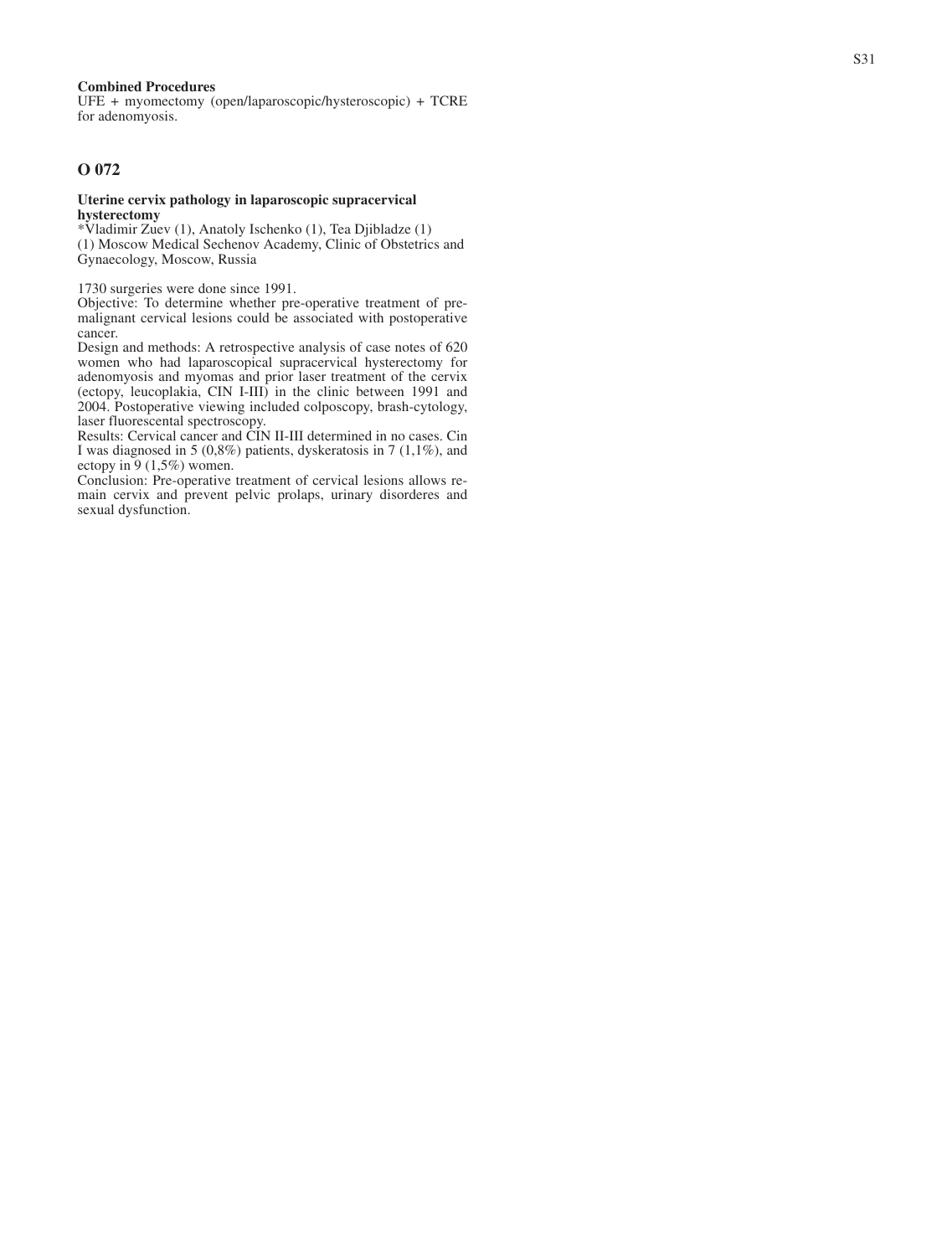**Combined Procedures**
UFE + myomectomy (open/laparoscopic/hysteroscopic) + TCRE for adenomyosis.

## O 072

**Uterine cervix pathology in laparoscopic supracervical hysterectomy**

*Vladimir Zuev (1), Anatoly Ischenko (1), Tea Djibladze (1)
(1) Moscow Medical Sechenov Academy, Clinic of Obstetrics and Gynaecology, Moscow, Russia

1730 surgeries were done since 1991.

Objective: To determine whether pre-operative treatment of premalignant cervical lesions could be associated with postoperative cancer.

Design and methods: A retrospective analysis of case notes of 620 women who had laparoscopical supracervical hysterectomy for adenomyosis and myomas and prior laser treatment of the cervix (ectopy, leucoplakia, CIN I-III) in the clinic between 1991 and 2004. Postoperative viewing included colposcopy, brash-cytology, laser fluorescental spectroscopy.

Results: Cervical cancer and CIN II-III determined in no cases. Cin I was diagnosed in 5 (0,8%) patients, dyskeratosis in 7 (1,1%), and ectopy in 9 (1,5%) women.

Conclusion: Pre-operative treatment of cervical lesions allows remain cervix and prevent pelvic prolaps, urinary disorderes and sexual dysfunction.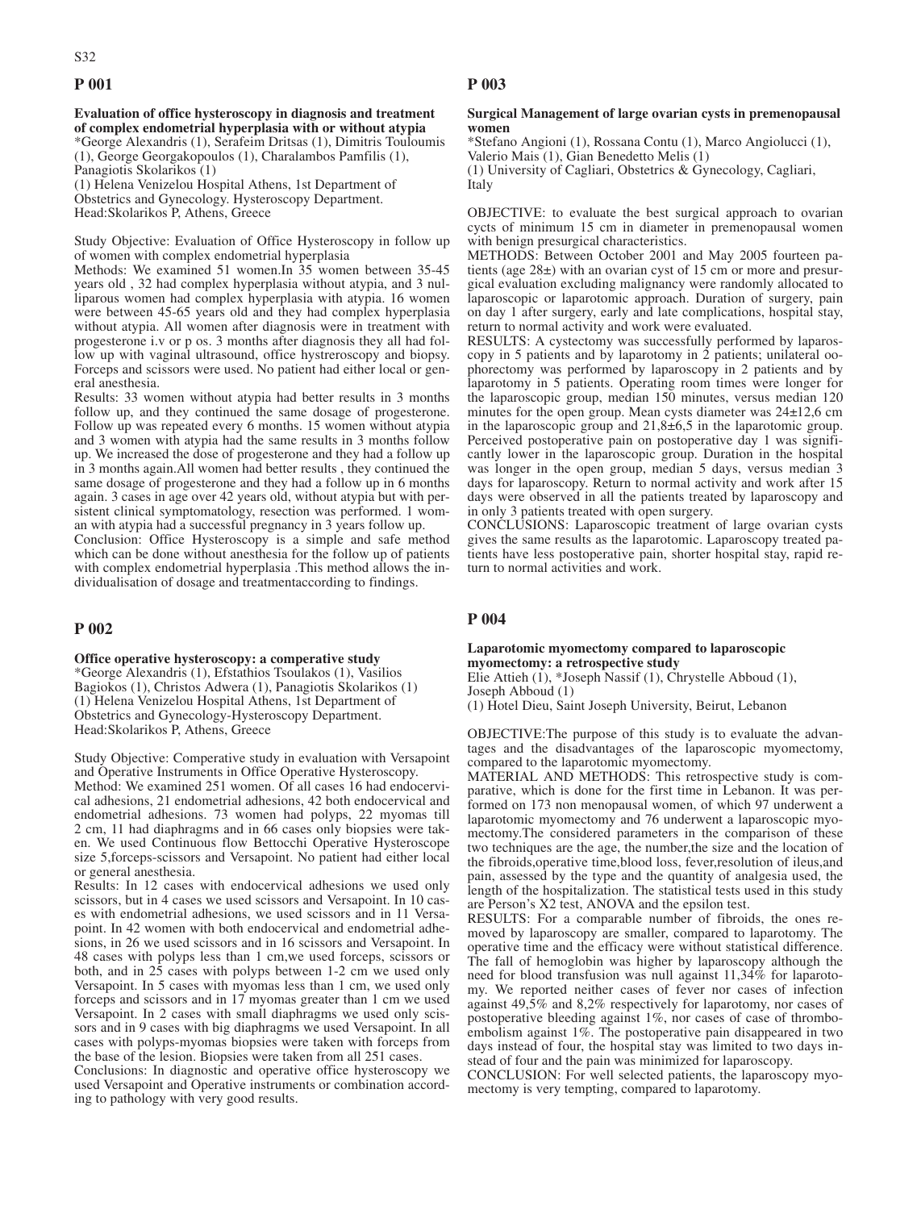## P 001

**Evaluation of office hysteroscopy in diagnosis and treatment of complex endometrial hyperplasia with or without atypia**

*George Alexandris (1), Serafeim Dritsas (1), Dimitris Touloumis (1), George Georgakopoulos (1), Charalambos Pamfilis (1), Panagiotis Skolarikos (1)

(1) Helena Venizelou Hospital Athens, 1st Department of Obstetrics and Gynecology. Hysteroscopy Department. Head:Skolarikos P, Athens, Greece

Study Objective: Evaluation of Office Hysteroscopy in follow up of women with complex endometrial hyperplasia

Methods: We examined 51 women.In 35 women between 35-45 years old , 32 had complex hyperplasia without atypia, and 3 nulliparous women had complex hyperplasia with atypia. 16 women were between 45-65 years old and they had complex hyperplasia without atypia. All women after diagnosis were in treatment with progesterone i.v or p os. 3 months after diagnosis they all had follow up with vaginal ultrasound, office hystreroscopy and biopsy. Forceps and scissors were used. No patient had either local or general anesthesia.

Results: 33 women without atypia had better results in 3 months follow up, and they continued the same dosage of progesterone. Follow up was repeated every 6 months. 15 women without atypia and 3 women with atypia had the same results in 3 months follow up. We increased the dose of progesterone and they had a follow up in 3 months again.All women had better results , they continued the same dosage of progesterone and they had a follow up in 6 months again. 3 cases in age over 42 years old, without atypia but with persistent clinical symptomatology, resection was performed. 1 woman with atypia had a successful pregnancy in 3 years follow up.

Conclusion: Office Hysteroscopy is a simple and safe method which can be done without anesthesia for the follow up of patients with complex endometrial hyperplasia .This method allows the individualisation of dosage and treatmentaccording to findings.

## P 002

**Office operative hysteroscopy: a comperative study**

*George Alexandris (1), Efstathios Tsoulakos (1), Vasilios Bagiokos (1), Christos Adwera (1), Panagiotis Skolarikos (1)

(1) Helena Venizelou Hospital Athens, 1st Department of Obstetrics and Gynecology-Hysteroscopy Department. Head:Skolarikos P, Athens, Greece

Study Objective: Comperative study in evaluation with Versapoint and Operative Instruments in Office Operative Hysteroscopy.

Method: We examined 251 women. Of all cases 16 had endocervical adhesions, 21 endometrial adhesions, 42 both endocervical and endometrial adhesions. 73 women had polyps, 22 myomas till 2 cm, 11 had diaphragms and in 66 cases only biopsies were taken. We used Continuous flow Bettocchi Operative Hysteroscope size 5,forceps-scissors and Versapoint. No patient had either local or general anesthesia.

Results: In 12 cases with endocervical adhesions we used only scissors, but in 4 cases we used scissors and Versapoint. In 10 cases with endometrial adhesions, we used scissors and in 11 Versapoint. In 42 women with both endocervical and endometrial adhesions, in 26 we used scissors and in 16 scissors and Versapoint. In 48 cases with polyps less than 1 cm,we used forceps, scissors or both, and in 25 cases with polyps between 1-2 cm we used only Versapoint. In 5 cases with myomas less than 1 cm, we used only forceps and scissors and in 17 myomas greater than 1 cm we used Versapoint. In 2 cases with small diaphragms we used only scissors and in 9 cases with big diaphragms we used Versapoint. In all cases with polyps-myomas biopsies were taken with forceps from the base of the lesion. Biopsies were taken from all 251 cases.

Conclusions: In diagnostic and operative office hysteroscopy we used Versapoint and Operative instruments or combination according to pathology with very good results.

## P 003

**Surgical Management of large ovarian cysts in premenopausal women**

*Stefano Angioni (1), Rossana Contu (1), Marco Angiolucci (1), Valerio Mais (1), Gian Benedetto Melis (1)

(1) University of Cagliari, Obstetrics & Gynecology, Cagliari, Italy

OBJECTIVE: to evaluate the best surgical approach to ovarian cycts of minimum 15 cm in diameter in premenopausal women with benign presurgical characteristics.

METHODS: Between October 2001 and May 2005 fourteen patients (age 28±) with an ovarian cyst of 15 cm or more and presurgical evaluation excluding malignancy were randomly allocated to laparoscopic or laparotomic approach. Duration of surgery, pain on day 1 after surgery, early and late complications, hospital stay, return to normal activity and work were evaluated.

RESULTS: A cystectomy was successfully performed by laparoscopy in 5 patients and by laparotomy in 2 patients; unilateral oophorectomy was performed by laparoscopy in 2 patients and by laparotomy in 5 patients. Operating room times were longer for the laparoscopic group, median 150 minutes, versus median 120 minutes for the open group. Mean cysts diameter was 24±12,6 cm in the laparoscopic group and 21,8±6,5 in the laparotomic group. Perceived postoperative pain on postoperative day 1 was significantly lower in the laparoscopic group. Duration in the hospital was longer in the open group, median 5 days, versus median 3 days for laparoscopy. Return to normal activity and work after 15 days were observed in all the patients treated by laparoscopy and in only 3 patients treated with open surgery.

CONCLUSIONS: Laparoscopic treatment of large ovarian cysts gives the same results as the laparotomic. Laparoscopy treated patients have less postoperative pain, shorter hospital stay, rapid return to normal activities and work.

## P 004

**Laparotomic myomectomy compared to laparoscopic myomectomy: a retrospective study**

Elie Attieh (1), *Joseph Nassif (1), Chrystelle Abboud (1), Joseph Abboud (1)

(1) Hotel Dieu, Saint Joseph University, Beirut, Lebanon

OBJECTIVE:The purpose of this study is to evaluate the advantages and the disadvantages of the laparoscopic myomectomy, compared to the laparotomic myomectomy.

MATERIAL AND METHODS: This retrospective study is comparative, which is done for the first time in Lebanon. It was performed on 173 non menopausal women, of which 97 underwent a laparotomic myomectomy and 76 underwent a laparoscopic myomectomy.The considered parameters in the comparison of these two techniques are the age, the number,the size and the location of the fibroids,operative time,blood loss, fever,resolution of ileus,and pain, assessed by the type and the quantity of analgesia used, the length of the hospitalization. The statistical tests used in this study are Person's X2 test, ANOVA and the epsilon test.

RESULTS: For a comparable number of fibroids, the ones removed by laparoscopy are smaller, compared to laparotomy. The operative time and the efficacy were without statistical difference. The fall of hemoglobin was higher by laparoscopy although the need for blood transfusion was null against 11,34% for laparotomy. We reported neither cases of fever nor cases of infection against 49,5% and 8,2% respectively for laparotomy, nor cases of postoperative bleeding against 1%, nor cases of case of thromboembolism against 1%. The postoperative pain disappeared in two days instead of four, the hospital stay was limited to two days instead of four and the pain was minimized for laparoscopy.

CONCLUSION: For well selected patients, the laparoscopy myomectomy is very tempting, compared to laparotomy.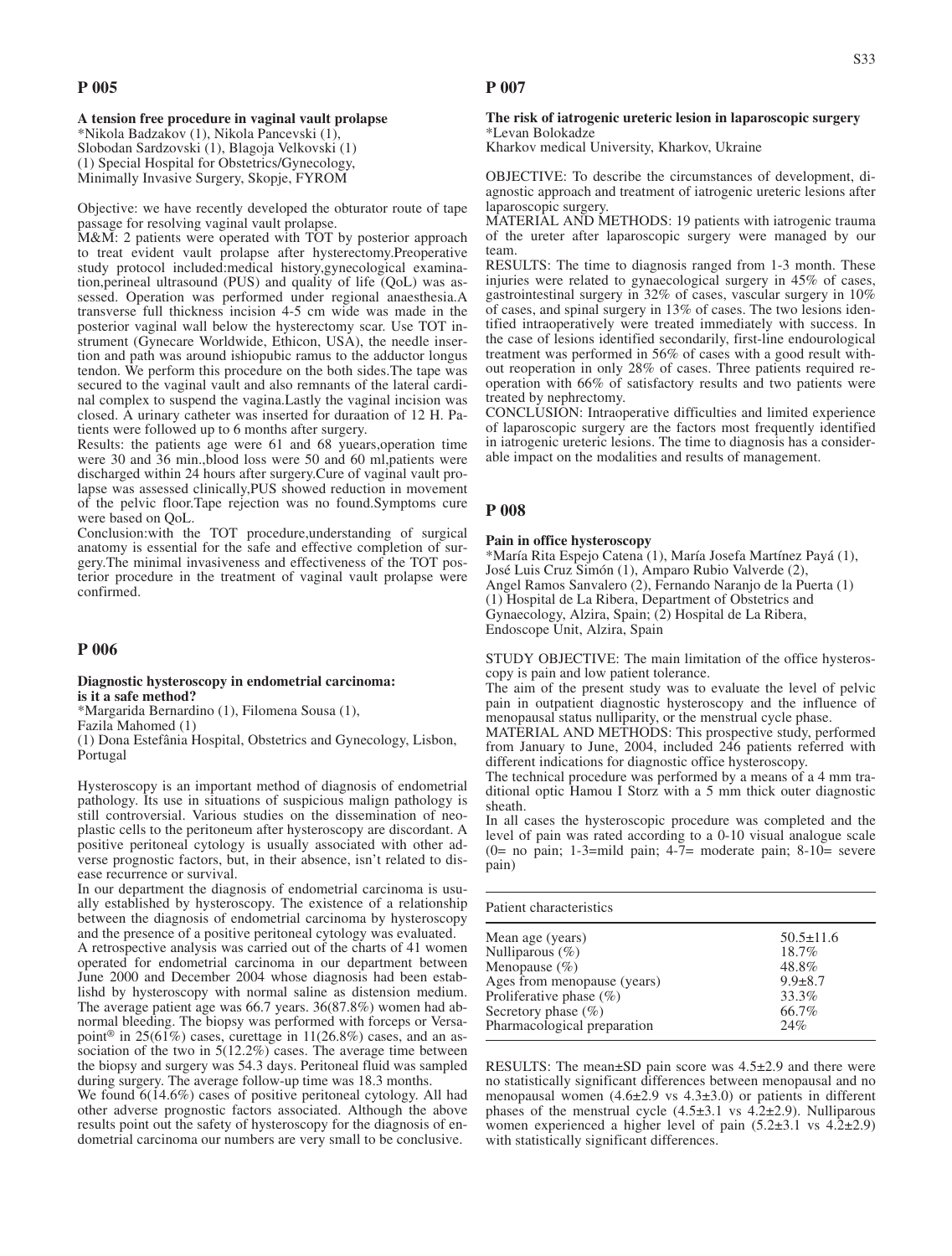## P 005

**A tension free procedure in vaginal vault prolapse**

*Nikola Badzakov (1), Nikola Pancevski (1), Slobodan Sardzovski (1), Blagoja Velkovski (1)
(1) Special Hospital for Obstetrics/Gynecology, Minimally Invasive Surgery, Skopje, FYROM

Objective: we have recently developed the obturator route of tape passage for resolving vaginal vault prolapse.

M&M: 2 patients were operated with TOT by posterior approach to treat evident vault prolapse after hysterectomy.Preoperative study protocol included:medical history,gynecological examination,perineal ultrasound (PUS) and quality of life (QoL) was assessed. Operation was performed under regional anaesthesia.A transverse full thickness incision 4-5 cm wide was made in the posterior vaginal wall below the hysterectomy scar. Use TOT instrument (Gynecare Worldwide, Ethicon, USA), the needle insertion and path was around ishiopubic ramus to the adductor longus tendon. We perform this procedure on the both sides.The tape was secured to the vaginal vault and also remnants of the lateral cardinal complex to suspend the vagina.Lastly the vaginal incision was closed. A urinary catheter was inserted for duraation of 12 H. Patients were followed up to 6 months after surgery.

Results: the patients age were 61 and 68 yuears,operation time were 30 and 36 min.,blood loss were 50 and 60 ml,patients were discharged within 24 hours after surgery.Cure of vaginal vault prolapse was assessed clinically,PUS showed reduction in movement of the pelvic floor.Tape rejection was no found.Symptoms cure were based on QoL.

Conclusion:with the TOT procedure,understanding of surgical anatomy is essential for the safe and effective completion of surgery.The minimal invasiveness and effectiveness of the TOT posterior procedure in the treatment of vaginal vault prolapse were confirmed.

## P 006

**Diagnostic hysteroscopy in endometrial carcinoma: is it a safe method?**

*Margarida Bernardino (1), Filomena Sousa (1), Fazila Mahomed (1)
(1) Dona Estefânia Hospital, Obstetrics and Gynecology, Lisbon, Portugal

Hysteroscopy is an important method of diagnosis of endometrial pathology. Its use in situations of suspicious malign pathology is still controversial. Various studies on the dissemination of neoplastic cells to the peritoneum after hysteroscopy are discordant. A positive peritoneal cytology is usually associated with other adverse prognostic factors, but, in their absence, isn't related to disease recurrence or survival.

In our department the diagnosis of endometrial carcinoma is usually established by hysteroscopy. The existence of a relationship between the diagnosis of endometrial carcinoma by hysteroscopy and the presence of a positive peritoneal cytology was evaluated.

A retrospective analysis was carried out of the charts of 41 women operated for endometrial carcinoma in our department between June 2000 and December 2004 whose diagnosis had been establishd by hysteroscopy with normal saline as distension medium. The average patient age was 66.7 years. 36(87.8%) women had abnormal bleeding. The biopsy was performed with forceps or Versapoint® in 25(61%) cases, curettage in 11(26.8%) cases, and an association of the two in 5(12.2%) cases. The average time between the biopsy and surgery was 54.3 days. Peritoneal fluid was sampled during surgery. The average follow-up time was 18.3 months.

We found 6(14.6%) cases of positive peritoneal cytology. All had other adverse prognostic factors associated. Although the above results point out the safety of hysteroscopy for the diagnosis of endometrial carcinoma our numbers are very small to be conclusive.

## P 007

**The risk of iatrogenic ureteric lesion in laparoscopic surgery**

*Levan Bolokadze
Kharkov medical University, Kharkov, Ukraine

OBJECTIVE: To describe the circumstances of development, diagnostic approach and treatment of iatrogenic ureteric lesions after laparoscopic surgery.

MATERIAL AND METHODS: 19 patients with iatrogenic trauma of the ureter after laparoscopic surgery were managed by our team.

RESULTS: The time to diagnosis ranged from 1-3 month. These injuries were related to gynaecological surgery in 45% of cases, gastrointestinal surgery in 32% of cases, vascular surgery in 10% of cases, and spinal surgery in 13% of cases. The two lesions identified intraoperatively were treated immediately with success. In the case of lesions identified secondarily, first-line endourological treatment was performed in 56% of cases with a good result without reoperation in only 28% of cases. Three patients required reoperation with 66% of satisfactory results and two patients were treated by nephrectomy.

CONCLUSION: Intraoperative difficulties and limited experience of laparoscopic surgery are the factors most frequently identified in iatrogenic ureteric lesions. The time to diagnosis has a considerable impact on the modalities and results of management.

## P 008

**Pain in office hysteroscopy**

*María Rita Espejo Catena (1), María Josefa Martínez Payá (1), José Luis Cruz Simón (1), Amparo Rubio Valverde (2), Angel Ramos Sanvalero (2), Fernando Naranjo de la Puerta (1)
(1) Hospital de La Ribera, Department of Obstetrics and Gynaecology, Alzira, Spain; (2) Hospital de La Ribera, Endoscope Unit, Alzira, Spain

STUDY OBJECTIVE: The main limitation of the office hysteroscopy is pain and low patient tolerance.

The aim of the present study was to evaluate the level of pelvic pain in outpatient diagnostic hysteroscopy and the influence of menopausal status nulliparity, or the menstrual cycle phase.

MATERIAL AND METHODS: This prospective study, performed from January to June, 2004, included 246 patients referred with different indications for diagnostic office hysteroscopy.

The technical procedure was performed by a means of a 4 mm traditional optic Hamou I Storz with a 5 mm thick outer diagnostic sheath.

In all cases the hysteroscopic procedure was completed and the level of pain was rated according to a 0-10 visual analogue scale (0= no pain; 1-3=mild pain; 4-7= moderate pain; 8-10= severe pain)

| Patient characteristics | |
|---|---|
| Mean age (years) | 50.5±11.6 |
| Nulliparous (%) | 18.7% |
| Menopause (%) | 48.8% |
| Ages from menopause (years) | 9.9±8.7 |
| Proliferative phase (%) | 33.3% |
| Secretory phase (%) | 66.7% |
| Pharmacological preparation | 24% |

RESULTS: The mean±SD pain score was 4.5±2.9 and there were no statistically significant differences between menopausal and no menopausal women (4.6±2.9 vs 4.3±3.0) or patients in different phases of the menstrual cycle (4.5±3.1 vs 4.2±2.9). Nulliparous women experienced a higher level of pain (5.2±3.1 vs 4.2±2.9) with statistically significant differences.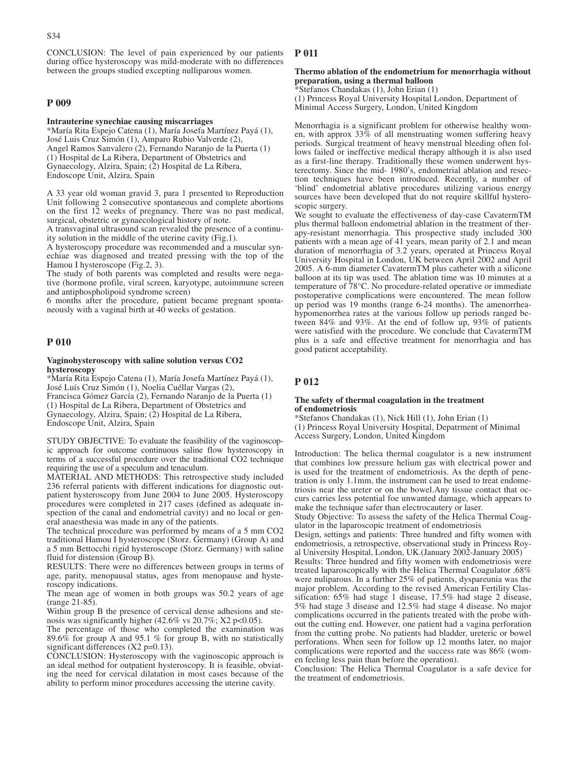CONCLUSION: The level of pain experienced by our patients during office hysteroscopy was mild-moderate with no differences between the groups studied excepting nulliparous women.

## P 009

### Intrauterine synechiae causing miscarriages

*María Rita Espejo Catena (1), María Josefa Martínez Payá (1), José Luis Cruz Simón (1), Amparo Rubio Valverde (2), Angel Ramos Sanvalero (2), Fernando Naranjo de la Puerta (1)
(1) Hospital de La Ribera, Department of Obstetrics and Gynaecology, Alzira, Spain; (2) Hospital de La Ribera, Endoscope Unit, Alzira, Spain

A 33 year old woman gravid 3, para 1 presented to Reproduction Unit following 2 consecutive spontaneous and complete abortions on the first 12 weeks of pregnancy. There was no past medical, surgical, obstetric or gynaecological history of note.

A transvaginal ultrasound scan revealed the presence of a continuity solution in the middle of the uterine cavity (Fig.1).

A hysteroscopy procedure was recommended and a muscular synechiae was diagnosed and treated pressing with the top of the Hamou I hysteroscope (Fig.2, 3).

The study of both parents was completed and results were negative (hormone profile, viral screen, karyotype, autoimmune screen and antiphospholipoid syndrome screen)

6 months after the procedure, patient became pregnant spontaneously with a vaginal birth at 40 weeks of gestation.

## P 010

### Vaginohysteroscopy with saline solution versus CO2 hysteroscopy

*María Rita Espejo Catena (1), María Josefa Martínez Payá (1), José Luís Cruz Simón (1), Noelia Cuéllar Vargas (2), Francisca Gómez García (2), Fernando Naranjo de la Puerta (1)
(1) Hospital de La Ribera, Department of Obstetrics and Gynaecology, Alzira, Spain; (2) Hospital de La Ribera, Endoscope Unit, Alzira, Spain

STUDY OBJECTIVE: To evaluate the feasibility of the vaginoscopic approach for outcome continuous saline flow hysteroscopy in terms of a successful procedure over the traditional CO2 technique requiring the use of a speculum and tenaculum.

MATERIAL AND METHODS: This retrospective study included 236 referral patients with different indications for diagnostic outpatient hysteroscopy from June 2004 to June 2005. Hysteroscopy procedures were completed in 217 cases (defined as adequate inspection of the canal and endometrial cavity) and no local or general anaesthesia was made in any of the patients.

The technical procedure was performed by means of a 5 mm CO2 traditional Hamou I hysteroscope (Storz. Germany) (Group A) and a 5 mm Bettocchi rigid hysteroscope (Storz. Germany) with saline fluid for distension (Group B).

RESULTS: There were no differences between groups in terms of age, parity, menopausal status, ages from menopause and hysteroscopy indications.

The mean age of women in both groups was 50.2 years of age (range 21-85).

Within group B the presence of cervical dense adhesions and stenosis was significantly higher (42.6% vs 20.7%; X2 $p<0.05$).

The percentage of those who completed the examination was 89.6% for group A and 95.1 % for group B, with no statistically significant differences (X2 $p=0.13$).

CONCLUSION: Hysteroscopy with the vaginoscopic approach is an ideal method for outpatient hysteroscopy. It is feasible, obviating the need for cervical dilatation in most cases because of the ability to perform minor procedures accessing the uterine cavity.

## P 011

### Thermo ablation of the endometrium for menorrhagia without preparation, using a thermal balloon

*Stefanos Chandakas (1), John Erian (1)
(1) Princess Royal University Hospital London, Department of Minimal Access Surgery, London, United Kingdom

Menorrhagia is a significant problem for otherwise healthy women, with approx 33% of all menstruating women suffering heavy periods. Surgical treatment of heavy menstrual bleeding often follows failed or ineffective medical therapy although it is also used as a first-line therapy. Traditionally these women underwent hysterectomy. Since the mid- 1980's, endometrial ablation and resection techniques have been introduced. Recently, a number of 'blind' endometrial ablative procedures utilizing various energy sources have been developed that do not require skillful hysteroscopic surgery.

We sought to evaluate the effectiveness of day-case CavatermTM plus thermal balloon endometrial ablation in the treatment of therapy-resistant menorrhagia. This prospective study included 300 patients with a mean age of 41 years, mean parity of 2.1 and mean duration of menorrhagia of 3.2 years, operated at Princess Royal University Hospital in London, UK between April 2002 and April 2005. A 6-mm diameter CavatermTM plus catheter with a silicone balloon at its tip was used. The ablation time was 10 minutes at a temperature of 78°C. No procedure-related operative or immediate postoperative complications were encountered. The mean follow up period was 19 months (range 6-24 months). The amenorrhea-hypomenorrhea rates at the various follow up periods ranged between 84% and 93%. At the end of follow up, 93% of patients were satisfied with the procedure. We conclude that CavatermTM plus is a safe and effective treatment for menorrhagia and has good patient acceptability.

## P 012

### The safety of thermal coagulation in the treatment of endometriosis

*Stefanos Chandakas (1), Nick Hill (1), John Erian (1)
(1) Princess Royal University Hospital, Depatrment of Minimal Access Surgery, London, United Kingdom

Introduction: The helica thermal coagulator is a new instrument that combines low pressure helium gas with electrical power and is used for the treatment of endometriosis. As the depth of penetration is only 1.1mm, the instrument can be used to treat endometriosis near the ureter or on the bowel.Any tissue contact that occurs carries less potential foe unwanted damage, which appears to make the technique safer than electrocautery or laser.

Study Objective: To assess the safety of the Helica Thermal Coagulator in the laparoscopic treatment of endometriosis

Design, settings and patients: Three hundred and fifty women with endometriosis, a retrospective, observational study in Princess Royal University Hospital, London, UK.(January 2002-January 2005)

Results: Three hundred and fifty women with endometriosis were treated laparoscopically with the Helica Thermal Coagulator .68% were nuliparous. In a further 25% of patients, dyspareunia was the major problem. According to the revised American Fertility Classification: 65% had stage 1 disease, 17.5% had stage 2 disease, 5% had stage 3 disease and 12.5% had stage 4 disease. No major complications occurred in the patients treated with the probe without the cutting end. However, one patient had a vagina perforation from the cutting probe. No patients had bladder, ureteric or bowel perforations. When seen for follow up 12 months later, no major complications were reported and the success rate was 86% (women feeling less pain than before the operation).

Conclusion: The Helica Thermal Coagulator is a safe device for the treatment of endometriosis.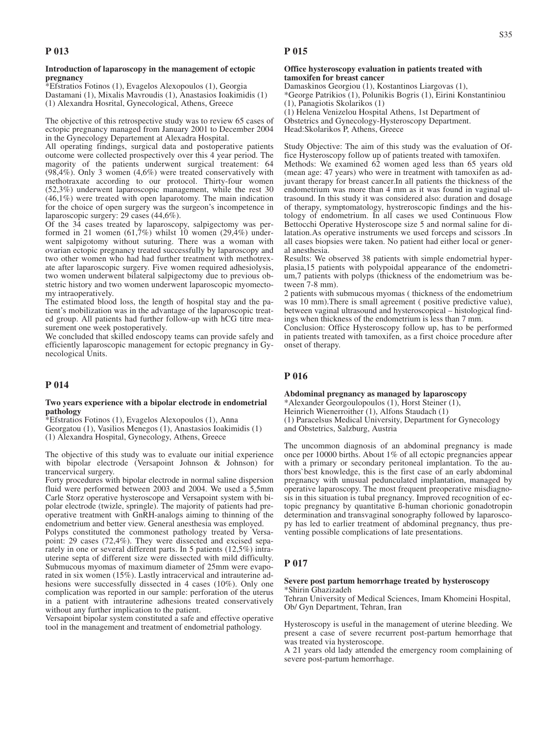## P 013

**Introduction of laparoscopy in the management of ectopic pregnancy**

*Efstratios Fotinos (1), Evagelos Alexopoulos (1), Georgia Dastamani (1), Mixalis Mavroudis (1), Anastasios Ioakimidis (1)
(1) Alexandra Hosrital, Gynecological, Athens, Greece

The objective of this retrospective study was to review 65 cases of ectopic pregnancy managed from January 2001 to December 2004 in the Gynecology Departement at Alexadra Hospital.

All operating findings, surgical data and postoperative patients outcome were collected prospectively over this 4 year period. The magority of the patients underwent surgical treatement: 64 (98,4%). Only 3 women (4,6%) were treated conservatively with methotraxate according to our protocol. Thirty-four women (52,3%) underwent laparoscopic management, while the rest 30 (46,1%) were treated with open laparotomy. The main indication for the choice of open surgery was the surgeon's incompetence in laparoscopic surgery: 29 cases (44,6%).

Of the 34 cases treated by laparoscopy, salpigectomy was performed in 21 women (61,7%) whilst 10 women (29,4%) underwent salpigotomy without suturing. There was a woman with ovarian ectopic pregnancy treated successfully by laparoscopy and two other women who had had further treatment with methotrexate after laparoscopic surgery. Five women required adhesiolysis, two women underwent bilateral salpigectomy due to previous obstetric history and two women underwent laparoscopic myomectomy intraoperatively.

The estimated blood loss, the length of hospital stay and the patient's mobilization was in the advantage of the laparoscopic treated group. All patients had further follow-up with hCG titre measurement one week postoperatively.

We concluded that skilled endoscopy teams can provide safely and efficiently laparoscopic management for ectopic pregnancy in Gynecological Units.

## P 014

**Two years experience with a bipolar electrode in endometrial pathology**

*Efstratios Fotinos (1), Evagelos Alexopoulos (1), Anna Georgatou (1), Vasilios Menegos (1), Anastasios Ioakimidis (1)
(1) Alexandra Hospital, Gynecology, Athens, Greece

The objective of this study was to evaluate our initial experience with bipolar electrode (Versapoint Johnson & Johnson) for trancervical surgery.

Forty procedures with bipolar electrode in normal saline dispersion fluid were performed between 2003 and 2004. We used a 5,5mm Carle Storz operative hysteroscope and Versapoint system with bipolar electrode (twizle, springle). The majority of patients had preoperative treatment with GnRH-analogs aiming to thinning of the endometrium and better view. General anesthesia was employed.

Polyps constituted the commonest pathology treated by Versapoint: 29 cases (72,4%). They were dissected and excised separately in one or several different parts. In 5 patients (12,5%) intrauterine septa of different size were dissected with mild difficulty. Submucous myomas of maximum diameter of 25mm were evaporated in six women (15%). Lastly intracervical and intrauterine adhesions were successfully dissected in 4 cases (10%). Only one complication was reported in our sample: perforation of the uterus in a patient with intrauterine adhesions treated conservatively without any further implication to the patient.

Versapoint bipolar system constituted a safe and effective operative tool in the management and treatment of endometrial pathology.

## P 015

**Office hysteroscopy evaluation in patients treated with tamoxifen for breast cancer**

Damaskinos Georgiou (1), Kostantinos Liargovas (1),
*George Patrikios (1), Polunikis Bogris (1), Eirini Konstantiniou (1), Panagiotis Skolarikos (1)
(1) Helena Venizelou Hospital Athens, 1st Department of Obstetrics and Gynecology-Hysteroscopy Department. Head:Skolarikos P, Athens, Greece

Study Objective: The aim of this study was the evaluation of Office Hysteroscopy follow up of patients treated with tamoxifen.

Methods: We examined 62 women aged less than 65 years old (mean age: 47 years) who were in treatment with tamoxifen as adjuvant therapy for breast cancer.In all patients the thickness of the endometrium was more than 4 mm as it was found in vaginal ultrasound. In this study it was considered also: duration and dosage of therapy, symptomatology, hystreroscopic findings and the histology of endometrium. In all cases we used Continuous Flow Bettocchi Operative Hysteroscope size 5 and normal saline for dilatation.As operative instruments we used forceps and scissors .In all cases biopsies were taken. No patient had either local or general anesthesia.

Results: We observed 38 patients with simple endometrial hyperplasia,15 patients with polypoidal appearance of the endometrium,7 patients with polyps (thickness of the endometrium was between 7-8 mm).

2 patients with submucous myomas ( thickness of the endometrium was 10 mm).There is small agreement ( positive predictive value), between vaginal ultrasound and hysteroscopical – histological findings when thickness of the endometrium is less than 7 mm.

Conclusion: Office Hysteroscopy follow up, has to be performed in patients treated with tamoxifen, as a first choice procedure after onset of therapy.

## P 016

**Abdominal pregnancy as managed by laparoscopy**

*Alexander Georgoulopoulos (1), Horst Steiner (1),
Heinrich Wienerroither (1), Alfons Staudach (1)
(1) Paracelsus Medical University, Department for Gynecology and Obstetrics, Salzburg, Austria

The uncommon diagnosis of an abdominal pregnancy is made once per 10000 births. About 1% of all ectopic pregnancies appear with a primary or secondary peritoneal implantation. To the authors`best knowledge, this is the first case of an early abdominal pregnancy with unusual pedunculated implantation, managed by operative laparoscopy. The most frequent preoperative misdiagnosis in this situation is tubal pregnancy. Improved recognition of ectopic pregnancy by quantitative ß-human chorionic gonadotropin determination and transvaginal sonography followed by laparoscopy has led to earlier treatment of abdominal pregnancy, thus preventing possible complications of late presentations.

## P 017

**Severe post partum hemorrhage treated by hysteroscopy**

*Shirin Ghazizadeh
Tehran University of Medical Sciences, Imam Khomeini Hospital, Ob/ Gyn Department, Tehran, Iran

Hysteroscopy is useful in the management of uterine bleeding. We present a case of severe recurrent post-partum hemorrhage that was treated via hysteroscope.

A 21 years old lady attended the emergency room complaining of severe post-partum hemorrhage.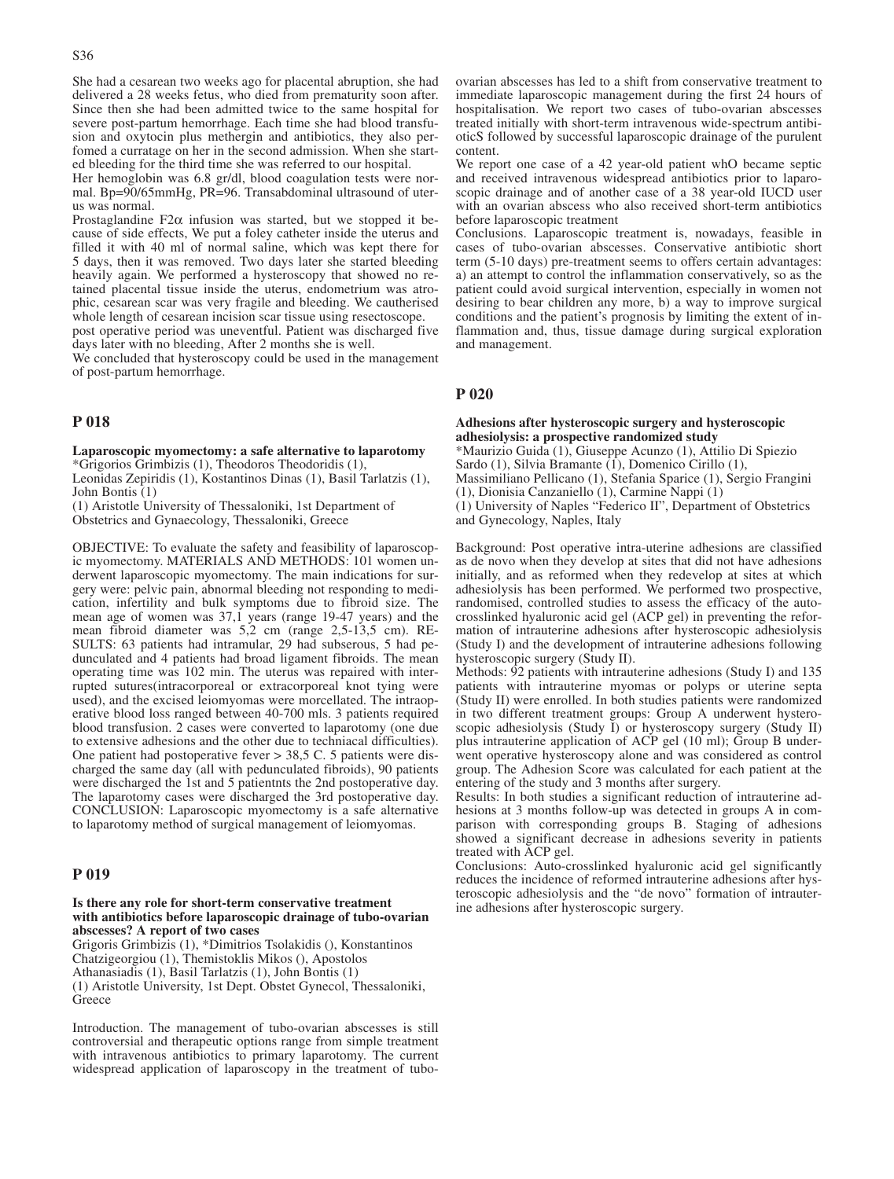She had a cesarean two weeks ago for placental abruption, she had delivered a 28 weeks fetus, who died from prematurity soon after. Since then she had been admitted twice to the same hospital for severe post-partum hemorrhage. Each time she had blood transfusion and oxytocin plus methergin and antibiotics, they also perfomed a curratage on her in the second admission. When she started bleeding for the third time she was referred to our hospital.

Her hemoglobin was 6.8 gr/dl, blood coagulation tests were normal. Bp=90/65mmHg, PR=96. Transabdominal ultrasound of uterus was normal.

Prostaglandine F2α infusion was started, but we stopped it because of side effects, We put a foley catheter inside the uterus and filled it with 40 ml of normal saline, which was kept there for 5 days, then it was removed. Two days later she started bleeding heavily again. We performed a hysteroscopy that showed no retained placental tissue inside the uterus, endometrium was atrophic, cesarean scar was very fragile and bleeding. We cautherised whole length of cesarean incision scar tissue using resectoscope.

post operative period was uneventful. Patient was discharged five days later with no bleeding, After 2 months she is well.

We concluded that hysteroscopy could be used in the management of post-partum hemorrhage.

## P 018

**Laparoscopic myomectomy: a safe alternative to laparotomy**

*Grigorios Grimbizis (1), Theodoros Theodoridis (1), Leonidas Zepiridis (1), Kostantinos Dinas (1), Basil Tarlatzis (1), John Bontis (1)

(1) Aristotle University of Thessaloniki, 1st Department of Obstetrics and Gynaecology, Thessaloniki, Greece

OBJECTIVE: To evaluate the safety and feasibility of laparoscopic myomectomy. MATERIALS AND METHODS: 101 women underwent laparoscopic myomectomy. The main indications for surgery were: pelvic pain, abnormal bleeding not responding to medication, infertility and bulk symptoms due to fibroid size. The mean age of women was 37,1 years (range 19-47 years) and the mean fibroid diameter was 5,2 cm (range 2,5-13,5 cm). RESULTS: 63 patients had intramular, 29 had subserous, 5 had pedunculated and 4 patients had broad ligament fibroids. The mean operating time was 102 min. The uterus was repaired with interrupted sutures(intracorporeal or extracorporeal knot tying were used), and the excised leiomyomas were morcellated. The intraoperative blood loss ranged between 40-700 mls. 3 patients required blood transfusion. 2 cases were converted to laparotomy (one due to extensive adhesions and the other due to techniacal difficulties). One patient had postoperative fever > 38,5 C. 5 patients were discharged the same day (all with pedunculated fibroids), 90 patients were discharged the 1st and 5 patientnts the 2nd postoperative day. The laparotomy cases were discharged the 3rd postoperative day. CONCLUSION: Laparoscopic myomectomy is a safe alternative to laparotomy method of surgical management of leiomyomas.

## P 019

**Is there any role for short-term conservative treatment with antibiotics before laparoscopic drainage of tubo-ovarian abscesses? A report of two cases**

Grigoris Grimbizis (1), *Dimitrios Tsolakidis (), Konstantinos Chatzigeorgiou (1), Themistoklis Mikos (), Apostolos Athanasiadis (1), Basil Tarlatzis (1), John Bontis (1)

(1) Aristotle University, 1st Dept. Obstet Gynecol, Thessaloniki, Greece

Introduction. The management of tubo-ovarian abscesses is still controversial and therapeutic options range from simple treatment with intravenous antibiotics to primary laparotomy. The current widespread application of laparoscopy in the treatment of tubo-ovarian abscesses has led to a shift from conservative treatment to immediate laparoscopic management during the first 24 hours of hospitalisation. We report two cases of tubo-ovarian abscesses treated initially with short-term intravenous wide-spectrum antibioticS followed by successful laparoscopic drainage of the purulent content.

We report one case of a 42 year-old patient whO became septic and received intravenous widespread antibiotics prior to laparoscopic drainage and of another case of a 38 year-old IUCD user with an ovarian abscess who also received short-term antibiotics before laparoscopic treatment

Conclusions. Laparoscopic treatment is, nowadays, feasible in cases of tubo-ovarian abscesses. Conservative antibiotic short term (5-10 days) pre-treatment seems to offers certain advantages: a) an attempt to control the inflammation conservatively, so as the patient could avoid surgical intervention, especially in women not desiring to bear children any more, b) a way to improve surgical conditions and the patient's prognosis by limiting the extent of inflammation and, thus, tissue damage during surgical exploration and management.

## P 020

**Adhesions after hysteroscopic surgery and hysteroscopic adhesiolysis: a prospective randomized study**

*Maurizio Guida (1), Giuseppe Acunzo (1), Attilio Di Spiezio Sardo (1), Silvia Bramante (1), Domenico Cirillo (1), Massimiliano Pellicano (1), Stefania Sparice (1), Sergio Frangini (1), Dionisia Canzaniello (1), Carmine Nappi (1)

(1) University of Naples "Federico II", Department of Obstetrics and Gynecology, Naples, Italy

Background: Post operative intra-uterine adhesions are classified as de novo when they develop at sites that did not have adhesions initially, and as reformed when they redevelop at sites at which adhesiolysis has been performed. We performed two prospective, randomised, controlled studies to assess the efficacy of the autocrosslinked hyaluronic acid gel (ACP gel) in preventing the reformation of intrauterine adhesions after hysteroscopic adhesiolysis (Study I) and the development of intrauterine adhesions following hysteroscopic surgery (Study II).

Methods: 92 patients with intrauterine adhesions (Study I) and 135 patients with intrauterine myomas or polyps or uterine septa (Study II) were enrolled. In both studies patients were randomized in two different treatment groups: Group A underwent hysteroscopic adhesiolysis (Study I) or hysteroscopy surgery (Study II) plus intrauterine application of ACP gel (10 ml); Group B underwent operative hysteroscopy alone and was considered as control group. The Adhesion Score was calculated for each patient at the entering of the study and 3 months after surgery.

Results: In both studies a significant reduction of intrauterine adhesions at 3 months follow-up was detected in groups A in comparison with corresponding groups B. Staging of adhesions showed a significant decrease in adhesions severity in patients treated with ACP gel.

Conclusions: Auto-crosslinked hyaluronic acid gel significantly reduces the incidence of reformed intrauterine adhesions after hysteroscopic adhesiolysis and the "de novo" formation of intrauterine adhesions after hysteroscopic surgery.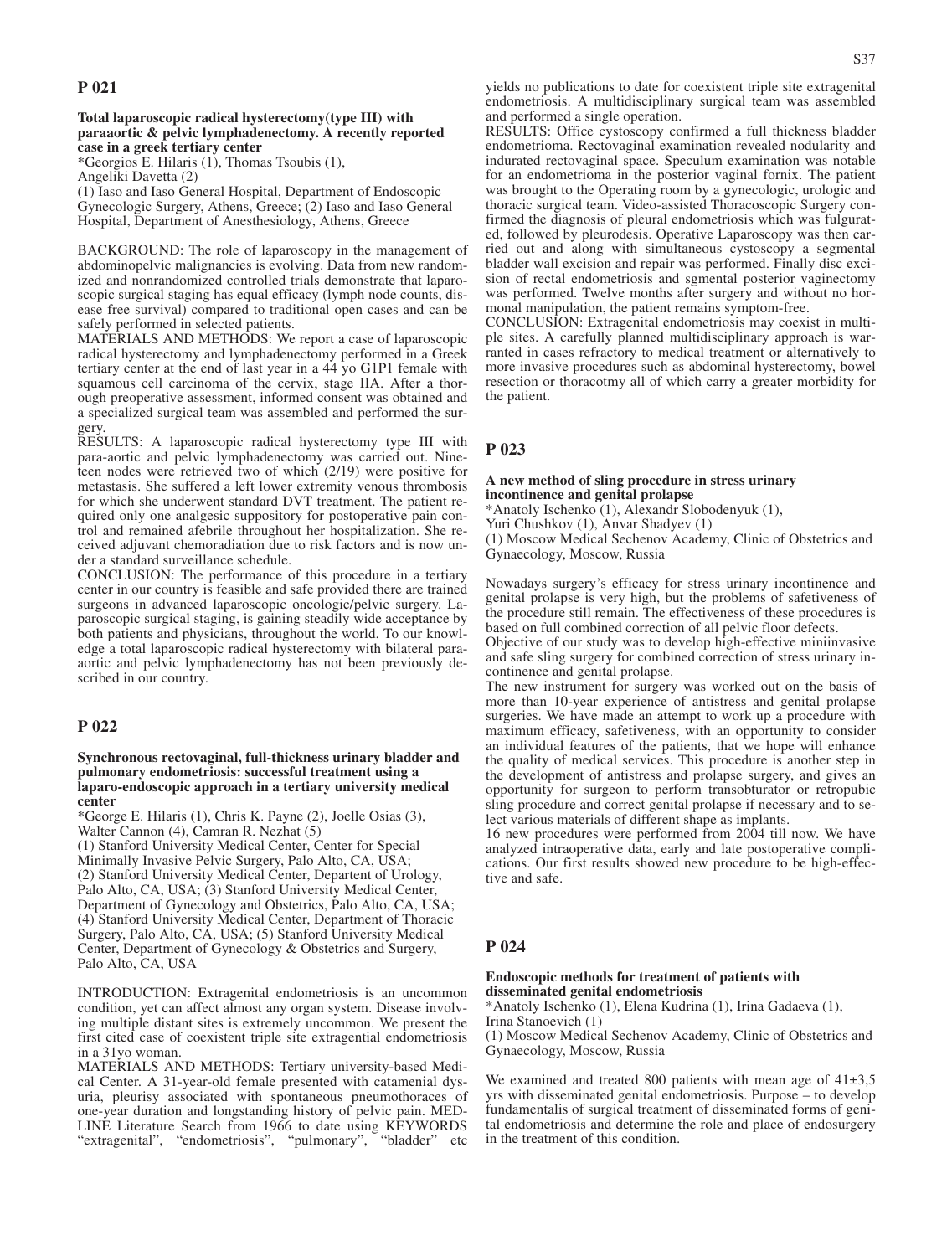## P 021

**Total laparoscopic radical hysterectomy(type III) with paraaortic & pelvic lymphadenectomy. A recently reported case in a greek tertiary center**

*Georgios E. Hilaris (1), Thomas Tsoubis (1), Angeliki Davetta (2)

(1) Iaso and Iaso General Hospital, Department of Endoscopic Gynecologic Surgery, Athens, Greece; (2) Iaso and Iaso General Hospital, Department of Anesthesiology, Athens, Greece

BACKGROUND: The role of laparoscopy in the management of abdominopelvic malignancies is evolving. Data from new randomized and nonrandomized controlled trials demonstrate that laparoscopic surgical staging has equal efficacy (lymph node counts, disease free survival) compared to traditional open cases and can be safely performed in selected patients.

MATERIALS AND METHODS: We report a case of laparoscopic radical hysterectomy and lymphadenectomy performed in a Greek tertiary center at the end of last year in a 44 yo G1P1 female with squamous cell carcinoma of the cervix, stage IIA. After a thorough preoperative assessment, informed consent was obtained and a specialized surgical team was assembled and performed the surgery.

RESULTS: A laparoscopic radical hysterectomy type III with para-aortic and pelvic lymphadenectomy was carried out. Nineteen nodes were retrieved two of which (2/19) were positive for metastasis. She suffered a left lower extremity venous thrombosis for which she underwent standard DVT treatment. The patient required only one analgesic suppository for postoperative pain control and remained afebrile throughout her hospitalization. She received adjuvant chemoradiation due to risk factors and is now under a standard surveillance schedule.

CONCLUSION: The performance of this procedure in a tertiary center in our country is feasible and safe provided there are trained surgeons in advanced laparoscopic oncologic/pelvic surgery. Laparoscopic surgical staging, is gaining steadily wide acceptance by both patients and physicians, throughout the world. To our knowledge a total laparoscopic radical hysterectomy with bilateral paraaortic and pelvic lymphadenectomy has not been previously described in our country.

## P 022

**Synchronous rectovaginal, full-thickness urinary bladder and pulmonary endometriosis: successful treatment using a laparo-endoscopic approach in a tertiary university medical center**

*George E. Hilaris (1), Chris K. Payne (2), Joelle Osias (3), Walter Cannon (4), Camran R. Nezhat (5)

(1) Stanford University Medical Center, Center for Special Minimally Invasive Pelvic Surgery, Palo Alto, CA, USA; (2) Stanford University Medical Center, Departent of Urology, Palo Alto, CA, USA; (3) Stanford University Medical Center, Department of Gynecology and Obstetrics, Palo Alto, CA, USA; (4) Stanford University Medical Center, Department of Thoracic Surgery, Palo Alto, CA, USA; (5) Stanford University Medical Center, Department of Gynecology & Obstetrics and Surgery, Palo Alto, CA, USA

INTRODUCTION: Extragenital endometriosis is an uncommon condition, yet can affect almost any organ system. Disease involving multiple distant sites is extremely uncommon. We present the first cited case of coexistent triple site extragential endometriosis in a 31yo woman.

MATERIALS AND METHODS: Tertiary university-based Medical Center. A 31-year-old female presented with catamenial dysuria, pleurisy associated with spontaneous pneumothoraces of one-year duration and longstanding history of pelvic pain. MEDLINE Literature Search from 1966 to date using KEYWORDS "extragenital", "endometriosis", "pulmonary", "bladder" etc yields no publications to date for coexistent triple site extragenital endometriosis. A multidisciplinary surgical team was assembled and performed a single operation.

RESULTS: Office cystoscopy confirmed a full thickness bladder endometrioma. Rectovaginal examination revealed nodularity and indurated rectovaginal space. Speculum examination was notable for an endometrioma in the posterior vaginal fornix. The patient was brought to the Operating room by a gynecologic, urologic and thoracic surgical team. Video-assisted Thoracoscopic Surgery confirmed the diagnosis of pleural endometriosis which was fulgurated, followed by pleurodesis. Operative Laparoscopy was then carried out and along with simultaneous cystoscopy a segmental bladder wall excision and repair was performed. Finally disc excision of rectal endometriosis and sgmental posterior vaginectomy was performed. Twelve months after surgery and without no hormonal manipulation, the patient remains symptom-free.

CONCLUSION: Extragenital endometriosis may coexist in multiple sites. A carefully planned multidisciplinary approach is warranted in cases refractory to medical treatment or alternatively to more invasive procedures such as abdominal hysterectomy, bowel resection or thoracotmy all of which carry a greater morbidity for the patient.

## P 023

**A new method of sling procedure in stress urinary incontinence and genital prolapse**

*Anatoly Ischenko (1), Alexandr Slobodenyuk (1), Yuri Chushkov (1), Anvar Shadyev (1)

(1) Moscow Medical Sechenov Academy, Clinic of Obstetrics and Gynaecology, Moscow, Russia

Nowadays surgery's efficacy for stress urinary incontinence and genital prolapse is very high, but the problems of safetiveness of the procedure still remain. The effectiveness of these procedures is based on full combined correction of all pelvic floor defects.

Objective of our study was to develop high-effective miniinvasive and safe sling surgery for combined correction of stress urinary incontinence and genital prolapse.

The new instrument for surgery was worked out on the basis of more than 10-year experience of antistress and genital prolapse surgeries. We have made an attempt to work up a procedure with maximum efficacy, safetiveness, with an opportunity to consider an individual features of the patients, that we hope will enhance the quality of medical services. This procedure is another step in the development of antistress and prolapse surgery, and gives an opportunity for surgeon to perform transobturator or retropubic sling procedure and correct genital prolapse if necessary and to select various materials of different shape as implants.

16 new procedures were performed from 2004 till now. We have analyzed intraoperative data, early and late postoperative complications. Our first results showed new procedure to be high-effective and safe.

## P 024

**Endoscopic methods for treatment of patients with disseminated genital endometriosis**

*Anatoly Ischenko (1), Elena Kudrina (1), Irina Gadaeva (1), Irina Stanoevich (1)

(1) Moscow Medical Sechenov Academy, Clinic of Obstetrics and Gynaecology, Moscow, Russia

We examined and treated 800 patients with mean age of 41±3,5 yrs with disseminated genital endometriosis. Purpose – to develop fundamentalis of surgical treatment of disseminated forms of genital endometriosis and determine the role and place of endosurgery in the treatment of this condition.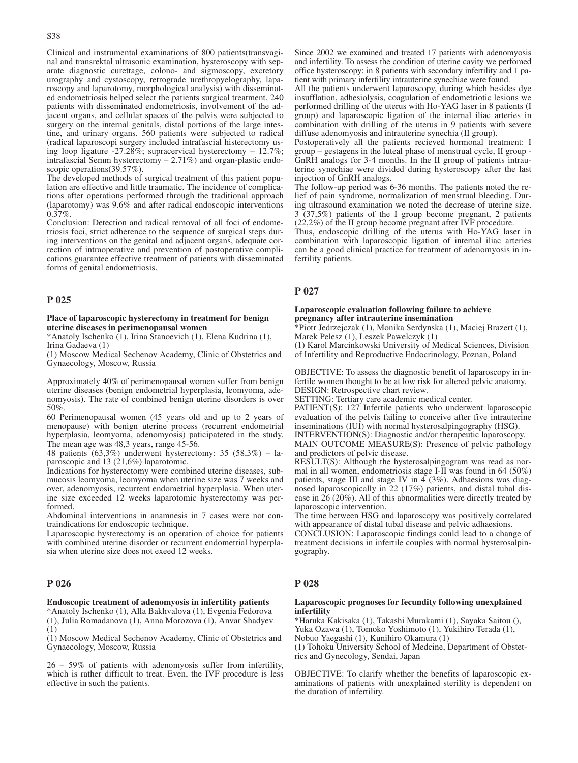Clinical and instrumental examinations of 800 patients(transvaginal and transrektal ultrasonic examination, hysteroscopy with separate diagnostic curettage, colono- and sigmoscopy, excretory urography and cystoscopy, retrograde urethropyelography, laparoscopy and laparotomy, morphological analysis) with disseminated endometriosis helped select the patients surgical treatment. 240 patients with disseminated endometriosis, involvement of the adjacent organs, and cellular spaces of the pelvis were subjected to surgery on the internal genitals, distal portions of the large intestine, and urinary organs. 560 patients were subjected to radical (radical laparoscopi surgery included intrafascial histerectomy using loop ligature -27.28%; supracervical hysterectomy – 12.7%; intrafascial Semm hysterectomy – 2.71%) and organ-plastic endoscopic operations(39.57%).

The developed methods of surgical treatment of this patient population are effective and little traumatic. The incidence of complications after operations performed through the traditional approach (laparotomy) was 9.6% and after radical endoscopic interventions 0.37%.

Conclusion: Detection and radical removal of all foci of endometriosis foci, strict adherence to the sequence of surgical steps during interventions on the genital and adjacent organs, adequate correction of intraoperative and prevention of postoperative complications guarantee effective treatment of patients with disseminated forms of genital endometriosis.

## P 025

### Place of laparoscopic hysterectomy in treatment for benign uterine diseases in perimenopausal women

*Anatoly Ischenko (1), Irina Stanoevich (1), Elena Kudrina (1), Irina Gadaeva (1)

(1) Moscow Medical Sechenov Academy, Clinic of Obstetrics and Gynaecology, Moscow, Russia

Approximately 40% of perimenopausal women suffer from benign uterine diseases (benign endometrial hyperplasia, leomyoma, adenomyosis). The rate of combined benign uterine disorders is over 50%.

60 Perimenopausal women (45 years old and up to 2 years of menopause) with benign uterine process (recurrent endometrial hyperplasia, leomyoma, adenomyosis) paticipateted in the study. The mean age was 48,3 years, range 45-56.

48 patients (63,3%) underwent hysterectomy: 35 (58,3%) – laparoscopic and 13 (21,6%) laparotomic.

Indications for hysterectomy were combined uterine diseases, submucosis leomyoma, leomyoma when uterine size was 7 weeks and over, adenomyosis, recurrent endometrial hyperplasia. When uterine size exceeded 12 weeks laparotomic hysterectomy was performed.

Abdominal interventions in anamnesis in 7 cases were not contraindications for endoscopic technique.

Laparoscopic hysterectomy is an operation of choice for patients with combined uterine disorder or recurrent endometrial hyperplasia when uterine size does not exeed 12 weeks.

## P 026

### Endoscopic treatment of adenomyosis in infertility patients

*Anatoly Ischenko (1), Alla Bakhvalova (1), Evgenia Fedorova (1), Julia Romadanova (1), Anna Morozova (1), Anvar Shadyev (1)

(1) Moscow Medical Sechenov Academy, Clinic of Obstetrics and Gynaecology, Moscow, Russia

26 – 59% of patients with adenomyosis suffer from infertility, which is rather difficult to treat. Even, the IVF procedure is less effective in such the patients.

Since 2002 we examined and treated 17 patients with adenomyosis and infertility. To assess the condition of uterine cavity we perfomed office hysteroscopy: in 8 patients with secondary infertility and 1 patient with primary infertility intrauterine synechiae were found.

All the patients underwent laparoscopy, during which besides dye insufflation, adhesiolysis, coagulation of endometriotic lesions we performed drilling of the uterus with Ho-YAG laser in 8 patients (I group) and laparoscopic ligation of the internal iliac arteries in combination with drilling of the uterus in 9 patients with severe diffuse adenomyosis and intrauterine synechia (II group).

Postoperatively all the patients recieved hormonal treatment: I group – gestagens in the luteal phase of menstrual cycle, II group - GnRH analogs for 3-4 months. In the II group of patients intrauterine synechiae were divided during hysteroscopy after the last injection of GnRH analogs.

The follow-up period was 6-36 months. The patients noted the relief of pain syndrome, normalization of menstrual bleeding. During ultrasound examination we noted the decrease of uterine size. 3 (37,5%) patients of the I group become pregnant, 2 patients (22,2%) of the II group become pregnant after IVF procedure.

Thus, endoscopic drilling of the uterus with Ho-YAG laser in combination with laparoscopic ligation of internal iliac arteries can be a good clinical practice for treatment of adenomyosis in infertility patients.

## P 027

### Laparoscopic evaluation following failure to achieve pregnancy after intrauterine insemination

*Piotr Jedrzejczak (1), Monika Serdynska (1), Maciej Brazert (1), Marek Pelesz (1), Leszek Pawelczyk (1)

(1) Karol Marcinkowski University of Medical Sciences, Division of Infertility and Reproductive Endocrinology, Poznan, Poland

OBJECTIVE: To assess the diagnostic benefit of laparoscopy in infertile women thought to be at low risk for altered pelvic anatomy.

DESIGN: Retrospective chart review.

SETTING: Tertiary care academic medical center.

PATIENT(S): 127 Infertile patients who underwent laparoscopic evaluation of the pelvis failing to conceive after five intrauterine inseminations (IUI) with normal hysterosalpingography (HSG).

INTERVENTION(S): Diagnostic and/or therapeutic laparoscopy.

MAIN OUTCOME MEASURE(S): Presence of pelvic pathology and predictors of pelvic disease.

RESULT(S): Although the hysterosalpingogram was read as normal in all women, endometriosis stage I-II was found in 64 (50%) patients, stage III and stage IV in 4 (3%). Adhaesions was diagnosed laparoscopically in 22 (17%) patients, and distal tubal disease in 26 (20%). All of this abnormalities were directly treated by laparoscopic intervention.

The time between HSG and laparoscopy was positively correlated with appearance of distal tubal disease and pelvic adhaesions.

CONCLUSION: Laparoscopic findings could lead to a change of treatment decisions in infertile couples with normal hysterosalpingography.

## P 028

### Laparoscopic prognoses for fecundity following unexplained infertility

*Haruka Kakisaka (1), Takashi Murakami (1), Sayaka Saitou (), Yuka Ozawa (1), Tomoko Yoshimoto (1), Yukihiro Terada (1), Nobuo Yaegashi (1), Kunihiro Okamura (1)

(1) Tohoku University School of Medcine, Department of Obstetrics and Gynecology, Sendai, Japan

OBJECTIVE: To clarify whether the benefits of laparoscopic examinations of patients with unexplained sterility is dependent on the duration of infertility.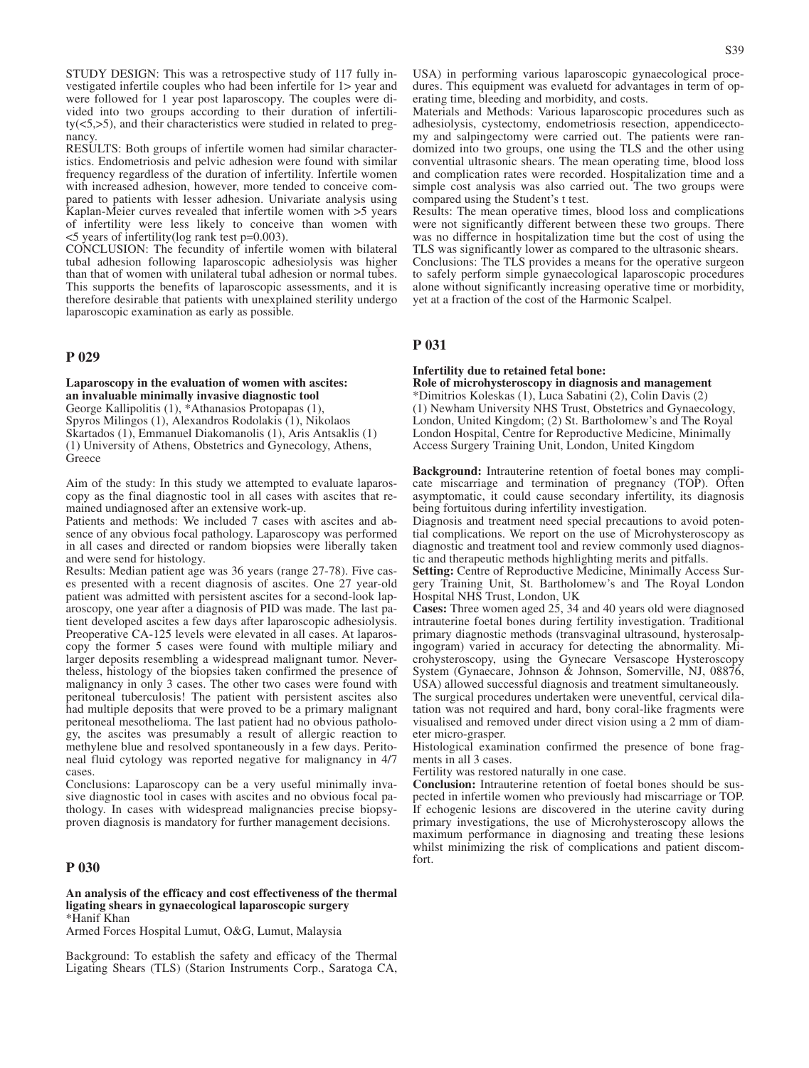STUDY DESIGN: This was a retrospective study of 117 fully investigated infertile couples who had been infertile for 1> year and were followed for 1 year post laparoscopy. The couples were divided into two groups according to their duration of infertility(<5,>5), and their characteristics were studied in related to pregnancy.

RESULTS: Both groups of infertile women had similar characteristics. Endometriosis and pelvic adhesion were found with similar frequency regardless of the duration of infertility. Infertile women with increased adhesion, however, more tended to conceive compared to patients with lesser adhesion. Univariate analysis using Kaplan-Meier curves revealed that infertile women with >5 years of infertility were less likely to conceive than women with <5 years of infertility(log rank test p=0.003).

CONCLUSION: The fecundity of infertile women with bilateral tubal adhesion following laparoscopic adhesiolysis was higher than that of women with unilateral tubal adhesion or normal tubes. This supports the benefits of laparoscopic assessments, and it is therefore desirable that patients with unexplained sterility undergo laparoscopic examination as early as possible.

## P 029

**Laparoscopy in the evaluation of women with ascites: an invaluable minimally invasive diagnostic tool**

George Kallipolitis (1), *Athanasios Protopapas (1), Spyros Milingos (1), Alexandros Rodolakis (1), Nikolaos Skartados (1), Emmanuel Diakomanolis (1), Aris Antsaklis (1)
(1) University of Athens, Obstetrics and Gynecology, Athens, Greece

Aim of the study: In this study we attempted to evaluate laparoscopy as the final diagnostic tool in all cases with ascites that remained undiagnosed after an extensive work-up.

Patients and methods: We included 7 cases with ascites and absence of any obvious focal pathology. Laparoscopy was performed in all cases and directed or random biopsies were liberally taken and were send for histology.

Results: Median patient age was 36 years (range 27-78). Five cases presented with a recent diagnosis of ascites. One 27 year-old patient was admitted with persistent ascites for a second-look laparoscopy, one year after a diagnosis of PID was made. The last patient developed ascites a few days after laparoscopic adhesiolysis. Preoperative CA-125 levels were elevated in all cases. At laparoscopy the former 5 cases were found with multiple miliary and larger deposits resembling a widespread malignant tumor. Nevertheless, histology of the biopsies taken confirmed the presence of malignancy in only 3 cases. The other two cases were found with peritoneal tuberculosis! The patient with persistent ascites also had multiple deposits that were proved to be a primary malignant peritoneal mesothelioma. The last patient had no obvious pathology, the ascites was presumably a result of allergic reaction to methylene blue and resolved spontaneously in a few days. Peritoneal fluid cytology was reported negative for malignancy in 4/7 cases.

Conclusions: Laparoscopy can be a very useful minimally invasive diagnostic tool in cases with ascites and no obvious focal pathology. In cases with widespread malignancies precise biopsy-proven diagnosis is mandatory for further management decisions.

## P 030

**An analysis of the efficacy and cost effectiveness of the thermal ligating shears in gynaecological laparoscopic surgery**

*Hanif Khan
Armed Forces Hospital Lumut, O&G, Lumut, Malaysia

Background: To establish the safety and efficacy of the Thermal Ligating Shears (TLS) (Starion Instruments Corp., Saratoga CA, USA) in performing various laparoscopic gynaecological procedures. This equipment was evaluetd for advantages in term of operating time, bleeding and morbidity, and costs.

Materials and Methods: Various laparoscopic procedures such as adhesiolysis, cystectomy, endometriosis resection, appendicectomy and salpingectomy were carried out. The patients were randomized into two groups, one using the TLS and the other using convential ultrasonic shears. The mean operating time, blood loss and complication rates were recorded. Hospitalization time and a simple cost analysis was also carried out. The two groups were compared using the Student's t test.

Results: The mean operative times, blood loss and complications were not significantly different between these two groups. There was no differnce in hospitalization time but the cost of using the TLS was significantly lower as compared to the ultrasonic shears.

Conclusions: The TLS provides a means for the operative surgeon to safely perform simple gynaecological laparoscopic procedures alone without significantly increasing operative time or morbidity, yet at a fraction of the cost of the Harmonic Scalpel.

## P 031

**Infertility due to retained fetal bone: Role of microhysteroscopy in diagnosis and management**

*Dimitrios Koleskas (1), Luca Sabatini (2), Colin Davis (2)
(1) Newham University NHS Trust, Obstetrics and Gynaecology, London, United Kingdom; (2) St. Bartholomew's and The Royal London Hospital, Centre for Reproductive Medicine, Minimally Access Surgery Training Unit, London, United Kingdom

**Background:** Intrauterine retention of foetal bones may complicate miscarriage and termination of pregnancy (TOP). Often asymptomatic, it could cause secondary infertility, its diagnosis being fortuitous during infertility investigation.

Diagnosis and treatment need special precautions to avoid potential complications. We report on the use of Microhysteroscopy as diagnostic and treatment tool and review commonly used diagnostic and therapeutic methods highlighting merits and pitfalls.

**Setting:** Centre of Reproductive Medicine, Minimally Access Surgery Training Unit, St. Bartholomew's and The Royal London Hospital NHS Trust, London, UK

**Cases:** Three women aged 25, 34 and 40 years old were diagnosed intrauterine foetal bones during fertility investigation. Traditional primary diagnostic methods (transvaginal ultrasound, hysterosalpingogram) varied in accuracy for detecting the abnormality. Microhysteroscopy, using the Gynecare Versascope Hysteroscopy System (Gynaecare, Johnson & Johnson, Somerville, NJ, 08876, USA) allowed successful diagnosis and treatment simultaneously.

The surgical procedures undertaken were uneventful, cervical dilatation was not required and hard, bony coral-like fragments were visualised and removed under direct vision using a 2 mm of diameter micro-grasper.

Histological examination confirmed the presence of bone fragments in all 3 cases.

Fertility was restored naturally in one case.

**Conclusion:** Intrauterine retention of foetal bones should be suspected in infertile women who previously had miscarriage or TOP. If echogenic lesions are discovered in the uterine cavity during primary investigations, the use of Microhysteroscopy allows the maximum performance in diagnosing and treating these lesions whilst minimizing the risk of complications and patient discomfort.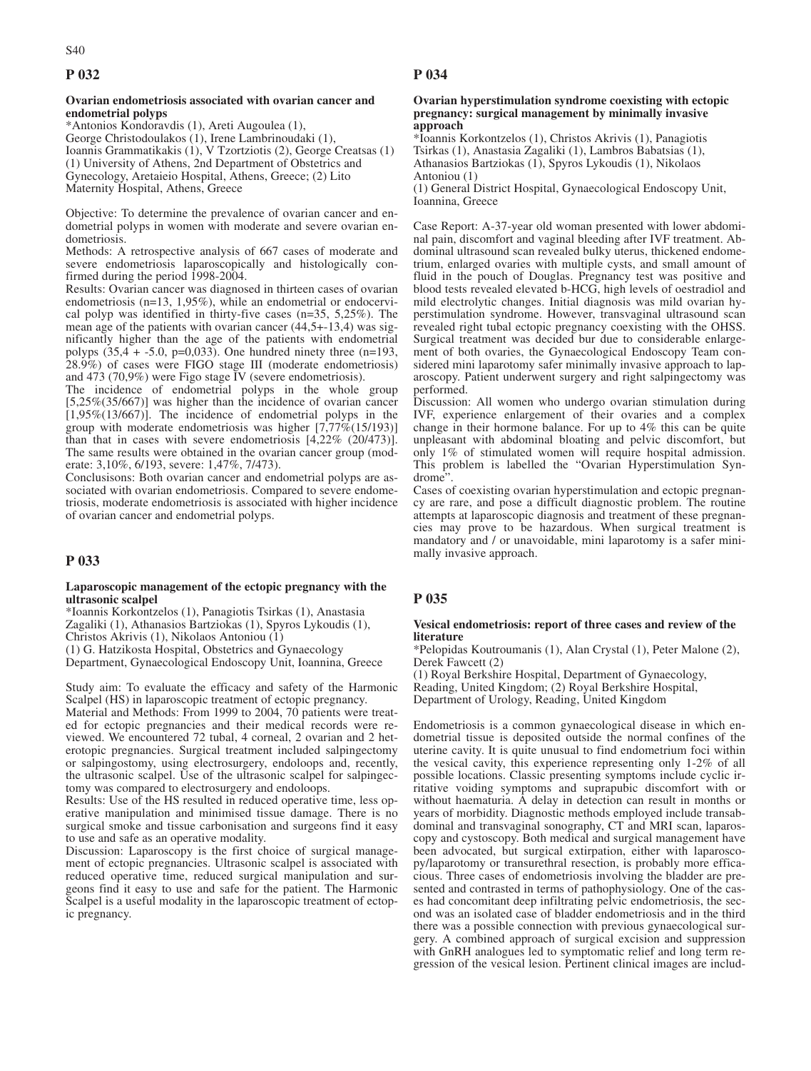## P 032

### Ovarian endometriosis associated with ovarian cancer and endometrial polyps

*Antonios Kondoravdis (1), Areti Augoulea (1), George Christodoulakos (1), Irene Lambrinoudaki (1), Ioannis Grammatikakis (1), V Tzortziotis (2), George Creatsas (1)
(1) University of Athens, 2nd Department of Obstetrics and Gynecology, Aretaieio Hospital, Athens, Greece; (2) Lito Maternity Hospital, Athens, Greece

Objective: To determine the prevalence of ovarian cancer and endometrial polyps in women with moderate and severe ovarian endometriosis.

Methods: A retrospective analysis of 667 cases of moderate and severe endometriosis laparoscopically and histologically confirmed during the period 1998-2004.

Results: Ovarian cancer was diagnosed in thirteen cases of ovarian endometriosis (n=13, 1,95%), while an endometrial or endocervical polyp was identified in thirty-five cases (n=35, 5,25%). The mean age of the patients with ovarian cancer (44,5+-13,4) was significantly higher than the age of the patients with endometrial polyps (35,4 + -5.0, p=0,033). One hundred ninety three (n=193, 28.9%) of cases were FIGO stage III (moderate endometriosis) and 473 (70,9%) were Figo stage IV (severe endometriosis).

The incidence of endometrial polyps in the whole group [5,25%(35/667)] was higher than the incidence of ovarian cancer [1,95%(13/667)]. The incidence of endometrial polyps in the group with moderate endometriosis was higher [7,77%(15/193)] than that in cases with severe endometriosis [4,22% (20/473)]. The same results were obtained in the ovarian cancer group (moderate: 3,10%, 6/193, severe: 1,47%, 7/473).

Conclusisons: Both ovarian cancer and endometrial polyps are associated with ovarian endometriosis. Compared to severe endometriosis, moderate endometriosis is associated with higher incidence of ovarian cancer and endometrial polyps.

## P 033

### Laparoscopic management of the ectopic pregnancy with the ultrasonic scalpel

*Ioannis Korkontzelos (1), Panagiotis Tsirkas (1), Anastasia Zagaliki (1), Athanasios Bartziokas (1), Spyros Lykoudis (1), Christos Akrivis (1), Nikolaos Antoniou (1)
(1) G. Hatzikosta Hospital, Obstetrics and Gynaecology Department, Gynaecological Endoscopy Unit, Ioannina, Greece

Study aim: To evaluate the efficacy and safety of the Harmonic Scalpel (HS) in laparoscopic treatment of ectopic pregnancy.

Material and Methods: From 1999 to 2004, 70 patients were treated for ectopic pregnancies and their medical records were reviewed. We encountered 72 tubal, 4 corneal, 2 ovarian and 2 heterotopic pregnancies. Surgical treatment included salpingectomy or salpingostomy, using electrosurgery, endoloops and, recently, the ultrasonic scalpel. Use of the ultrasonic scalpel for salpingectomy was compared to electrosurgery and endoloops.

Results: Use of the HS resulted in reduced operative time, less operative manipulation and minimised tissue damage. There is no surgical smoke and tissue carbonisation and surgeons find it easy to use and safe as an operative modality.

Discussion: Laparoscopy is the first choice of surgical management of ectopic pregnancies. Ultrasonic scalpel is associated with reduced operative time, reduced surgical manipulation and surgeons find it easy to use and safe for the patient. The Harmonic Scalpel is a useful modality in the laparoscopic treatment of ectopic pregnancy.

## P 034

### Ovarian hyperstimulation syndrome coexisting with ectopic pregnancy: surgical management by minimally invasive approach

*Ioannis Korkontzelos (1), Christos Akrivis (1), Panagiotis Tsirkas (1), Anastasia Zagaliki (1), Lambros Babatsias (1), Athanasios Bartziokas (1), Spyros Lykoudis (1), Nikolaos Antoniou (1)
(1) General District Hospital, Gynaecological Endoscopy Unit, Ioannina, Greece

Case Report: A-37-year old woman presented with lower abdominal pain, discomfort and vaginal bleeding after IVF treatment. Abdominal ultrasound scan revealed bulky uterus, thickened endometrium, enlarged ovaries with multiple cysts, and small amount of fluid in the pouch of Douglas. Pregnancy test was positive and blood tests revealed elevated b-HCG, high levels of oestradiol and mild electrolytic changes. Initial diagnosis was mild ovarian hyperstimulation syndrome. However, transvaginal ultrasound scan revealed right tubal ectopic pregnancy coexisting with the OHSS. Surgical treatment was decided bur due to considerable enlargement of both ovaries, the Gynaecological Endoscopy Team considered mini laparotomy safer minimally invasive approach to laparoscopy. Patient underwent surgery and right salpingectomy was performed.

Discussion: All women who undergo ovarian stimulation during IVF, experience enlargement of their ovaries and a complex change in their hormone balance. For up to 4% this can be quite unpleasant with abdominal bloating and pelvic discomfort, but only 1% of stimulated women will require hospital admission. This problem is labelled the "Ovarian Hyperstimulation Syndrome".

Cases of coexisting ovarian hyperstimulation and ectopic pregnancy are rare, and pose a difficult diagnostic problem. The routine attempts at laparoscopic diagnosis and treatment of these pregnancies may prove to be hazardous. When surgical treatment is mandatory and / or unavoidable, mini laparotomy is a safer minimally invasive approach.

## P 035

### Vesical endometriosis: report of three cases and review of the literature

*Pelopidas Koutroumanis (1), Alan Crystal (1), Peter Malone (2), Derek Fawcett (2)
(1) Royal Berkshire Hospital, Department of Gynaecology, Reading, United Kingdom; (2) Royal Berkshire Hospital, Department of Urology, Reading, United Kingdom

Endometriosis is a common gynaecological disease in which endometrial tissue is deposited outside the normal confines of the uterine cavity. It is quite unusual to find endometrium foci within the vesical cavity, this experience representing only 1-2% of all possible locations. Classic presenting symptoms include cyclic irritative voiding symptoms and suprapubic discomfort with or without haematuria. A delay in detection can result in months or years of morbidity. Diagnostic methods employed include transabdominal and transvaginal sonography, CT and MRI scan, laparoscopy and cystoscopy. Both medical and surgical management have been advocated, but surgical extirpation, either with laparoscopy/laparotomy or transurethral resection, is probably more efficacious. Three cases of endometriosis involving the bladder are presented and contrasted in terms of pathophysiology. One of the cases had concomitant deep infiltrating pelvic endometriosis, the second was an isolated case of bladder endometriosis and in the third there was a possible connection with previous gynaecological surgery. A combined approach of surgical excision and suppression with GnRH analogues led to symptomatic relief and long term regression of the vesical lesion. Pertinent clinical images are includ-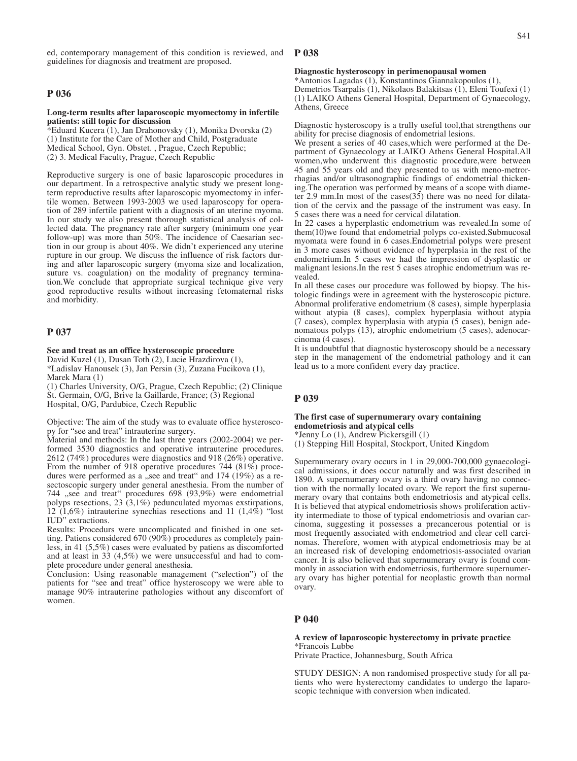ed, contemporary management of this condition is reviewed, and guidelines for diagnosis and treatment are proposed.

## P 036

**Long-term results after laparoscopic myomectomy in infertile patients: still topic for discussion**

*Eduard Kucera (1), Jan Drahonovsky (1), Monika Dvorska (2)
(1) Institute for the Care of Mother and Child, Postgraduate Medical School, Gyn. Obstet. , Prague, Czech Republic;
(2) 3. Medical Faculty, Prague, Czech Republic

Reproductive surgery is one of basic laparoscopic procedures in our department. In a retrospective analytic study we present long-term reproductive results after laparoscopic myomectomy in infertile women. Between 1993-2003 we used laparoscopy for operation of 289 infertile patient with a diagnosis of an uterine myoma. In our study we also present thorough statistical analysis of collected data. The pregnancy rate after surgery (minimum one year follow-up) was more than 50%. The incidence of Caesarian section in our group is about 40%. We didn't experienced any uterine rupture in our group. We discuss the influence of risk factors during and after laparoscopic surgery (myoma size and localization, suture vs. coagulation) on the modality of pregnancy termination.We conclude that appropriate surgical technique give very good reproductive results without increasing fetomaternal risks and morbidity.

## P 037

**See and treat as an office hysteroscopic procedure**

David Kuzel (1), Dusan Toth (2), Lucie Hrazdirova (1), *Ladislav Hanousek (3), Jan Persin (3), Zuzana Fucikova (1), Marek Mara (1)
(1) Charles University, O/G, Prague, Czech Republic; (2) Clinique St. Germain, O/G, Brive la Gaillarde, France; (3) Regional Hospital, O/G, Pardubice, Czech Republic

Objective: The aim of the study was to evaluate office hysteroscopy for "see and treat" intrauterine surgery.

Material and methods: In the last three years (2002-2004) we performed 3530 diagnostics and operative intrauterine procedures. 2612 (74%) procedures were diagnostics and 918 (26%) operative. From the number of 918 operative procedures 744 (81%) procedures were performed as a „see and treat" and 174 (19%) as a resectoscopic surgery under general anesthesia. From the number of 744 „see and treat" procedures 698 (93,9%) were endometrial polyps resections, 23 (3,1%) pedunculated myomas exstirpations, 12 (1,6%) intrauterine synechias resections and 11 (1,4%) "lost IUD" extractions.

Results: Procedurs were uncomplicated and finished in one setting. Patiens considered 670 (90%) procedures as completely painless, in 41 (5,5%) cases were evaluated by patiens as discomforted and at least in 33 (4,5%) we were unsuccessful and had to complete procedure under general anesthesia.

Conclusion: Using reasonable management ("selection") of the patients for "see and treat" office hysteroscopy we were able to manage 90% intrauterine pathologies without any discomfort of women.

## P 038

**Diagnostic hysteroscopy in perimenopausal women**

*Antonios Lagadas (1), Konstantinos Giannakopoulos (1), Demetrios Tsarpalis (1), Nikolaos Balakitsas (1), Eleni Toufexi (1)
(1) LAIKO Athens General Hospital, Department of Gynaecology, Athens, Greece

Diagnostic hysteroscopy is a trully useful tool,that strengthens our ability for precise diagnosis of endometrial lesions.

We present a series of 40 cases,which were performed at the Department of Gynaecology at LAIKO Athens General Hospital.All women,who underwent this diagnostic procedure,were between 45 and 55 years old and they presented to us with meno-metrorrhagias and/or ultrasonographic findings of endometrial thickening.The operation was performed by means of a scope with diameter 2.9 mm.In most of the cases(35) there was no need for dilatation of the cervix and the passage of the instrument was easy. In 5 cases there was a need for cervical dilatation.

In 22 cases a hyperplastic endometrium was revealed.In some of them(10)we found that endometrial polyps co-existed.Submucosal myomata were found in 6 cases.Endometrial polyps were present in 3 more cases without evidence of hyperplasia in the rest of the endometrium.In 5 cases we had the impression of dysplastic or malignant lesions.In the rest 5 cases atrophic endometrium was revealed.

In all these cases our procedure was followed by biopsy. The histologic findings were in agreement with the hysteroscopic picture. Abnormal proliferative endometrium (8 cases), simple hyperplasia without atypia (8 cases), complex hyperplasia without atypia (7 cases), complex hyperplasia with atypia (5 cases), benign adenomatous polyps (13), atrophic endometrium (5 cases), adenocarcinoma (4 cases).

It is undoubtful that diagnostic hysteroscopy should be a necessary step in the management of the endometrial pathology and it can lead us to a more confident every day practice.

## P 039

**The first case of supernumerary ovary containing endometriosis and atypical cells**

*Jenny Lo (1), Andrew Pickersgill (1)
(1) Stepping Hill Hospital, Stockport, United Kingdom

Supernumerary ovary occurs in 1 in 29,000-700,000 gynaecological admissions, it does occur naturally and was first described in 1890. A supernumerary ovary is a third ovary having no connection with the normally located ovary. We report the first supernumerary ovary that contains both endometriosis and atypical cells. It is believed that atypical endometriosis shows proliferation activity intermediate to those of typical endometriosis and ovarian carcinoma, suggesting it possesses a precancerous potential or is most frequently associated with endometriod and clear cell carcinomas. Therefore, women with atypical endometriosis may be at an increased risk of developing endometriosis-associated ovarian cancer. It is also believed that supernumerary ovary is found commonly in association with endometriosis, furthermore supernumerary ovary has higher potential for neoplastic growth than normal ovary.

## P 040

**A review of laparoscopic hysterectomy in private practice**

*Francois Lubbe
Private Practice, Johannesburg, South Africa

STUDY DESIGN: A non randomised prospective study for all patients who were hysterectomy candidates to undergo the laparoscopic technique with conversion when indicated.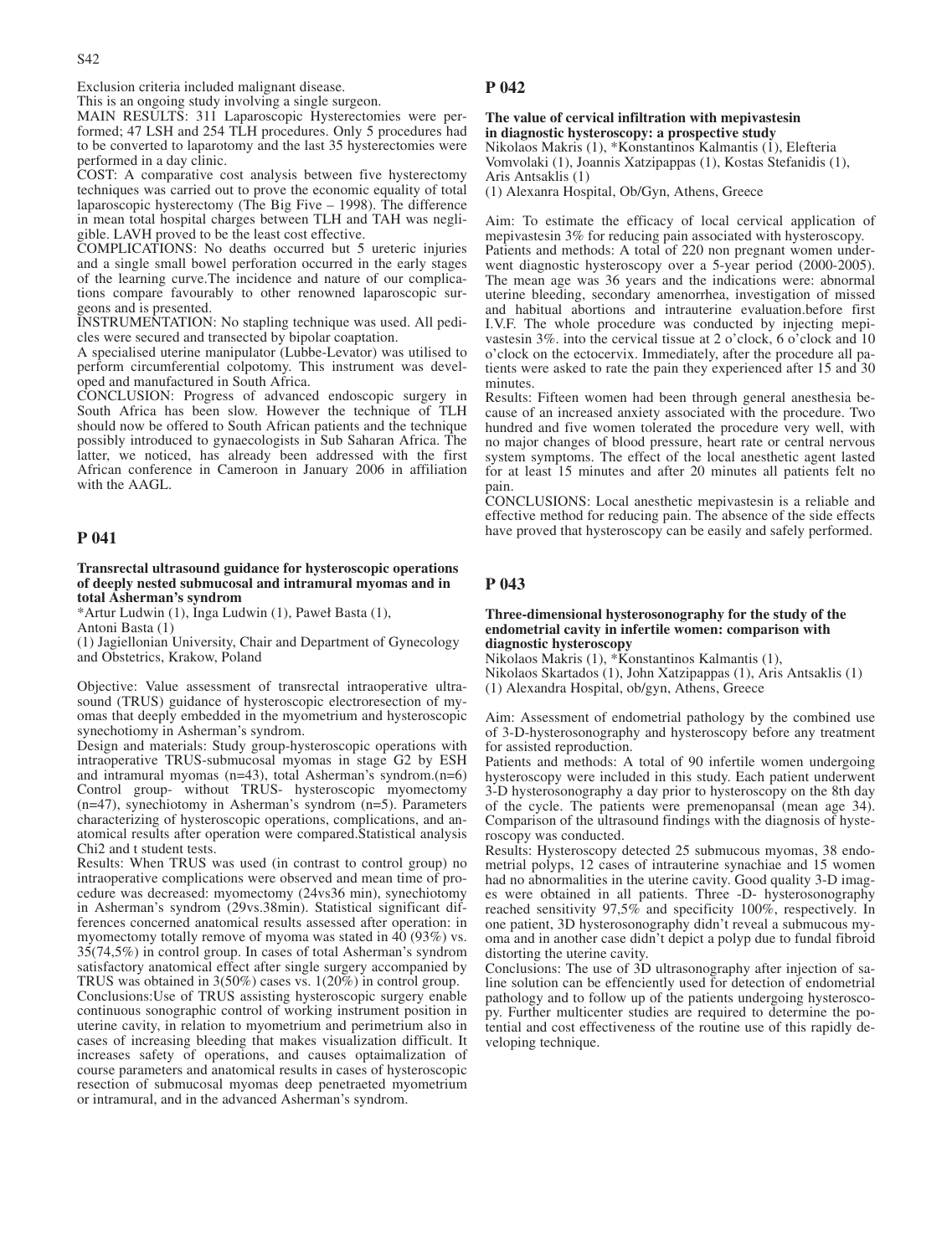Exclusion criteria included malignant disease.

This is an ongoing study involving a single surgeon.

MAIN RESULTS: 311 Laparoscopic Hysterectomies were performed; 47 LSH and 254 TLH procedures. Only 5 procedures had to be converted to laparotomy and the last 35 hysterectomies were performed in a day clinic.

COST: A comparative cost analysis between five hysterectomy techniques was carried out to prove the economic equality of total laparoscopic hysterectomy (The Big Five – 1998). The difference in mean total hospital charges between TLH and TAH was negligible. LAVH proved to be the least cost effective.

COMPLICATIONS: No deaths occurred but 5 ureteric injuries and a single small bowel perforation occurred in the early stages of the learning curve.The incidence and nature of our complications compare favourably to other renowned laparoscopic surgeons and is presented.

INSTRUMENTATION: No stapling technique was used. All pedicles were secured and transected by bipolar coaptation.

A specialised uterine manipulator (Lubbe-Levator) was utilised to perform circumferential colpotomy. This instrument was developed and manufactured in South Africa.

CONCLUSION: Progress of advanced endoscopic surgery in South Africa has been slow. However the technique of TLH should now be offered to South African patients and the technique possibly introduced to gynaecologists in Sub Saharan Africa. The latter, we noticed, has already been addressed with the first African conference in Cameroon in January 2006 in affiliation with the AAGL.

## P 041

**Transrectal ultrasound guidance for hysteroscopic operations of deeply nested submucosal and intramural myomas and in total Asherman's syndrom**

*Artur Ludwin (1), Inga Ludwin (1), Paweł Basta (1), Antoni Basta (1)

(1) Jagiellonian University, Chair and Department of Gynecology and Obstetrics, Krakow, Poland

Objective: Value assessment of transrectal intraoperative ultrasound (TRUS) guidance of hysteroscopic electroresection of myomas that deeply embedded in the myometrium and hysteroscopic synechotiomy in Asherman's syndrom.

Design and materials: Study group-hysteroscopic operations with intraoperative TRUS-submucosal myomas in stage G2 by ESH and intramural myomas (n=43), total Asherman's syndrom.(n=6) Control group- without TRUS- hysteroscopic myomectomy (n=47), synechiotomy in Asherman's syndrom (n=5). Parameters characterizing of hysteroscopic operations, complications, and anatomical results after operation were compared.Statistical analysis Chi2 and t student tests.

Results: When TRUS was used (in contrast to control group) no intraoperative complications were observed and mean time of procedure was decreased: myomectomy (24vs36 min), synechiotomy in Asherman's syndrome (29vs.38min). Statistical significant differences concerned anatomical results assessed after operation: in myomectomy totally remove of myoma was stated in 40 (93%) vs. 35(74,5%) in control group. In cases of total Asherman's syndrom satisfactory anatomical effect after single surgery accompanied by TRUS was obtained in 3(50%) cases vs. 1(20%) in control group.

Conclusions:Use of TRUS assisting hysteroscopic surgery enable continuous sonographic control of working instrument position in uterine cavity, in relation to myometrium and perimetrium also in cases of increasing bleeding that makes visualization difficult. It increases safety of operations, and causes optaimalization of course parameters and anatomical results in cases of hysteroscopic resection of submucosal myomas deep penetraeted myometrium or intramural, and in the advanced Asherman's syndrom.

## P 042

**The value of cervical infiltration with mepivastesin in diagnostic hysteroscopy: a prospective study**

Nikolaos Makris (1), *Konstantinos Kalmantis (1), Elefteria Vomvolaki (1), Joannis Xatzipappas (1), Kostas Stefanidis (1), Aris Antsaklis (1)

(1) Alexanra Hospital, Ob/Gyn, Athens, Greece

Aim: To estimate the efficacy of local cervical application of mepivastesin 3% for reducing pain associated with hysteroscopy.

Patients and methods: A total of 220 non pregnant women underwent diagnostic hysteroscopy over a 5-year period (2000-2005). The mean age was 36 years and the indications were: abnormal uterine bleeding, secondary amenorrhea, investigation of missed and habitual abortions and intrauterine evaluation.before first I.V.F. The whole procedure was conducted by injecting mepivastesin 3%. into the cervical tissue at 2 o'clock, 6 o'clock and 10 o'clock on the ectocervix. Immediately, after the procedure all patients were asked to rate the pain they experienced after 15 and 30 minutes.

Results: Fifteen women had been through general anesthesia because of an increased anxiety associated with the procedure. Two hundred and five women tolerated the procedure very well, with no major changes of blood pressure, heart rate or central nervous system symptoms. The effect of the local anesthetic agent lasted for at least 15 minutes and after 20 minutes all patients felt no pain.

CONCLUSIONS: Local anesthetic mepivastesin is a reliable and effective method for reducing pain. The absence of the side effects have proved that hysteroscopy can be easily and safely performed.

## P 043

**Three-dimensional hysterosonography for the study of the endometrial cavity in infertile women: comparison with diagnostic hysteroscopy**

Nikolaos Makris (1), *Konstantinos Kalmantis (1), Nikolaos Skartados (1), John Xatzipappas (1), Aris Antsaklis (1)

(1) Alexandra Hospital, ob/gyn, Athens, Greece

Aim: Assessment of endometrial pathology by the combined use of 3-D-hysterosonography and hysteroscopy before any treatment for assisted reproduction.

Patients and methods: A total of 90 infertile women undergoing hysteroscopy were included in this study. Each patient underwent 3-D hysterosonography a day prior to hysteroscopy on the 8th day of the cycle. The patients were premenopansal (mean age 34). Comparison of the ultrasound findings with the diagnosis of hysteroscopy was conducted.

Results: Hysteroscopy detected 25 submucous myomas, 38 endometrial polyps, 12 cases of intrauterine synachiae and 15 women had no abnormalities in the uterine cavity. Good quality 3-D images were obtained in all patients. Three -D- hysterosonography reached sensitivity 97,5% and specificity 100%, respectively. In one patient, 3D hysterosonography didn't reveal a submucous myoma and in another case didn't depict a polyp due to fundal fibroid distorting the uterine cavity.

Conclusions: The use of 3D ultrasonography after injection of saline solution can be effenciently used for detection of endometrial pathology and to follow up of the patients undergoing hysteroscopy. Further multicenter studies are required to determine the potential and cost effectiveness of the routine use of this rapidly developing technique.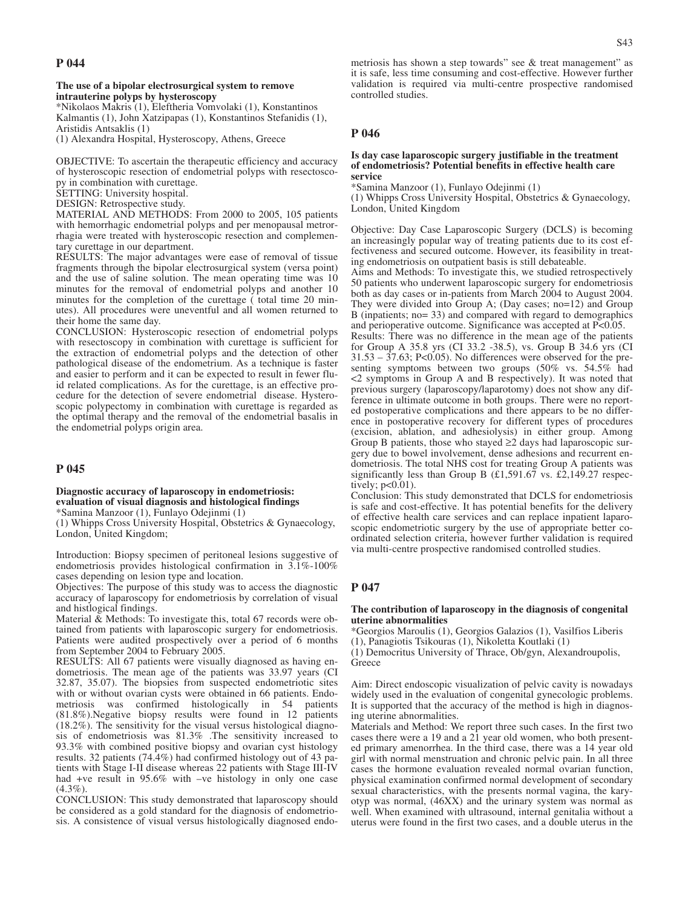## P 044

**The use of a bipolar electrosurgical system to remove intrauterine polyps by hysteroscopy**

*Nikolaos Makris (1), Eleftheria Vomvolaki (1), Konstantinos Kalmantis (1), John Xatzipapas (1), Konstantinos Stefanidis (1), Aristidis Antsaklis (1)

(1) Alexandra Hospital, Hysteroscopy, Athens, Greece

OBJECTIVE: To ascertain the therapeutic efficiency and accuracy of hysteroscopic resection of endometrial polyps with resectoscopy in combination with curettage.

SETTING: University hospital.

DESIGN: Retrospective study.

MATERIAL AND METHODS: From 2000 to 2005, 105 patients with hemorrhagic endometrial polyps and per menopausal metrorrhagia were treated with hysteroscopic resection and complementary curettage in our department.

RESULTS: The major advantages were ease of removal of tissue fragments through the bipolar electrosurgical system (versa point) and the use of saline solution. The mean operating time was 10 minutes for the removal of endometrial polyps and another 10 minutes for the completion of the curettage ( total time 20 minutes). All procedures were uneventful and all women returned to their home the same day.

CONCLUSION: Hysteroscopic resection of endometrial polyps with resectoscopy in combination with curettage is sufficient for the extraction of endometrial polyps and the detection of other pathological disease of the endometrium. As a technique is faster and easier to perform and it can be expected to result in fewer fluid related complications. As for the curettage, is an effective procedure for the detection of severe endometrial disease. Hysteroscopic polypectomy in combination with curettage is regarded as the optimal therapy and the removal of the endometrial basalis in the endometrial polyps origin area.

## P 045

**Diagnostic accuracy of laparoscopy in endometriosis: evaluation of visual diagnosis and histological findings**

*Samina Manzoor (1), Funlayo Odejinmi (1)

(1) Whipps Cross University Hospital, Obstetrics & Gynaecology, London, United Kingdom;

Introduction: Biopsy specimen of peritoneal lesions suggestive of endometriosis provides histological confirmation in 3.1%-100% cases depending on lesion type and location.

Objectives: The purpose of this study was to access the diagnostic accuracy of laparoscopy for endometriosis by correlation of visual and histlogical findings.

Material & Methods: To investigate this, total 67 records were obtained from patients with laparoscopic surgery for endometriosis. Patients were audited prospectively over a period of 6 months from September 2004 to February 2005.

RESULTS: All 67 patients were visually diagnosed as having endometriosis. The mean age of the patients was 33.97 years (CI 32.87, 35.07). The biopsies from suspected endometriotic sites with or without ovarian cysts were obtained in 66 patients. Endometriosis was confirmed histologically in 54 patients (81.8%).Negative biopsy results were found in 12 patients (18.2%). The sensitivity for the visual versus histological diagnosis of endometriosis was 81.3% .The sensitivity increased to 93.3% with combined positive biopsy and ovarian cyst histology results. 32 patients (74.4%) had confirmed histology out of 43 patients with Stage I-II disease whereas 22 patients with Stage III-IV had +ve result in 95.6% with –ve histology in only one case (4.3%).

CONCLUSION: This study demonstrated that laparoscopy should be considered as a gold standard for the diagnosis of endometriosis. A consistence of visual versus histologically diagnosed endometriosis has shown a step towards" see & treat management" as it is safe, less time consuming and cost-effective. However further validation is required via multi-centre prospective randomised controlled studies.

## P 046

**Is day case laparoscopic surgery justifiable in the treatment of endometriosis? Potential benefits in effective health care service**

*Samina Manzoor (1), Funlayo Odejinmi (1)

(1) Whipps Cross University Hospital, Obstetrics & Gynaecology, London, United Kingdom

Objective: Day Case Laparoscopic Surgery (DCLS) is becoming an increasingly popular way of treating patients due to its cost effectiveness and secured outcome. However, its feasibility in treating endometriosis on outpatient basis is still debateable.

Aims and Methods: To investigate this, we studied retrospectively 50 patients who underwent laparoscopic surgery for endometriosis both as day cases or in-patients from March 2004 to August 2004. They were divided into Group A; (Day cases; no=12) and Group B (inpatients; no= 33) and compared with regard to demographics and perioperative outcome. Significance was accepted at $P<0.05$.

Results: There was no difference in the mean age of the patients for Group A 35.8 yrs (CI 33.2 -38.5), vs. Group B 34.6 yrs (CI 31.53 – 37.63; $P<0.05$). No differences were observed for the presenting symptoms between two groups (50% vs. 54.5% had <2 symptoms in Group A and B respectively). It was noted that previous surgery (laparoscopy/laparotomy) does not show any difference in ultimate outcome in both groups. There were no reported postoperative complications and there appears to be no difference in postoperative recovery for different types of procedures (excision, ablation, and adhesiolysis) in either group. Among Group B patients, those who stayed ≥2 days had laparoscopic surgery due to bowel involvement, dense adhesions and recurrent endometriosis. The total NHS cost for treating Group A patients was significantly less than Group B (£1,591.67 vs. £2,149.27 respectively; $p<0.01$).

Conclusion: This study demonstrated that DCLS for endometriosis is safe and cost-effective. It has potential benefits for the delivery of effective health care services and can replace inpatient laparoscopic endometriotic surgery by the use of appropriate better coordinated selection criteria, however further validation is required via multi-centre prospective randomised controlled studies.

## P 047

**The contribution of laparoscopy in the diagnosis of congenital uterine abnormalities**

*Georgios Maroulis (1), Georgios Galazios (1), Vasilfios Liberis (1), Panagiotis Tsikouras (1), Nikoletta Koutlaki (1)

(1) Democritus University of Thrace, Ob/gyn, Alexandroupolis, Greece

Aim: Direct endoscopic visualization of pelvic cavity is nowadays widely used in the evaluation of congenital gynecologic problems. It is supported that the accuracy of the method is high in diagnosing uterine abnormalities.

Materials and Method: We report three such cases. In the first two cases there were a 19 and a 21 year old women, who both presented primary amenorrhea. In the third case, there was a 14 year old girl with normal menstruation and chronic pelvic pain. In all three cases the hormone evaluation revealed normal ovarian function, physical examination confirmed normal development of secondary sexual characteristics, with the presents normal vagina, the karyotyp was normal, (46XX) and the urinary system was normal as well. When examined with ultrasound, internal genitalia without a uterus were found in the first two cases, and a double uterus in the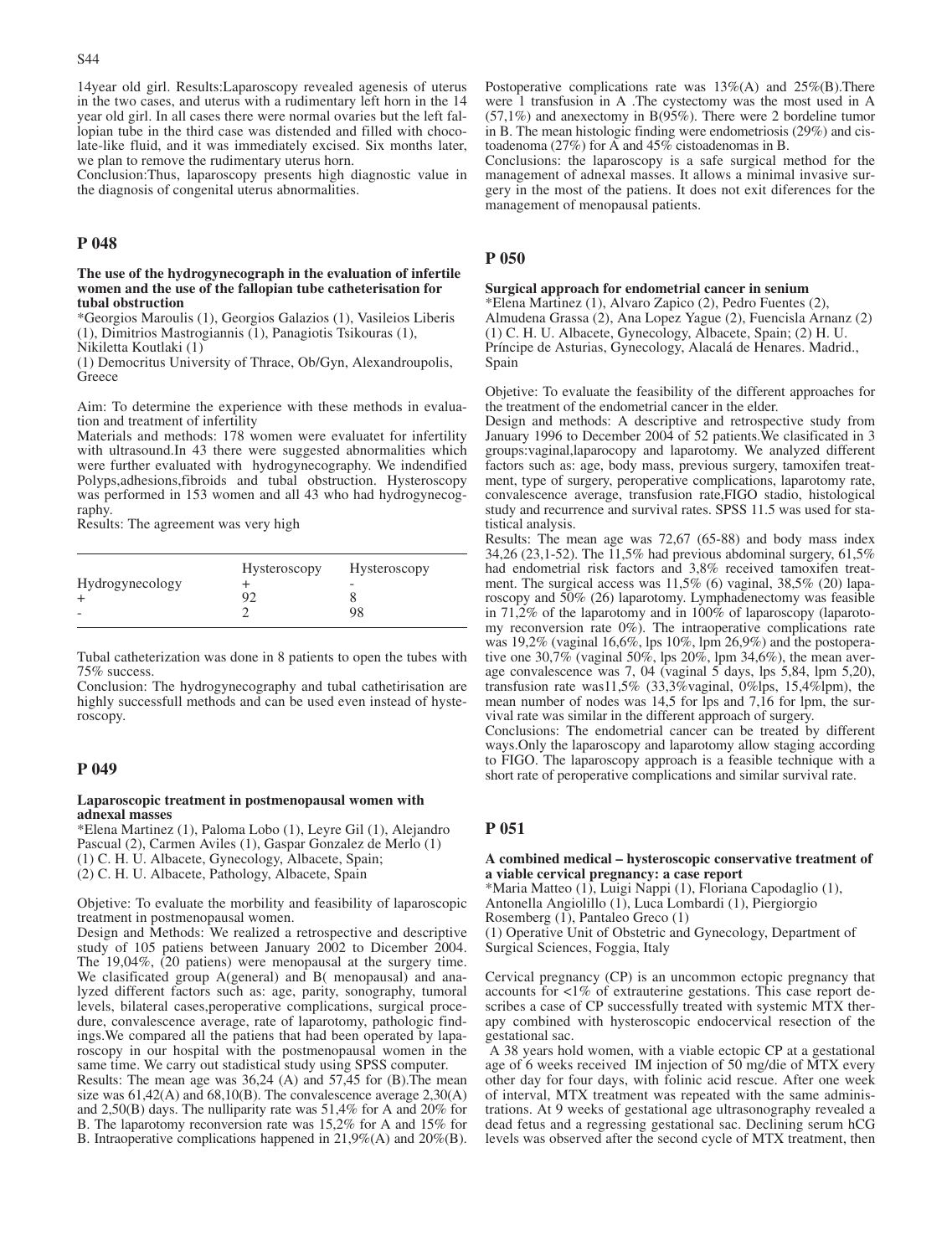14year old girl. Results:Laparoscopy revealed agenesis of uterus in the two cases, and uterus with a rudimentary left horn in the 14 year old girl. In all cases there were normal ovaries but the left fallopian tube in the third case was distended and filled with chocolate-like fluid, and it was immediately excised. Six months later, we plan to remove the rudimentary uterus horn.

Conclusion:Thus, laparoscopy presents high diagnostic value in the diagnosis of congenital uterus abnormalities.

## P 048

**The use of the hydrogynecograph in the evaluation of infertile women and the use of the fallopian tube catheterisation for tubal obstruction**

*Georgios Maroulis (1), Georgios Galazios (1), Vasileios Liberis (1), Dimitrios Mastrogiannis (1), Panagiotis Tsikouras (1), Nikiletta Koutlaki (1)

(1) Democritus University of Thrace, Ob/Gyn, Alexandroupolis, Greece

Aim: To determine the experience with these methods in evaluation and treatment of infertility

Materials and methods: 178 women were evaluatet for infertility with ultrasound.In 43 there were suggested abnormalities which were further evaluated with hydrogynecography. We indendified Polyps,adhesions,fibroids and tubal obstruction. Hysteroscopy was performed in 153 women and all 43 who had hydrogynecography.

Results: The agreement was very high

| | Hysteroscopy | Hysteroscopy |
|---|---|---|
| Hydrogynecology | + | - |
| + | 92 | 8 |
| - | 2 | 98 |

Tubal catheterization was done in 8 patients to open the tubes with 75% success.

Conclusion: The hydrogynecography and tubal cathetirisation are highly successfull methods and can be used even instead of hysteroscopy.

## P 049

**Laparoscopic treatment in postmenopausal women with adnexal masses**

*Elena Martinez (1), Paloma Lobo (1), Leyre Gil (1), Alejandro Pascual (2), Carmen Aviles (1), Gaspar Gonzalez de Merlo (1)

(1) C. H. U. Albacete, Gynecology, Albacete, Spain;
(2) C. H. U. Albacete, Pathology, Albacete, Spain

Objetive: To evaluate the morbility and feasibility of laparoscopic treatment in postmenopausal women.

Design and Methods: We realized a retrospective and descriptive study of 105 patiens between January 2002 to Dicember 2004. The 19,04%, (20 patiens) were menopausal at the surgery time. We clasificated group A(general) and B( menopausal) and analyzed different factors such as: age, parity, sonography, tumoral levels, bilateral cases,peroperative complications, surgical procedure, convalescence average, rate of laparotomy, pathologic findings.We compared all the patiens that had been operated by laparoscopy in our hospital with the postmenopausal women in the same time. We carry out stadistical study using SPSS computer.

Results: The mean age was 36,24 (A) and 57,45 for (B).The mean size was 61,42(A) and 68,10(B). The convalescence average 2,30(A) and 2,50(B) days. The nulliparity rate was 51,4% for A and 20% for B. The laparotomy reconversion rate was 15,2% for A and 15% for B. Intraoperative complications happened in 21,9%(A) and 20%(B). Postoperative complications rate was 13%(A) and 25%(B).There were 1 transfusion in A .The cystectomy was the most used in A (57,1%) and anexectomy in B(95%). There were 2 bordeline tumor in B. The mean histologic finding were endometriosis (29%) and cistoadenoma (27%) for A and 45% cistoadenomas in B.

Conclusions: the laparoscopy is a safe surgical method for the management of adnexal masses. It allows a minimal invasive surgery in the most of the patiens. It does not exit diferences for the management of menopausal patients.

## P 050

**Surgical approach for endometrial cancer in senium**

*Elena Martinez (1), Alvaro Zapico (2), Pedro Fuentes (2), Almudena Grassa (2), Ana Lopez Yague (2), Fuencisla Arnanz (2)

(1) C. H. U. Albacete, Gynecology, Albacete, Spain; (2) H. U. Príncipe de Asturias, Gynecology, Alacalá de Henares. Madrid., Spain

Objetive: To evaluate the feasibility of the different approaches for the treatment of the endometrial cancer in the elder.

Design and methods: A descriptive and retrospective study from January 1996 to December 2004 of 52 patients.We clasificated in 3 groups:vaginal,laparocopy and laparotomy. We analyzed different factors such as: age, body mass, previous surgery, tamoxifen treatment, type of surgery, peroperative complications, laparotomy rate, convalescence average, transfusion rate,FIGO stadio, histological study and recurrence and survival rates. SPSS 11.5 was used for statistical analysis.

Results: The mean age was 72,67 (65-88) and body mass index 34,26 (23,1-52). The 11,5% had previous abdominal surgery, 61,5% had endometrial risk factors and 3,8% received tamoxifen treatment. The surgical access was 11,5% (6) vaginal, 38,5% (20) laparoscopy and 50% (26) laparotomy. Lymphadenectomy was feasible in 71,2% of the laparotomy and in 100% of laparoscopy (laparotomy reconversion rate 0%). The intraoperative complications rate was 19,2% (vaginal 16,6%, lps 10%, lpm 26,9%) and the postoperative one 30,7% (vaginal 50%, lps 20%, lpm 34,6%), the mean average convalescence was 7, 04 (vaginal 5 days, lps 5,84, lpm 5,20), transfusion rate was11,5% (33,3%vaginal, 0%lps, 15,4%lpm), the mean number of nodes was 14,5 for lps and 7,16 for lpm, the survival rate was similar in the different approach of surgery.

Conclusions: The endometrial cancer can be treated by different ways.Only the laparoscopy and laparotomy allow staging according to FIGO. The laparoscopy approach is a feasible technique with a short rate of peroperative complications and similar survival rate.

## P 051

**A combined medical – hysteroscopic conservative treatment of a viable cervical pregnancy: a case report**

*Maria Matteo (1), Luigi Nappi (1), Floriana Capodaglio (1), Antonella Angiolillo (1), Luca Lombardi (1), Piergiorgio Rosemberg (1), Pantaleo Greco (1)

(1) Operative Unit of Obstetric and Gynecology, Department of Surgical Sciences, Foggia, Italy

Cervical pregnancy (CP) is an uncommon ectopic pregnancy that accounts for <1% of extrauterine gestations. This case report describes a case of CP successfully treated with systemic MTX therapy combined with hysteroscopic endocervical resection of the gestational sac.

A 38 years hold women, with a viable ectopic CP at a gestational age of 6 weeks received IM injection of 50 mg/die of MTX every other day for four days, with folinic acid rescue. After one week of interval, MTX treatment was repeated with the same administrations. At 9 weeks of gestational age ultrasonography revealed a dead fetus and a regressing gestational sac. Declining serum hCG levels was observed after the second cycle of MTX treatment, then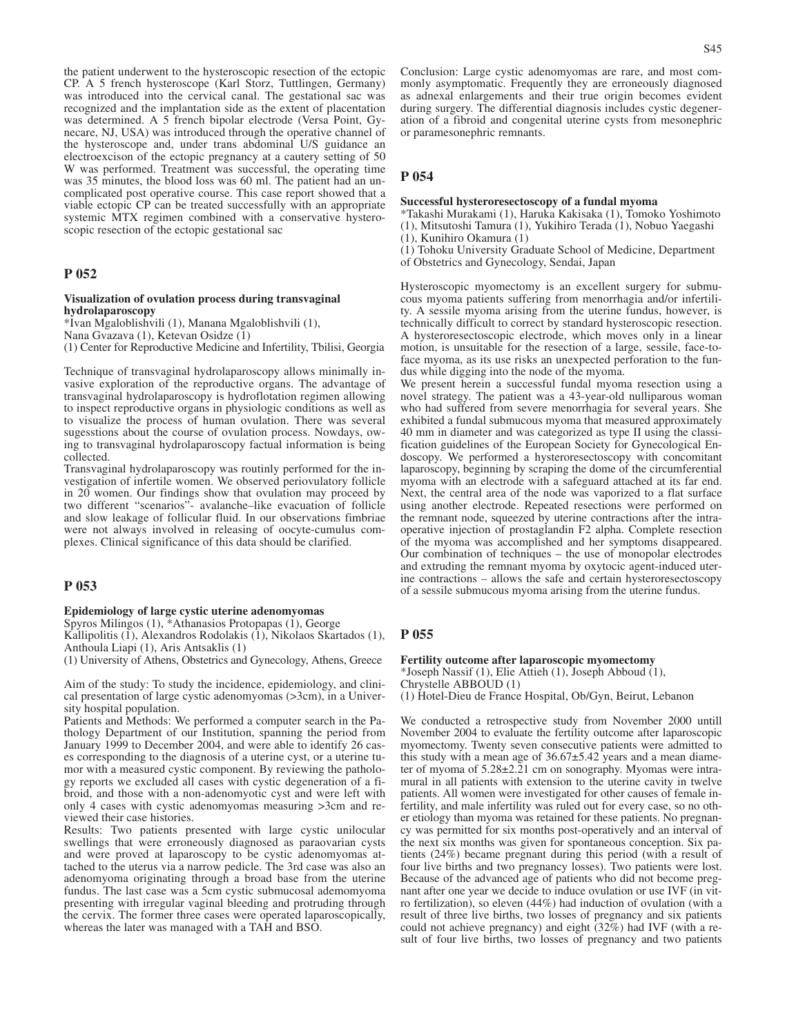the patient underwent to the hysteroscopic resection of the ectopic CP. A 5 french hysteroscope (Karl Storz, Tuttlingen, Germany) was introduced into the cervical canal. The gestational sac was recognized and the implantation side as the extent of placentation was determined. A 5 french bipolar electrode (Versa Point, Gynecare, NJ, USA) was introduced through the operative channel of the hysteroscope and, under trans abdominal U/S guidance an electroexcison of the ectopic pregnancy at a cautery setting of 50 W was performed. Treatment was successful, the operating time was 35 minutes, the blood loss was 60 ml. The patient had an uncomplicated post operative course. This case report showed that a viable ectopic CP can be treated successfully with an appropriate systemic MTX regimen combined with a conservative hysteroscopic resection of the ectopic gestational sac

## P 052

**Visualization of ovulation process during transvaginal hydrolaparoscopy**

*Ivan Mgaloblishvili (1), Manana Mgaloblishvili (1), Nana Gvazava (1), Ketevan Osidze (1)

(1) Center for Reproductive Medicine and Infertility, Tbilisi, Georgia

Technique of transvaginal hydrolaparoscopy allows minimally invasive exploration of the reproductive organs. The advantage of transvaginal hydrolaparoscopy is hydroflotation regimen allowing to inspect reproductive organs in physiologic conditions as well as to visualize the process of human ovulation. There was several sugesstions about the course of ovulation process. Nowdays, owing to transvaginal hydrolaparoscopy factual information is being collected.

Transvaginal hydrolaparoscopy was routinly performed for the investigation of infertile women. We observed periovulatory follicle in 20 women. Our findings show that ovulation may proceed by two different "scenarios"- avalanche–like evacuation of follicle and slow leakage of follicular fluid. In our observations fimbriae were not always involved in releasing of oocyte-cumulus complexes. Clinical significance of this data should be clarified.

## P 053

**Epidemiology of large cystic uterine adenomyomas**

Spyros Milingos (1), *Athanasios Protopapas (1), George Kallipolitis (1), Alexandros Rodolakis (1), Nikolaos Skartados (1), Anthoula Liapi (1), Aris Antsaklis (1)

(1) University of Athens, Obstetrics and Gynecology, Athens, Greece

Aim of the study: To study the incidence, epidemiology, and clinical presentation of large cystic adenomyomas (>3cm), in a University hospital population.

Patients and Methods: We performed a computer search in the Pathology Department of our Institution, spanning the period from January 1999 to December 2004, and were able to identify 26 cases corresponding to the diagnosis of a uterine cyst, or a uterine tumor with a measured cystic component. By reviewing the pathology reports we excluded all cases with cystic degeneration of a fibroid, and those with a non-adenomyotic cyst and were left with only 4 cases with cystic adenomyomas measuring >3cm and reviewed their case histories.

Results: Two patients presented with large cystic unilocular swellings that were erroneously diagnosed as paraovarian cysts and were proved at laparoscopy to be cystic adenomyomas attached to the uterus via a narrow pedicle. The 3rd case was also an adenomyoma originating through a broad base from the uterine fundus. The last case was a 5cm cystic submucosal ademomyoma presenting with irregular vaginal bleeding and protruding through the cervix. The former three cases were operated laparoscopically, whereas the later was managed with a TAH and BSO.

Conclusion: Large cystic adenomyomas are rare, and most commonly asymptomatic. Frequently they are erroneously diagnosed as adnexal enlargements and their true origin becomes evident during surgery. The differential diagnosis includes cystic degeneration of a fibroid and congenital uterine cysts from mesonephric or paramesonephric remnants.

## P 054

**Successful hysteroresectoscopy of a fundal myoma**

*Takashi Murakami (1), Haruka Kakisaka (1), Tomoko Yoshimoto (1), Mitsutoshi Tamura (1), Yukihiro Terada (1), Nobuo Yaegashi (1), Kunihiro Okamura (1)

(1) Tohoku University Graduate School of Medicine, Department of Obstetrics and Gynecology, Sendai, Japan

Hysteroscopic myomectomy is an excellent surgery for submucous myoma patients suffering from menorrhagia and/or infertility. A sessile myoma arising from the uterine fundus, however, is technically difficult to correct by standard hysteroscopic resection. A hysteroresectoscopic electrode, which moves only in a linear motion, is unsuitable for the resection of a large, sessile, face-to-face myoma, as its use risks an unexpected perforation to the fundus while digging into the node of the myoma.

We present herein a successful fundal myoma resection using a novel strategy. The patient was a 43-year-old nulliparous woman who had suffered from severe menorrhagia for several years. She exhibited a fundal submucous myoma that measured approximately 40 mm in diameter and was categorized as type II using the classification guidelines of the European Society for Gynecological Endoscopy. We performed a hysteroresectoscopy with concomitant laparoscopy, beginning by scraping the dome of the circumferential myoma with an electrode with a safeguard attached at its far end. Next, the central area of the node was vaporized to a flat surface using another electrode. Repeated resections were performed on the remnant node, squeezed by uterine contractions after the intraoperative injection of prostaglandin F2 alpha. Complete resection of the myoma was accomplished and her symptoms disappeared. Our combination of techniques – the use of monopolar electrodes and extruding the remnant myoma by oxytocic agent-induced uterine contractions – allows the safe and certain hysteroresectoscopy of a sessile submucous myoma arising from the uterine fundus.

## P 055

**Fertility outcome after laparoscopic myomectomy**

*Joseph Nassif (1), Elie Attieh (1), Joseph Abboud (1), Chrystelle ABBOUD (1)

(1) Hotel-Dieu de France Hospital, Ob/Gyn, Beirut, Lebanon

We conducted a retrospective study from November 2000 untill November 2004 to evaluate the fertility outcome after laparoscopic myomectomy. Twenty seven consecutive patients were admitted to this study with a mean age of 36.67±5.42 years and a mean diameter of myoma of 5.28±2.21 cm on sonography. Myomas were intramural in all patients with extension to the uterine cavity in twelve patients. All women were investigated for other causes of female infertility, and male infertility was ruled out for every case, so no other etiology than myoma was retained for these patients. No pregnancy was permitted for six months post-operatively and an interval of the next six months was given for spontaneous conception. Six patients (24%) became pregnant during this period (with a result of four live births and two pregnancy losses). Two patients were lost. Because of the advanced age of patients who did not become pregnant after one year we decide to induce ovulation or use IVF (in vitro fertilization), so eleven (44%) had induction of ovulation (with a result of three live births, two losses of pregnancy and six patients could not achieve pregnancy) and eight (32%) had IVF (with a result of four live births, two losses of pregnancy and two patients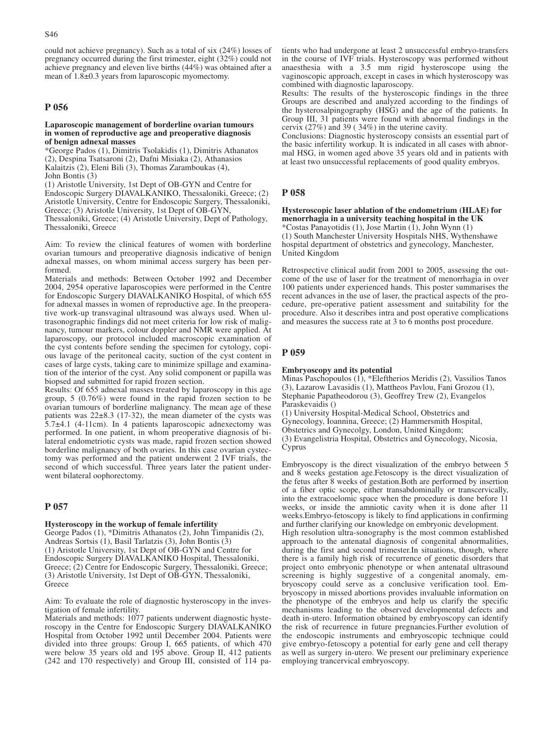could not achieve pregnancy). Such as a total of six (24%) losses of pregnancy occurred during the first trimester, eight (32%) could not achieve pregnancy and eleven live births (44%) was obtained after a mean of 1.8±0.3 years from laparoscopic myomectomy.

## P 056

**Laparoscopic management of borderline ovarian tumours in women of reproductive age and preoperative diagnosis of benign adnexal masses**

*George Pados (1), Dimitris Tsolakidis (1), Dimitris Athanatos (2), Despina Tsatsaroni (2), Dafni Misiaka (2), Athanasios Kalaitzis (2), Eleni Bili (3), Thomas Zaramboukas (4), John Bontis (3)

(1) Aristotle University, 1st Dept of OB-GYN and Centre for Endoscopic Surgery DIAVALKANIKO, Thessaloniki, Greece; (2) Aristotle University, Centre for Endoscopic Surgery, Thessaloniki, Greece; (3) Aristotle University, 1st Dept of OB-GYN, Thessaloniki, Greece; (4) Aristotle University, Dept of Pathology, Thessaloniki, Greece

Aim: To review the clinical features of women with borderline ovarian tumours and preoperative diagnosis indicative of benign adnexal masses, on whom minimal access surgery has been performed.

Materials and methods: Between October 1992 and December 2004, 2954 operative laparoscopies were performed in the Centre for Endoscopic Surgery DIAVALKANIKO Hospital, of which 655 for adnexal masses in women of reproductive age. In the preoperative work-up transvaginal ultrasound was always used. When ultrasonographic findings did not meet criteria for low risk of malignancy, tumour markers, colour doppler and NMR were applied. At laparoscopy, our protocol included macroscopic examination of the cyst contents before sending the specimen for cytology, copious lavage of the peritoneal cacity, suction of the cyst content in cases of large cysts, taking care to minimize spillage and examination of the interior of the cyst. Any solid component or papilla was biopsed and submitted for rapid frozen section.

Results: Of 655 adnexal masses treated by laparoscopy in this age group, 5 (0.76%) were found in the rapid frozen section to be ovarian tumours of borderline malignancy. The mean age of these patients was 22±8.3 (17-32), the mean diameter of the cysts was 5.7±4.1 (4-11cm). In 4 patients laparoscopic adnexectomy was performed. In one patient, in whom preoperative diagnosis of bilateral endometriotic cysts was made, rapid frozen section showed borderline malignancy of both ovaries. In this case ovarian cystectomy was performed and the patient underwent 2 IVF trials, the second of which successful. Three years later the patient underwent bilateral oophorectomy.

## P 057

**Hysteroscopy in the workup of female infertility**

George Pados (1), *Dimitris Athanatos (2), John Timpanidis (2), Andreas Sortsis (1), Basil Tarlatzis (3), John Bontis (3)

(1) Aristotle University, 1st Dept of OB-GYN and Centre for Endoscopic Surgery DIAVALKANIKO Hospital, Thessaloniki, Greece; (2) Centre for Endoscopic Surgery, Thessaloniki, Greece; (3) Aristotle University, 1st Dept of OB-GYN, Thessaloniki, Greece

Aim: To evaluate the role of diagnostic hysteroscopy in the investigation of female infertility.

Materials and methods: 1077 patients underwent diagnostic hysteroscopy in the Centre for Endoscopic Surgery DIAVALKANIKO Hospital from October 1992 until December 2004. Patients were divided into three groups: Group I, 665 patients, of which 470 were below 35 years old and 195 above. Group II, 412 patients (242 and 170 respectively) and Group III, consisted of 114 patients who had undergone at least 2 unsuccessful embryo-transfers in the course of IVF trials. Hysteroscopy was performed without anaesthesia with a 3.5 mm rigid hysteroscope using the vaginoscopic approach, except in cases in which hysteroscopy was combined with diagnostic laparoscopy.

Results: The results of the hysteroscopic findings in the three Groups are described and analyzed according to the findings of the hysterosalpingography (HSG) and the age of the patients. In Group III, 31 patients were found with abnormal findings in the cervix (27%) and 39 ( 34%) in the uterine cavity.

Conclusions: Diagnostic hysteroscopy consists an essential part of the basic infertility workup. It is indicated in all cases with abnormal HSG, in women aged above 35 years old and in patients with at least two unsuccessful replacements of good quality embryos.

## P 058

**Hysteroscopic laser ablation of the endometrium (HLAE) for menorrhagia in a university teaching hospital in the UK**

*Costas Panayotidis (1), Jose Martin (1), John Wynn (1)

(1) South Manchester University Hospitals NHS, Wythenshawe hospital department of obstetrics and gynecology, Manchester, United Kingdom

Retrospective clinical audit from 2001 to 2005, assessing the outcome of the use of laser for the treatment of menorrhagia in over 100 patients under experienced hands. This poster summarises the recent advances in the use of laser, the practical aspects of the procedure, pre-operative patient assessment and suitability for the procedure. Also it describes intra and post operative complications and measures the success rate at 3 to 6 months post procedure.

## P 059

**Embryoscopy and its potential**

Minas Paschopoulos (1), *Eleftherios Meridis (2), Vassilios Tanos (3), Lazarow Lavasidis (1), Mattheos Pavlou, Fani Grozou (1), Stephanie Papatheodorou (3), Geoffrey Trew (2), Evangelos Paraskevaidis ()

(1) University Hospital-Medical School, Obstetrics and Gynecology, Ioannina, Greece; (2) Hammersmith Hospital, Obstetrics and Gynecolgy, London, United Kingdom; (3) Evangelistria Hospital, Obstetrics and Gynecology, Nicosia, Cyprus

Embryoscopy is the direct visualization of the embryo between 5 and 8 weeks gestation age.Fetoscopy is the direct visualization of the fetus after 8 weeks of gestation.Both are performed by insertion of a fiber optic scope, either transabdominally or transcervically, into the extracoelomic space when the procedure is done before 11 weeks, or inside the amniotic cavity when it is done after 11 weeks.Embryo-fetoscopy is likely to find applications in confirming and further clarifying our knowledge on embryonic development.

High resolution ultra-sonography is the most common established approach to the antenatal diagnosis of congenital abnormalities, during the first and second trimester.In situations, though, where there is a family high risk of recurrence of genetic disorders that project onto embryonic phenotype or when antenatal ultrasound screening is highly suggestive of a congenital anomaly, embryoscopy could serve as a conclusive verification tool. Embryoscopy in missed abortions provides invaluable information on the phenotype of the embryos and help us clarify the specific mechanisms leading to the observed developmental defects and death in-utero. Information obtained by embryoscopy can identify the risk of recurrence in future pregnancies.Further evolution of the endoscopic instruments and embryoscopic technique could give embryo-fetoscopy a potential for early gene and cell therapy as well as surgery in-utero. We present our preliminary experience employing trancervical embryoscopy.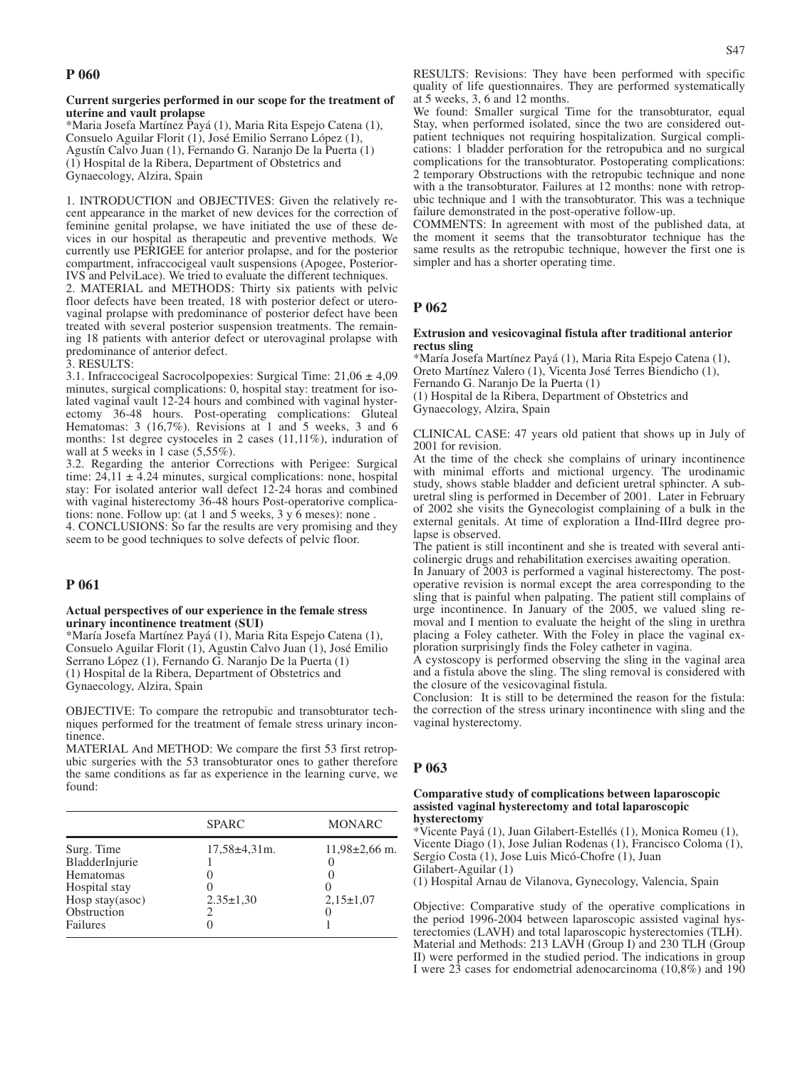## P 060

### Current surgeries performed in our scope for the treatment of uterine and vault prolapse

*Maria Josefa Martínez Payá (1), Maria Rita Espejo Catena (1), Consuelo Aguilar Florit (1), José Emilio Serrano López (1), Agustín Calvo Juan (1), Fernando G. Naranjo De la Puerta (1)
(1) Hospital de la Ribera, Department of Obstetrics and Gynaecology, Alzira, Spain

1. INTRODUCTION and OBJECTIVES: Given the relatively recent appearance in the market of new devices for the correction of feminine genital prolapse, we have initiated the use of these devices in our hospital as therapeutic and preventive methods. We currently use PERIGEE for anterior prolapse, and for the posterior compartment, infraccocigeal vault suspensions (Apogee, Posterior-IVS and PelviLace). We tried to evaluate the different techniques.

2. MATERIAL and METHODS: Thirty six patients with pelvic floor defects have been treated, 18 with posterior defect or uterovaginal prolapse with predominance of posterior defect have been treated with several posterior suspension treatments. The remaining 18 patients with anterior defect or uterovaginal prolapse with predominance of anterior defect.

3. RESULTS:

3.1. Infraccocigeal Sacrocolpopexies: Surgical Time: 21,06 ± 4,09 minutes, surgical complications: 0, hospital stay: treatment for isolated vaginal vault 12-24 hours and combined with vaginal histerectomy 36-48 hours. Post-operating complications: Gluteal Hematomas: 3 (16,7%). Revisions at 1 and 5 weeks, 3 and 6 months: 1st degree cystoceles in 2 cases (11,11%), induration of wall at 5 weeks in 1 case (5,55%).

3.2. Regarding the anterior Corrections with Perigee: Surgical time: 24,11 ± 4.24 minutes, surgical complications: none, hospital stay: For isolated anterior wall defect 12-24 horas and combined with vaginal histerectomy 36-48 hours Post-operatorive complications: none. Follow up: (at 1 and 5 weeks, 3 y 6 meses): none .

4. CONCLUSIONS: So far the results are very promising and they seem to be good techniques to solve defects of pelvic floor.

## P 061

### Actual perspectives of our experience in the female stress urinary incontinence treatment (SUI)

*María Josefa Martínez Payá (1), Maria Rita Espejo Catena (1), Consuelo Aguilar Florit (1), Agustin Calvo Juan (1), José Emilio Serrano López (1), Fernando G. Naranjo De la Puerta (1)
(1) Hospital de la Ribera, Department of Obstetrics and Gynaecology, Alzira, Spain

OBJECTIVE: To compare the retropubic and transobturator techniques performed for the treatment of female stress urinary incontinence.

MATERIAL And METHOD: We compare the first 53 first retropubic surgeries with the 53 transobturator ones to gather therefore the same conditions as far as experience in the learning curve, we found:

| | SPARC | MONARC |
|---|---|---|
| Surg. Time | 17,58±4,31m. | 11,98±2,66 m. |
| BladderInjurie | 1 | 0 |
| Hematomas | 0 | 0 |
| Hospital stay | 0 | 0 |
| Hosp stay(asoc) | 2.35±1,30 | 2,15±1,07 |
| Obstruction | 2 | 0 |
| Failures | 0 | 1 |

RESULTS: Revisions: They have been performed with specific quality of life questionnaires. They are performed systematically at 5 weeks, 3, 6 and 12 months.

We found: Smaller surgical Time for the transobturator, equal Stay, when performed isolated, since the two are considered outpatient techniques not requiring hospitalization. Surgical complications: 1 bladder perforation for the retropubica and no surgical complications for the transobturator. Postoperating complications: 2 temporary Obstructions with the retropubic technique and none with a the transobturator. Failures at 12 months: none with retropubic technique and 1 with the transobturator. This was a technique failure demonstrated in the post-operative follow-up.

COMMENTS: In agreement with most of the published data, at the moment it seems that the transobturator technique has the same results as the retropubic technique, however the first one is simpler and has a shorter operating time.

## P 062

### Extrusion and vesicovaginal fistula after traditional anterior rectus sling

*María Josefa Martínez Payá (1), Maria Rita Espejo Catena (1), Oreto Martínez Valero (1), Vicenta José Terres Biendicho (1), Fernando G. Naranjo De la Puerta (1)
(1) Hospital de la Ribera, Department of Obstetrics and Gynaecology, Alzira, Spain

CLINICAL CASE: 47 years old patient that shows up in July of 2001 for revision.

At the time of the check she complains of urinary incontinence with minimal efforts and mictional urgency. The urodinamic study, shows stable bladder and deficient uretral sphincter. A suburetral sling is performed in December of 2001. Later in February of 2002 she visits the Gynecologist complaining of a bulk in the external genitals. At time of exploration a IInd-IIIrd degree prolapse is observed.

The patient is still incontinent and she is treated with several anticolinergic drugs and rehabilitation exercises awaiting operation.

In January of 2003 is performed a vaginal histerectomy. The postoperative revision is normal except the area corresponding to the sling that is painful when palpating. The patient still complains of urge incontinence. In January of the 2005, we valued sling removal and I mention to evaluate the height of the sling in urethra placing a Foley catheter. With the Foley in place the vaginal exploration surprisingly finds the Foley catheter in vagina.

A cystoscopy is performed observing the sling in the vaginal area and a fistula above the sling. The sling removal is considered with the closure of the vesicovaginal fistula.

Conclusion: It is still to be determined the reason for the fistula: the correction of the stress urinary incontinence with sling and the vaginal hysterectomy.

## P 063

### Comparative study of complications between laparoscopic assisted vaginal hysterectomy and total laparoscopic hysterectomy

*Vicente Payá (1), Juan Gilabert-Estellés (1), Monica Romeu (1), Vicente Diago (1), Jose Julian Rodenas (1), Francisco Coloma (1), Sergio Costa (1), Jose Luis Micó-Chofre (1), Juan Gilabert-Aguilar (1)
(1) Hospital Arnau de Vilanova, Gynecology, Valencia, Spain

Objective: Comparative study of the operative complications in the period 1996-2004 between laparoscopic assisted vaginal hysterectomies (LAVH) and total laparoscopic hysterectomies (TLH).

Material and Methods: 213 LAVH (Group I) and 230 TLH (Group II) were performed in the studied period. The indications in group I were 23 cases for endometrial adenocarcinoma (10,8%) and 190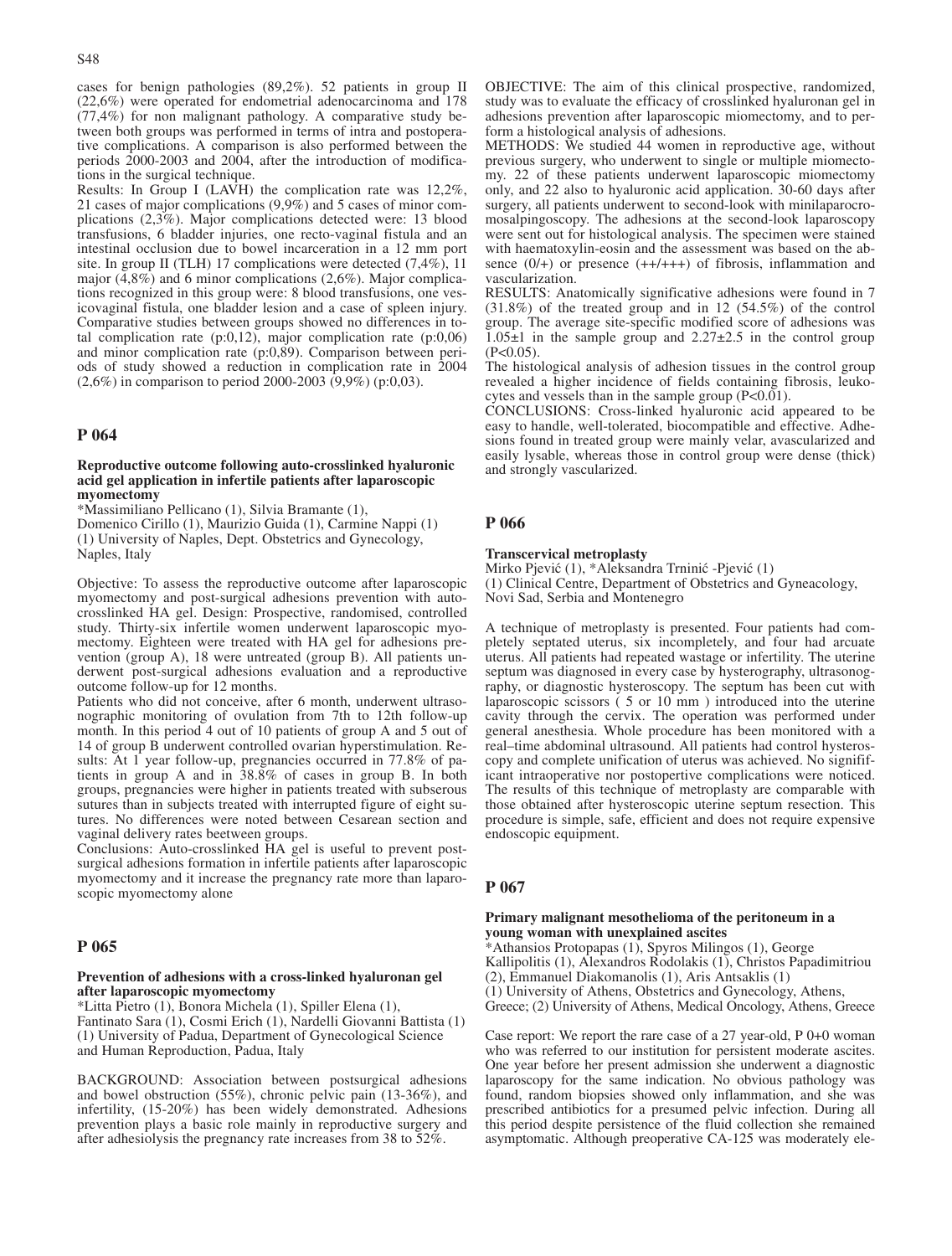cases for benign pathologies (89,2%). 52 patients in group II (22,6%) were operated for endometrial adenocarcinoma and 178 (77,4%) for non malignant pathology. A comparative study between both groups was performed in terms of intra and postoperative complications. A comparison is also performed between the periods 2000-2003 and 2004, after the introduction of modifications in the surgical technique.

Results: In Group I (LAVH) the complication rate was 12,2%, 21 cases of major complications (9,9%) and 5 cases of minor complications (2,3%). Major complications detected were: 13 blood transfusions, 6 bladder injuries, one recto-vaginal fistula and an intestinal occlusion due to bowel incarceration in a 12 mm port site. In group II (TLH) 17 complications were detected (7,4%), 11 major (4,8%) and 6 minor complications (2,6%). Major complications recognized in this group were: 8 blood transfusions, one vesicovaginal fistula, one bladder lesion and a case of spleen injury. Comparative studies between groups showed no differences in total complication rate (p:0,12), major complication rate (p:0,06) and minor complication rate (p:0,89). Comparison between periods of study showed a reduction in complication rate in 2004 (2,6%) in comparison to period 2000-2003 (9,9%) (p:0,03).

## P 064

**Reproductive outcome following auto-crosslinked hyaluronic acid gel application in infertile patients after laparoscopic myomectomy**

*Massimiliano Pellicano (1), Silvia Bramante (1), Domenico Cirillo (1), Maurizio Guida (1), Carmine Nappi (1)
(1) University of Naples, Dept. Obstetrics and Gynecology, Naples, Italy

Objective: To assess the reproductive outcome after laparoscopic myomectomy and post-surgical adhesions prevention with auto-crosslinked HA gel. Design: Prospective, randomised, controlled study. Thirty-six infertile women underwent laparoscopic myomectomy. Eighteen were treated with HA gel for adhesions prevention (group A), 18 were untreated (group B). All patients underwent post-surgical adhesions evaluation and a reproductive outcome follow-up for 12 months.

Patients who did not conceive, after 6 month, underwent ultrasonographic monitoring of ovulation from 7th to 12th follow-up month. In this period 4 out of 10 patients of group A and 5 out of 14 of group B underwent controlled ovarian hyperstimulation. Results: At 1 year follow-up, pregnancies occurred in 77.8% of patients in group A and in 38.8% of cases in group B. In both groups, pregnancies were higher in patients treated with subserous sutures than in subjects treated with interrupted figure of eight sutures. No differences were noted between Cesarean section and vaginal delivery rates beetween groups.

Conclusions: Auto-crosslinked HA gel is useful to prevent post-surgical adhesions formation in infertile patients after laparoscopic myomectomy and it increase the pregnancy rate more than laparoscopic myomectomy alone

## P 065

**Prevention of adhesions with a cross-linked hyaluronan gel after laparoscopic myomectomy**

*Litta Pietro (1), Bonora Michela (1), Spiller Elena (1), Fantinato Sara (1), Cosmi Erich (1), Nardelli Giovanni Battista (1)
(1) University of Padua, Department of Gynecological Science and Human Reproduction, Padua, Italy

BACKGROUND: Association between postsurgical adhesions and bowel obstruction (55%), chronic pelvic pain (13-36%), and infertility, (15-20%) has been widely demonstrated. Adhesions prevention plays a basic role mainly in reproductive surgery and after adhesiolysis the pregnancy rate increases from 38 to 52%.

OBJECTIVE: The aim of this clinical prospective, randomized, study was to evaluate the efficacy of crosslinked hyaluronan gel in adhesions prevention after laparoscopic miomectomy, and to perform a histological analysis of adhesions.

METHODS: We studied 44 women in reproductive age, without previous surgery, who underwent to single or multiple miomectomy. 22 of these patients underwent laparoscopic miomectomy only, and 22 also to hyaluronic acid application. 30-60 days after surgery, all patients underwent to second-look with minilaparocromosalpingoscopy. The adhesions at the second-look laparoscopy were sent out for histological analysis. The specimen were stained with haematoxylin-eosin and the assessment was based on the absence (0/+) or presence (++/+++) of fibrosis, inflammation and vascularization.

RESULTS: Anatomically significative adhesions were found in 7 (31.8%) of the treated group and in 12 (54.5%) of the control group. The average site-specific modified score of adhesions was 1.05±1 in the sample group and 2.27±2.5 in the control group ($P<0.05$).

The histological analysis of adhesion tissues in the control group revealed a higher incidence of fields containing fibrosis, leukocytes and vessels than in the sample group ($P<0.01$).

CONCLUSIONS: Cross-linked hyaluronic acid appeared to be easy to handle, well-tolerated, biocompatible and effective. Adhesions found in treated group were mainly velar, avascularized and easily lysable, whereas those in control group were dense (thick) and strongly vascularized.

## P 066

**Transcervical metroplasty**

Mirko Pjević (1), *Aleksandra Trninić -Pjević (1)
(1) Clinical Centre, Department of Obstetrics and Gyneacology, Novi Sad, Serbia and Montenegro

A technique of metroplasty is presented. Four patients had completely septated uterus, six incompletely, and four had arcuate uterus. All patients had repeated wastage or infertility. The uterine septum was diagnosed in every case by hysterography, ultrasonography, or diagnostic hysteroscopy. The septum has been cut with laparoscopic scissors ( 5 or 10 mm ) introduced into the uterine cavity through the cervix. The operation was performed under general anesthesia. Whole procedure has been monitored with a real–time abdominal ultrasound. All patients had control hysteroscopy and complete unification of uterus was achieved. No signifificant intraoperative nor postopertive complications were noticed. The results of this technique of metroplasty are comparable with those obtained after hysteroscopic uterine septum resection. This procedure is simple, safe, efficient and does not require expensive endoscopic equipment.

## P 067

**Primary malignant mesothelioma of the peritoneum in a young woman with unexplained ascites**

*Athansios Protopapas (1), Spyros Milingos (1), George Kallipolitis (1), Alexandros Rodolakis (1), Christos Papadimitriou (2), Emmanuel Diakomanolis (1), Aris Antsaklis (1)
(1) University of Athens, Obstetrics and Gynecology, Athens, Greece; (2) University of Athens, Medical Oncology, Athens, Greece

Case report: We report the rare case of a 27 year-old, P 0+0 woman who was referred to our institution for persistent moderate ascites. One year before her present admission she underwent a diagnostic laparoscopy for the same indication. No obvious pathology was found, random biopsies showed only inflammation, and she was prescribed antibiotics for a presumed pelvic infection. During all this period despite persistence of the fluid collection she remained asymptomatic. Although preoperative CA-125 was moderately ele-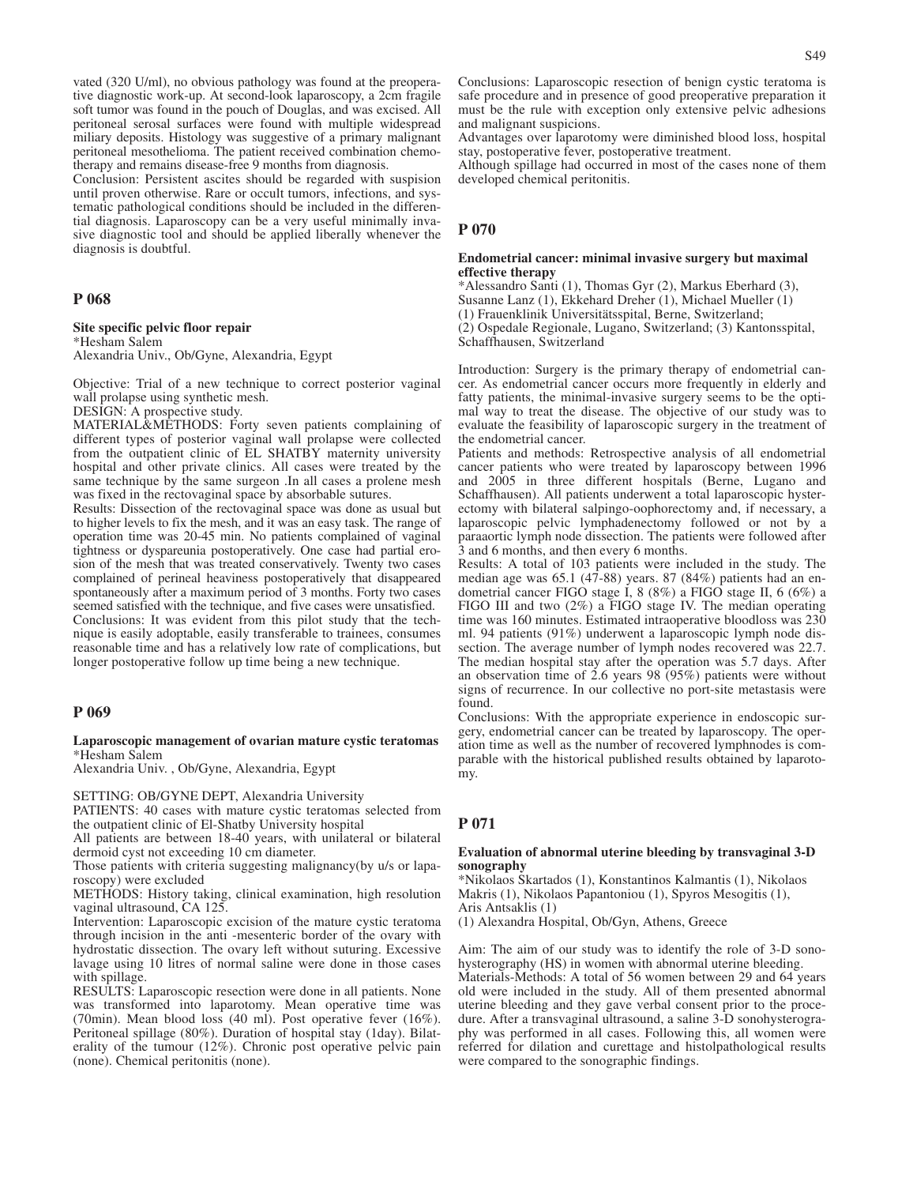vated (320 U/ml), no obvious pathology was found at the preoperative diagnostic work-up. At second-look laparoscopy, a 2cm fragile soft tumor was found in the pouch of Douglas, and was excised. All peritoneal serosal surfaces were found with multiple widespread miliary deposits. Histology was suggestive of a primary malignant peritoneal mesothelioma. The patient received combination chemotherapy and remains disease-free 9 months from diagnosis.

Conclusion: Persistent ascites should be regarded with suspision until proven otherwise. Rare or occult tumors, infections, and systematic pathological conditions should be included in the differential diagnosis. Laparoscopy can be a very useful minimally invasive diagnostic tool and should be applied liberally whenever the diagnosis is doubtful.

## P 068

**Site specific pelvic floor repair**

*Hesham Salem

Alexandria Univ., Ob/Gyne, Alexandria, Egypt

Objective: Trial of a new technique to correct posterior vaginal wall prolapse using synthetic mesh.

DESIGN: A prospective study.

MATERIAL&METHODS: Forty seven patients complaining of different types of posterior vaginal wall prolapse were collected from the outpatient clinic of EL SHATBY maternity university hospital and other private clinics. All cases were treated by the same technique by the same surgeon .In all cases a prolene mesh was fixed in the rectovaginal space by absorbable sutures.

Results: Dissection of the rectovaginal space was done as usual but to higher levels to fix the mesh, and it was an easy task. The range of operation time was 20-45 min. No patients complained of vaginal tightness or dyspareunia postoperatively. One case had partial erosion of the mesh that was treated conservatively. Twenty two cases complained of perineal heaviness postoperatively that disappeared spontaneously after a maximum period of 3 months. Forty two cases seemed satisfied with the technique, and five cases were unsatisfied.

Conclusions: It was evident from this pilot study that the technique is easily adoptable, easily transferable to trainees, consumes reasonable time and has a relatively low rate of complications, but longer postoperative follow up time being a new technique.

## P 069

**Laparoscopic management of ovarian mature cystic teratomas**

*Hesham Salem

Alexandria Univ. , Ob/Gyne, Alexandria, Egypt

SETTING: OB/GYNE DEPT, Alexandria University

PATIENTS: 40 cases with mature cystic teratomas selected from the outpatient clinic of El-Shatby University hospital

All patients are between 18-40 years, with unilateral or bilateral dermoid cyst not exceeding 10 cm diameter.

Those patients with criteria suggesting malignancy(by u/s or laparoscopy) were excluded

METHODS: History taking, clinical examination, high resolution vaginal ultrasound, CA 125.

Intervention: Laparoscopic excision of the mature cystic teratoma through incision in the anti -mesenteric border of the ovary with hydrostatic dissection. The ovary left without suturing. Excessive lavage using 10 litres of normal saline were done in those cases with spillage.

RESULTS: Laparoscopic resection were done in all patients. None was transformed into laparotomy. Mean operative time was (70min). Mean blood loss (40 ml). Post operative fever (16%). Peritoneal spillage (80%). Duration of hospital stay (1day). Bilaterality of the tumour (12%). Chronic post operative pelvic pain (none). Chemical peritonitis (none).

Conclusions: Laparoscopic resection of benign cystic teratoma is safe procedure and in presence of good preoperative preparation it must be the rule with exception only extensive pelvic adhesions and malignant suspicions.

Advantages over laparotomy were diminished blood loss, hospital stay, postoperative fever, postoperative treatment.

Although spillage had occurred in most of the cases none of them developed chemical peritonitis.

## P 070

**Endometrial cancer: minimal invasive surgery but maximal effective therapy**

*Alessandro Santi (1), Thomas Gyr (2), Markus Eberhard (3), Susanne Lanz (1), Ekkehard Dreher (1), Michael Mueller (1)

(1) Frauenklinik Universitätsspital, Berne, Switzerland;
(2) Ospedale Regionale, Lugano, Switzerland; (3) Kantonsspital, Schaffhausen, Switzerland

Introduction: Surgery is the primary therapy of endometrial cancer. As endometrial cancer occurs more frequently in elderly and fatty patients, the minimal-invasive surgery seems to be the optimal way to treat the disease. The objective of our study was to evaluate the feasibility of laparoscopic surgery in the treatment of the endometrial cancer.

Patients and methods: Retrospective analysis of all endometrial cancer patients who were treated by laparoscopy between 1996 and 2005 in three different hospitals (Berne, Lugano and Schaffhausen). All patients underwent a total laparoscopic hysterectomy with bilateral salpingo-oophorectomy and, if necessary, a laparoscopic pelvic lymphadenectomy followed or not by a paraaortic lymph node dissection. The patients were followed after 3 and 6 months, and then every 6 months.

Results: A total of 103 patients were included in the study. The median age was 65.1 (47-88) years. 87 (84%) patients had an endometrial cancer FIGO stage I, 8 (8%) a FIGO stage II, 6 (6%) a FIGO III and two (2%) a FIGO stage IV. The median operating time was 160 minutes. Estimated intraoperative bloodloss was 230 ml. 94 patients (91%) underwent a laparoscopic lymph node dissection. The average number of lymph nodes recovered was 22.7. The median hospital stay after the operation was 5.7 days. After an observation time of 2.6 years 98 (95%) patients were without signs of recurrence. In our collective no port-site metastasis were found.

Conclusions: With the appropriate experience in endoscopic surgery, endometrial cancer can be treated by laparoscopy. The operation time as well as the number of recovered lymphnodes is comparable with the historical published results obtained by laparotomy.

## P 071

**Evaluation of abnormal uterine bleeding by transvaginal 3-D sonography**

*Nikolaos Skartados (1), Konstantinos Kalmantis (1), Nikolaos Makris (1), Nikolaos Papantoniou (1), Spyros Mesogitis (1), Aris Antsaklis (1)

(1) Alexandra Hospital, Ob/Gyn, Athens, Greece

Aim: The aim of our study was to identify the role of 3-D sonohysterography (HS) in women with abnormal uterine bleeding.

Materials-Methods: A total of 56 women between 29 and 64 years old were included in the study. All of them presented abnormal uterine bleeding and they gave verbal consent prior to the procedure. After a transvaginal ultrasound, a saline 3-D sonohysterography was performed in all cases. Following this, all women were referred for dilation and curettage and histolpathological results were compared to the sonographic findings.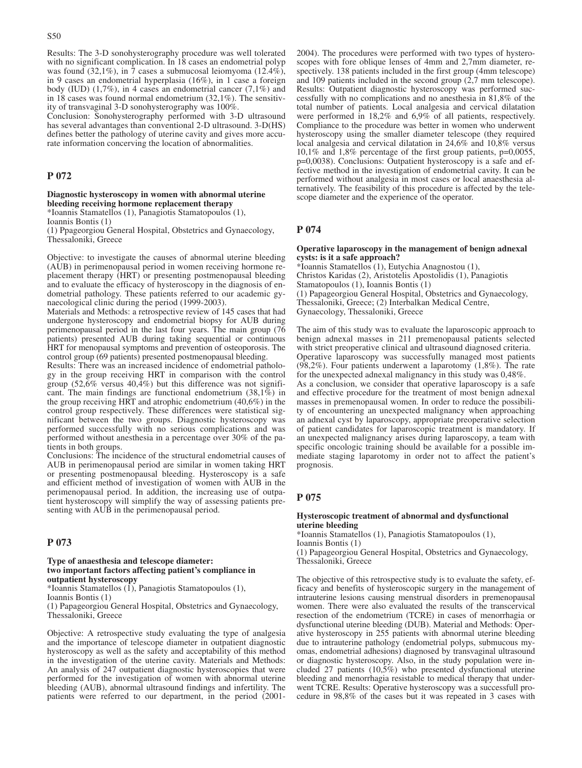Results: The 3-D sonohysterography procedure was well tolerated with no significant complication. In 18 cases an endometrial polyp was found (32,1%), in 7 cases a submucosal leiomyoma (12.4%), in 9 cases an endometrial hyperplasia (16%), in 1 case a foreign body (IUD) (1,7%), in 4 cases an endometrial cancer (7,1%) and in 18 cases was found normal endometrium (32,1%). The sensitivity of transvaginal 3-D sonohysterography was 100%.
Conclusion: Sonohysterography performed with 3-D ultrasound has several advantages than conventional 2-D ultrasound. 3-D(HS) defines better the pathology of uterine cavity and gives more accurate information concerning the location of abnormalities.

## P 072

**Diagnostic hysteroscopy in women with abnormal uterine bleeding receiving hormone replacement therapy**
*Ioannis Stamatellos (1), Panagiotis Stamatopoulos (1), Ioannis Bontis (1)
(1) Ppageorgiou General Hospital, Obstetrics and Gynaecology, Thessaloniki, Greece

Objective: to investigate the causes of abnormal uterine bleeding (AUB) in perimenopausal period in women receiving hormone replacement therapy (HRT) or presenting postmenopausal bleeding and to evaluate the efficacy of hysteroscopy in the diagnosis of endometrial pathology. These patients referred to our academic gynaecological clinic during the period (1999-2003).
Materials and Methods: a retrospective review of 145 cases that had undergone hysteroscopy and endometrial biopsy for AUB during perimenopausal period in the last four years. The main group (76 patients) presented AUB during taking sequential or continuous HRT for menopausal symptoms and prevention of osteoporosis. The control group (69 patients) presented postmenopausal bleeding.
Results: There was an increased incidence of endometrial pathology in the group receiving HRT in comparison with the control group (52,6% versus 40,4%) but this difference was not significant. The main findings are functional endometrium (38,1%) in the group receiving HRT and atrophic endometrium (40,6%) in the control group respectively. These differences were statistical significant between the two groups. Diagnostic hysteroscopy was performed successfully with no serious complications and was performed without anesthesia in a percentage over 30% of the patients in both groups.
Conclusions: The incidence of the structural endometrial causes of AUB in perimenopausal period are similar in women taking HRT or presenting postmenopausal bleeding. Hysteroscopy is a safe and efficient method of investigation of women with AUB in the perimenopausal period. In addition, the increasing use of outpatient hysteroscopy will simplify the way of assessing patients presenting with AUB in the perimenopausal period.

## P 073

**Type of anaesthesia and telescope diameter: two important factors affecting patient's compliance in outpatient hysteroscopy**
*Ioannis Stamatellos (1), Panagiotis Stamatopoulos (1), Ioannis Bontis (1)
(1) Papageorgiou General Hospital, Obstetrics and Gynaecology, Thessaloniki, Greece

Objective: A retrospective study evaluating the type of analgesia and the importance of telescope diameter in outpatient diagnostic hysteroscopy as well as the safety and acceptability of this method in the investigation of the uterine cavity. Materials and Methods: An analysis of 247 outpatient diagnostic hysteroscopies that were performed for the investigation of women with abnormal uterine bleeding (AUB), abnormal ultrasound findings and infertility. The patients were referred to our department, in the period (2001-2004). The procedures were performed with two types of hysteroscopes with fore oblique lenses of 4mm and 2,7mm diameter, respectively. 138 patients included in the first group (4mm telescope) and 109 patients included in the second group (2,7 mm telescope). Results: Outpatient diagnostic hysteroscopy was performed successfully with no complications and no anesthesia in 81,8% of the total number of patients. Local analgesia and cervical dilatation were performed in 18,2% and 6,9% of all patients, respectively. Compliance to the procedure was better in women who underwent hysteroscopy using the smaller diameter telescope (they required local analgesia and cervical dilatation in 24,6% and 10,8% versus 10,1% and 1,8% percentage of the first group patients, p=0,0055, p=0,0038). Conclusions: Outpatient hysteroscopy is a safe and effective method in the investigation of endometrial cavity. It can be performed without analgesia in most cases or local anaesthesia alternatively. The feasibility of this procedure is affected by the telescope diameter and the experience of the operator.

## P 074

**Operative laparoscopy in the management of benign adnexal cysts: is it a safe approach?**
*Ioannis Stamatellos (1), Eutychia Anagnostou (1), Christos Karidas (2), Aristotelis Apostolidis (1), Panagiotis Stamatopoulos (1), Ioannis Bontis (1)
(1) Papageorgiou General Hospital, Obstetrics and Gynaecology, Thessaloniki, Greece; (2) Interbalkan Medical Centre, Gynaecology, Thessaloniki, Greece

The aim of this study was to evaluate the laparoscopic approach to benign adnexal masses in 211 premenopausal patients selected with strict preoperative clinical and ultrasound diagnosed criteria. Operative laparoscopy was successfully managed most patients (98,2%). Four patients underwent a laparotomy (1,8%). The rate for the unexpected adnexal malignancy in this study was 0,48%.
As a conclusion, we consider that operative laparoscopy is a safe and effective procedure for the treatment of most benign adnexal masses in premenopausal women. In order to reduce the possibility of encountering an unexpected malignancy when approaching an adnexal cyst by laparoscopy, appropriate preoperative selection of patient candidates for laparoscopic treatment is mandatory. If an unexpected malignancy arises during laparoscopy, a team with specific oncologic training should be available for a possible immediate staging laparotomy in order not to affect the patient's prognosis.

## P 075

**Hysteroscopic treatment of abnormal and dysfunctional uterine bleeding**
*Ioannis Stamatellos (1), Panagiotis Stamatopoulos (1), Ioannis Bontis (1)
(1) Papageorgiou General Hospital, Obstetrics and Gynaecology, Thessaloniki, Greece

The objective of this retrospective study is to evaluate the safety, efficacy and benefits of hysteroscopic surgery in the management of intrauterine lesions causing menstrual disorders in premenopausal women. There were also evaluated the results of the transcervical resection of the endometrium (TCRE) in cases of menorrhagia or dysfunctional uterine bleeding (DUB). Material and Methods: Operative hysteroscopy in 255 patients with abnormal uterine bleeding due to intrauterine pathology (endometrial polyps, submucous myomas, endometrial adhesions) diagnosed by transvaginal ultrasound or diagnostic hysteroscopy. Also, in the study population were included 27 patients (10,5%) who presented dysfunctional uterine bleeding and menorrhagia resistable to medical therapy that underwent TCRE. Results: Operative hysteroscopy was a successfull procedure in 98,8% of the cases but it was repeated in 3 cases with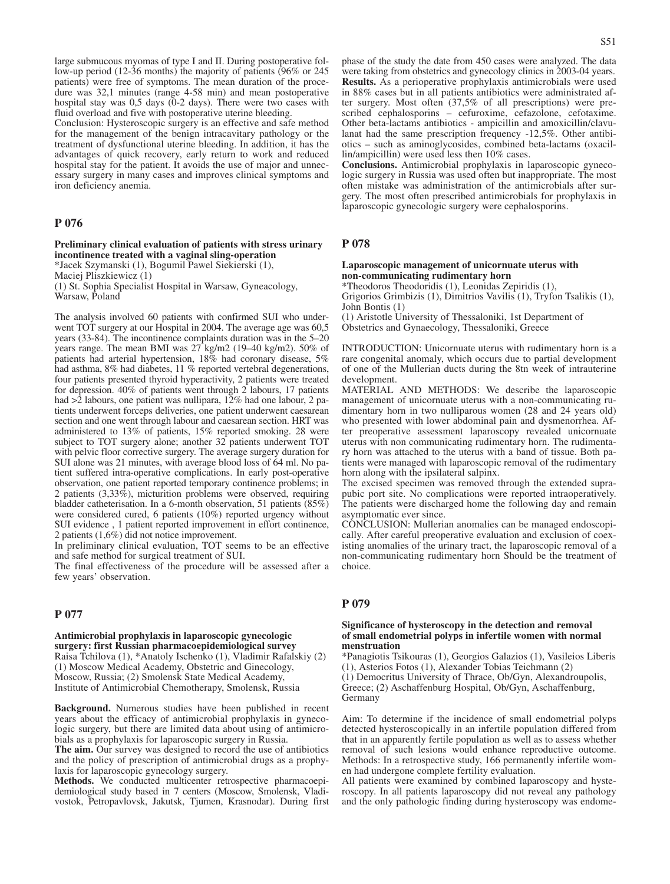large submucous myomas of type I and II. During postoperative follow-up period (12-36 months) the majority of patients (96% or 245 patients) were free of symptoms. The mean duration of the procedure was 32,1 minutes (range 4-58 min) and mean postoperative hospital stay was 0,5 days (0-2 days). There were two cases with fluid overload and five with postoperative uterine bleeding.

Conclusion: Hysteroscopic surgery is an effective and safe method for the management of the benign intracavitary pathology or the treatment of dysfunctional uterine bleeding. In addition, it has the advantages of quick recovery, early return to work and reduced hospital stay for the patient. It avoids the use of major and unnecessary surgery in many cases and improves clinical symptoms and iron deficiency anemia.

## P 076

**Preliminary clinical evaluation of patients with stress urinary incontinence treated with a vaginal sling-operation**

*Jacek Szymanski (1), Bogumil Pawel Siekierski (1), Maciej Pliszkiewicz (1)

(1) St. Sophia Specialist Hospital in Warsaw, Gyneacology, Warsaw, Poland

The analysis involved 60 patients with confirmed SUI who underwent TOT surgery at our Hospital in 2004. The average age was 60,5 years (33-84). The incontinence complaints duration was in the 5–20 years range. The mean BMI was 27 kg/m2 (19–40 kg/m2). 50% of patients had arterial hypertension, 18% had coronary disease, 5% had asthma, 8% had diabetes, 11 % reported vertebral degenerations, four patients presented thyroid hyperactivity, 2 patients were treated for depression. 40% of patients went through 2 labours, 17 patients had >2 labours, one patient was nullipara, 12% had one labour, 2 patients underwent forceps deliveries, one patient underwent caesarean section and one went through labour and caesarean section. HRT was administered to 13% of patients, 15% reported smoking. 28 were subject to TOT surgery alone; another 32 patients underwent TOT with pelvic floor corrective surgery. The average surgery duration for SUI alone was 21 minutes, with average blood loss of 64 ml. No patient suffered intra-operative complications. In early post-operative observation, one patient reported temporary continence problems; in 2 patients (3,33%), micturition problems were observed, requiring bladder catheterisation. In a 6-month observation, 51 patients (85%) were considered cured, 6 patients (10%) reported urgency without SUI evidence , 1 patient reported improvement in effort continence, 2 patients (1,6%) did not notice improvement.

In preliminary clinical evaluation, TOT seems to be an effective and safe method for surgical treatment of SUI.

The final effectiveness of the procedure will be assessed after a few years' observation.

## P 077

**Antimicrobial prophylaxis in laparoscopic gynecologic surgery: first Russian pharmacoepidemiological survey**

Raisa Tchilova (1), *Anatoly Ischenko (1), Vladimir Rafalskiy (2)

(1) Moscow Medical Academy, Obstetric and Ginecology, Moscow, Russia; (2) Smolensk State Medical Academy, Institute of Antimicrobial Chemotherapy, Smolensk, Russia

**Background.** Numerous studies have been published in recent years about the efficacy of antimicrobial prophylaxis in gynecologic surgery, but there are limited data about using of antimicrobials as a prophylaxis for laparoscopic surgery in Russia.

**The aim.** Our survey was designed to record the use of antibiotics and the policy of prescription of antimicrobial drugs as a prophylaxis for laparoscopic gynecology surgery.

**Methods.** We conducted multicenter retrospective pharmacoepidemiological study based in 7 centers (Moscow, Smolensk, Vladivostok, Petropavlovsk, Jakutsk, Tjumen, Krasnodar). During first phase of the study the date from 450 cases were analyzed. The data were taking from obstetrics and gynecology clinics in 2003-04 years.

**Results.** As a perioperative prophylaxis antimicrobials were used in 88% cases but in all patients antibiotics were administrated after surgery. Most often (37,5% of all prescriptions) were prescribed cephalosporins – cefuroxime, cefazolone, cefotaxime. Other beta-lactams antibiotics - ampicillin and amoxicillin/clavulanat had the same prescription frequency -12,5%. Other antibiotics – such as aminoglycosides, combined beta-lactams (oxacillin/ampicillin) were used less then 10% cases.

**Conclusions.** Antimicrobial prophylaxis in laparoscopic gynecologic surgery in Russia was used often but inappropriate. The most often mistake was administration of the antimicrobials after surgery. The most often prescribed antimicrobials for prophylaxis in laparoscopic gynecologic surgery were cephalosporins.

## P 078

**Laparoscopic management of unicornuate uterus with non-communicating rudimentary horn**

*Theodoros Theodoridis (1), Leonidas Zepiridis (1), Grigorios Grimbizis (1), Dimitrios Vavilis (1), Tryfon Tsalikis (1), John Bontis (1)

(1) Aristotle University of Thessaloniki, 1st Department of Obstetrics and Gynaecology, Thessaloniki, Greece

INTRODUCTION: Unicornuate uterus with rudimentary horn is a rare congenital anomaly, which occurs due to partial development of one of the Mullerian ducts during the 8tn week of intrauterine development.

MATERIAL AND METHODS: We describe the laparoscopic management of unicornuate uterus with a non-communicating rudimentary horn in two nulliparous women (28 and 24 years old) who presented with lower abdominal pain and dysmenorrhea. After preoperative assessment laparoscopy revealed unicornuate uterus with non communicating rudimentary horn. The rudimentary horn was attached to the uterus with a band of tissue. Both patients were managed with laparoscopic removal of the rudimentary horn along with the ipsilateral salpinx.

The excised specimen was removed through the extended suprapubic port site. No complications were reported intraoperatively. The patients were discharged home the following day and remain asymptomatic ever since.

CONCLUSION: Mullerian anomalies can be managed endoscopically. After careful preoperative evaluation and exclusion of coexisting anomalies of the urinary tract, the laparoscopic removal of a non-communicating rudimentary horn Should be the treatment of choice.

## P 079

**Significance of hysteroscopy in the detection and removal of small endometrial polyps in infertile women with normal menstruation**

*Panagiotis Tsikouras (1), Georgios Galazios (1), Vasileios Liberis (1), Asterios Fotos (1), Alexander Tobias Teichmann (2)

(1) Democritus University of Thrace, Ob/Gyn, Alexandroupolis, Greece; (2) Aschaffenburg Hospital, Ob/Gyn, Aschaffenburg, Germany

Aim: To determine if the incidence of small endometrial polyps detected hysteroscopically in an infertile population differed from that in an apparently fertile population as well as to assess whether removal of such lesions would enhance reproductive outcome.

Methods: In a retrospective study, 166 permanently infertile women had undergone complete fertility evaluation.

All patients were examined by combined laparoscopy and hysteroscopy. In all patients laparoscopy did not reveal any pathology and the only pathologic finding during hysteroscopy was endome-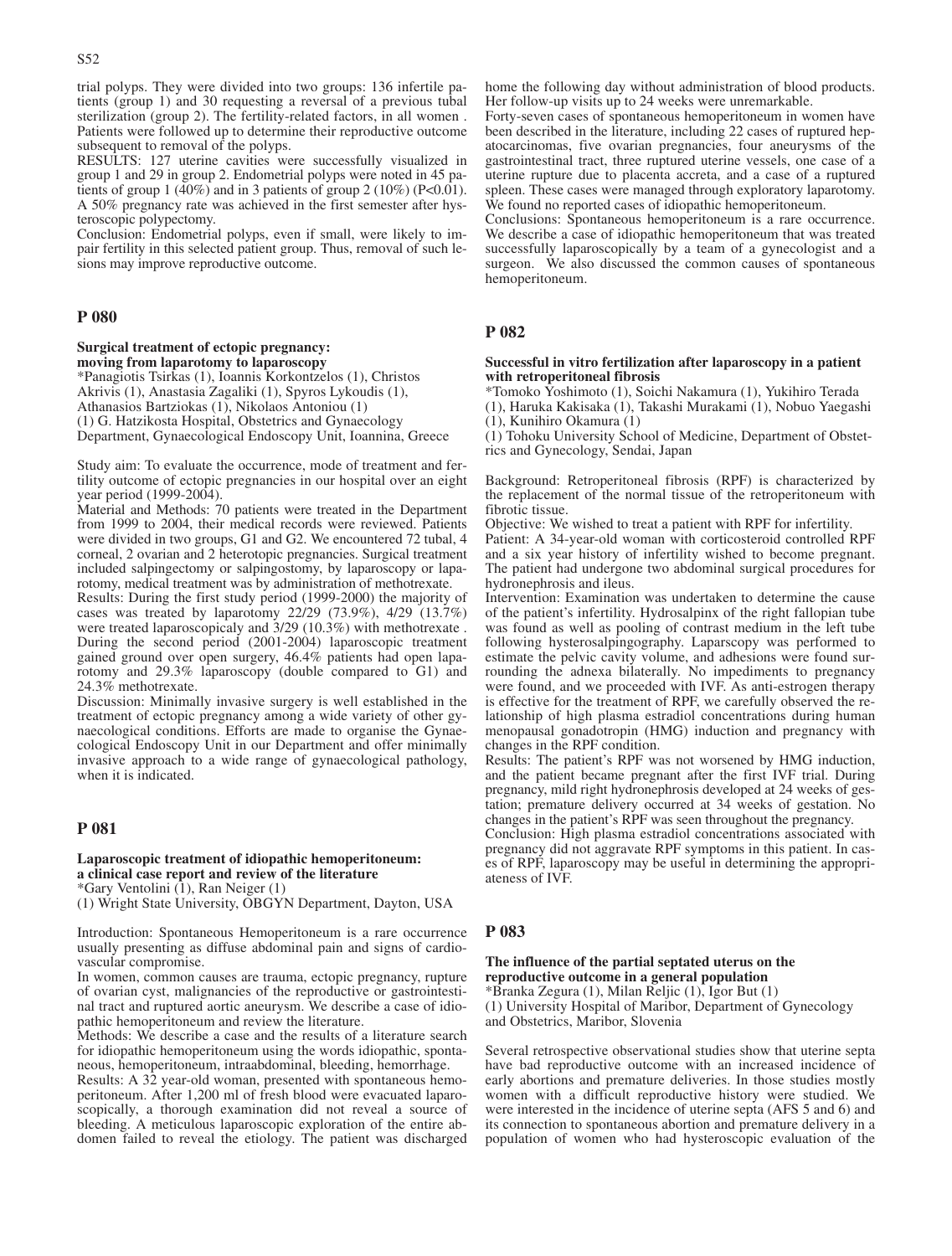trial polyps. They were divided into two groups: 136 infertile patients (group 1) and 30 requesting a reversal of a previous tubal sterilization (group 2). The fertility-related factors, in all women . Patients were followed up to determine their reproductive outcome subsequent to removal of the polyps.

RESULTS: 127 uterine cavities were successfully visualized in group 1 and 29 in group 2. Endometrial polyps were noted in 45 patients of group 1 (40%) and in 3 patients of group 2 (10%) (P<0.01). A 50% pregnancy rate was achieved in the first semester after hysteroscopic polypectomy.

Conclusion: Endometrial polyps, even if small, were likely to impair fertility in this selected patient group. Thus, removal of such lesions may improve reproductive outcome.

## P 080

### Surgical treatment of ectopic pregnancy: moving from laparotomy to laparoscopy

*Panagiotis Tsirkas (1), Ioannis Korkontzelos (1), Christos Akrivis (1), Anastasia Zagaliki (1), Spyros Lykoudis (1), Athanasios Bartziokas (1), Nikolaos Antoniou (1)
(1) G. Hatzikosta Hospital, Obstetrics and Gynaecology Department, Gynaecological Endoscopy Unit, Ioannina, Greece

Study aim: To evaluate the occurrence, mode of treatment and fertility outcome of ectopic pregnancies in our hospital over an eight year period (1999-2004).

Material and Methods: 70 patients were treated in the Department from 1999 to 2004, their medical records were reviewed. Patients were divided in two groups, G1 and G2. We encountered 72 tubal, 4 corneal, 2 ovarian and 2 heterotopic pregnancies. Surgical treatment included salpingectomy or salpingostomy, by laparoscopy or laparotomy, medical treatment was by administration of methotrexate.

Results: During the first study period (1999-2000) the majority of cases was treated by laparotomy 22/29 (73.9%), 4/29 (13.7%) were treated laparoscopicaly and 3/29 (10.3%) with methotrexate . During the second period (2001-2004) laparoscopic treatment gained ground over open surgery, 46.4% patients had open laparotomy and 29.3% laparoscopy (double compared to G1) and 24.3% methotrexate.

Discussion: Minimally invasive surgery is well established in the treatment of ectopic pregnancy among a wide variety of other gynaecological conditions. Efforts are made to organise the Gynaecological Endoscopy Unit in our Department and offer minimally invasive approach to a wide range of gynaecological pathology, when it is indicated.

## P 081

### Laparoscopic treatment of idiopathic hemoperitoneum: a clinical case report and review of the literature

*Gary Ventolini (1), Ran Neiger (1)
(1) Wright State University, OBGYN Department, Dayton, USA

Introduction: Spontaneous Hemoperitoneum is a rare occurrence usually presenting as diffuse abdominal pain and signs of cardiovascular compromise.

In women, common causes are trauma, ectopic pregnancy, rupture of ovarian cyst, malignancies of the reproductive or gastrointestinal tract and ruptured aortic aneurysm. We describe a case of idiopathic hemoperitoneum and review the literature.

Methods: We describe a case and the results of a literature search for idiopathic hemoperitoneum using the words idiopathic, spontaneous, hemoperitoneum, intraabdominal, bleeding, hemorrhage.

Results: A 32 year-old woman, presented with spontaneous hemoperitoneum. After 1,200 ml of fresh blood were evacuated laparoscopically, a thorough examination did not reveal a source of bleeding. A meticulous laparoscopic exploration of the entire abdomen failed to reveal the etiology. The patient was discharged home the following day without administration of blood products. Her follow-up visits up to 24 weeks were unremarkable.

Forty-seven cases of spontaneous hemoperitoneum in women have been described in the literature, including 22 cases of ruptured hepatocarcinomas, five ovarian pregnancies, four aneurysms of the gastrointestinal tract, three ruptured uterine vessels, one case of a uterine rupture due to placenta accreta, and a case of a ruptured spleen. These cases were managed through exploratory laparotomy. We found no reported cases of idiopathic hemoperitoneum.

Conclusions: Spontaneous hemoperitoneum is a rare occurrence. We describe a case of idiopathic hemoperitoneum that was treated successfully laparoscopically by a team of a gynecologist and a surgeon. We also discussed the common causes of spontaneous hemoperitoneum.

## P 082

### Successful in vitro fertilization after laparoscopy in a patient with retroperitoneal fibrosis

*Tomoko Yoshimoto (1), Soichi Nakamura (1), Yukihiro Terada (1), Haruka Kakisaka (1), Takashi Murakami (1), Nobuo Yaegashi (1), Kunihiro Okamura (1)
(1) Tohoku University School of Medicine, Department of Obstetrics and Gynecology, Sendai, Japan

Background: Retroperitoneal fibrosis (RPF) is characterized by the replacement of the normal tissue of the retroperitoneum with fibrotic tissue.

Objective: We wished to treat a patient with RPF for infertility.

Patient: A 34-year-old woman with corticosteroid controlled RPF and a six year history of infertility wished to become pregnant. The patient had undergone two abdominal surgical procedures for hydronephrosis and ileus.

Intervention: Examination was undertaken to determine the cause of the patient's infertility. Hydrosalpinx of the right fallopian tube was found as well as pooling of contrast medium in the left tube following hysterosalpingography. Laparscopy was performed to estimate the pelvic cavity volume, and adhesions were found surrounding the adnexa bilaterally. No impediments to pregnancy were found, and we proceeded with IVF. As anti-estrogen therapy is effective for the treatment of RPF, we carefully observed the relationship of high plasma estradiol concentrations during human menopausal gonadotropin (HMG) induction and pregnancy with changes in the RPF condition.

Results: The patient's RPF was not worsened by HMG induction, and the patient became pregnant after the first IVF trial. During pregnancy, mild right hydronephrosis developed at 24 weeks of gestation; premature delivery occurred at 34 weeks of gestation. No changes in the patient's RPF was seen throughout the pregnancy.

Conclusion: High plasma estradiol concentrations associated with pregnancy did not aggravate RPF symptoms in this patient. In cases of RPF, laparoscopy may be useful in determining the appropriateness of IVF.

## P 083

### The influence of the partial septated uterus on the reproductive outcome in a general population

*Branka Zegura (1), Milan Reljic (1), Igor But (1)
(1) University Hospital of Maribor, Department of Gynecology and Obstetrics, Maribor, Slovenia

Several retrospective observational studies show that uterine septa have bad reproductive outcome with an increased incidence of early abortions and premature deliveries. In those studies mostly women with a difficult reproductive history were studied. We were interested in the incidence of uterine septa (AFS 5 and 6) and its connection to spontaneous abortion and premature delivery in a population of women who had hysteroscopic evaluation of the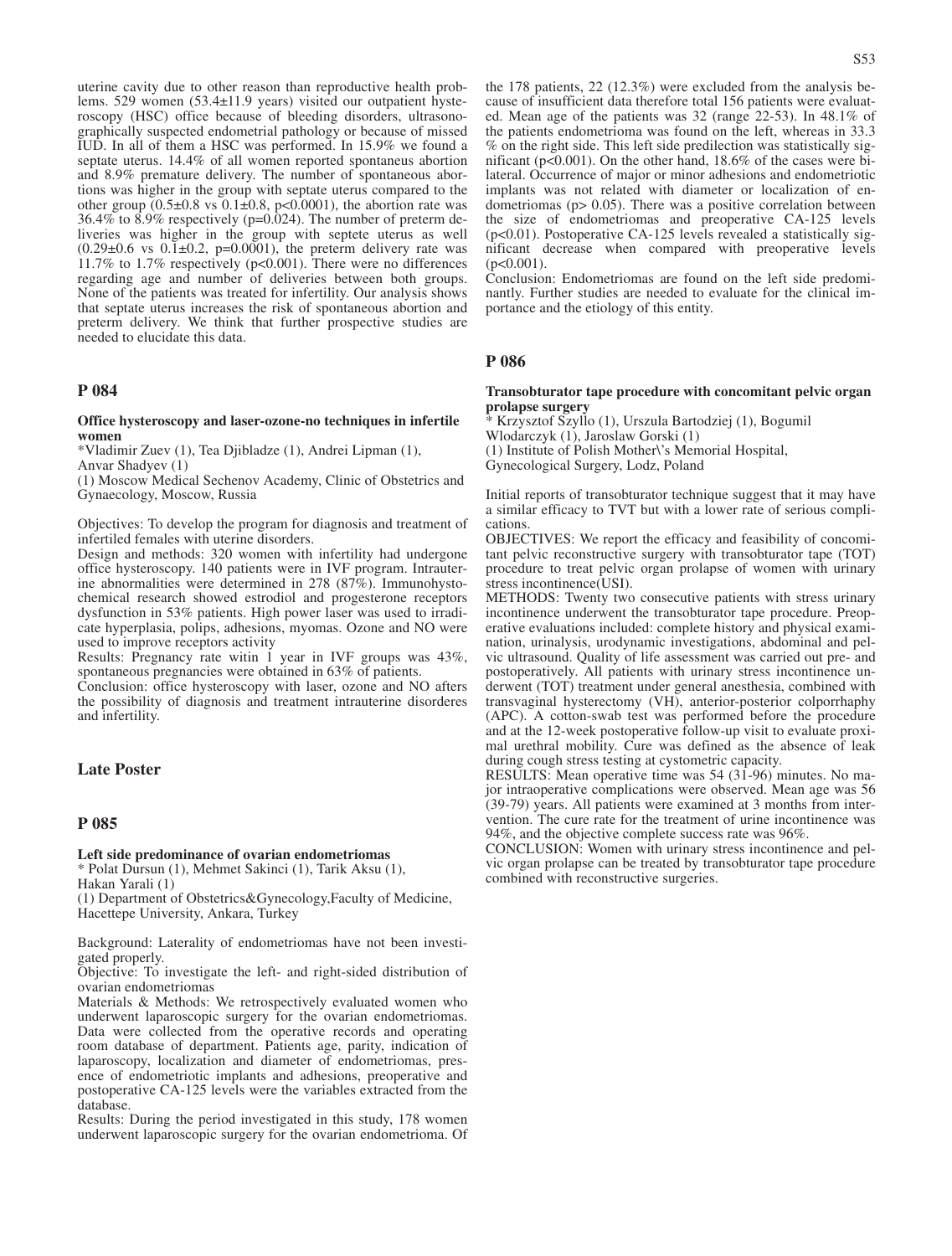uterine cavity due to other reason than reproductive health problems. 529 women (53.4±11.9 years) visited our outpatient hysteroscopy (HSC) office because of bleeding disorders, ultrasonographically suspected endometrial pathology or because of missed IUD. In all of them a HSC was performed. In 15.9% we found a septate uterus. 14.4% of all women reported spontaneus abortion and 8.9% premature delivery. The number of spontaneous abortions was higher in the group with septate uterus compared to the other group (0.5±0.8 vs 0.1±0.8, $p<0.0001$), the abortion rate was 36.4% to 8.9% respectively ($p=0.024$). The number of preterm deliveries was higher in the group with septete uterus as well (0.29±0.6 vs 0.1±0.2, $p=0.0001$), the preterm delivery rate was 11.7% to 1.7% respectively ($p<0.001$). There were no differences regarding age and number of deliveries between both groups. None of the patients was treated for infertility. Our analysis shows that septate uterus increases the risk of spontaneous abortion and preterm delivery. We think that further prospective studies are needed to elucidate this data.

## P 084

**Office hysteroscopy and laser-ozone-no techniques in infertile women**

*Vladimir Zuev (1), Tea Djibladze (1), Andrei Lipman (1), Anvar Shadyev (1)

(1) Moscow Medical Sechenov Academy, Clinic of Obstetrics and Gynaecology, Moscow, Russia

Objectives: To develop the program for diagnosis and treatment of infertiled females with uterine disorders.

Design and methods: 320 women with infertility had undergone office hysteroscopy. 140 patients were in IVF program. Intrauterine abnormalities were determined in 278 (87%). Immunohystochemical research showed estrodiol and progesterone receptors dysfunction in 53% patients. High power laser was used to irradicate hyperplasia, polips, adhesions, myomas. Ozone and NO were used to improve receptors activity

Results: Pregnancy rate witin 1 year in IVF groups was 43%, spontaneous pregnancies were obtained in 63% of patients.

Conclusion: office hysteroscopy with laser, ozone and NO afters the possibility of diagnosis and treatment intrauterine disorderes and infertility.

# Late Poster

## P 085

**Left side predominance of ovarian endometriomas**

* Polat Dursun (1), Mehmet Sakinci (1), Tarik Aksu (1), Hakan Yarali (1)

(1) Department of Obstetrics&Gynecology,Faculty of Medicine, Hacettepe University, Ankara, Turkey

Background: Laterality of endometriomas have not been investigated properly.

Objective: To investigate the left- and right-sided distribution of ovarian endometriomas

Materials & Methods: We retrospectively evaluated women who underwent laparoscopic surgery for the ovarian endometriomas. Data were collected from the operative records and operating room database of department. Patients age, parity, indication of laparoscopy, localization and diameter of endometriomas, presence of endometriotic implants and adhesions, preoperative and postoperative CA-125 levels were the variables extracted from the database.

Results: During the period investigated in this study, 178 women underwent laparoscopic surgery for the ovarian endometrioma. Of the 178 patients, 22 (12.3%) were excluded from the analysis because of insufficient data therefore total 156 patients were evaluated. Mean age of the patients was 32 (range 22-53). In 48.1% of the patients endometrioma was found on the left, whereas in 33.3 % on the right side. This left side predilection was statistically significant ($p<0.001$). On the other hand, 18.6% of the cases were bilateral. Occurrence of major or minor adhesions and endometriotic implants was not related with diameter or localization of endometriomas ($p> 0.05$). There was a positive correlation between the size of endometriomas and preoperative CA-125 levels ($p<0.01$). Postoperative CA-125 levels revealed a statistically significant decrease when compared with preoperative levels ($p<0.001$).

Conclusion: Endometriomas are found on the left side predominantly. Further studies are needed to evaluate for the clinical importance and the etiology of this entity.

## P 086

**Transobturator tape procedure with concomitant pelvic organ prolapse surgery**

* Krzysztof Szyllo (1), Urszula Bartodziej (1), Bogumil Wlodarczyk (1), Jaroslaw Gorski (1)

(1) Institute of Polish Mother\'s Memorial Hospital, Gynecological Surgery, Lodz, Poland

Initial reports of transobturator technique suggest that it may have a similar efficacy to TVT but with a lower rate of serious complications.

OBJECTIVES: We report the efficacy and feasibility of concomitant pelvic reconstructive surgery with transobturator tape (TOT) procedure to treat pelvic organ prolapse of women with urinary stress incontinence(USI).

METHODS: Twenty two consecutive patients with stress urinary incontinence underwent the transobturator tape procedure. Preoperative evaluations included: complete history and physical examination, urinalysis, urodynamic investigations, abdominal and pelvic ultrasound. Quality of life assessment was carried out pre- and postoperatively. All patients with urinary stress incontinence underwent (TOT) treatment under general anesthesia, combined with transvaginal hysterectomy (VH), anterior-posterior colporrhaphy (APC). A cotton-swab test was performed before the procedure and at the 12-week postoperative follow-up visit to evaluate proximal urethral mobility. Cure was defined as the absence of leak during cough stress testing at cystometric capacity.

RESULTS: Mean operative time was 54 (31-96) minutes. No major intraoperative complications were observed. Mean age was 56 (39-79) years. All patients were examined at 3 months from intervention. The cure rate for the treatment of urine incontinence was 94%, and the objective complete success rate was 96%.

CONCLUSION: Women with urinary stress incontinence and pelvic organ prolapse can be treated by transobturator tape procedure combined with reconstructive surgeries.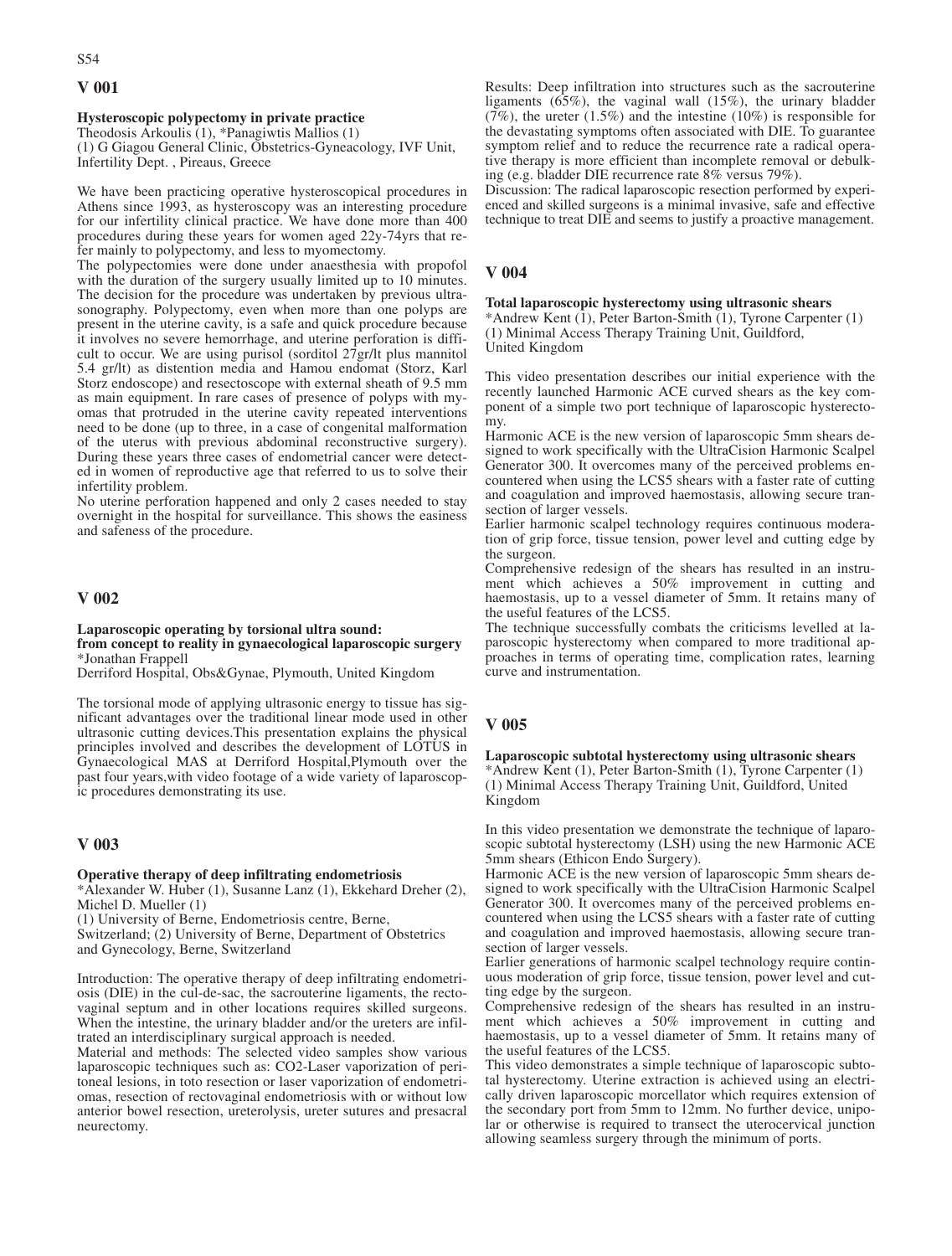## V 001

**Hysteroscopic polypectomy in private practice**
Theodosis Arkoulis (1), *Panagiwtis Mallios (1)
(1) G Giagou General Clinic, Obstetrics-Gyneacology, IVF Unit, Infertility Dept. , Pireaus, Greece

We have been practicing operative hysteroscopical procedures in Athens since 1993, as hysteroscopy was an interesting procedure for our infertility clinical practice. We have done more than 400 procedures during these years for women aged 22y-74yrs that refer mainly to polypectomy, and less to myomectomy.
The polypectomies were done under anaesthesia with propofol with the duration of the surgery usually limited up to 10 minutes. The decision for the procedure was undertaken by previous ultrasonography. Polypectomy, even when more than one polyps are present in the uterine cavity, is a safe and quick procedure because it involves no severe hemorrhage, and uterine perforation is difficult to occur. We are using purisol (sorditol 27gr/lt plus mannitol 5.4 gr/lt) as distention media and Hamou endomat (Storz, Karl Storz endoscope) and resectoscope with external sheath of 9.5 mm as main equipment. In rare cases of presence of polyps with myomas that protruded in the uterine cavity repeated interventions need to be done (up to three, in a case of congenital malformation of the uterus with previous abdominal reconstructive surgery). During these years three cases of endometrial cancer were detected in women of reproductive age that referred to us to solve their infertility problem.
No uterine perforation happened and only 2 cases needed to stay overnight in the hospital for surveillance. This shows the easiness and safeness of the procedure.

## V 002

**Laparoscopic operating by torsional ultra sound: from concept to reality in gynaecological laparoscopic surgery**
*Jonathan Frappell
Derriford Hospital, Obs&Gynae, Plymouth, United Kingdom

The torsional mode of applying ultrasonic energy to tissue has significant advantages over the traditional linear mode used in other ultrasonic cutting devices.This presentation explains the physical principles involved and describes the development of LOTUS in Gynaecological MAS at Derriford Hospital,Plymouth over the past four years,with video footage of a wide variety of laparoscopic procedures demonstrating its use.

## V 003

**Operative therapy of deep infiltrating endometriosis**
*Alexander W. Huber (1), Susanne Lanz (1), Ekkehard Dreher (2), Michel D. Mueller (1)
(1) University of Berne, Endometriosis centre, Berne, Switzerland; (2) University of Berne, Department of Obstetrics and Gynecology, Berne, Switzerland

Introduction: The operative therapy of deep infiltrating endometriosis (DIE) in the cul-de-sac, the sacrouterine ligaments, the rectovaginal septum and in other locations requires skilled surgeons. When the intestine, the urinary bladder and/or the ureters are infiltrated an interdisciplinary surgical approach is needed.
Material and methods: The selected video samples show various laparoscopic techniques such as: CO2-Laser vaporization of peritoneal lesions, in toto resection or laser vaporization of endometriomas, resection of rectovaginal endometriosis with or without low anterior bowel resection, ureterolysis, ureter sutures and presacral neurectomy.
Results: Deep infiltration into structures such as the sacrouterine ligaments (65%), the vaginal wall (15%), the urinary bladder (7%), the ureter (1.5%) and the intestine (10%) is responsible for the devastating symptoms often associated with DIE. To guarantee symptom relief and to reduce the recurrence rate a radical operative therapy is more efficient than incomplete removal or debulking (e.g. bladder DIE recurrence rate 8% versus 79%).
Discussion: The radical laparoscopic resection performed by experienced and skilled surgeons is a minimal invasive, safe and effective technique to treat DIE and seems to justify a proactive management.

## V 004

**Total laparoscopic hysterectomy using ultrasonic shears**
*Andrew Kent (1), Peter Barton-Smith (1), Tyrone Carpenter (1)
(1) Minimal Access Therapy Training Unit, Guildford, United Kingdom

This video presentation describes our initial experience with the recently launched Harmonic ACE curved shears as the key component of a simple two port technique of laparoscopic hysterectomy.
Harmonic ACE is the new version of laparoscopic 5mm shears designed to work specifically with the UltraCision Harmonic Scalpel Generator 300. It overcomes many of the perceived problems encountered when using the LCS5 shears with a faster rate of cutting and coagulation and improved haemostasis, allowing secure transection of larger vessels.
Earlier harmonic scalpel technology requires continuous moderation of grip force, tissue tension, power level and cutting edge by the surgeon.
Comprehensive redesign of the shears has resulted in an instrument which achieves a 50% improvement in cutting and haemostasis, up to a vessel diameter of 5mm. It retains many of the useful features of the LCS5.
The technique successfully combats the criticisms levelled at laparoscopic hysterectomy when compared to more traditional approaches in terms of operating time, complication rates, learning curve and instrumentation.

## V 005

**Laparoscopic subtotal hysterectomy using ultrasonic shears**
*Andrew Kent (1), Peter Barton-Smith (1), Tyrone Carpenter (1)
(1) Minimal Access Therapy Training Unit, Guildford, United Kingdom

In this video presentation we demonstrate the technique of laparoscopic subtotal hysterectomy (LSH) using the new Harmonic ACE 5mm shears (Ethicon Endo Surgery).
Harmonic ACE is the new version of laparoscopic 5mm shears designed to work specifically with the UltraCision Harmonic Scalpel Generator 300. It overcomes many of the perceived problems encountered when using the LCS5 shears with a faster rate of cutting and coagulation and improved haemostasis, allowing secure transection of larger vessels.
Earlier generations of harmonic scalpel technology require continuous moderation of grip force, tissue tension, power level and cutting edge by the surgeon.
Comprehensive redesign of the shears has resulted in an instrument which achieves a 50% improvement in cutting and haemostasis, up to a vessel diameter of 5mm. It retains many of the useful features of the LCS5.
This video demonstrates a simple technique of laparoscopic subtotal hysterectomy. Uterine extraction is achieved using an electrically driven laparoscopic morcellator which requires extension of the secondary port from 5mm to 12mm. No further device, unipolar or otherwise is required to transect the uterocervical junction allowing seamless surgery through the minimum of ports.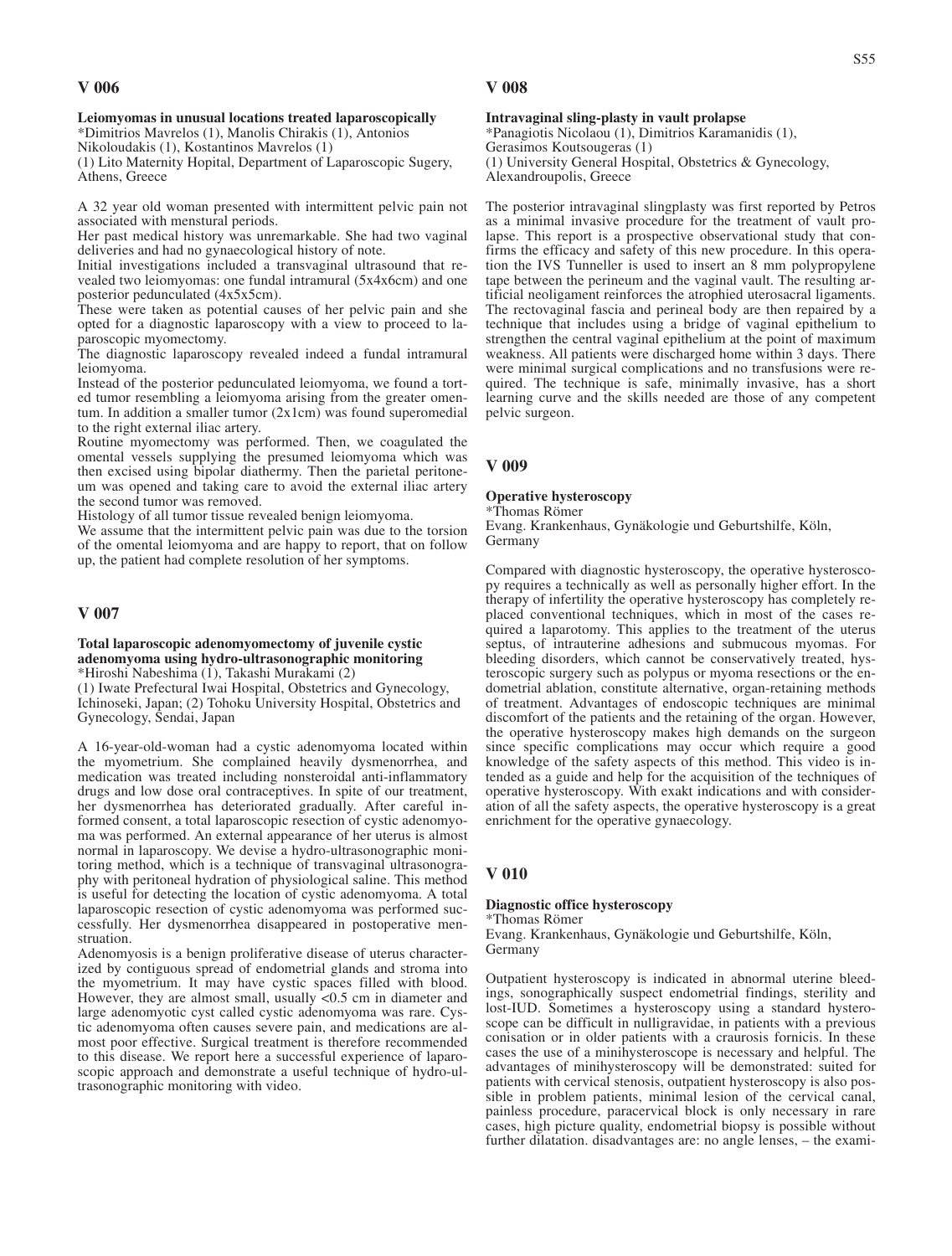## V 006

**Leiomyomas in unusual locations treated laparoscopically**
*Dimitrios Mavrelos (1), Manolis Chirakis (1), Antonios Nikoloudakis (1), Kostantinos Mavrelos (1)
(1) Lito Maternity Hopital, Department of Laparoscopic Sugery, Athens, Greece

A 32 year old woman presented with intermittent pelvic pain not associated with menstural periods.

Her past medical history was unremarkable. She had two vaginal deliveries and had no gynaecological history of note.

Initial investigations included a transvaginal ultrasound that revealed two leiomyomas: one fundal intramural (5x4x6cm) and one posterior pedunculated (4x5x5cm).

These were taken as potential causes of her pelvic pain and she opted for a diagnostic laparoscopy with a view to proceed to laparoscopic myomectomy.

The diagnostic laparoscopy revealed indeed a fundal intramural leiomyoma.

Instead of the posterior pedunculated leiomyoma, we found a torted tumor resembling a leiomyoma arising from the greater omentum. In addition a smaller tumor (2x1cm) was found superomedial to the right external iliac artery.

Routine myomectomy was performed. Then, we coagulated the omental vessels supplying the presumed leiomyoma which was then excised using bipolar diathermy. Then the parietal peritoneum was opened and taking care to avoid the external iliac artery the second tumor was removed.

Histology of all tumor tissue revealed benign leiomyoma.

We assume that the intermittent pelvic pain was due to the torsion of the omental leiomyoma and are happy to report, that on follow up, the patient had complete resolution of her symptoms.

## V 007

**Total laparoscopic adenomyomectomy of juvenile cystic adenomyoma using hydro-ultrasonographic monitoring**
*Hiroshi Nabeshima (1), Takashi Murakami (2)
(1) Iwate Prefectural Iwai Hospital, Obstetrics and Gynecology, Ichinoseki, Japan; (2) Tohoku University Hospital, Obstetrics and Gynecology, Sendai, Japan

A 16-year-old-woman had a cystic adenomyoma located within the myometrium. She complained heavily dysmenorrhea, and medication was treated including nonsteroidal anti-inflammatory drugs and low dose oral contraceptives. In spite of our treatment, her dysmenorrhea has deteriorated gradually. After careful informed consent, a total laparoscopic resection of cystic adenomyoma was performed. An external appearance of her uterus is almost normal in laparoscopy. We devise a hydro-ultrasonographic monitoring method, which is a technique of transvaginal ultrasonography with peritoneal hydration of physiological saline. This method is useful for detecting the location of cystic adenomyoma. A total laparoscopic resection of cystic adenomyoma was performed successfully. Her dysmenorrhea disappeared in postoperative menstruation.

Adenomyosis is a benign proliferative disease of uterus characterized by contiguous spread of endometrial glands and stroma into the myometrium. It may have cystic spaces filled with blood. However, they are almost small, usually <0.5 cm in diameter and large adenomyotic cyst called cystic adenomyoma was rare. Cystic adenomyoma often causes severe pain, and medications are almost poor effective. Surgical treatment is therefore recommended to this disease. We report here a successful experience of laparoscopic approach and demonstrate a useful technique of hydro-ultrasonographic monitoring with video.

## V 008

**Intravaginal sling-plasty in vault prolapse**
*Panagiotis Nicolaou (1), Dimitrios Karamanidis (1), Gerasimos Koutsougeras (1)
(1) University General Hospital, Obstetrics & Gynecology, Alexandroupolis, Greece

The posterior intravaginal slingplasty was first reported by Petros as a minimal invasive procedure for the treatment of vault prolapse. This report is a prospective observational study that confirms the efficacy and safety of this new procedure. In this operation the IVS Tunneller is used to insert an 8 mm polypropylene tape between the perineum and the vaginal vault. The resulting artificial neoligament reinforces the atrophied uterosacral ligaments. The rectovaginal fascia and perineal body are then repaired by a technique that includes using a bridge of vaginal epithelium to strengthen the central vaginal epithelium at the point of maximum weakness. All patients were discharged home within 3 days. There were minimal surgical complications and no transfusions were required. The technique is safe, minimally invasive, has a short learning curve and the skills needed are those of any competent pelvic surgeon.

## V 009

**Operative hysteroscopy**
*Thomas Römer
Evang. Krankenhaus, Gynäkologie und Geburtshilfe, Köln, Germany

Compared with diagnostic hysteroscopy, the operative hysteroscopy requires a technically as well as personally higher effort. In the therapy of infertility the operative hysteroscopy has completely replaced conventional techniques, which in most of the cases required a laparotomy. This applies to the treatment of the uterus septus, of intrauterine adhesions and submucous myomas. For bleeding disorders, which cannot be conservatively treated, hysteroscopic surgery such as polypus or myoma resections or the endometrial ablation, constitute alternative, organ-retaining methods of treatment. Advantages of endoscopic techniques are minimal discomfort of the patients and the retaining of the organ. However, the operative hysteroscopy makes high demands on the surgeon since specific complications may occur which require a good knowledge of the safety aspects of this method. This video is intended as a guide and help for the acquisition of the techniques of operative hysteroscopy. With exakt indications and with consideration of all the safety aspects, the operative hysteroscopy is a great enrichment for the operative gynaecology.

## V 010

**Diagnostic office hysteroscopy**
*Thomas Römer
Evang. Krankenhaus, Gynäkologie und Geburtshilfe, Köln, Germany

Outpatient hysteroscopy is indicated in abnormal uterine bleedings, sonographically suspect endometrial findings, sterility and lost-IUD. Sometimes a hysteroscopy using a standard hysteroscope can be difficult in nulligravidae, in patients with a previous conisation or in older patients with a craurosis fornicis. In these cases the use of a minihysteroscope is necessary and helpful. The advantages of minihysteroscopy will be demonstrated: suited for patients with cervical stenosis, outpatient hysteroscopy is also possible in problem patients, minimal lesion of the cervical canal, painless procedure, paracervical block is only necessary in rare cases, high picture quality, endometrial biopsy is possible without further dilatation. disadvantages are: no angle lenses, – the exami-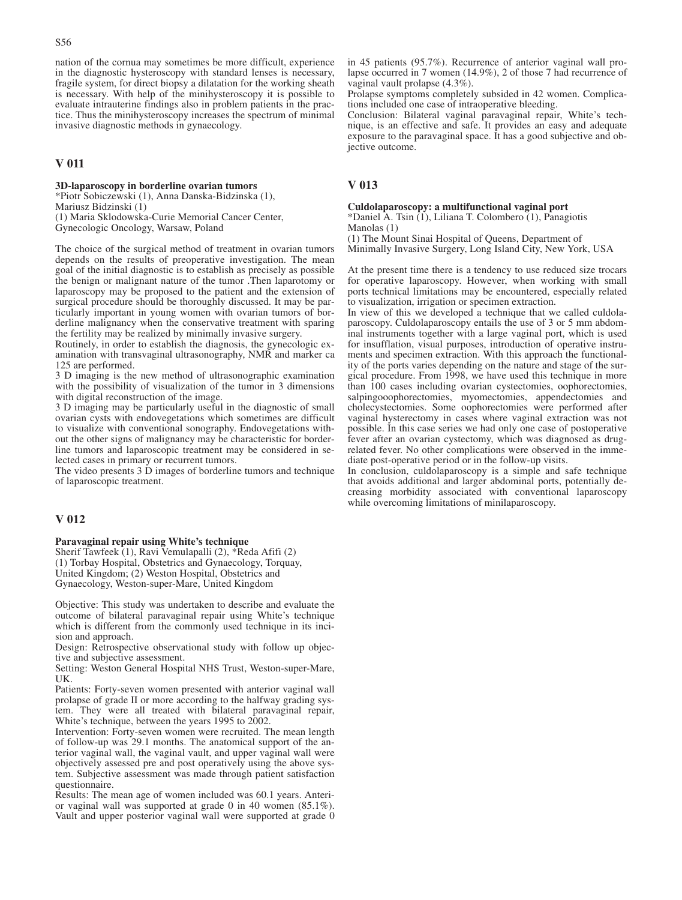nation of the cornua may sometimes be more difficult, experience in the diagnostic hysteroscopy with standard lenses is necessary, fragile system, for direct biopsy a dilatation for the working sheath is necessary. With help of the minihysteroscopy it is possible to evaluate intrauterine findings also in problem patients in the practice. Thus the minihysteroscopy increases the spectrum of minimal invasive diagnostic methods in gynaecology.

## V 011

**3D-laparoscopy in borderline ovarian tumors**

*Piotr Sobiczewski (1), Anna Danska-Bidzinska (1), Mariusz Bidzinski (1)
(1) Maria Sklodowska-Curie Memorial Cancer Center, Gynecologic Oncology, Warsaw, Poland

The choice of the surgical method of treatment in ovarian tumors depends on the results of preoperative investigation. The mean goal of the initial diagnostic is to establish as precisely as possible the benign or malignant nature of the tumor .Then laparotomy or laparoscopy may be proposed to the patient and the extension of surgical procedure should be thoroughly discussed. It may be particularly important in young women with ovarian tumors of borderline malignancy when the conservative treatment with sparing the fertility may be realized by minimally invasive surgery.

Routinely, in order to establish the diagnosis, the gynecologic examination with transvaginal ultrasonography, NMR and marker ca 125 are performed.

3 D imaging is the new method of ultrasonographic examination with the possibility of visualization of the tumor in 3 dimensions with digital reconstruction of the image.

3 D imaging may be particularly useful in the diagnostic of small ovarian cysts with endovegetations which sometimes are difficult to visualize with conventional sonography. Endovegetations without the other signs of malignancy may be characteristic for borderline tumors and laparoscopic treatment may be considered in selected cases in primary or recurrent tumors.

The video presents 3 D images of borderline tumors and technique of laparoscopic treatment.

## V 012

**Paravaginal repair using White's technique**

Sherif Tawfeek (1), Ravi Vemulapalli (2), *Reda Afifi (2)
(1) Torbay Hospital, Obstetrics and Gynaecology, Torquay, United Kingdom; (2) Weston Hospital, Obstetrics and Gynaecology, Weston-super-Mare, United Kingdom

Objective: This study was undertaken to describe and evaluate the outcome of bilateral paravaginal repair using White's technique which is different from the commonly used technique in its incision and approach.

Design: Retrospective observational study with follow up objective and subjective assessment.

Setting: Weston General Hospital NHS Trust, Weston-super-Mare, UK.

Patients: Forty-seven women presented with anterior vaginal wall prolapse of grade II or more according to the halfway grading system. They were all treated with bilateral paravaginal repair, White's technique, between the years 1995 to 2002.

Intervention: Forty-seven women were recruited. The mean length of follow-up was 29.1 months. The anatomical support of the anterior vaginal wall, the vaginal vault, and upper vaginal wall were objectively assessed pre and post operatively using the above system. Subjective assessment was made through patient satisfaction questionnaire.

Results: The mean age of women included was 60.1 years. Anterior vaginal wall was supported at grade 0 in 40 women (85.1%). Vault and upper posterior vaginal wall were supported at grade 0 in 45 patients (95.7%). Recurrence of anterior vaginal wall prolapse occurred in 7 women (14.9%), 2 of those 7 had recurrence of vaginal vault prolapse (4.3%).

Prolapse symptoms completely subsided in 42 women. Complications included one case of intraoperative bleeding.

Conclusion: Bilateral vaginal paravaginal repair, White's technique, is an effective and safe. It provides an easy and adequate exposure to the paravaginal space. It has a good subjective and objective outcome.

## V 013

**Culdolaparoscopy: a multifunctional vaginal port**

*Daniel A. Tsin (1), Liliana T. Colombero (1), Panagiotis Manolas (1)
(1) The Mount Sinai Hospital of Queens, Department of Minimally Invasive Surgery, Long Island City, New York, USA

At the present time there is a tendency to use reduced size trocars for operative laparoscopy. However, when working with small ports technical limitations may be encountered, especially related to visualization, irrigation or specimen extraction.

In view of this we developed a technique that we called culdolaparoscopy. Culdolaparoscopy entails the use of 3 or 5 mm abdominal instruments together with a large vaginal port, which is used for insufflation, visual purposes, introduction of operative instruments and specimen extraction. With this approach the functionality of the ports varies depending on the nature and stage of the surgical procedure. From 1998, we have used this technique in more than 100 cases including ovarian cystectomies, oophorectomies, salpingooophorectomies, myomectomies, appendectomies and cholecystectomies. Some oophorectomies were performed after vaginal hysterectomy in cases where vaginal extraction was not possible. In this case series we had only one case of postoperative fever after an ovarian cystectomy, which was diagnosed as drug-related fever. No other complications were observed in the immediate post-operative period or in the follow-up visits.

In conclusion, culdolaparoscopy is a simple and safe technique that avoids additional and larger abdominal ports, potentially decreasing morbidity associated with conventional laparoscopy while overcoming limitations of minilaparoscopy.